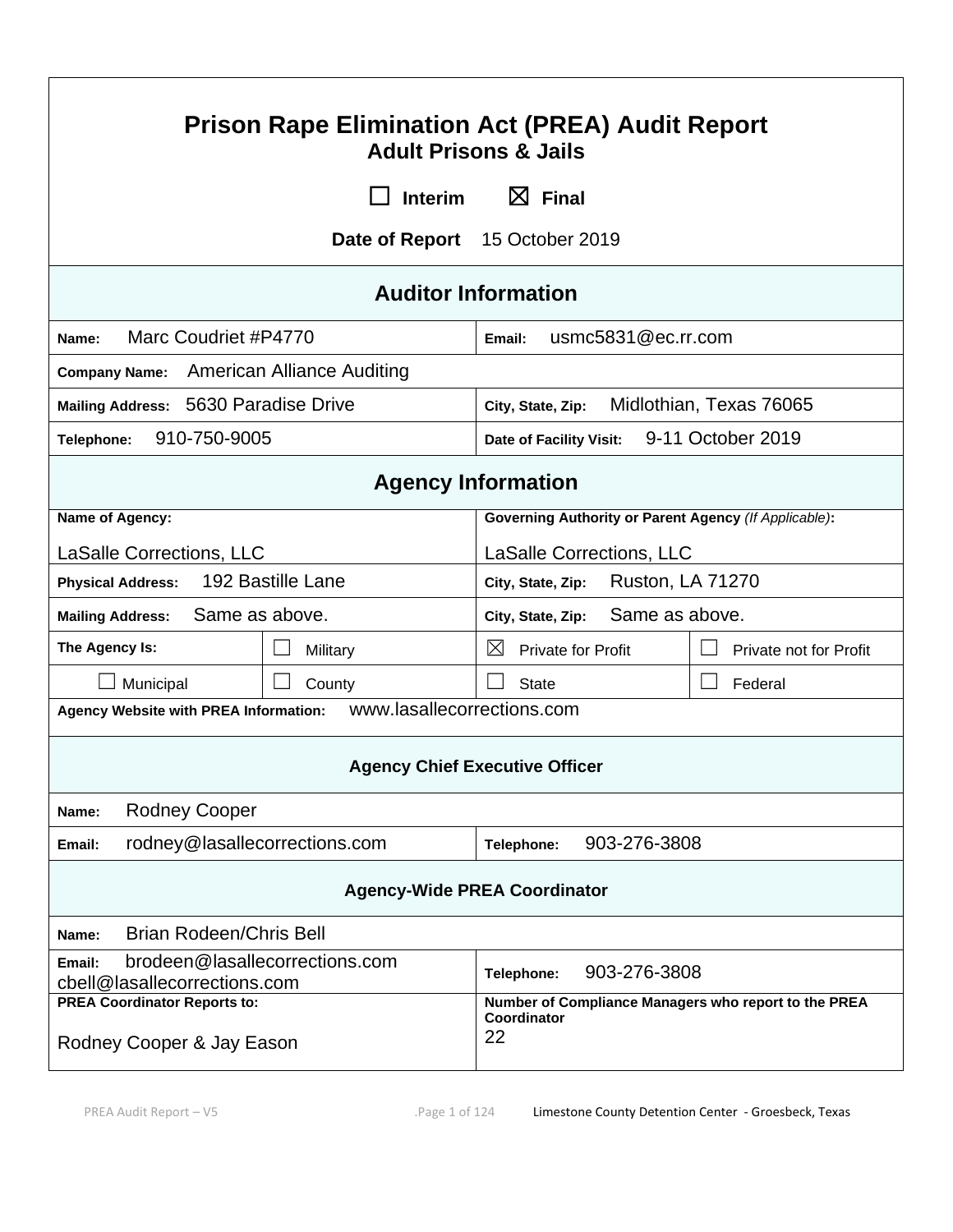# Prison Rape Elimination Act (PREA) Audit Report

## Adult Prisons & Jails

☐ **Interim** ☒ **Final**

**Date of Report** 15 October 2019

## Auditor Information

| | |
|---|---|
| **Name:** Marc Coudriet #P4770 | **Email:** usmc5831@ec.rr.com |
| **Company Name:** American Alliance Auditing | |
| **Mailing Address:** 5630 Paradise Drive | **City, State, Zip:** Midlothian, Texas 76065 |
| **Telephone:** 910-750-9005 | **Date of Facility Visit:** 9-11 October 2019 |

## Agency Information

| | | | |
|---|---|---|---|
| **Name of Agency:** LaSalle Corrections, LLC | | **Governing Authority or Parent Agency** *(If Applicable)***:** LaSalle Corrections, LLC | |
| **Physical Address:** 192 Bastille Lane | | **City, State, Zip:** Ruston, LA 71270 | |
| **Mailing Address:** Same as above. | | **City, State, Zip:** Same as above. | |
| **The Agency Is:** | ☐ Military | ☒ Private for Profit | ☐ Private not for Profit |
| ☐ Municipal | ☐ County | ☐ State | ☐ Federal |
| **Agency Website with PREA Information:** www.lasallecorrections.com | | | |

### Agency Chief Executive Officer

| | |
|---|---|
| **Name:** Rodney Cooper | |
| **Email:** rodney@lasallecorrections.com | **Telephone:** 903-276-3808 |

### Agency-Wide PREA Coordinator

| | |
|---|---|
| **Name:** Brian Rodeen/Chris Bell | |
| **Email:** brodeen@lasallecorrections.com cbell@lasallecorrections.com | **Telephone:** 903-276-3808 |
| **PREA Coordinator Reports to:** Rodney Cooper & Jay Eason | **Number of Compliance Managers who report to the PREA Coordinator** 22 |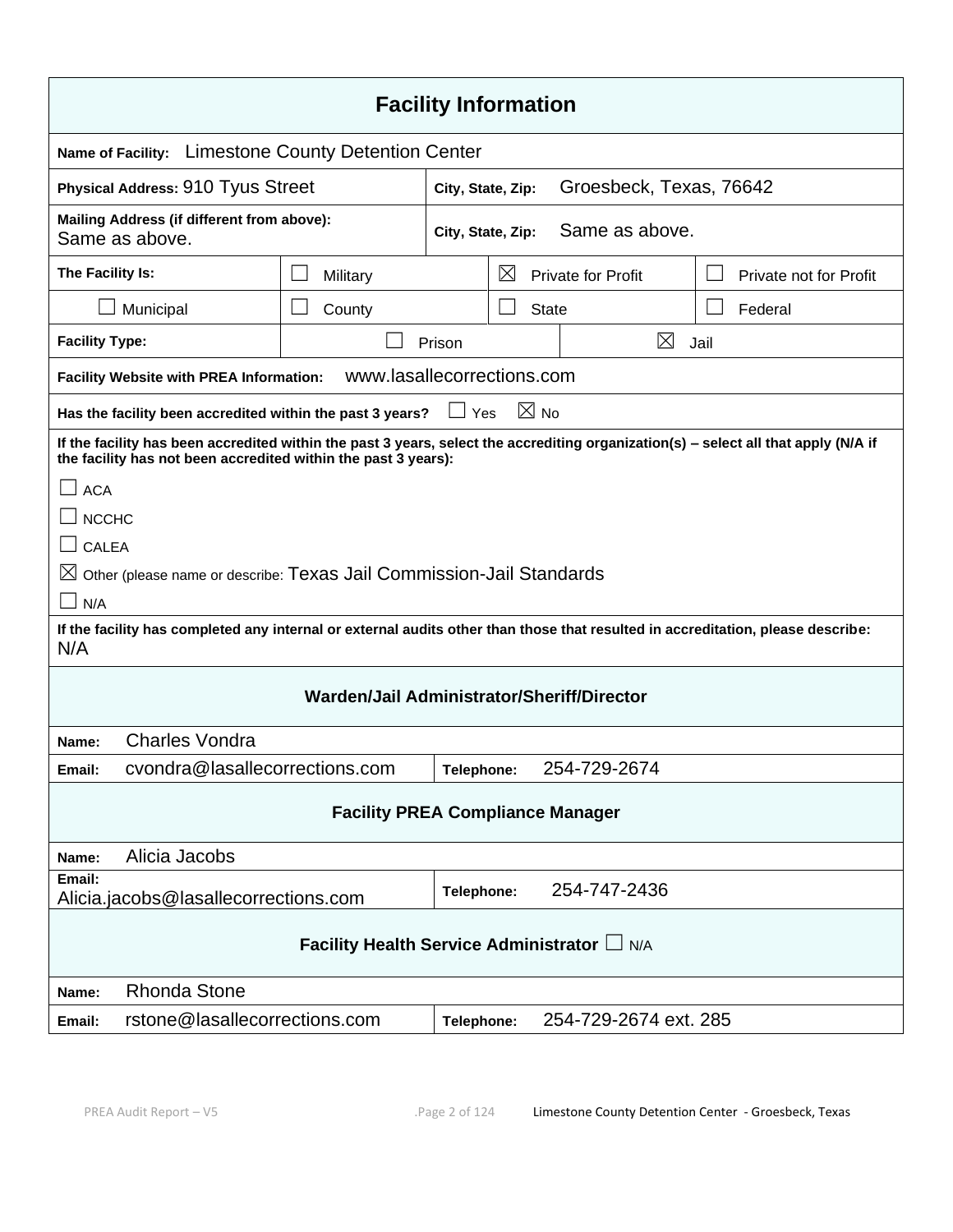## Facility Information

**Name of Facility:** Limestone County Detention Center

| | |
|---|---|
| **Physical Address:** 910 Tyus Street | **City, State, Zip:** Groesbeck, Texas, 76642 |
| **Mailing Address (if different from above):** Same as above. | **City, State, Zip:** Same as above. |

| **The Facility Is:** | ☐ Military | ☒ Private for Profit | ☐ Private not for Profit |
|---|---|---|---|
| ☐ Municipal | ☐ County | ☐ State | ☐ Federal |

| **Facility Type:** | ☐ Prison | ☒ Jail |
|---|---|---|

**Facility Website with PREA Information:** www.lasallecorrections.com

**Has the facility been accredited within the past 3 years?** ☐ Yes ☒ No

**If the facility has been accredited within the past 3 years, select the accrediting organization(s) – select all that apply (N/A if the facility has not been accredited within the past 3 years):**

☐ ACA

☐ NCCHC

☐ CALEA

☒ Other (please name or describe: Texas Jail Commission-Jail Standards

☐ N/A

**If the facility has completed any internal or external audits other than those that resulted in accreditation, please describe:**
N/A

### Warden/Jail Administrator/Sheriff/Director

| | | | |
|---|---|---|---|
| **Name:** | Charles Vondra | | |
| **Email:** | cvondra@lasallecorrections.com | **Telephone:** | 254-729-2674 |

### Facility PREA Compliance Manager

| | | | |
|---|---|---|---|
| **Name:** | Alicia Jacobs | | |
| **Email:** | Alicia.jacobs@lasallecorrections.com | **Telephone:** | 254-747-2436 |

### Facility Health Service Administrator ☐ N/A

| | | | |
|---|---|---|---|
| **Name:** | Rhonda Stone | | |
| **Email:** | rstone@lasallecorrections.com | **Telephone:** | 254-729-2674 ext. 285 |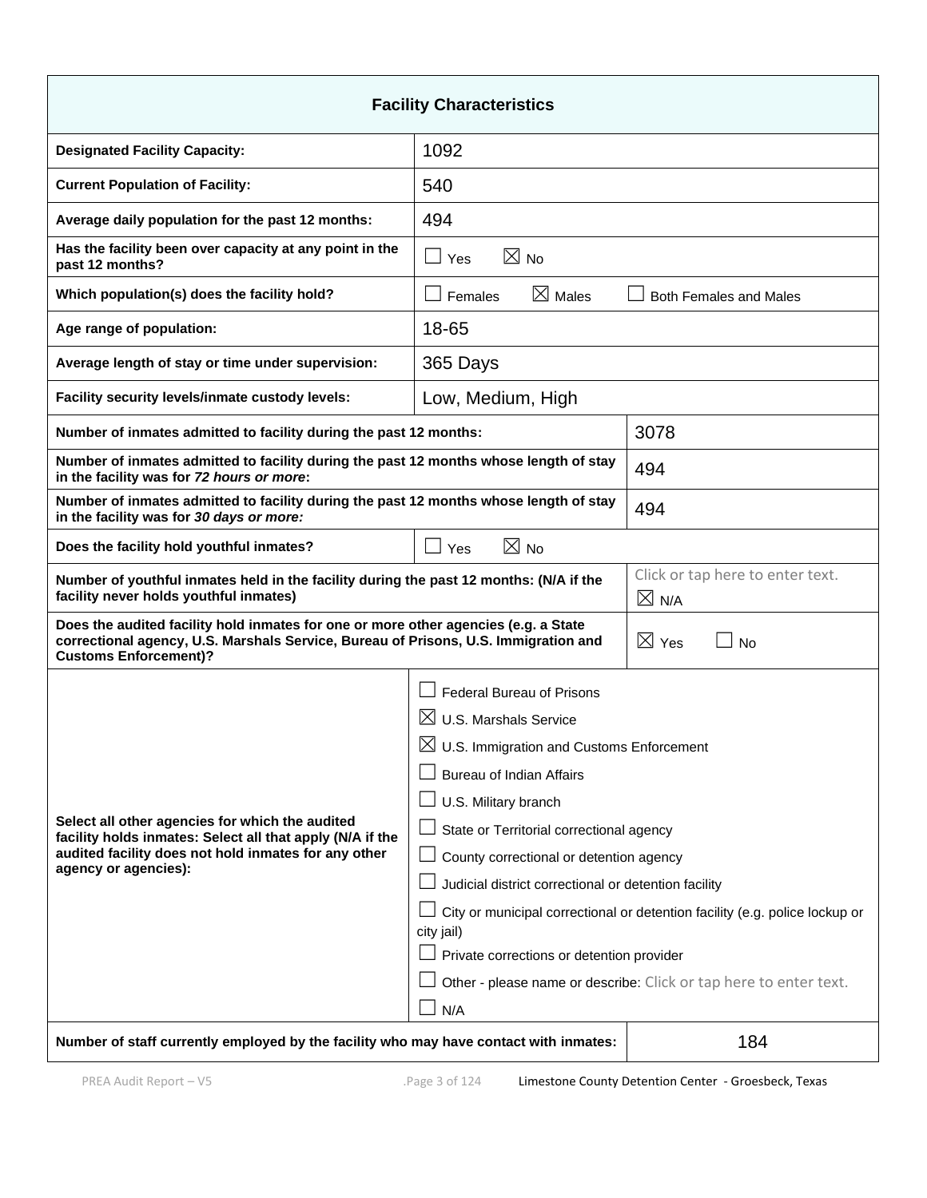| Facility Characteristics | |
|---|---|
| **Designated Facility Capacity:** | 1092 |
| **Current Population of Facility:** | 540 |
| **Average daily population for the past 12 months:** | 494 |
| **Has the facility been over capacity at any point in the past 12 months?** | ☐ Yes ☒ No |
| **Which population(s) does the facility hold?** | ☐ Females ☒ Males ☐ Both Females and Males |
| **Age range of population:** | 18-65 |
| **Average length of stay or time under supervision:** | 365 Days |
| **Facility security levels/inmate custody levels:** | Low, Medium, High |
| **Number of inmates admitted to facility during the past 12 months:** | 3078 |
| **Number of inmates admitted to facility during the past 12 months whose length of stay in the facility was for *72 hours or more*:** | 494 |
| **Number of inmates admitted to facility during the past 12 months whose length of stay in the facility was for *30 days or more:*** | 494 |
| **Does the facility hold youthful inmates?** | ☐ Yes ☒ No |
| **Number of youthful inmates held in the facility during the past 12 months: (N/A if the facility never holds youthful inmates)** | Click or tap here to enter text. ☒ N/A |
| **Does the audited facility hold inmates for one or more other agencies (e.g. a State correctional agency, U.S. Marshals Service, Bureau of Prisons, U.S. Immigration and Customs Enforcement)?** | ☒ Yes ☐ No |
| **Select all other agencies for which the audited facility holds inmates: Select all that apply (N/A if the audited facility does not hold inmates for any other agency or agencies):** | ☐ Federal Bureau of Prisons<br>☒ U.S. Marshals Service<br>☒ U.S. Immigration and Customs Enforcement<br>☐ Bureau of Indian Affairs<br>☐ U.S. Military branch<br>☐ State or Territorial correctional agency<br>☐ County correctional or detention agency<br>☐ Judicial district correctional or detention facility<br>☐ City or municipal correctional or detention facility (e.g. police lockup or city jail)<br>☐ Private corrections or detention provider<br>☐ Other - please name or describe: Click or tap here to enter text.<br>☐ N/A |
| **Number of staff currently employed by the facility who may have contact with inmates:** | 184 |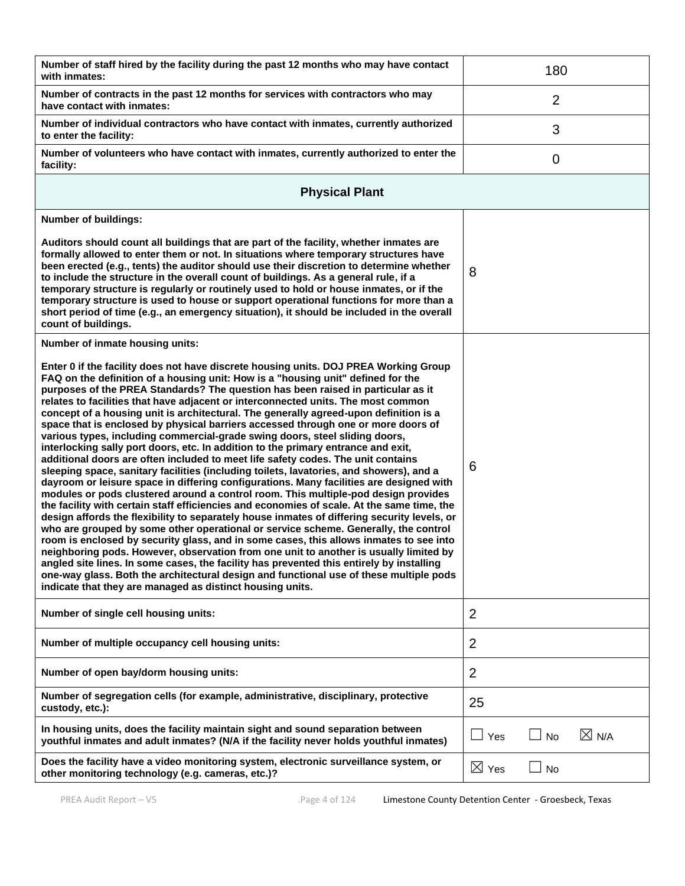| | |
|---|---|
| **Number of staff hired by the facility during the past 12 months who may have contact with inmates:** | 180 |
| **Number of contracts in the past 12 months for services with contractors who may have contact with inmates:** | 2 |
| **Number of individual contractors who have contact with inmates, currently authorized to enter the facility:** | 3 |
| **Number of volunteers who have contact with inmates, currently authorized to enter the facility:** | 0 |

## Physical Plant

| | |
|---|---|
| **Number of buildings:**<br><br>**Auditors should count all buildings that are part of the facility, whether inmates are formally allowed to enter them or not. In situations where temporary structures have been erected (e.g., tents) the auditor should use their discretion to determine whether to include the structure in the overall count of buildings. As a general rule, if a temporary structure is regularly or routinely used to hold or house inmates, or if the temporary structure is used to house or support operational functions for more than a short period of time (e.g., an emergency situation), it should be included in the overall count of buildings.** | 8 |
| **Number of inmate housing units:**<br><br>**Enter 0 if the facility does not have discrete housing units. DOJ PREA Working Group FAQ on the definition of a housing unit: How is a "housing unit" defined for the purposes of the PREA Standards? The question has been raised in particular as it relates to facilities that have adjacent or interconnected units. The most common concept of a housing unit is architectural. The generally agreed-upon definition is a space that is enclosed by physical barriers accessed through one or more doors of various types, including commercial-grade swing doors, steel sliding doors, interlocking sally port doors, etc. In addition to the primary entrance and exit, additional doors are often included to meet life safety codes. The unit contains sleeping space, sanitary facilities (including toilets, lavatories, and showers), and a dayroom or leisure space in differing configurations. Many facilities are designed with modules or pods clustered around a control room. This multiple-pod design provides the facility with certain staff efficiencies and economies of scale. At the same time, the design affords the flexibility to separately house inmates of differing security levels, or who are grouped by some other operational or service scheme. Generally, the control room is enclosed by security glass, and in some cases, this allows inmates to see into neighboring pods. However, observation from one unit to another is usually limited by angled site lines. In some cases, the facility has prevented this entirely by installing one-way glass. Both the architectural design and functional use of these multiple pods indicate that they are managed as distinct housing units.** | 6 |
| **Number of single cell housing units:** | 2 |
| **Number of multiple occupancy cell housing units:** | 2 |
| **Number of open bay/dorm housing units:** | 2 |
| **Number of segregation cells (for example, administrative, disciplinary, protective custody, etc.):** | 25 |
| **In housing units, does the facility maintain sight and sound separation between youthful inmates and adult inmates? (N/A if the facility never holds youthful inmates)** | ☐ Yes ☐ No ☒ N/A |
| **Does the facility have a video monitoring system, electronic surveillance system, or other monitoring technology (e.g. cameras, etc.)?** | ☒ Yes ☐ No |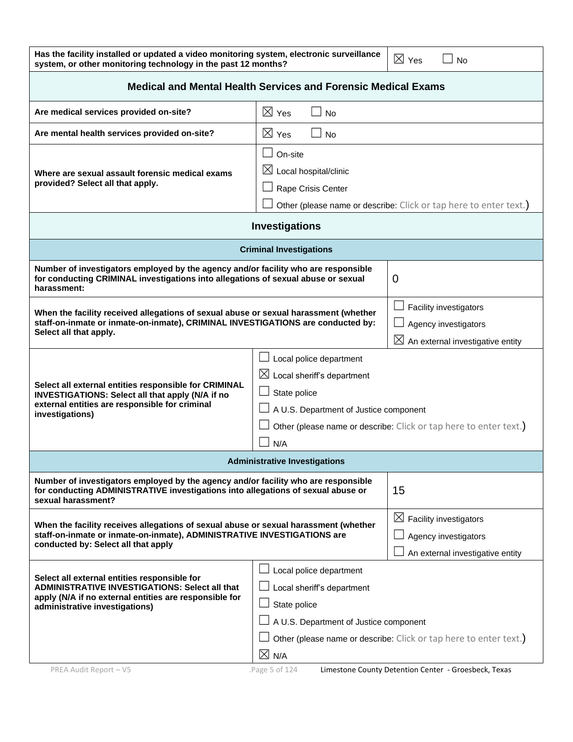| Has the facility installed or updated a video monitoring system, electronic surveillance system, or other monitoring technology in the past 12 months? | ☒ Yes ☐ No |
|---|---|

## Medical and Mental Health Services and Forensic Medical Exams

| | |
|---|---|
| **Are medical services provided on-site?** | ☒ Yes ☐ No |
| **Are mental health services provided on-site?** | ☒ Yes ☐ No |
| **Where are sexual assault forensic medical exams provided? Select all that apply.** | ☐ On-site<br>☒ Local hospital/clinic<br>☐ Rape Crisis Center<br>☐ Other (please name or describe: Click or tap here to enter text.) |

## Investigations

### Criminal Investigations

| | |
|---|---|
| **Number of investigators employed by the agency and/or facility who are responsible for conducting CRIMINAL investigations into allegations of sexual abuse or sexual harassment:** | 0 |
| **When the facility received allegations of sexual abuse or sexual harassment (whether staff-on-inmate or inmate-on-inmate), CRIMINAL INVESTIGATIONS are conducted by: Select all that apply.** | ☐ Facility investigators<br>☐ Agency investigators<br>☒ An external investigative entity |
| **Select all external entities responsible for CRIMINAL INVESTIGATIONS: Select all that apply (N/A if no external entities are responsible for criminal investigations)** | ☐ Local police department<br>☒ Local sheriff's department<br>☐ State police<br>☐ A U.S. Department of Justice component<br>☐ Other (please name or describe: Click or tap here to enter text.)<br>☐ N/A |

### Administrative Investigations

| | |
|---|---|
| **Number of investigators employed by the agency and/or facility who are responsible for conducting ADMINISTRATIVE investigations into allegations of sexual abuse or sexual harassment?** | 15 |
| **When the facility receives allegations of sexual abuse or sexual harassment (whether staff-on-inmate or inmate-on-inmate), ADMINISTRATIVE INVESTIGATIONS are conducted by: Select all that apply** | ☒ Facility investigators<br>☐ Agency investigators<br>☐ An external investigative entity |
| **Select all external entities responsible for ADMINISTRATIVE INVESTIGATIONS: Select all that apply (N/A if no external entities are responsible for administrative investigations)** | ☐ Local police department<br>☐ Local sheriff's department<br>☐ State police<br>☐ A U.S. Department of Justice component<br>☐ Other (please name or describe: Click or tap here to enter text.)<br>☒ N/A |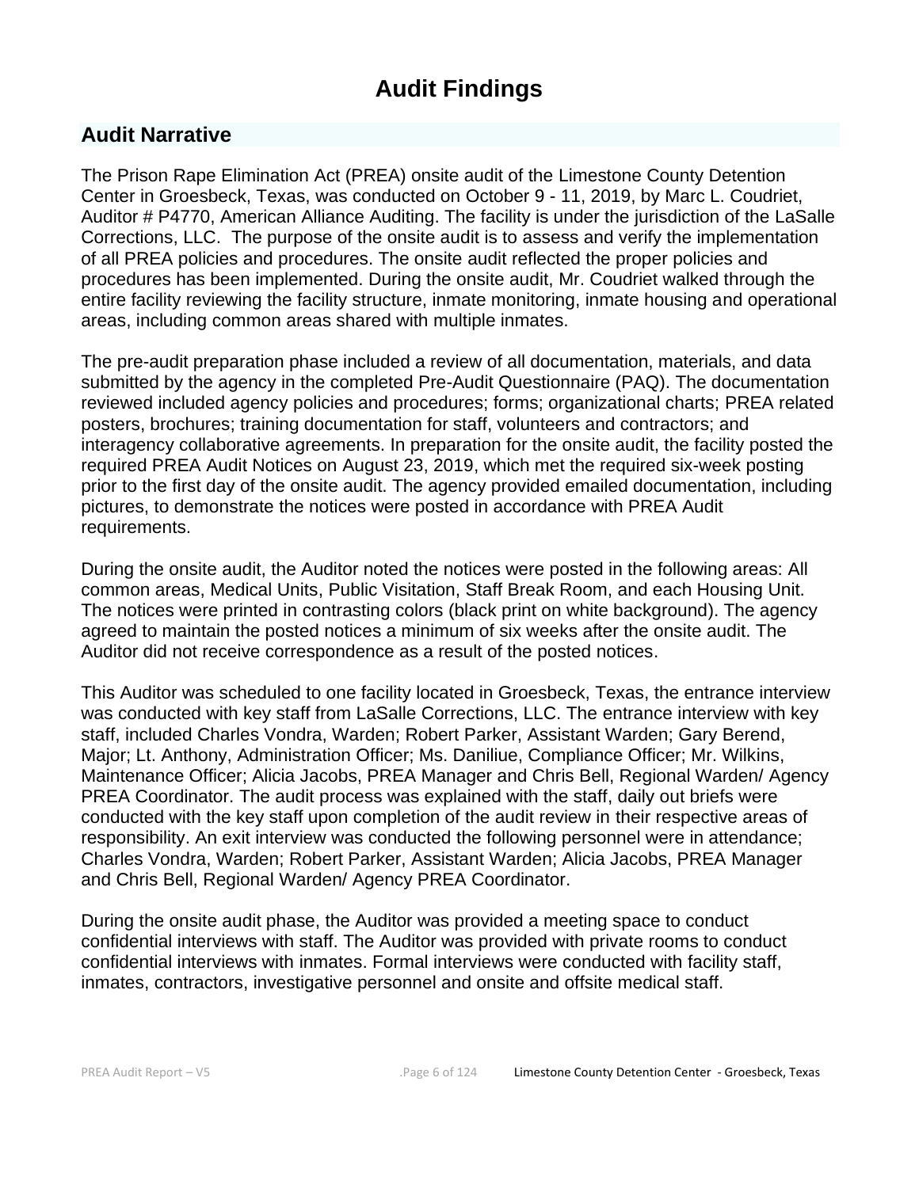# Audit Findings

## Audit Narrative

The Prison Rape Elimination Act (PREA) onsite audit of the Limestone County Detention Center in Groesbeck, Texas, was conducted on October 9 - 11, 2019, by Marc L. Coudriet, Auditor # P4770, American Alliance Auditing. The facility is under the jurisdiction of the LaSalle Corrections, LLC. The purpose of the onsite audit is to assess and verify the implementation of all PREA policies and procedures. The onsite audit reflected the proper policies and procedures has been implemented. During the onsite audit, Mr. Coudriet walked through the entire facility reviewing the facility structure, inmate monitoring, inmate housing and operational areas, including common areas shared with multiple inmates.

The pre-audit preparation phase included a review of all documentation, materials, and data submitted by the agency in the completed Pre-Audit Questionnaire (PAQ). The documentation reviewed included agency policies and procedures; forms; organizational charts; PREA related posters, brochures; training documentation for staff, volunteers and contractors; and interagency collaborative agreements. In preparation for the onsite audit, the facility posted the required PREA Audit Notices on August 23, 2019, which met the required six-week posting prior to the first day of the onsite audit. The agency provided emailed documentation, including pictures, to demonstrate the notices were posted in accordance with PREA Audit requirements.

During the onsite audit, the Auditor noted the notices were posted in the following areas: All common areas, Medical Units, Public Visitation, Staff Break Room, and each Housing Unit. The notices were printed in contrasting colors (black print on white background). The agency agreed to maintain the posted notices a minimum of six weeks after the onsite audit. The Auditor did not receive correspondence as a result of the posted notices.

This Auditor was scheduled to one facility located in Groesbeck, Texas, the entrance interview was conducted with key staff from LaSalle Corrections, LLC. The entrance interview with key staff, included Charles Vondra, Warden; Robert Parker, Assistant Warden; Gary Berend, Major; Lt. Anthony, Administration Officer; Ms. Daniliue, Compliance Officer; Mr. Wilkins, Maintenance Officer; Alicia Jacobs, PREA Manager and Chris Bell, Regional Warden/ Agency PREA Coordinator. The audit process was explained with the staff, daily out briefs were conducted with the key staff upon completion of the audit review in their respective areas of responsibility. An exit interview was conducted the following personnel were in attendance; Charles Vondra, Warden; Robert Parker, Assistant Warden; Alicia Jacobs, PREA Manager and Chris Bell, Regional Warden/ Agency PREA Coordinator.

During the onsite audit phase, the Auditor was provided a meeting space to conduct confidential interviews with staff. The Auditor was provided with private rooms to conduct confidential interviews with inmates. Formal interviews were conducted with facility staff, inmates, contractors, investigative personnel and onsite and offsite medical staff.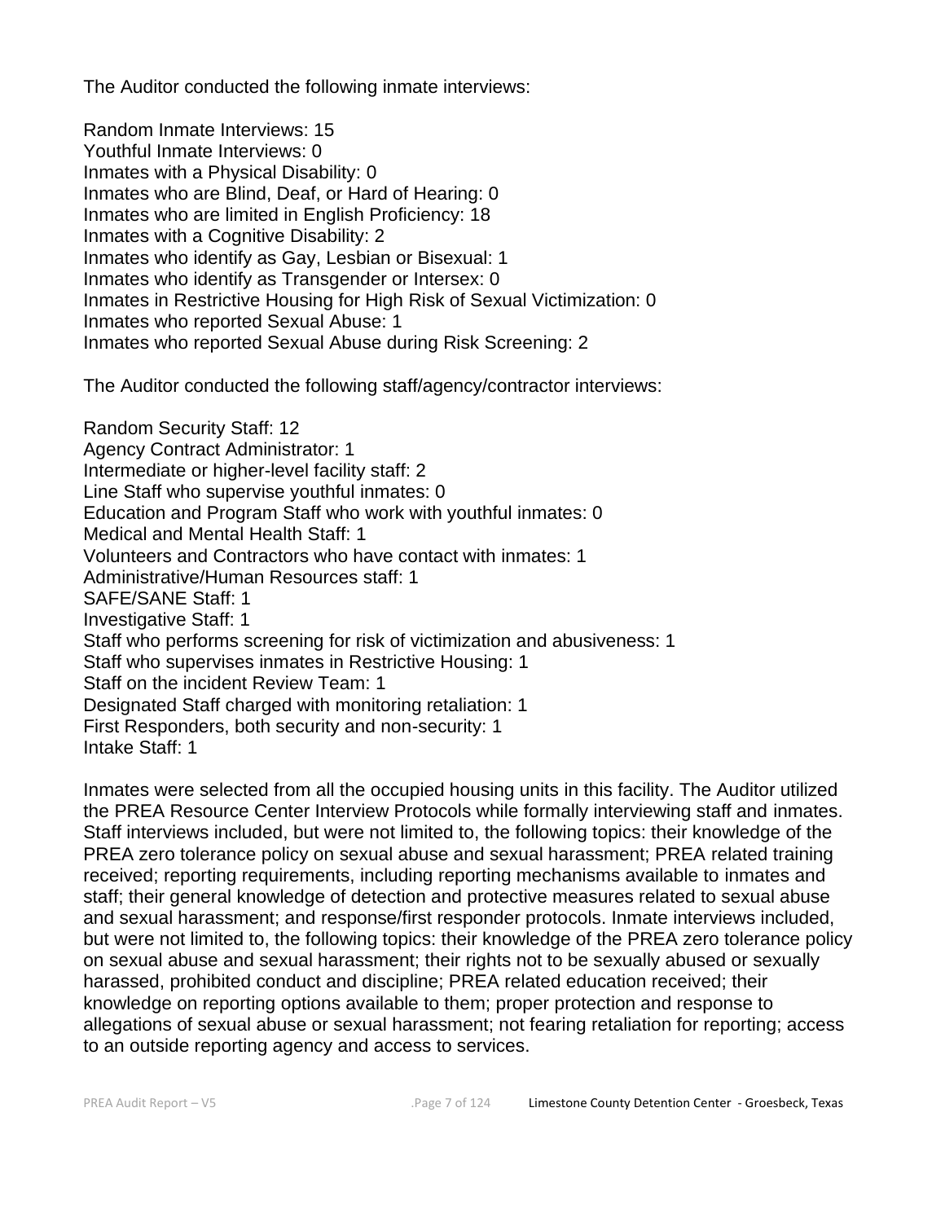The Auditor conducted the following inmate interviews:

Random Inmate Interviews: 15
Youthful Inmate Interviews: 0
Inmates with a Physical Disability: 0
Inmates who are Blind, Deaf, or Hard of Hearing: 0
Inmates who are limited in English Proficiency: 18
Inmates with a Cognitive Disability: 2
Inmates who identify as Gay, Lesbian or Bisexual: 1
Inmates who identify as Transgender or Intersex: 0
Inmates in Restrictive Housing for High Risk of Sexual Victimization: 0
Inmates who reported Sexual Abuse: 1
Inmates who reported Sexual Abuse during Risk Screening: 2

The Auditor conducted the following staff/agency/contractor interviews:

Random Security Staff: 12
Agency Contract Administrator: 1
Intermediate or higher-level facility staff: 2
Line Staff who supervise youthful inmates: 0
Education and Program Staff who work with youthful inmates: 0
Medical and Mental Health Staff: 1
Volunteers and Contractors who have contact with inmates: 1
Administrative/Human Resources staff: 1
SAFE/SANE Staff: 1
Investigative Staff: 1
Staff who performs screening for risk of victimization and abusiveness: 1
Staff who supervises inmates in Restrictive Housing: 1
Staff on the incident Review Team: 1
Designated Staff charged with monitoring retaliation: 1
First Responders, both security and non-security: 1
Intake Staff: 1

Inmates were selected from all the occupied housing units in this facility. The Auditor utilized the PREA Resource Center Interview Protocols while formally interviewing staff and inmates. Staff interviews included, but were not limited to, the following topics: their knowledge of the PREA zero tolerance policy on sexual abuse and sexual harassment; PREA related training received; reporting requirements, including reporting mechanisms available to inmates and staff; their general knowledge of detection and protective measures related to sexual abuse and sexual harassment; and response/first responder protocols. Inmate interviews included, but were not limited to, the following topics: their knowledge of the PREA zero tolerance policy on sexual abuse and sexual harassment; their rights not to be sexually abused or sexually harassed, prohibited conduct and discipline; PREA related education received; their knowledge on reporting options available to them; proper protection and response to allegations of sexual abuse or sexual harassment; not fearing retaliation for reporting; access to an outside reporting agency and access to services.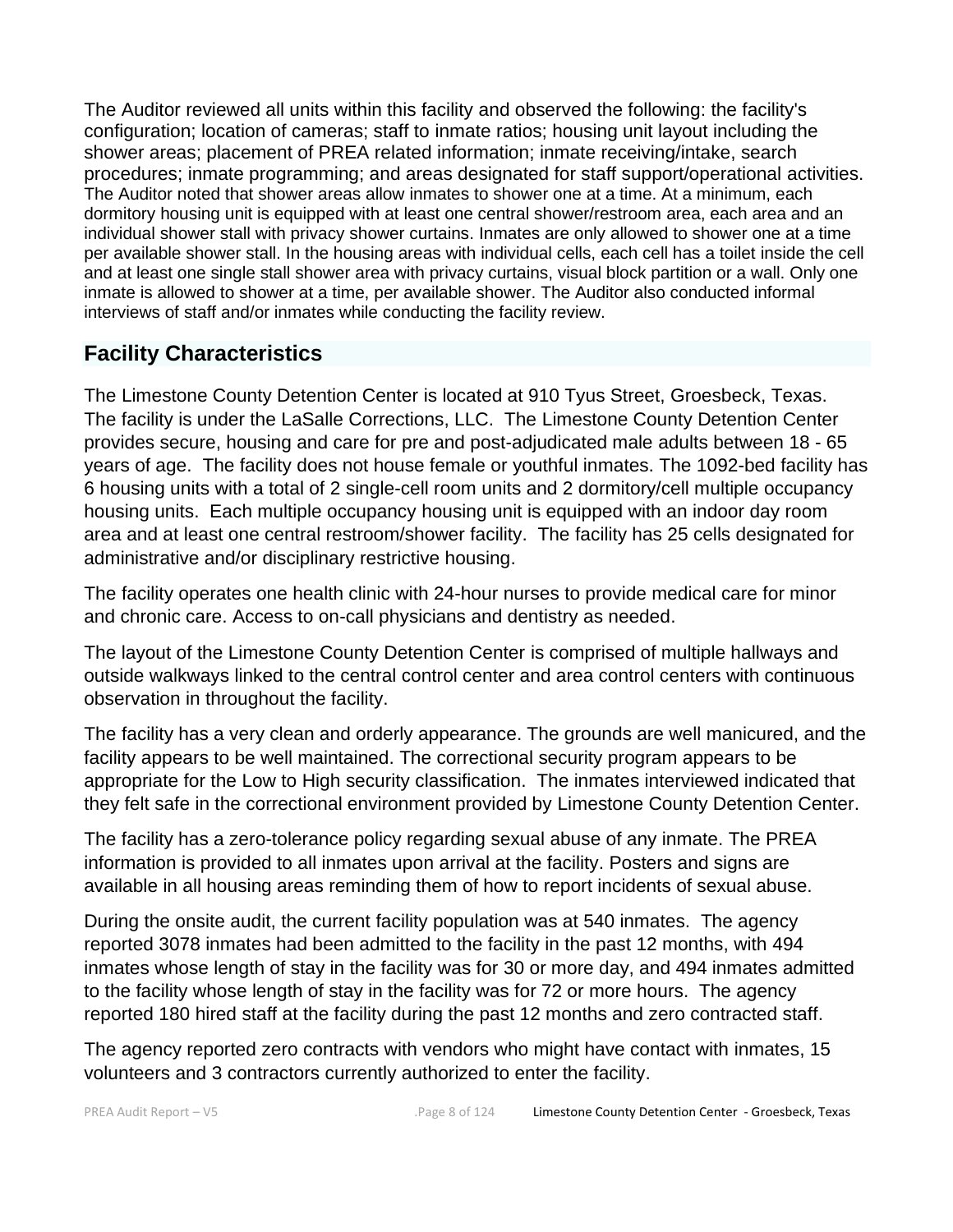The Auditor reviewed all units within this facility and observed the following: the facility's configuration; location of cameras; staff to inmate ratios; housing unit layout including the shower areas; placement of PREA related information; inmate receiving/intake, search procedures; inmate programming; and areas designated for staff support/operational activities. The Auditor noted that shower areas allow inmates to shower one at a time. At a minimum, each dormitory housing unit is equipped with at least one central shower/restroom area, each area and an individual shower stall with privacy shower curtains. Inmates are only allowed to shower one at a time per available shower stall. In the housing areas with individual cells, each cell has a toilet inside the cell and at least one single stall shower area with privacy curtains, visual block partition or a wall. Only one inmate is allowed to shower at a time, per available shower. The Auditor also conducted informal interviews of staff and/or inmates while conducting the facility review.

## Facility Characteristics

The Limestone County Detention Center is located at 910 Tyus Street, Groesbeck, Texas. The facility is under the LaSalle Corrections, LLC. The Limestone County Detention Center provides secure, housing and care for pre and post-adjudicated male adults between 18 - 65 years of age. The facility does not house female or youthful inmates. The 1092-bed facility has 6 housing units with a total of 2 single-cell room units and 2 dormitory/cell multiple occupancy housing units. Each multiple occupancy housing unit is equipped with an indoor day room area and at least one central restroom/shower facility. The facility has 25 cells designated for administrative and/or disciplinary restrictive housing.

The facility operates one health clinic with 24-hour nurses to provide medical care for minor and chronic care. Access to on-call physicians and dentistry as needed.

The layout of the Limestone County Detention Center is comprised of multiple hallways and outside walkways linked to the central control center and area control centers with continuous observation in throughout the facility.

The facility has a very clean and orderly appearance. The grounds are well manicured, and the facility appears to be well maintained. The correctional security program appears to be appropriate for the Low to High security classification. The inmates interviewed indicated that they felt safe in the correctional environment provided by Limestone County Detention Center.

The facility has a zero-tolerance policy regarding sexual abuse of any inmate. The PREA information is provided to all inmates upon arrival at the facility. Posters and signs are available in all housing areas reminding them of how to report incidents of sexual abuse.

During the onsite audit, the current facility population was at 540 inmates. The agency reported 3078 inmates had been admitted to the facility in the past 12 months, with 494 inmates whose length of stay in the facility was for 30 or more day, and 494 inmates admitted to the facility whose length of stay in the facility was for 72 or more hours. The agency reported 180 hired staff at the facility during the past 12 months and zero contracted staff.

The agency reported zero contracts with vendors who might have contact with inmates, 15 volunteers and 3 contractors currently authorized to enter the facility.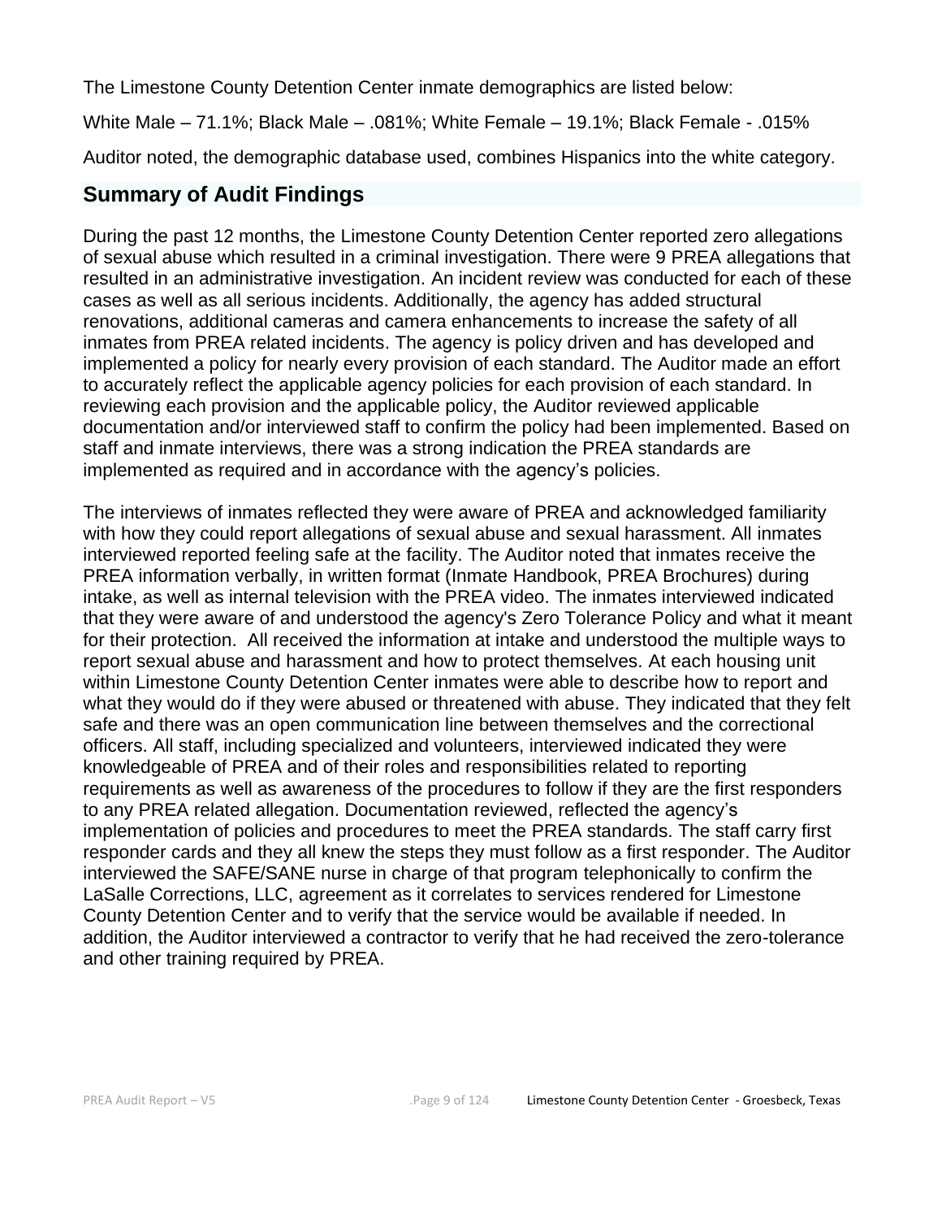The Limestone County Detention Center inmate demographics are listed below:

White Male – 71.1%; Black Male – .081%; White Female – 19.1%; Black Female - .015%

Auditor noted, the demographic database used, combines Hispanics into the white category.

## Summary of Audit Findings

During the past 12 months, the Limestone County Detention Center reported zero allegations of sexual abuse which resulted in a criminal investigation. There were 9 PREA allegations that resulted in an administrative investigation. An incident review was conducted for each of these cases as well as all serious incidents. Additionally, the agency has added structural renovations, additional cameras and camera enhancements to increase the safety of all inmates from PREA related incidents. The agency is policy driven and has developed and implemented a policy for nearly every provision of each standard. The Auditor made an effort to accurately reflect the applicable agency policies for each provision of each standard. In reviewing each provision and the applicable policy, the Auditor reviewed applicable documentation and/or interviewed staff to confirm the policy had been implemented. Based on staff and inmate interviews, there was a strong indication the PREA standards are implemented as required and in accordance with the agency's policies.

The interviews of inmates reflected they were aware of PREA and acknowledged familiarity with how they could report allegations of sexual abuse and sexual harassment. All inmates interviewed reported feeling safe at the facility. The Auditor noted that inmates receive the PREA information verbally, in written format (Inmate Handbook, PREA Brochures) during intake, as well as internal television with the PREA video. The inmates interviewed indicated that they were aware of and understood the agency's Zero Tolerance Policy and what it meant for their protection. All received the information at intake and understood the multiple ways to report sexual abuse and harassment and how to protect themselves. At each housing unit within Limestone County Detention Center inmates were able to describe how to report and what they would do if they were abused or threatened with abuse. They indicated that they felt safe and there was an open communication line between themselves and the correctional officers. All staff, including specialized and volunteers, interviewed indicated they were knowledgeable of PREA and of their roles and responsibilities related to reporting requirements as well as awareness of the procedures to follow if they are the first responders to any PREA related allegation. Documentation reviewed, reflected the agency's implementation of policies and procedures to meet the PREA standards. The staff carry first responder cards and they all knew the steps they must follow as a first responder. The Auditor interviewed the SAFE/SANE nurse in charge of that program telephonically to confirm the LaSalle Corrections, LLC, agreement as it correlates to services rendered for Limestone County Detention Center and to verify that the service would be available if needed. In addition, the Auditor interviewed a contractor to verify that he had received the zero-tolerance and other training required by PREA.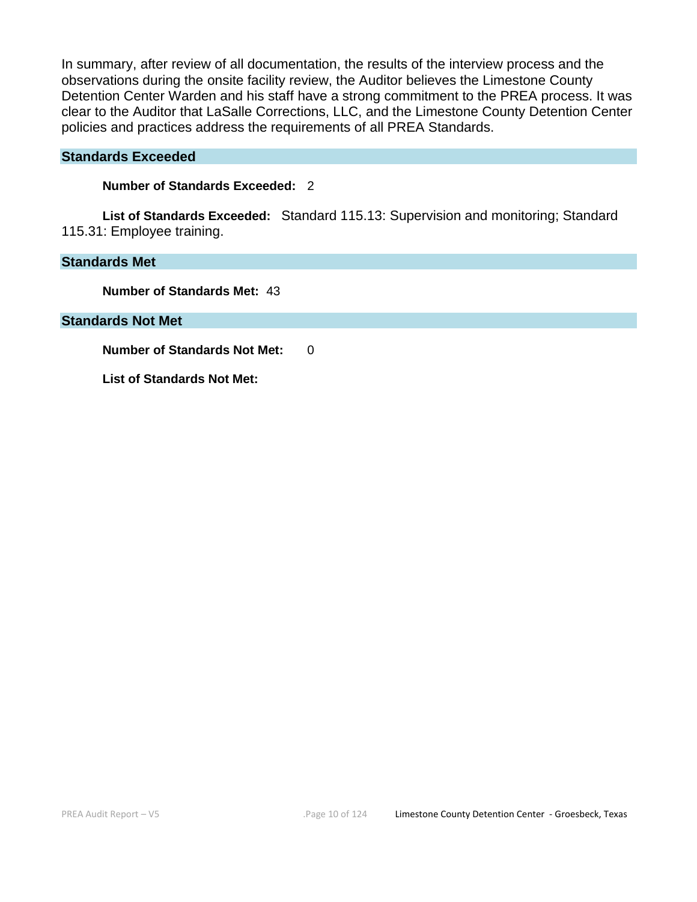In summary, after review of all documentation, the results of the interview process and the observations during the onsite facility review, the Auditor believes the Limestone County Detention Center Warden and his staff have a strong commitment to the PREA process. It was clear to the Auditor that LaSalle Corrections, LLC, and the Limestone County Detention Center policies and practices address the requirements of all PREA Standards.

## Standards Exceeded

**Number of Standards Exceeded:** 2

**List of Standards Exceeded:** Standard 115.13: Supervision and monitoring; Standard 115.31: Employee training.

## Standards Met

**Number of Standards Met:** 43

## Standards Not Met

**Number of Standards Not Met:** 0

**List of Standards Not Met:**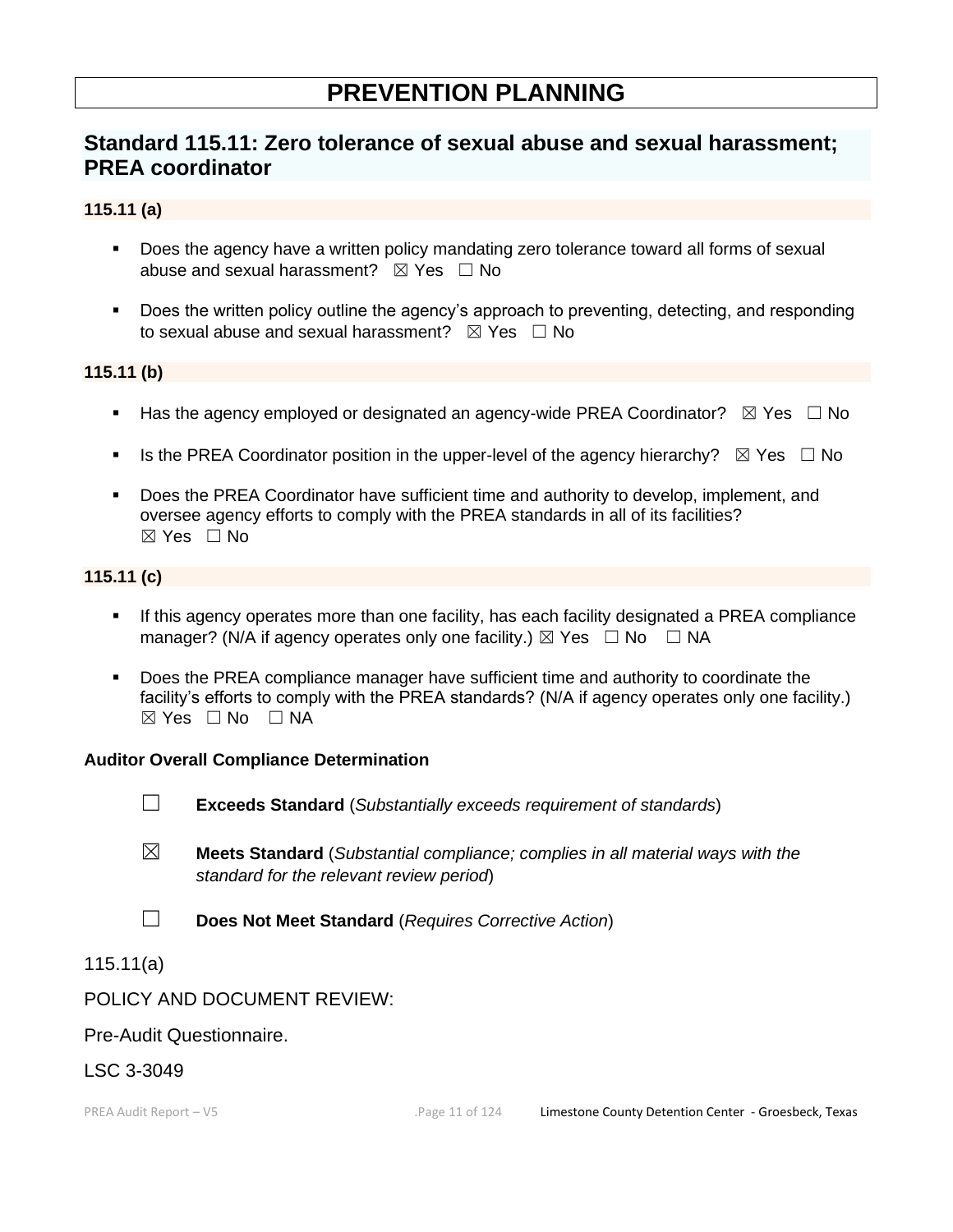# PREVENTION PLANNING

## Standard 115.11: Zero tolerance of sexual abuse and sexual harassment; PREA coordinator

### 115.11 (a)

- Does the agency have a written policy mandating zero tolerance toward all forms of sexual abuse and sexual harassment? ☒ Yes ☐ No
- Does the written policy outline the agency's approach to preventing, detecting, and responding to sexual abuse and sexual harassment? ☒ Yes ☐ No

### 115.11 (b)

- Has the agency employed or designated an agency-wide PREA Coordinator? ☒ Yes ☐ No
- Is the PREA Coordinator position in the upper-level of the agency hierarchy? ☒ Yes ☐ No
- Does the PREA Coordinator have sufficient time and authority to develop, implement, and oversee agency efforts to comply with the PREA standards in all of its facilities? ☒ Yes ☐ No

### 115.11 (c)

- If this agency operates more than one facility, has each facility designated a PREA compliance manager? (N/A if agency operates only one facility.) ☒ Yes ☐ No ☐ NA
- Does the PREA compliance manager have sufficient time and authority to coordinate the facility's efforts to comply with the PREA standards? (N/A if agency operates only one facility.) ☒ Yes ☐ No ☐ NA

**Auditor Overall Compliance Determination**

☐ **Exceeds Standard** (*Substantially exceeds requirement of standards*)

☒ **Meets Standard** (*Substantial compliance; complies in all material ways with the standard for the relevant review period*)

☐ **Does Not Meet Standard** (*Requires Corrective Action*)

115.11(a)

POLICY AND DOCUMENT REVIEW:

Pre-Audit Questionnaire.

LSC 3-3049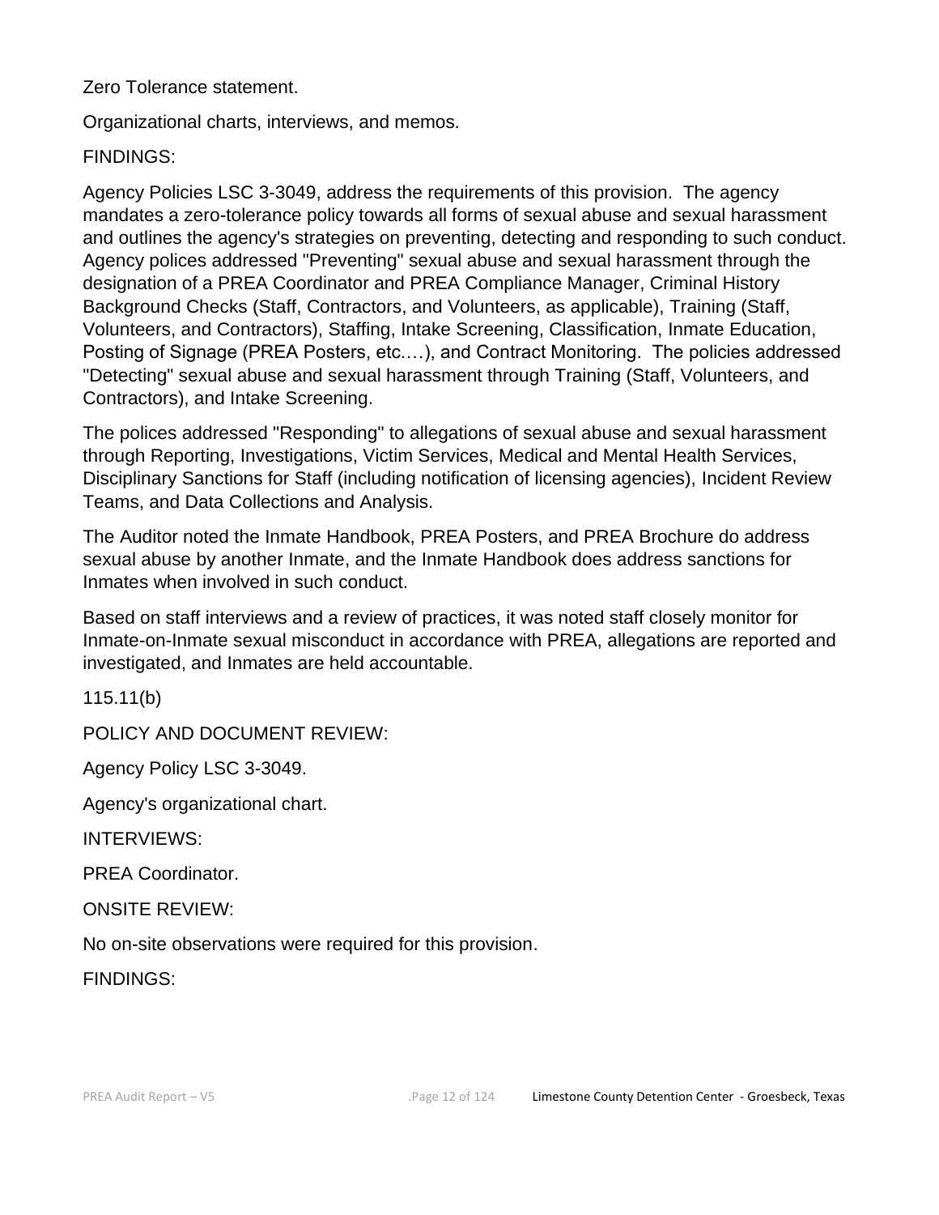Zero Tolerance statement.

Organizational charts, interviews, and memos.

FINDINGS:

Agency Policies LSC 3-3049, address the requirements of this provision. The agency mandates a zero-tolerance policy towards all forms of sexual abuse and sexual harassment and outlines the agency's strategies on preventing, detecting and responding to such conduct. Agency polices addressed "Preventing" sexual abuse and sexual harassment through the designation of a PREA Coordinator and PREA Compliance Manager, Criminal History Background Checks (Staff, Contractors, and Volunteers, as applicable), Training (Staff, Volunteers, and Contractors), Staffing, Intake Screening, Classification, Inmate Education, Posting of Signage (PREA Posters, etc.…), and Contract Monitoring. The policies addressed "Detecting" sexual abuse and sexual harassment through Training (Staff, Volunteers, and Contractors), and Intake Screening.

The polices addressed "Responding" to allegations of sexual abuse and sexual harassment through Reporting, Investigations, Victim Services, Medical and Mental Health Services, Disciplinary Sanctions for Staff (including notification of licensing agencies), Incident Review Teams, and Data Collections and Analysis.

The Auditor noted the Inmate Handbook, PREA Posters, and PREA Brochure do address sexual abuse by another Inmate, and the Inmate Handbook does address sanctions for Inmates when involved in such conduct.

Based on staff interviews and a review of practices, it was noted staff closely monitor for Inmate-on-Inmate sexual misconduct in accordance with PREA, allegations are reported and investigated, and Inmates are held accountable.

115.11(b)

POLICY AND DOCUMENT REVIEW:

Agency Policy LSC 3-3049.

Agency's organizational chart.

INTERVIEWS:

PREA Coordinator.

ONSITE REVIEW:

No on-site observations were required for this provision.

FINDINGS: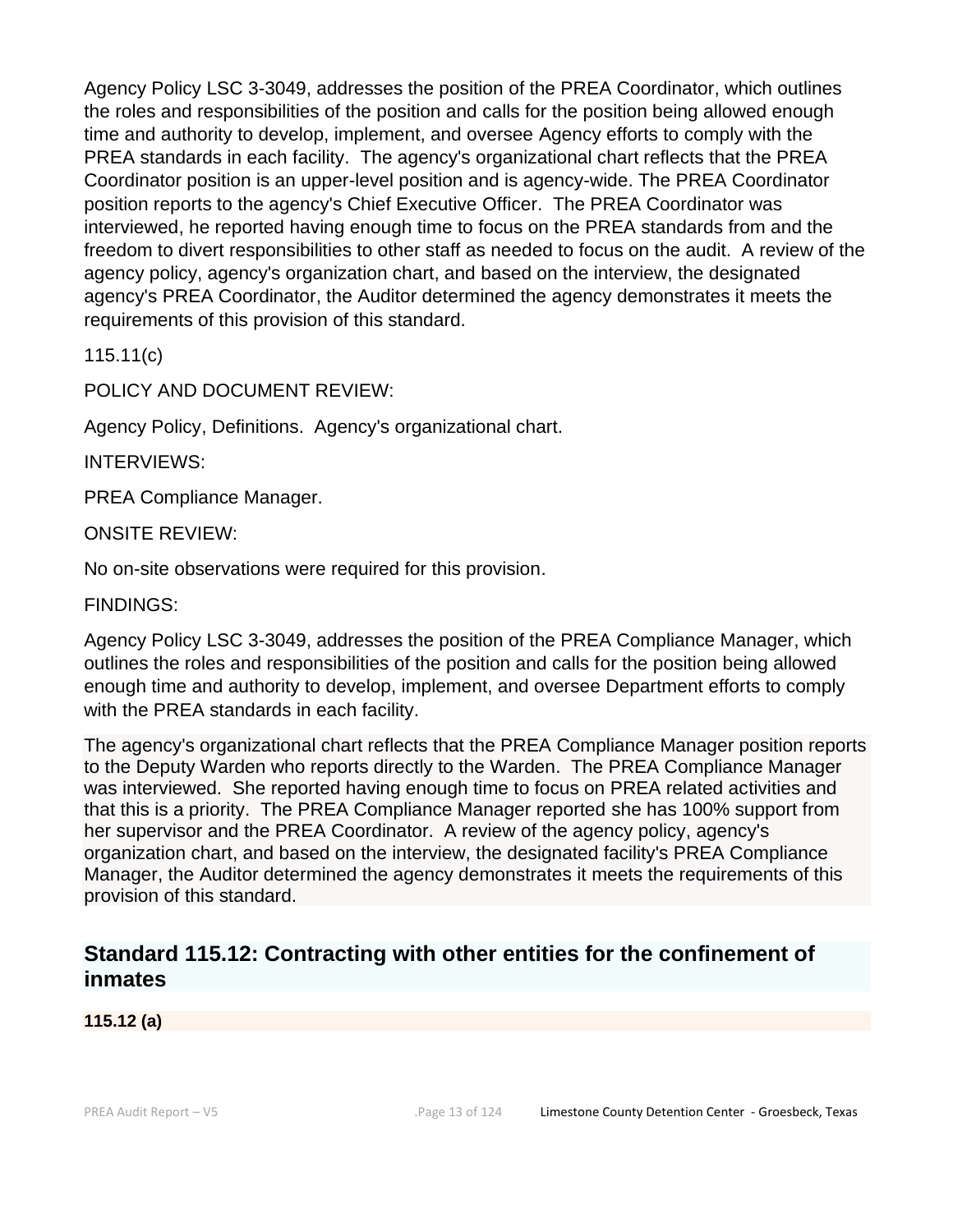Agency Policy LSC 3-3049, addresses the position of the PREA Coordinator, which outlines the roles and responsibilities of the position and calls for the position being allowed enough time and authority to develop, implement, and oversee Agency efforts to comply with the PREA standards in each facility. The agency's organizational chart reflects that the PREA Coordinator position is an upper-level position and is agency-wide. The PREA Coordinator position reports to the agency's Chief Executive Officer. The PREA Coordinator was interviewed, he reported having enough time to focus on the PREA standards from and the freedom to divert responsibilities to other staff as needed to focus on the audit. A review of the agency policy, agency's organization chart, and based on the interview, the designated agency's PREA Coordinator, the Auditor determined the agency demonstrates it meets the requirements of this provision of this standard.

115.11(c)

POLICY AND DOCUMENT REVIEW:

Agency Policy, Definitions. Agency's organizational chart.

INTERVIEWS:

PREA Compliance Manager.

ONSITE REVIEW:

No on-site observations were required for this provision.

FINDINGS:

Agency Policy LSC 3-3049, addresses the position of the PREA Compliance Manager, which outlines the roles and responsibilities of the position and calls for the position being allowed enough time and authority to develop, implement, and oversee Department efforts to comply with the PREA standards in each facility.

The agency's organizational chart reflects that the PREA Compliance Manager position reports to the Deputy Warden who reports directly to the Warden. The PREA Compliance Manager was interviewed. She reported having enough time to focus on PREA related activities and that this is a priority. The PREA Compliance Manager reported she has 100% support from her supervisor and the PREA Coordinator. A review of the agency policy, agency's organization chart, and based on the interview, the designated facility's PREA Compliance Manager, the Auditor determined the agency demonstrates it meets the requirements of this provision of this standard.

## Standard 115.12: Contracting with other entities for the confinement of inmates

**115.12 (a)**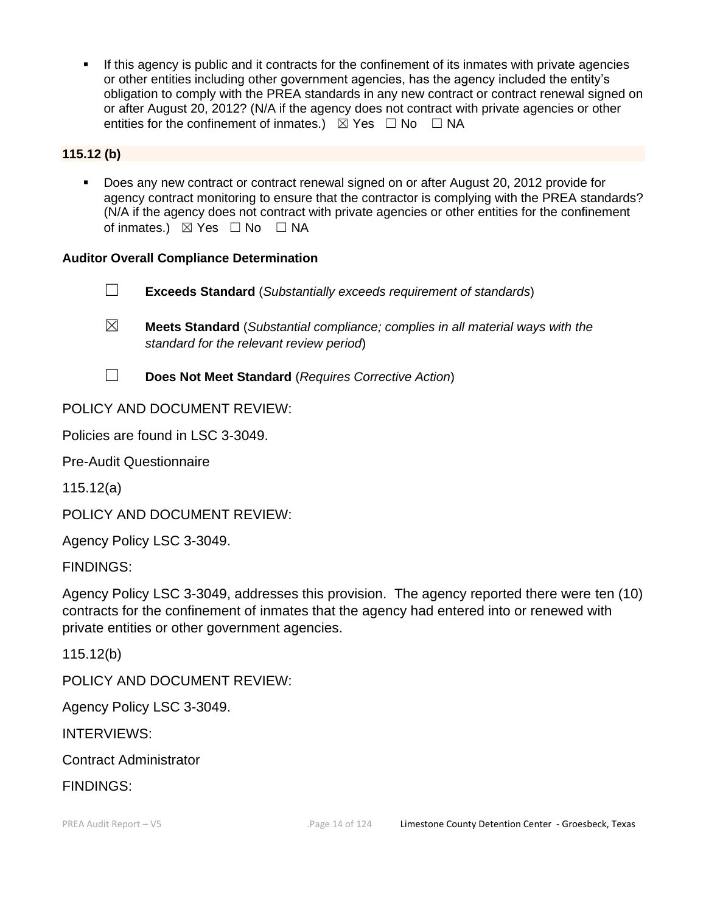- If this agency is public and it contracts for the confinement of its inmates with private agencies or other entities including other government agencies, has the agency included the entity's obligation to comply with the PREA standards in any new contract or contract renewal signed on or after August 20, 2012? (N/A if the agency does not contract with private agencies or other entities for the confinement of inmates.) ☒ Yes ☐ No ☐ NA

**115.12 (b)**

- Does any new contract or contract renewal signed on or after August 20, 2012 provide for agency contract monitoring to ensure that the contractor is complying with the PREA standards? (N/A if the agency does not contract with private agencies or other entities for the confinement of inmates.) ☒ Yes ☐ No ☐ NA

**Auditor Overall Compliance Determination**

☐ **Exceeds Standard** (*Substantially exceeds requirement of standards*)

☒ **Meets Standard** (*Substantial compliance; complies in all material ways with the standard for the relevant review period*)

☐ **Does Not Meet Standard** (*Requires Corrective Action*)

POLICY AND DOCUMENT REVIEW:

Policies are found in LSC 3-3049.

Pre-Audit Questionnaire

115.12(a)

POLICY AND DOCUMENT REVIEW:

Agency Policy LSC 3-3049.

FINDINGS:

Agency Policy LSC 3-3049, addresses this provision. The agency reported there were ten (10) contracts for the confinement of inmates that the agency had entered into or renewed with private entities or other government agencies.

115.12(b)

POLICY AND DOCUMENT REVIEW:

Agency Policy LSC 3-3049.

INTERVIEWS:

Contract Administrator

FINDINGS: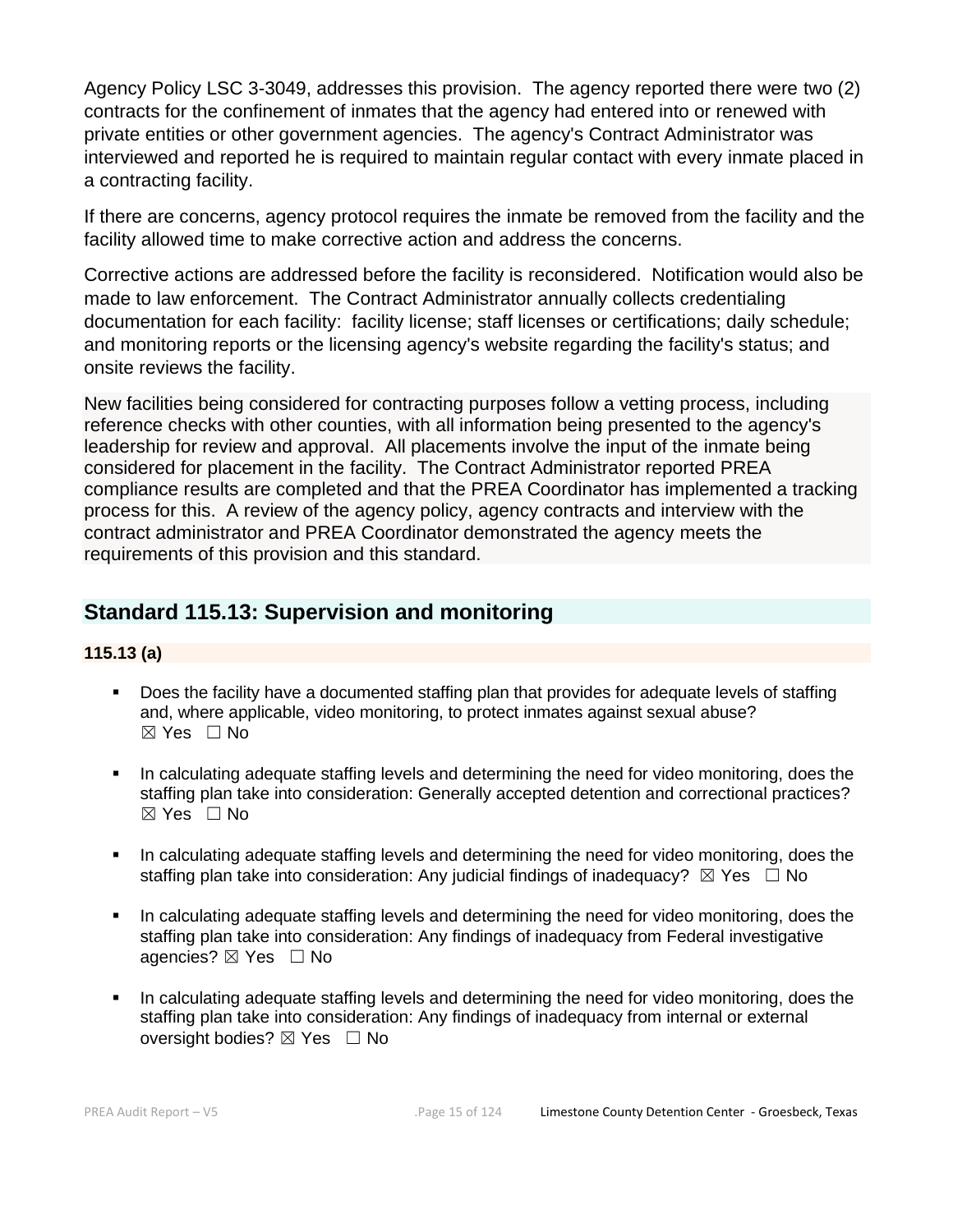Agency Policy LSC 3-3049, addresses this provision. The agency reported there were two (2) contracts for the confinement of inmates that the agency had entered into or renewed with private entities or other government agencies. The agency's Contract Administrator was interviewed and reported he is required to maintain regular contact with every inmate placed in a contracting facility.

If there are concerns, agency protocol requires the inmate be removed from the facility and the facility allowed time to make corrective action and address the concerns.

Corrective actions are addressed before the facility is reconsidered. Notification would also be made to law enforcement. The Contract Administrator annually collects credentialing documentation for each facility: facility license; staff licenses or certifications; daily schedule; and monitoring reports or the licensing agency's website regarding the facility's status; and onsite reviews the facility.

New facilities being considered for contracting purposes follow a vetting process, including reference checks with other counties, with all information being presented to the agency's leadership for review and approval. All placements involve the input of the inmate being considered for placement in the facility. The Contract Administrator reported PREA compliance results are completed and that the PREA Coordinator has implemented a tracking process for this. A review of the agency policy, agency contracts and interview with the contract administrator and PREA Coordinator demonstrated the agency meets the requirements of this provision and this standard.

## Standard 115.13: Supervision and monitoring

### 115.13 (a)

- Does the facility have a documented staffing plan that provides for adequate levels of staffing and, where applicable, video monitoring, to protect inmates against sexual abuse?
  ☒ Yes ☐ No

- In calculating adequate staffing levels and determining the need for video monitoring, does the staffing plan take into consideration: Generally accepted detention and correctional practices?
  ☒ Yes ☐ No

- In calculating adequate staffing levels and determining the need for video monitoring, does the staffing plan take into consideration: Any judicial findings of inadequacy? ☒ Yes ☐ No

- In calculating adequate staffing levels and determining the need for video monitoring, does the staffing plan take into consideration: Any findings of inadequacy from Federal investigative agencies? ☒ Yes ☐ No

- In calculating adequate staffing levels and determining the need for video monitoring, does the staffing plan take into consideration: Any findings of inadequacy from internal or external oversight bodies? ☒ Yes ☐ No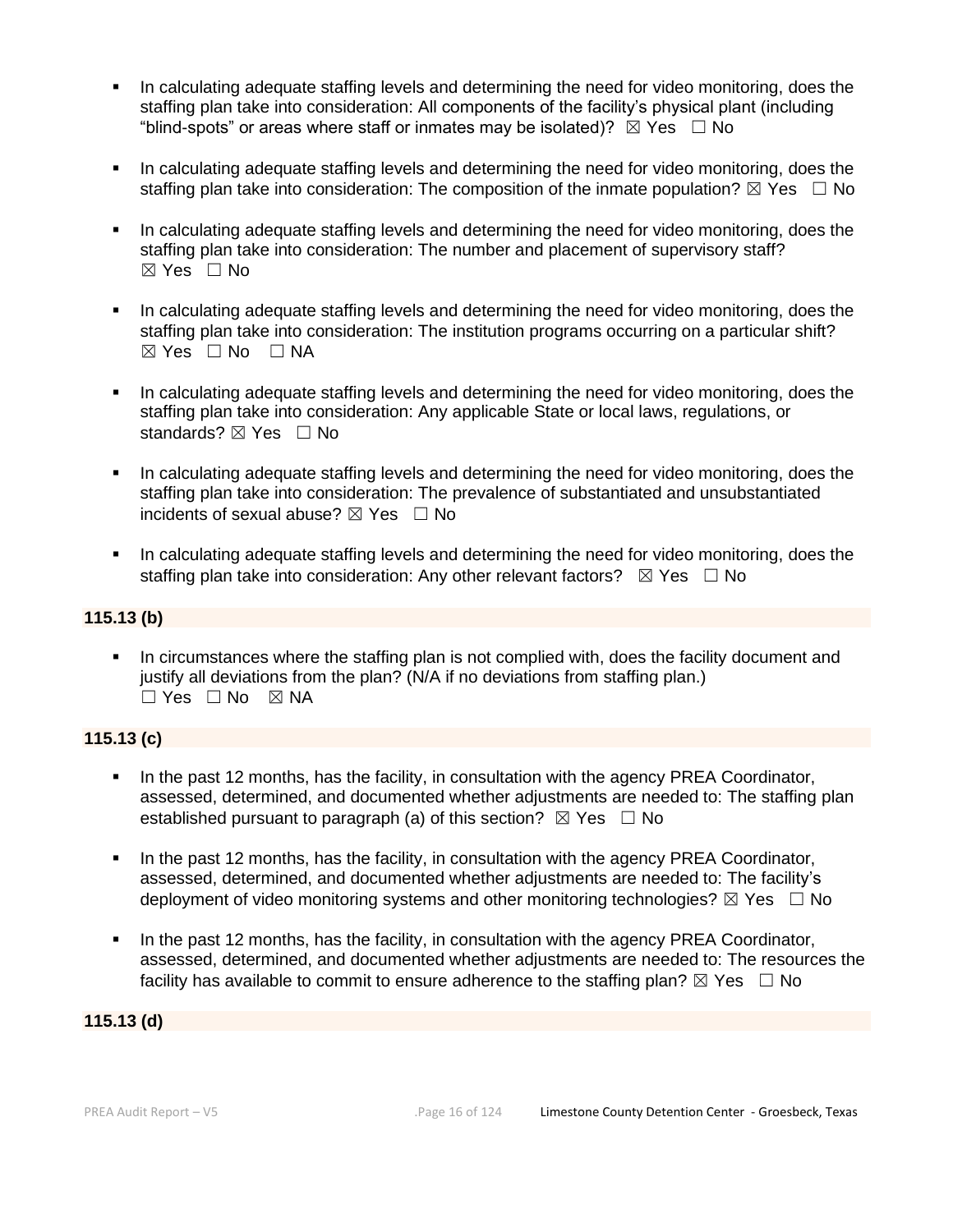- In calculating adequate staffing levels and determining the need for video monitoring, does the staffing plan take into consideration: All components of the facility's physical plant (including "blind-spots" or areas where staff or inmates may be isolated)? ☒ Yes ☐ No

- In calculating adequate staffing levels and determining the need for video monitoring, does the staffing plan take into consideration: The composition of the inmate population? ☒ Yes ☐ No

- In calculating adequate staffing levels and determining the need for video monitoring, does the staffing plan take into consideration: The number and placement of supervisory staff? ☒ Yes ☐ No

- In calculating adequate staffing levels and determining the need for video monitoring, does the staffing plan take into consideration: The institution programs occurring on a particular shift? ☒ Yes ☐ No ☐ NA

- In calculating adequate staffing levels and determining the need for video monitoring, does the staffing plan take into consideration: Any applicable State or local laws, regulations, or standards? ☒ Yes ☐ No

- In calculating adequate staffing levels and determining the need for video monitoring, does the staffing plan take into consideration: The prevalence of substantiated and unsubstantiated incidents of sexual abuse? ☒ Yes ☐ No

- In calculating adequate staffing levels and determining the need for video monitoring, does the staffing plan take into consideration: Any other relevant factors? ☒ Yes ☐ No

**115.13 (b)**

- In circumstances where the staffing plan is not complied with, does the facility document and justify all deviations from the plan? (N/A if no deviations from staffing plan.) ☐ Yes ☐ No ☒ NA

**115.13 (c)**

- In the past 12 months, has the facility, in consultation with the agency PREA Coordinator, assessed, determined, and documented whether adjustments are needed to: The staffing plan established pursuant to paragraph (a) of this section? ☒ Yes ☐ No

- In the past 12 months, has the facility, in consultation with the agency PREA Coordinator, assessed, determined, and documented whether adjustments are needed to: The facility's deployment of video monitoring systems and other monitoring technologies? ☒ Yes ☐ No

- In the past 12 months, has the facility, in consultation with the agency PREA Coordinator, assessed, determined, and documented whether adjustments are needed to: The resources the facility has available to commit to ensure adherence to the staffing plan? ☒ Yes ☐ No

**115.13 (d)**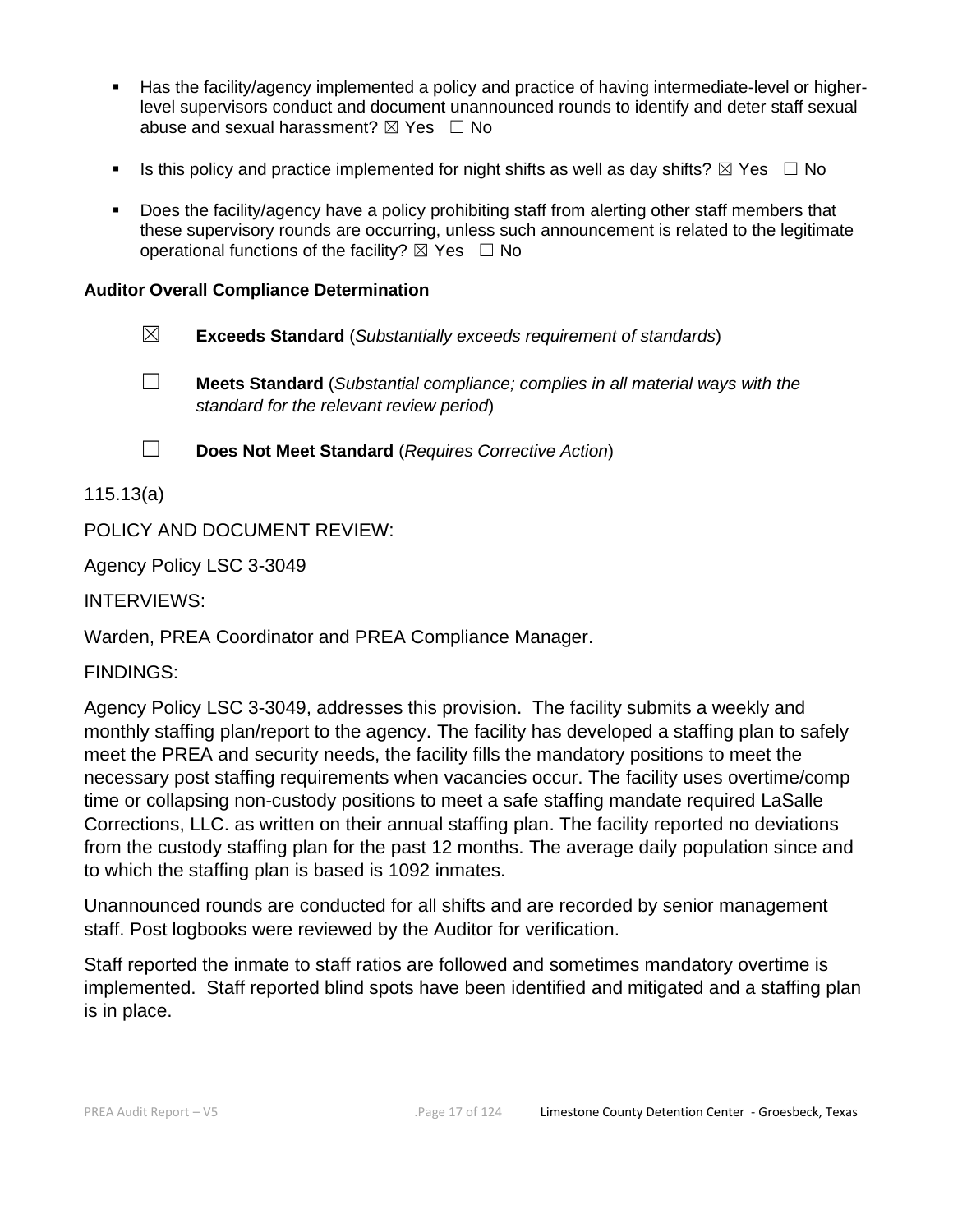- Has the facility/agency implemented a policy and practice of having intermediate-level or higher-level supervisors conduct and document unannounced rounds to identify and deter staff sexual abuse and sexual harassment? ☒ Yes ☐ No

- Is this policy and practice implemented for night shifts as well as day shifts? ☒ Yes ☐ No

- Does the facility/agency have a policy prohibiting staff from alerting other staff members that these supervisory rounds are occurring, unless such announcement is related to the legitimate operational functions of the facility? ☒ Yes ☐ No

**Auditor Overall Compliance Determination**

☒ **Exceeds Standard** (*Substantially exceeds requirement of standards*)

☐ **Meets Standard** (*Substantial compliance; complies in all material ways with the standard for the relevant review period*)

☐ **Does Not Meet Standard** (*Requires Corrective Action*)

115.13(a)

POLICY AND DOCUMENT REVIEW:

Agency Policy LSC 3-3049

INTERVIEWS:

Warden, PREA Coordinator and PREA Compliance Manager.

FINDINGS:

Agency Policy LSC 3-3049, addresses this provision. The facility submits a weekly and monthly staffing plan/report to the agency. The facility has developed a staffing plan to safely meet the PREA and security needs, the facility fills the mandatory positions to meet the necessary post staffing requirements when vacancies occur. The facility uses overtime/comp time or collapsing non-custody positions to meet a safe staffing mandate required LaSalle Corrections, LLC. as written on their annual staffing plan. The facility reported no deviations from the custody staffing plan for the past 12 months. The average daily population since and to which the staffing plan is based is 1092 inmates.

Unannounced rounds are conducted for all shifts and are recorded by senior management staff. Post logbooks were reviewed by the Auditor for verification.

Staff reported the inmate to staff ratios are followed and sometimes mandatory overtime is implemented. Staff reported blind spots have been identified and mitigated and a staffing plan is in place.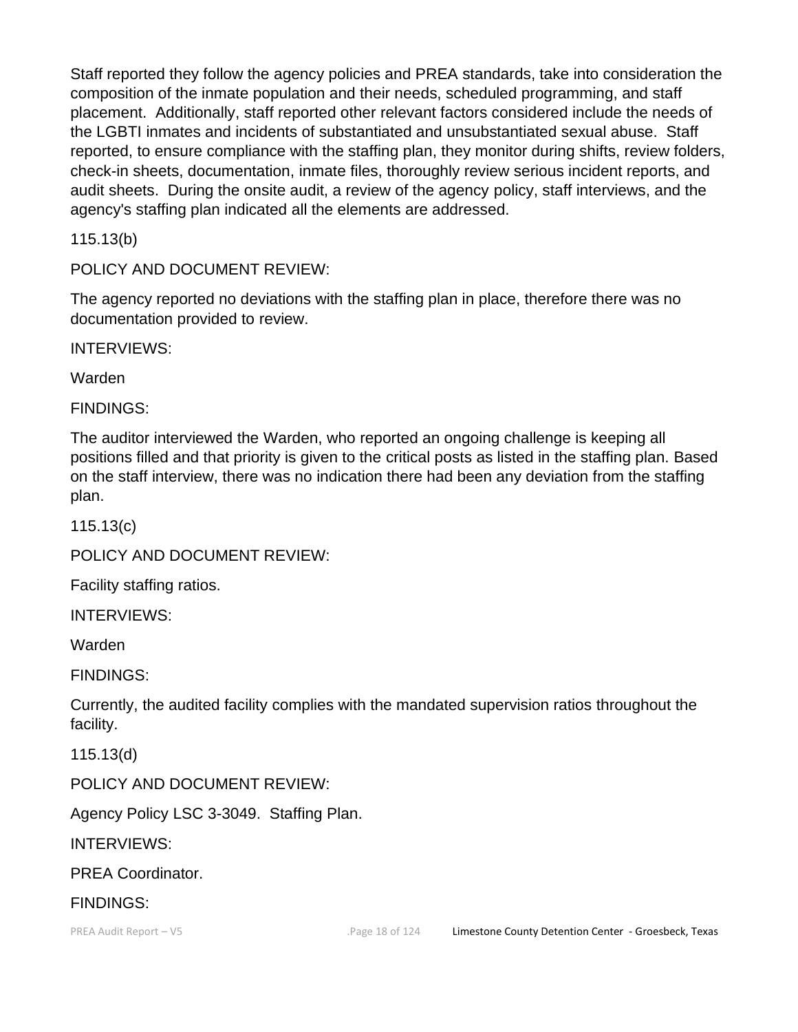Staff reported they follow the agency policies and PREA standards, take into consideration the composition of the inmate population and their needs, scheduled programming, and staff placement. Additionally, staff reported other relevant factors considered include the needs of the LGBTI inmates and incidents of substantiated and unsubstantiated sexual abuse. Staff reported, to ensure compliance with the staffing plan, they monitor during shifts, review folders, check-in sheets, documentation, inmate files, thoroughly review serious incident reports, and audit sheets. During the onsite audit, a review of the agency policy, staff interviews, and the agency's staffing plan indicated all the elements are addressed.

115.13(b)

POLICY AND DOCUMENT REVIEW:

The agency reported no deviations with the staffing plan in place, therefore there was no documentation provided to review.

INTERVIEWS:

Warden

FINDINGS:

The auditor interviewed the Warden, who reported an ongoing challenge is keeping all positions filled and that priority is given to the critical posts as listed in the staffing plan. Based on the staff interview, there was no indication there had been any deviation from the staffing plan.

115.13(c)

POLICY AND DOCUMENT REVIEW:

Facility staffing ratios.

INTERVIEWS:

Warden

FINDINGS:

Currently, the audited facility complies with the mandated supervision ratios throughout the facility.

115.13(d)

POLICY AND DOCUMENT REVIEW:

Agency Policy LSC 3-3049. Staffing Plan.

INTERVIEWS:

PREA Coordinator.

FINDINGS: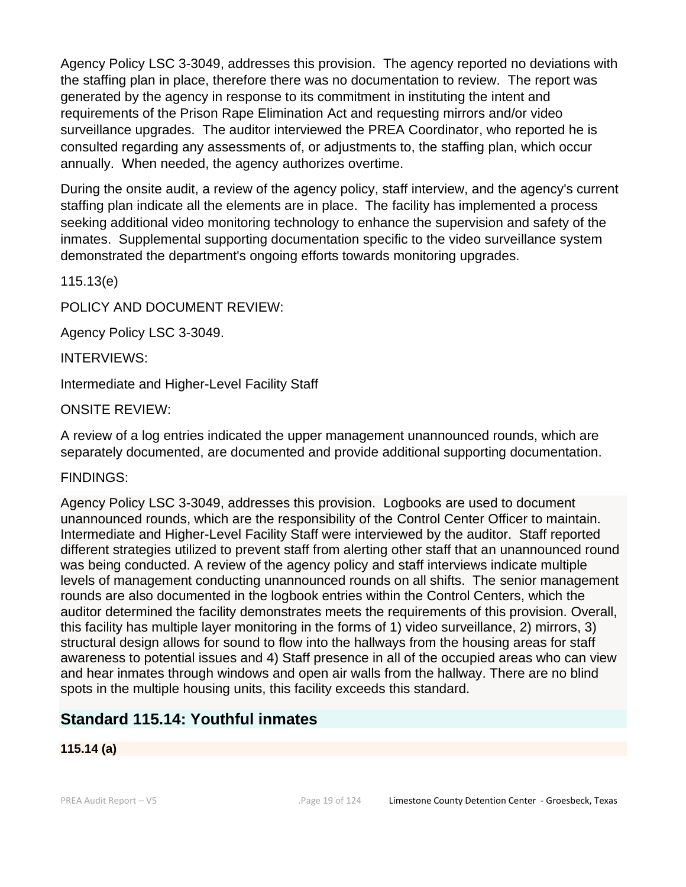Agency Policy LSC 3-3049, addresses this provision. The agency reported no deviations with the staffing plan in place, therefore there was no documentation to review. The report was generated by the agency in response to its commitment in instituting the intent and requirements of the Prison Rape Elimination Act and requesting mirrors and/or video surveillance upgrades. The auditor interviewed the PREA Coordinator, who reported he is consulted regarding any assessments of, or adjustments to, the staffing plan, which occur annually. When needed, the agency authorizes overtime.

During the onsite audit, a review of the agency policy, staff interview, and the agency's current staffing plan indicate all the elements are in place. The facility has implemented a process seeking additional video monitoring technology to enhance the supervision and safety of the inmates. Supplemental supporting documentation specific to the video surveillance system demonstrated the department's ongoing efforts towards monitoring upgrades.

115.13(e)

POLICY AND DOCUMENT REVIEW:

Agency Policy LSC 3-3049.

INTERVIEWS:

Intermediate and Higher-Level Facility Staff

ONSITE REVIEW:

A review of a log entries indicated the upper management unannounced rounds, which are separately documented, are documented and provide additional supporting documentation.

FINDINGS:

Agency Policy LSC 3-3049, addresses this provision. Logbooks are used to document unannounced rounds, which are the responsibility of the Control Center Officer to maintain. Intermediate and Higher-Level Facility Staff were interviewed by the auditor. Staff reported different strategies utilized to prevent staff from alerting other staff that an unannounced round was being conducted. A review of the agency policy and staff interviews indicate multiple levels of management conducting unannounced rounds on all shifts. The senior management rounds are also documented in the logbook entries within the Control Centers, which the auditor determined the facility demonstrates meets the requirements of this provision. Overall, this facility has multiple layer monitoring in the forms of 1) video surveillance, 2) mirrors, 3) structural design allows for sound to flow into the hallways from the housing areas for staff awareness to potential issues and 4) Staff presence in all of the occupied areas who can view and hear inmates through windows and open air walls from the hallway. There are no blind spots in the multiple housing units, this facility exceeds this standard.

## Standard 115.14: Youthful inmates

**115.14 (a)**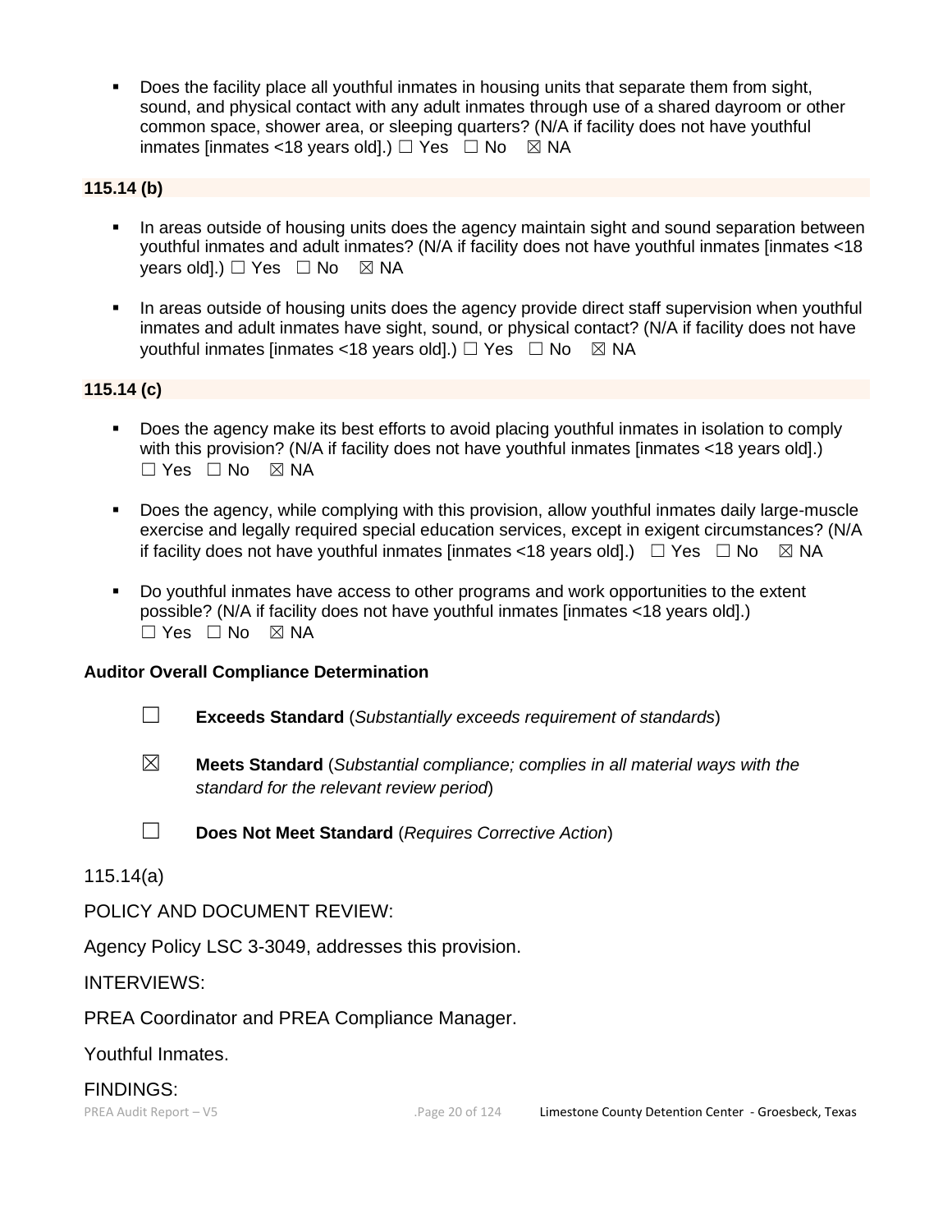- Does the facility place all youthful inmates in housing units that separate them from sight, sound, and physical contact with any adult inmates through use of a shared dayroom or other common space, shower area, or sleeping quarters? (N/A if facility does not have youthful inmates [inmates <18 years old].) ☐ Yes ☐ No ☒ NA

**115.14 (b)**

- In areas outside of housing units does the agency maintain sight and sound separation between youthful inmates and adult inmates? (N/A if facility does not have youthful inmates [inmates <18 years old].) ☐ Yes ☐ No ☒ NA

- In areas outside of housing units does the agency provide direct staff supervision when youthful inmates and adult inmates have sight, sound, or physical contact? (N/A if facility does not have youthful inmates [inmates <18 years old].) ☐ Yes ☐ No ☒ NA

**115.14 (c)**

- Does the agency make its best efforts to avoid placing youthful inmates in isolation to comply with this provision? (N/A if facility does not have youthful inmates [inmates <18 years old].) ☐ Yes ☐ No ☒ NA

- Does the agency, while complying with this provision, allow youthful inmates daily large-muscle exercise and legally required special education services, except in exigent circumstances? (N/A if facility does not have youthful inmates [inmates <18 years old].) ☐ Yes ☐ No ☒ NA

- Do youthful inmates have access to other programs and work opportunities to the extent possible? (N/A if facility does not have youthful inmates [inmates <18 years old].) ☐ Yes ☐ No ☒ NA

**Auditor Overall Compliance Determination**

☐ **Exceeds Standard** (*Substantially exceeds requirement of standards*)

☒ **Meets Standard** (*Substantial compliance; complies in all material ways with the standard for the relevant review period*)

☐ **Does Not Meet Standard** (*Requires Corrective Action*)

115.14(a)

POLICY AND DOCUMENT REVIEW:

Agency Policy LSC 3-3049, addresses this provision.

INTERVIEWS:

PREA Coordinator and PREA Compliance Manager.

Youthful Inmates.

FINDINGS: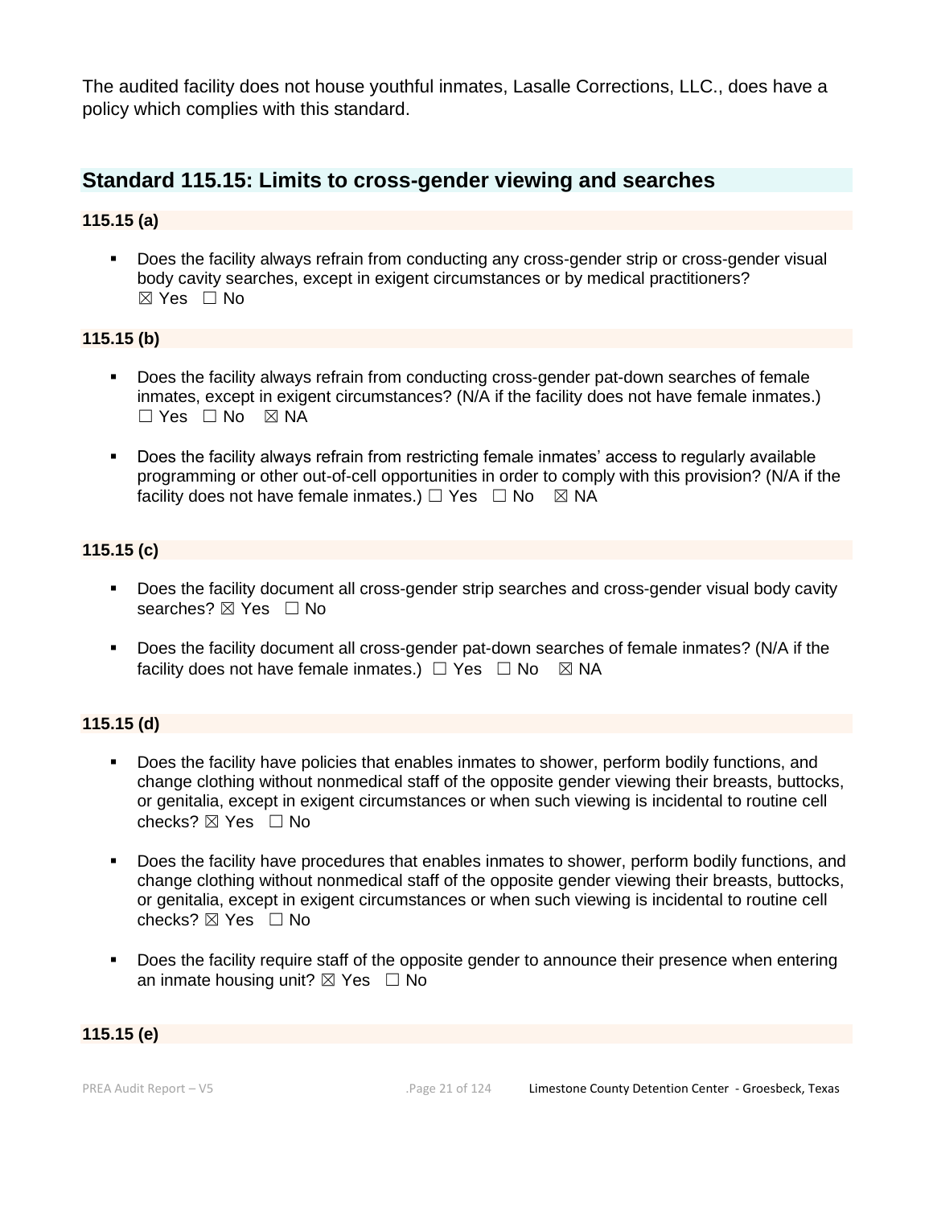The audited facility does not house youthful inmates, Lasalle Corrections, LLC., does have a policy which complies with this standard.

## Standard 115.15: Limits to cross-gender viewing and searches

**115.15 (a)**

- Does the facility always refrain from conducting any cross-gender strip or cross-gender visual body cavity searches, except in exigent circumstances or by medical practitioners? ☒ Yes ☐ No

**115.15 (b)**

- Does the facility always refrain from conducting cross-gender pat-down searches of female inmates, except in exigent circumstances? (N/A if the facility does not have female inmates.) ☐ Yes ☐ No ☒ NA
- Does the facility always refrain from restricting female inmates' access to regularly available programming or other out-of-cell opportunities in order to comply with this provision? (N/A if the facility does not have female inmates.) ☐ Yes ☐ No ☒ NA

**115.15 (c)**

- Does the facility document all cross-gender strip searches and cross-gender visual body cavity searches? ☒ Yes ☐ No
- Does the facility document all cross-gender pat-down searches of female inmates? (N/A if the facility does not have female inmates.) ☐ Yes ☐ No ☒ NA

**115.15 (d)**

- Does the facility have policies that enables inmates to shower, perform bodily functions, and change clothing without nonmedical staff of the opposite gender viewing their breasts, buttocks, or genitalia, except in exigent circumstances or when such viewing is incidental to routine cell checks? ☒ Yes ☐ No
- Does the facility have procedures that enables inmates to shower, perform bodily functions, and change clothing without nonmedical staff of the opposite gender viewing their breasts, buttocks, or genitalia, except in exigent circumstances or when such viewing is incidental to routine cell checks? ☒ Yes ☐ No
- Does the facility require staff of the opposite gender to announce their presence when entering an inmate housing unit? ☒ Yes ☐ No

**115.15 (e)**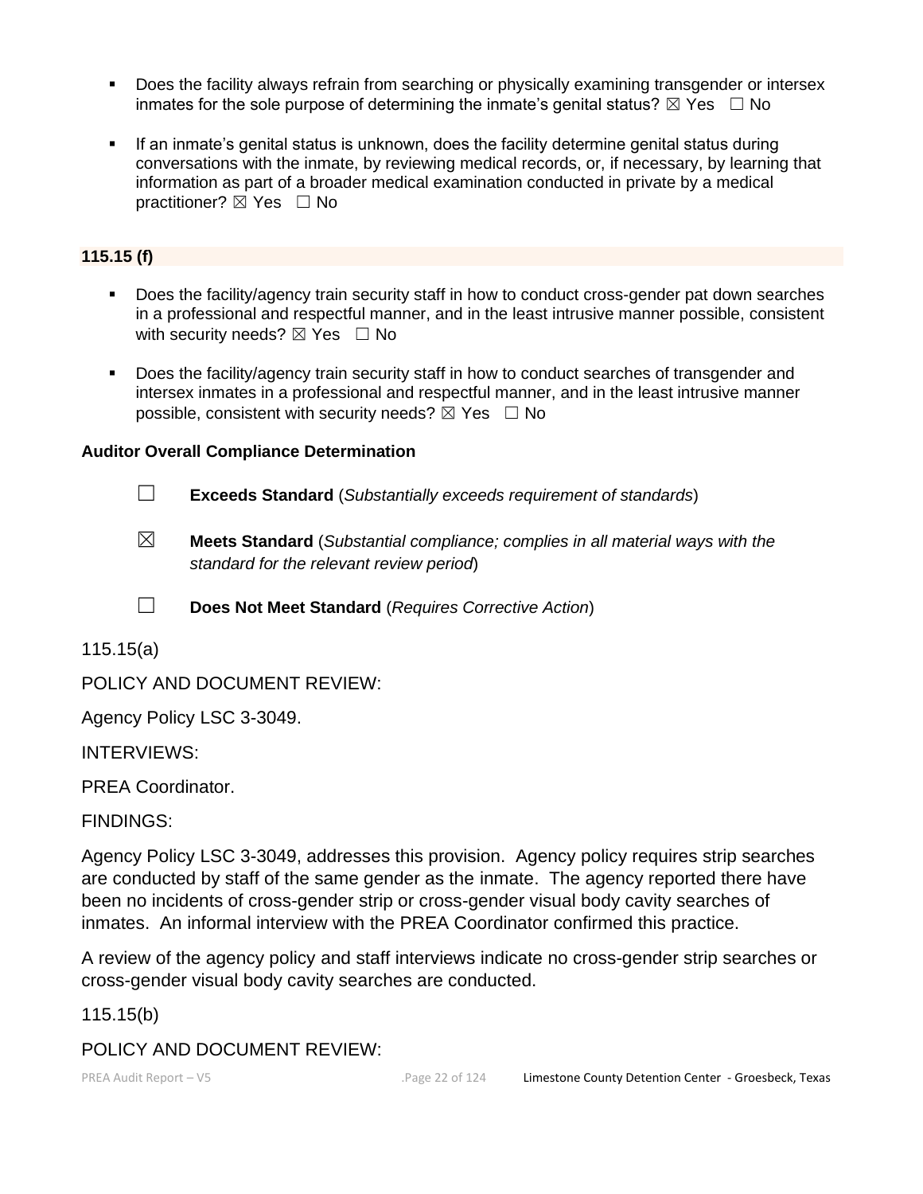- Does the facility always refrain from searching or physically examining transgender or intersex inmates for the sole purpose of determining the inmate's genital status? ☒ Yes ☐ No

- If an inmate's genital status is unknown, does the facility determine genital status during conversations with the inmate, by reviewing medical records, or, if necessary, by learning that information as part of a broader medical examination conducted in private by a medical practitioner? ☒ Yes ☐ No

**115.15 (f)**

- Does the facility/agency train security staff in how to conduct cross-gender pat down searches in a professional and respectful manner, and in the least intrusive manner possible, consistent with security needs? ☒ Yes ☐ No

- Does the facility/agency train security staff in how to conduct searches of transgender and intersex inmates in a professional and respectful manner, and in the least intrusive manner possible, consistent with security needs? ☒ Yes ☐ No

**Auditor Overall Compliance Determination**

☐ **Exceeds Standard** (*Substantially exceeds requirement of standards*)

☒ **Meets Standard** (*Substantial compliance; complies in all material ways with the standard for the relevant review period*)

☐ **Does Not Meet Standard** (*Requires Corrective Action*)

115.15(a)

POLICY AND DOCUMENT REVIEW:

Agency Policy LSC 3-3049.

INTERVIEWS:

PREA Coordinator.

FINDINGS:

Agency Policy LSC 3-3049, addresses this provision. Agency policy requires strip searches are conducted by staff of the same gender as the inmate. The agency reported there have been no incidents of cross-gender strip or cross-gender visual body cavity searches of inmates. An informal interview with the PREA Coordinator confirmed this practice.

A review of the agency policy and staff interviews indicate no cross-gender strip searches or cross-gender visual body cavity searches are conducted.

115.15(b)

POLICY AND DOCUMENT REVIEW: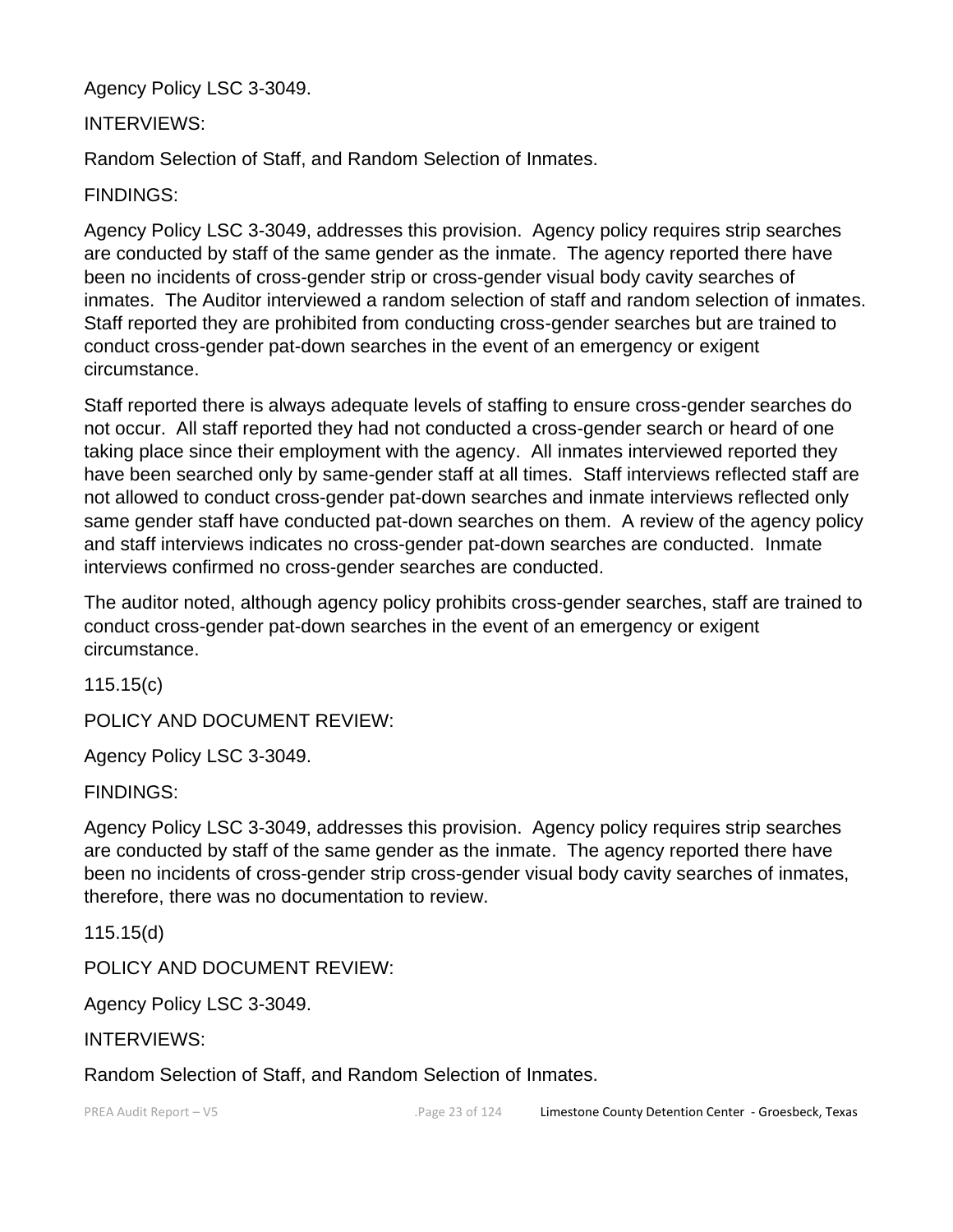Agency Policy LSC 3-3049.

INTERVIEWS:

Random Selection of Staff, and Random Selection of Inmates.

FINDINGS:

Agency Policy LSC 3-3049, addresses this provision. Agency policy requires strip searches are conducted by staff of the same gender as the inmate. The agency reported there have been no incidents of cross-gender strip or cross-gender visual body cavity searches of inmates. The Auditor interviewed a random selection of staff and random selection of inmates. Staff reported they are prohibited from conducting cross-gender searches but are trained to conduct cross-gender pat-down searches in the event of an emergency or exigent circumstance.

Staff reported there is always adequate levels of staffing to ensure cross-gender searches do not occur. All staff reported they had not conducted a cross-gender search or heard of one taking place since their employment with the agency. All inmates interviewed reported they have been searched only by same-gender staff at all times. Staff interviews reflected staff are not allowed to conduct cross-gender pat-down searches and inmate interviews reflected only same gender staff have conducted pat-down searches on them. A review of the agency policy and staff interviews indicates no cross-gender pat-down searches are conducted. Inmate interviews confirmed no cross-gender searches are conducted.

The auditor noted, although agency policy prohibits cross-gender searches, staff are trained to conduct cross-gender pat-down searches in the event of an emergency or exigent circumstance.

115.15(c)

POLICY AND DOCUMENT REVIEW:

Agency Policy LSC 3-3049.

FINDINGS:

Agency Policy LSC 3-3049, addresses this provision. Agency policy requires strip searches are conducted by staff of the same gender as the inmate. The agency reported there have been no incidents of cross-gender strip cross-gender visual body cavity searches of inmates, therefore, there was no documentation to review.

115.15(d)

POLICY AND DOCUMENT REVIEW:

Agency Policy LSC 3-3049.

INTERVIEWS:

Random Selection of Staff, and Random Selection of Inmates.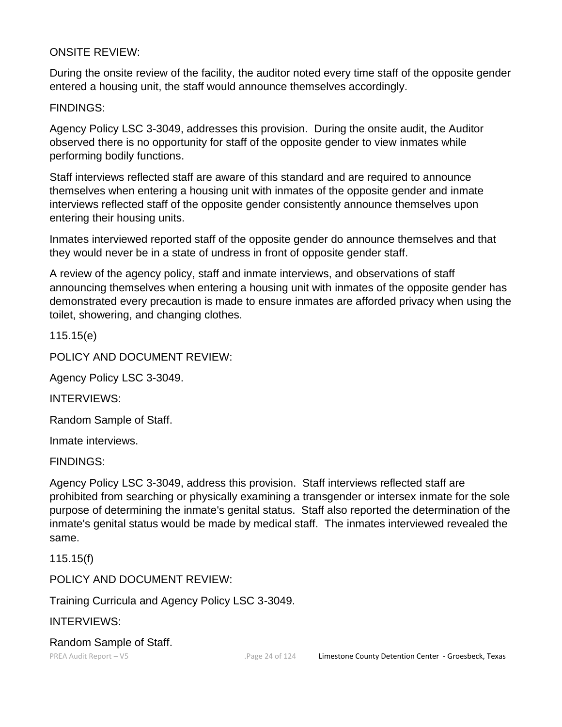ONSITE REVIEW:

During the onsite review of the facility, the auditor noted every time staff of the opposite gender entered a housing unit, the staff would announce themselves accordingly.

FINDINGS:

Agency Policy LSC 3-3049, addresses this provision. During the onsite audit, the Auditor observed there is no opportunity for staff of the opposite gender to view inmates while performing bodily functions.

Staff interviews reflected staff are aware of this standard and are required to announce themselves when entering a housing unit with inmates of the opposite gender and inmate interviews reflected staff of the opposite gender consistently announce themselves upon entering their housing units.

Inmates interviewed reported staff of the opposite gender do announce themselves and that they would never be in a state of undress in front of opposite gender staff.

A review of the agency policy, staff and inmate interviews, and observations of staff announcing themselves when entering a housing unit with inmates of the opposite gender has demonstrated every precaution is made to ensure inmates are afforded privacy when using the toilet, showering, and changing clothes.

115.15(e)

POLICY AND DOCUMENT REVIEW:

Agency Policy LSC 3-3049.

INTERVIEWS:

Random Sample of Staff.

Inmate interviews.

FINDINGS:

Agency Policy LSC 3-3049, address this provision. Staff interviews reflected staff are prohibited from searching or physically examining a transgender or intersex inmate for the sole purpose of determining the inmate's genital status. Staff also reported the determination of the inmate's genital status would be made by medical staff. The inmates interviewed revealed the same.

115.15(f)

POLICY AND DOCUMENT REVIEW:

Training Curricula and Agency Policy LSC 3-3049.

INTERVIEWS:

Random Sample of Staff.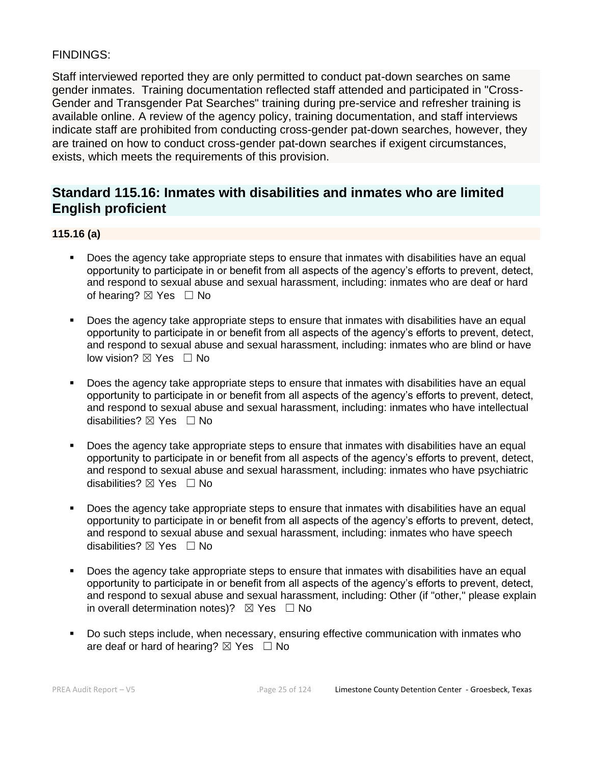FINDINGS:

Staff interviewed reported they are only permitted to conduct pat-down searches on same gender inmates. Training documentation reflected staff attended and participated in "Cross-Gender and Transgender Pat Searches" training during pre-service and refresher training is available online. A review of the agency policy, training documentation, and staff interviews indicate staff are prohibited from conducting cross-gender pat-down searches, however, they are trained on how to conduct cross-gender pat-down searches if exigent circumstances, exists, which meets the requirements of this provision.

## Standard 115.16: Inmates with disabilities and inmates who are limited English proficient

**115.16 (a)**

- Does the agency take appropriate steps to ensure that inmates with disabilities have an equal opportunity to participate in or benefit from all aspects of the agency's efforts to prevent, detect, and respond to sexual abuse and sexual harassment, including: inmates who are deaf or hard of hearing? ☒ Yes ☐ No

- Does the agency take appropriate steps to ensure that inmates with disabilities have an equal opportunity to participate in or benefit from all aspects of the agency's efforts to prevent, detect, and respond to sexual abuse and sexual harassment, including: inmates who are blind or have low vision? ☒ Yes ☐ No

- Does the agency take appropriate steps to ensure that inmates with disabilities have an equal opportunity to participate in or benefit from all aspects of the agency's efforts to prevent, detect, and respond to sexual abuse and sexual harassment, including: inmates who have intellectual disabilities? ☒ Yes ☐ No

- Does the agency take appropriate steps to ensure that inmates with disabilities have an equal opportunity to participate in or benefit from all aspects of the agency's efforts to prevent, detect, and respond to sexual abuse and sexual harassment, including: inmates who have psychiatric disabilities? ☒ Yes ☐ No

- Does the agency take appropriate steps to ensure that inmates with disabilities have an equal opportunity to participate in or benefit from all aspects of the agency's efforts to prevent, detect, and respond to sexual abuse and sexual harassment, including: inmates who have speech disabilities? ☒ Yes ☐ No

- Does the agency take appropriate steps to ensure that inmates with disabilities have an equal opportunity to participate in or benefit from all aspects of the agency's efforts to prevent, detect, and respond to sexual abuse and sexual harassment, including: Other (if "other," please explain in overall determination notes)? ☒ Yes ☐ No

- Do such steps include, when necessary, ensuring effective communication with inmates who are deaf or hard of hearing? ☒ Yes ☐ No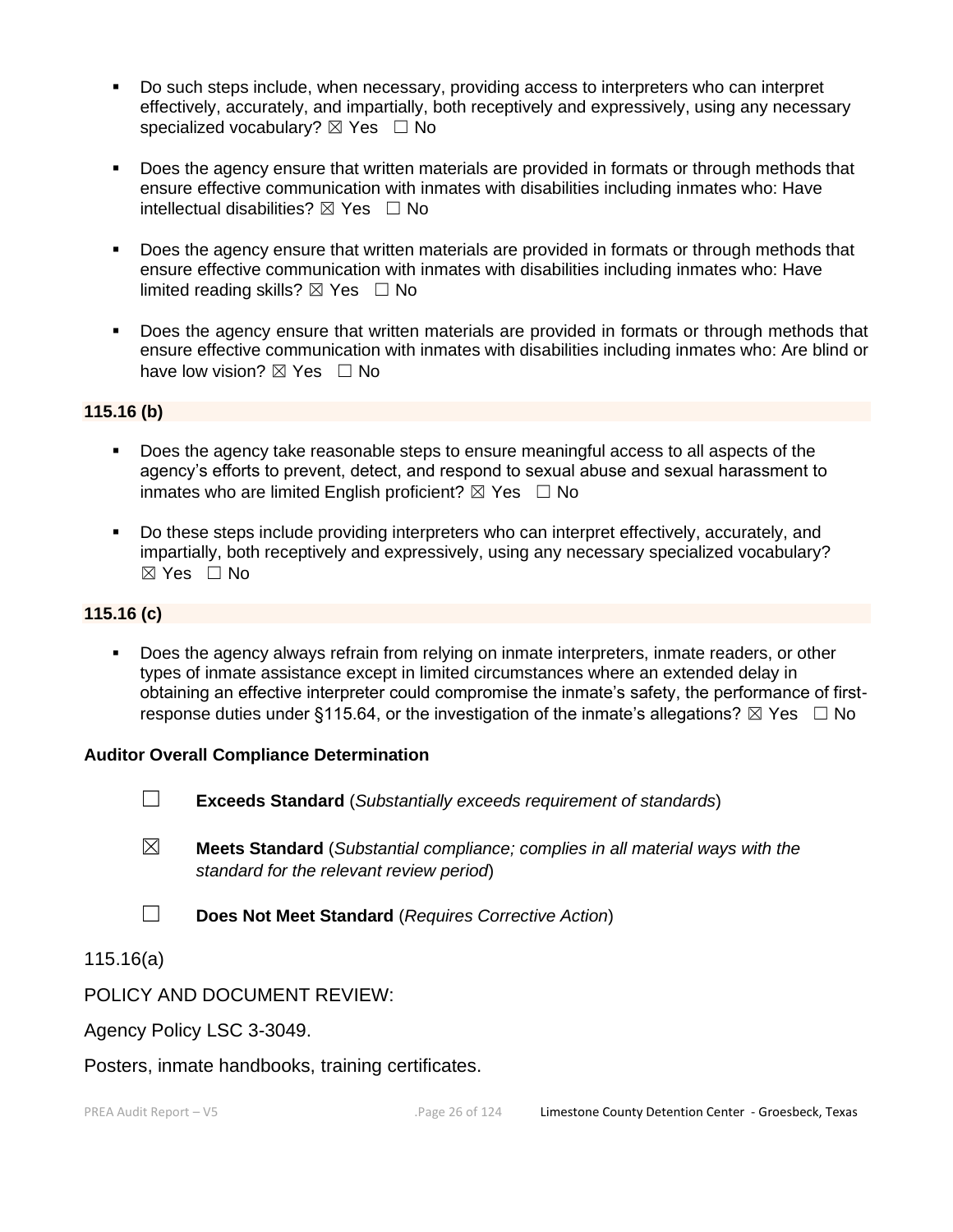- Do such steps include, when necessary, providing access to interpreters who can interpret effectively, accurately, and impartially, both receptively and expressively, using any necessary specialized vocabulary? ☒ Yes ☐ No

- Does the agency ensure that written materials are provided in formats or through methods that ensure effective communication with inmates with disabilities including inmates who: Have intellectual disabilities? ☒ Yes ☐ No

- Does the agency ensure that written materials are provided in formats or through methods that ensure effective communication with inmates with disabilities including inmates who: Have limited reading skills? ☒ Yes ☐ No

- Does the agency ensure that written materials are provided in formats or through methods that ensure effective communication with inmates with disabilities including inmates who: Are blind or have low vision? ☒ Yes ☐ No

**115.16 (b)**

- Does the agency take reasonable steps to ensure meaningful access to all aspects of the agency's efforts to prevent, detect, and respond to sexual abuse and sexual harassment to inmates who are limited English proficient? ☒ Yes ☐ No

- Do these steps include providing interpreters who can interpret effectively, accurately, and impartially, both receptively and expressively, using any necessary specialized vocabulary? ☒ Yes ☐ No

**115.16 (c)**

- Does the agency always refrain from relying on inmate interpreters, inmate readers, or other types of inmate assistance except in limited circumstances where an extended delay in obtaining an effective interpreter could compromise the inmate's safety, the performance of first-response duties under §115.64, or the investigation of the inmate's allegations? ☒ Yes ☐ No

**Auditor Overall Compliance Determination**

☐ **Exceeds Standard** (*Substantially exceeds requirement of standards*)

☒ **Meets Standard** (*Substantial compliance; complies in all material ways with the standard for the relevant review period*)

☐ **Does Not Meet Standard** (*Requires Corrective Action*)

115.16(a)

POLICY AND DOCUMENT REVIEW:

Agency Policy LSC 3-3049.

Posters, inmate handbooks, training certificates.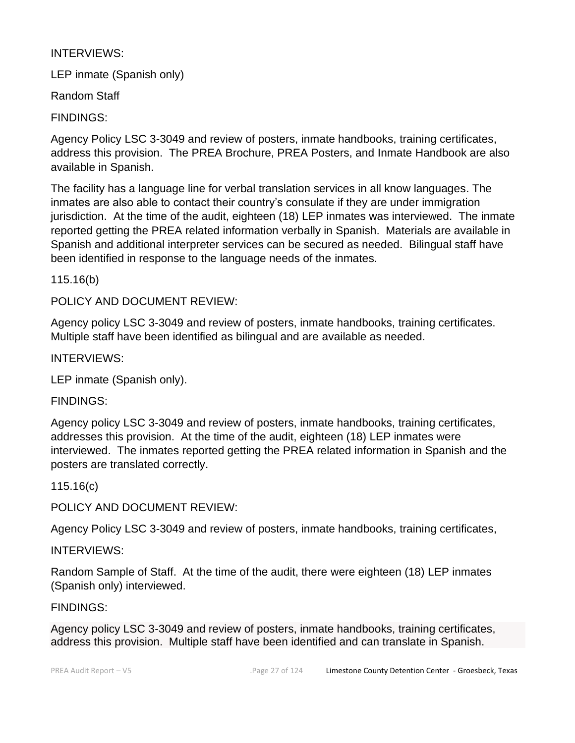INTERVIEWS:

LEP inmate (Spanish only)

Random Staff

FINDINGS:

Agency Policy LSC 3-3049 and review of posters, inmate handbooks, training certificates, address this provision. The PREA Brochure, PREA Posters, and Inmate Handbook are also available in Spanish.

The facility has a language line for verbal translation services in all know languages. The inmates are also able to contact their country's consulate if they are under immigration jurisdiction. At the time of the audit, eighteen (18) LEP inmates was interviewed. The inmate reported getting the PREA related information verbally in Spanish. Materials are available in Spanish and additional interpreter services can be secured as needed. Bilingual staff have been identified in response to the language needs of the inmates.

115.16(b)

POLICY AND DOCUMENT REVIEW:

Agency policy LSC 3-3049 and review of posters, inmate handbooks, training certificates. Multiple staff have been identified as bilingual and are available as needed.

INTERVIEWS:

LEP inmate (Spanish only).

FINDINGS:

Agency policy LSC 3-3049 and review of posters, inmate handbooks, training certificates, addresses this provision. At the time of the audit, eighteen (18) LEP inmates were interviewed. The inmates reported getting the PREA related information in Spanish and the posters are translated correctly.

115.16(c)

POLICY AND DOCUMENT REVIEW:

Agency Policy LSC 3-3049 and review of posters, inmate handbooks, training certificates,

INTERVIEWS:

Random Sample of Staff. At the time of the audit, there were eighteen (18) LEP inmates (Spanish only) interviewed.

FINDINGS:

Agency policy LSC 3-3049 and review of posters, inmate handbooks, training certificates, address this provision. Multiple staff have been identified and can translate in Spanish.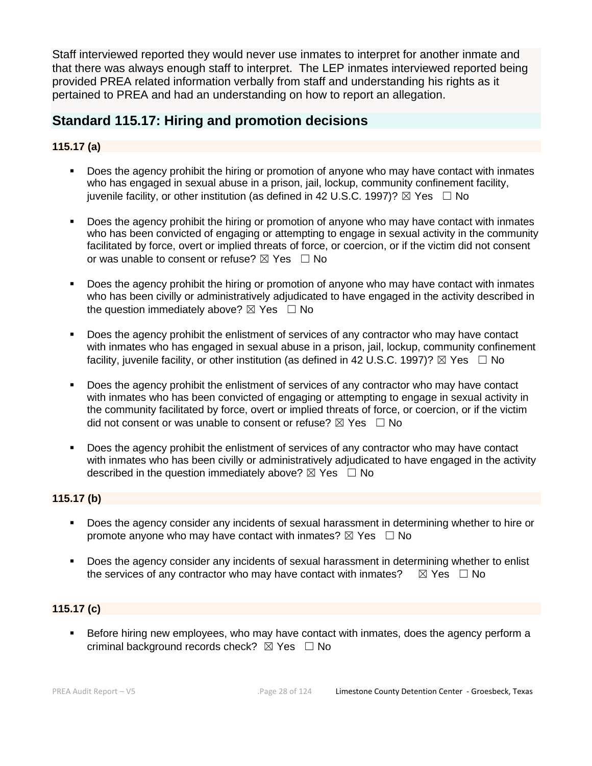Staff interviewed reported they would never use inmates to interpret for another inmate and that there was always enough staff to interpret. The LEP inmates interviewed reported being provided PREA related information verbally from staff and understanding his rights as it pertained to PREA and had an understanding on how to report an allegation.

## Standard 115.17: Hiring and promotion decisions

### 115.17 (a)

- Does the agency prohibit the hiring or promotion of anyone who may have contact with inmates who has engaged in sexual abuse in a prison, jail, lockup, community confinement facility, juvenile facility, or other institution (as defined in 42 U.S.C. 1997)? ☒ Yes ☐ No
- Does the agency prohibit the hiring or promotion of anyone who may have contact with inmates who has been convicted of engaging or attempting to engage in sexual activity in the community facilitated by force, overt or implied threats of force, or coercion, or if the victim did not consent or was unable to consent or refuse? ☒ Yes ☐ No
- Does the agency prohibit the hiring or promotion of anyone who may have contact with inmates who has been civilly or administratively adjudicated to have engaged in the activity described in the question immediately above? ☒ Yes ☐ No
- Does the agency prohibit the enlistment of services of any contractor who may have contact with inmates who has engaged in sexual abuse in a prison, jail, lockup, community confinement facility, juvenile facility, or other institution (as defined in 42 U.S.C. 1997)? ☒ Yes ☐ No
- Does the agency prohibit the enlistment of services of any contractor who may have contact with inmates who has been convicted of engaging or attempting to engage in sexual activity in the community facilitated by force, overt or implied threats of force, or coercion, or if the victim did not consent or was unable to consent or refuse? ☒ Yes ☐ No
- Does the agency prohibit the enlistment of services of any contractor who may have contact with inmates who has been civilly or administratively adjudicated to have engaged in the activity described in the question immediately above? ☒ Yes ☐ No

### 115.17 (b)

- Does the agency consider any incidents of sexual harassment in determining whether to hire or promote anyone who may have contact with inmates? ☒ Yes ☐ No
- Does the agency consider any incidents of sexual harassment in determining whether to enlist the services of any contractor who may have contact with inmates? ☒ Yes ☐ No

### 115.17 (c)

- Before hiring new employees, who may have contact with inmates, does the agency perform a criminal background records check? ☒ Yes ☐ No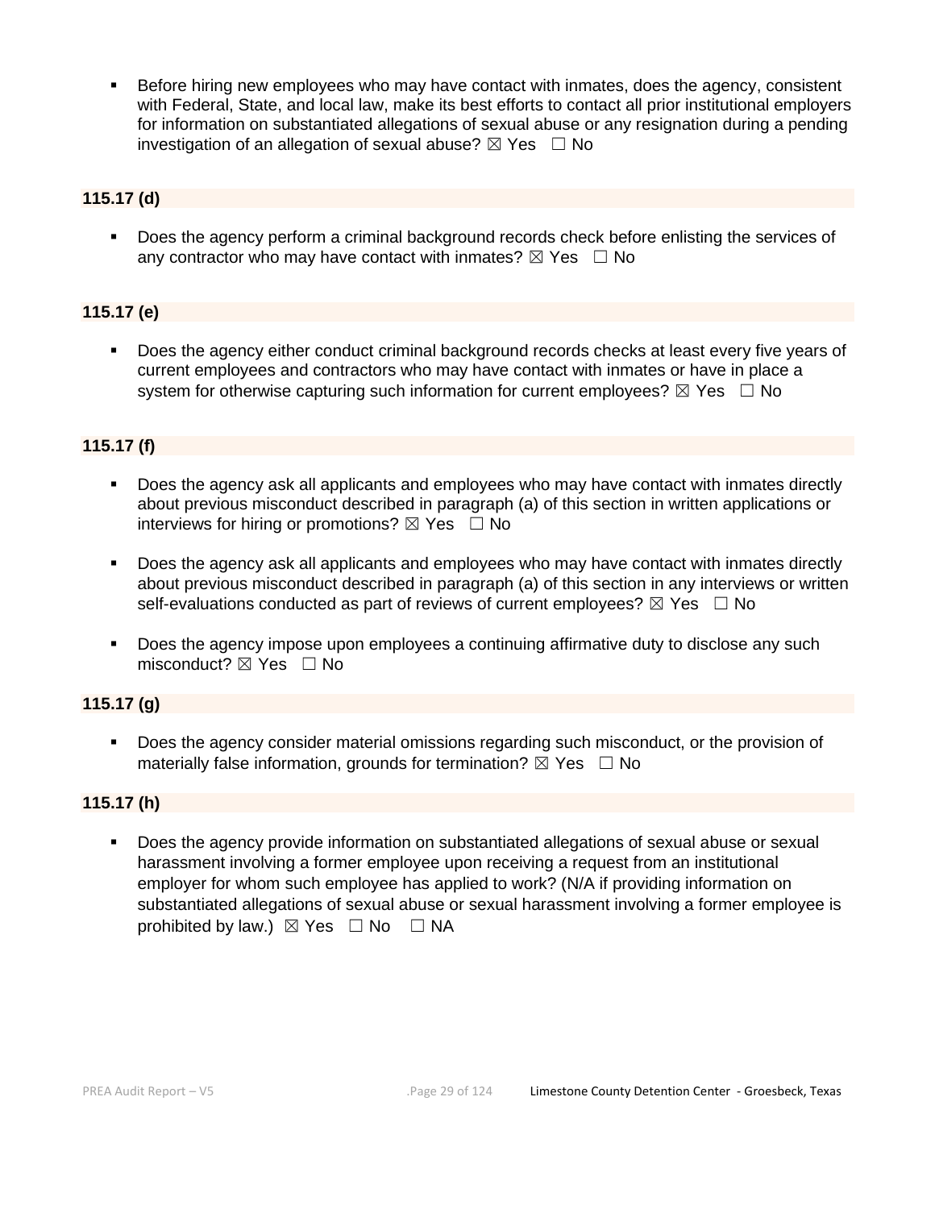- Before hiring new employees who may have contact with inmates, does the agency, consistent with Federal, State, and local law, make its best efforts to contact all prior institutional employers for information on substantiated allegations of sexual abuse or any resignation during a pending investigation of an allegation of sexual abuse? ☒ Yes ☐ No

**115.17 (d)**

- Does the agency perform a criminal background records check before enlisting the services of any contractor who may have contact with inmates? ☒ Yes ☐ No

**115.17 (e)**

- Does the agency either conduct criminal background records checks at least every five years of current employees and contractors who may have contact with inmates or have in place a system for otherwise capturing such information for current employees? ☒ Yes ☐ No

**115.17 (f)**

- Does the agency ask all applicants and employees who may have contact with inmates directly about previous misconduct described in paragraph (a) of this section in written applications or interviews for hiring or promotions? ☒ Yes ☐ No
- Does the agency ask all applicants and employees who may have contact with inmates directly about previous misconduct described in paragraph (a) of this section in any interviews or written self-evaluations conducted as part of reviews of current employees? ☒ Yes ☐ No
- Does the agency impose upon employees a continuing affirmative duty to disclose any such misconduct? ☒ Yes ☐ No

**115.17 (g)**

- Does the agency consider material omissions regarding such misconduct, or the provision of materially false information, grounds for termination? ☒ Yes ☐ No

**115.17 (h)**

- Does the agency provide information on substantiated allegations of sexual abuse or sexual harassment involving a former employee upon receiving a request from an institutional employer for whom such employee has applied to work? (N/A if providing information on substantiated allegations of sexual abuse or sexual harassment involving a former employee is prohibited by law.) ☒ Yes ☐ No ☐ NA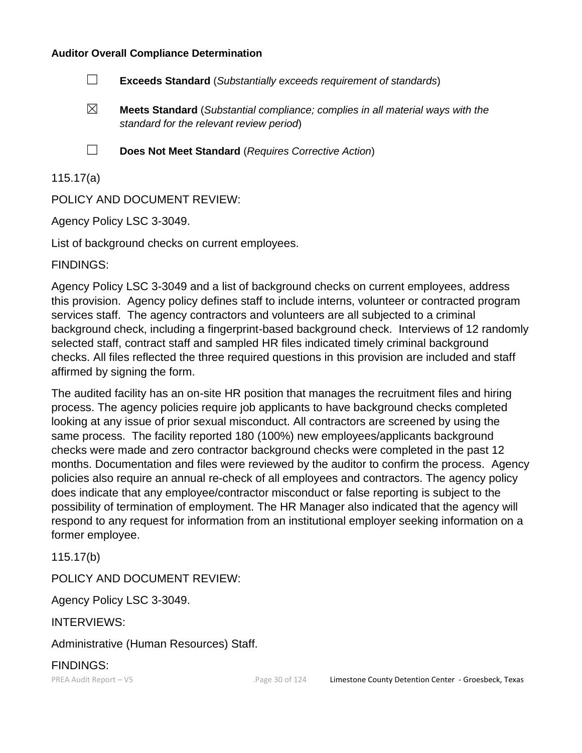**Auditor Overall Compliance Determination**

☐ **Exceeds Standard** (*Substantially exceeds requirement of standards*)

☒ **Meets Standard** (*Substantial compliance; complies in all material ways with the standard for the relevant review period*)

☐ **Does Not Meet Standard** (*Requires Corrective Action*)

115.17(a)

POLICY AND DOCUMENT REVIEW:

Agency Policy LSC 3-3049.

List of background checks on current employees.

FINDINGS:

Agency Policy LSC 3-3049 and a list of background checks on current employees, address this provision. Agency policy defines staff to include interns, volunteer or contracted program services staff. The agency contractors and volunteers are all subjected to a criminal background check, including a fingerprint-based background check. Interviews of 12 randomly selected staff, contract staff and sampled HR files indicated timely criminal background checks. All files reflected the three required questions in this provision are included and staff affirmed by signing the form.

The audited facility has an on-site HR position that manages the recruitment files and hiring process. The agency policies require job applicants to have background checks completed looking at any issue of prior sexual misconduct. All contractors are screened by using the same process. The facility reported 180 (100%) new employees/applicants background checks were made and zero contractor background checks were completed in the past 12 months. Documentation and files were reviewed by the auditor to confirm the process. Agency policies also require an annual re-check of all employees and contractors. The agency policy does indicate that any employee/contractor misconduct or false reporting is subject to the possibility of termination of employment. The HR Manager also indicated that the agency will respond to any request for information from an institutional employer seeking information on a former employee.

115.17(b)

POLICY AND DOCUMENT REVIEW:

Agency Policy LSC 3-3049.

INTERVIEWS:

Administrative (Human Resources) Staff.

FINDINGS: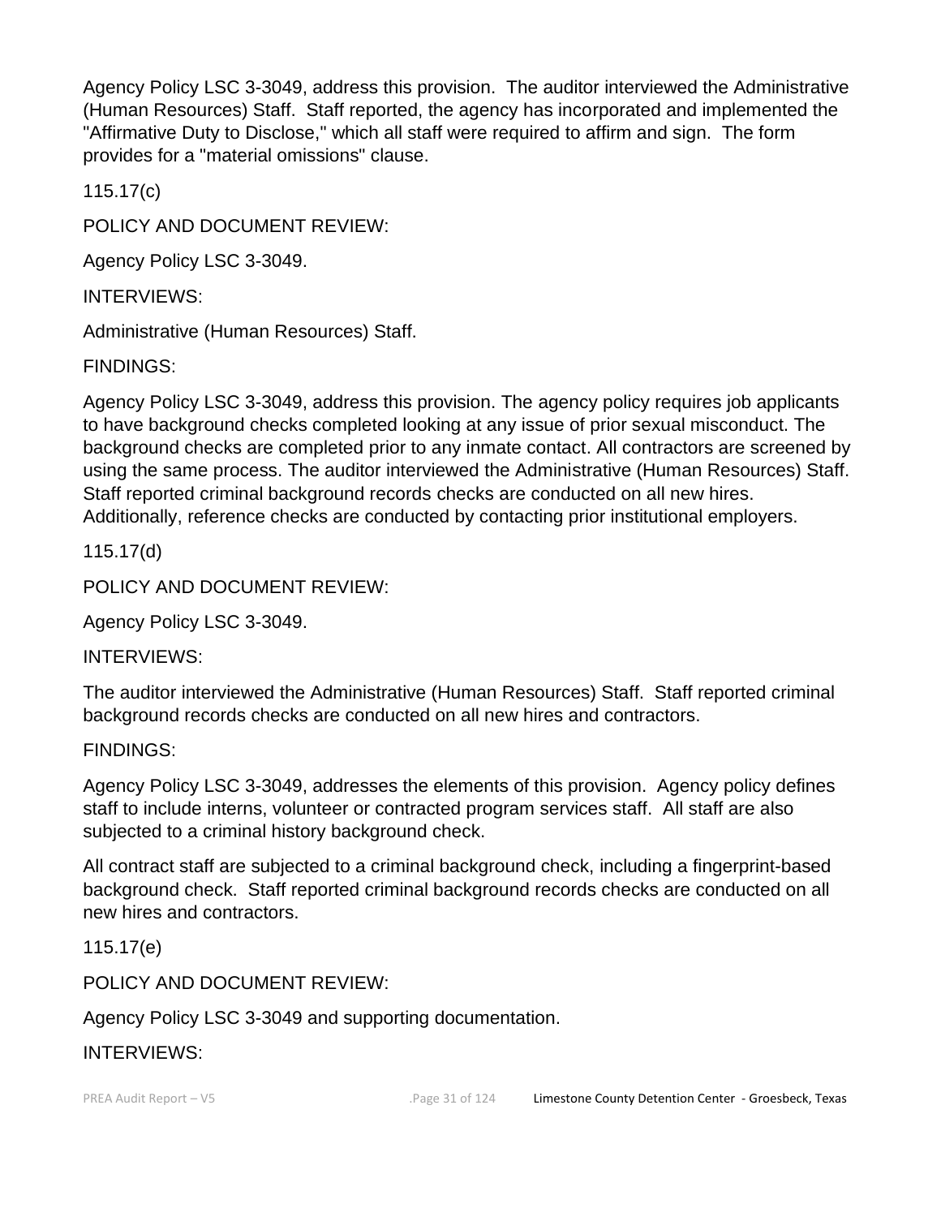Agency Policy LSC 3-3049, address this provision. The auditor interviewed the Administrative (Human Resources) Staff. Staff reported, the agency has incorporated and implemented the "Affirmative Duty to Disclose," which all staff were required to affirm and sign. The form provides for a "material omissions" clause.

115.17(c)

POLICY AND DOCUMENT REVIEW:

Agency Policy LSC 3-3049.

INTERVIEWS:

Administrative (Human Resources) Staff.

FINDINGS:

Agency Policy LSC 3-3049, address this provision. The agency policy requires job applicants to have background checks completed looking at any issue of prior sexual misconduct. The background checks are completed prior to any inmate contact. All contractors are screened by using the same process. The auditor interviewed the Administrative (Human Resources) Staff. Staff reported criminal background records checks are conducted on all new hires. Additionally, reference checks are conducted by contacting prior institutional employers.

115.17(d)

POLICY AND DOCUMENT REVIEW:

Agency Policy LSC 3-3049.

INTERVIEWS:

The auditor interviewed the Administrative (Human Resources) Staff. Staff reported criminal background records checks are conducted on all new hires and contractors.

FINDINGS:

Agency Policy LSC 3-3049, addresses the elements of this provision. Agency policy defines staff to include interns, volunteer or contracted program services staff. All staff are also subjected to a criminal history background check.

All contract staff are subjected to a criminal background check, including a fingerprint-based background check. Staff reported criminal background records checks are conducted on all new hires and contractors.

115.17(e)

POLICY AND DOCUMENT REVIEW:

Agency Policy LSC 3-3049 and supporting documentation.

INTERVIEWS: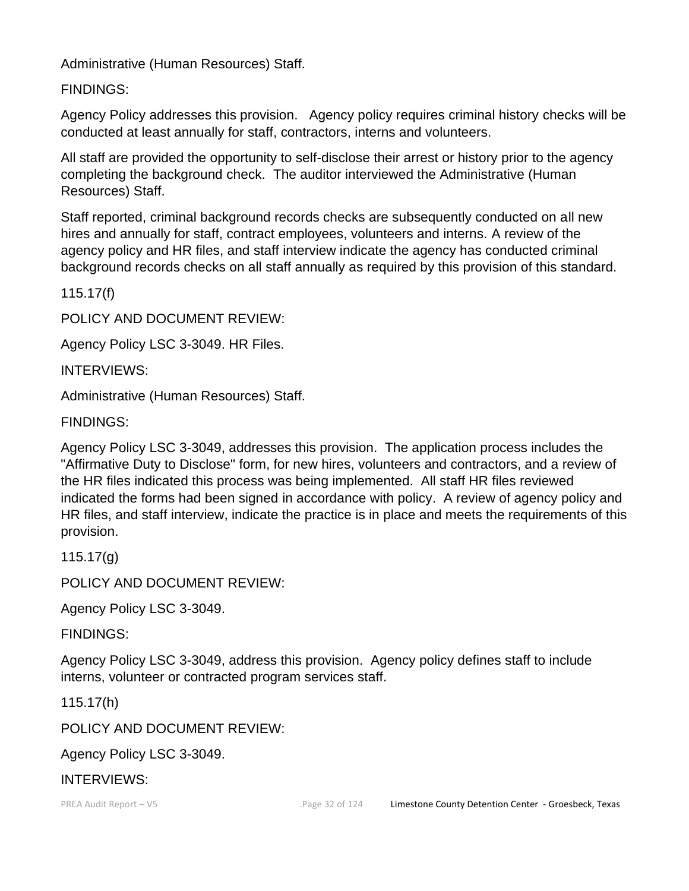Administrative (Human Resources) Staff.

FINDINGS:

Agency Policy addresses this provision.   Agency policy requires criminal history checks will be conducted at least annually for staff, contractors, interns and volunteers.

All staff are provided the opportunity to self-disclose their arrest or history prior to the agency completing the background check.  The auditor interviewed the Administrative (Human Resources) Staff.

Staff reported, criminal background records checks are subsequently conducted on all new hires and annually for staff, contract employees, volunteers and interns. A review of the agency policy and HR files, and staff interview indicate the agency has conducted criminal background records checks on all staff annually as required by this provision of this standard.

115.17(f)

POLICY AND DOCUMENT REVIEW:

Agency Policy LSC 3-3049. HR Files.

INTERVIEWS:

Administrative (Human Resources) Staff.

FINDINGS:

Agency Policy LSC 3-3049, addresses this provision.  The application process includes the "Affirmative Duty to Disclose" form, for new hires, volunteers and contractors, and a review of the HR files indicated this process was being implemented.  All staff HR files reviewed indicated the forms had been signed in accordance with policy.  A review of agency policy and HR files, and staff interview, indicate the practice is in place and meets the requirements of this provision.

115.17(g)

POLICY AND DOCUMENT REVIEW:

Agency Policy LSC 3-3049.

FINDINGS:

Agency Policy LSC 3-3049, address this provision.  Agency policy defines staff to include interns, volunteer or contracted program services staff.

115.17(h)

POLICY AND DOCUMENT REVIEW:

Agency Policy LSC 3-3049.

INTERVIEWS: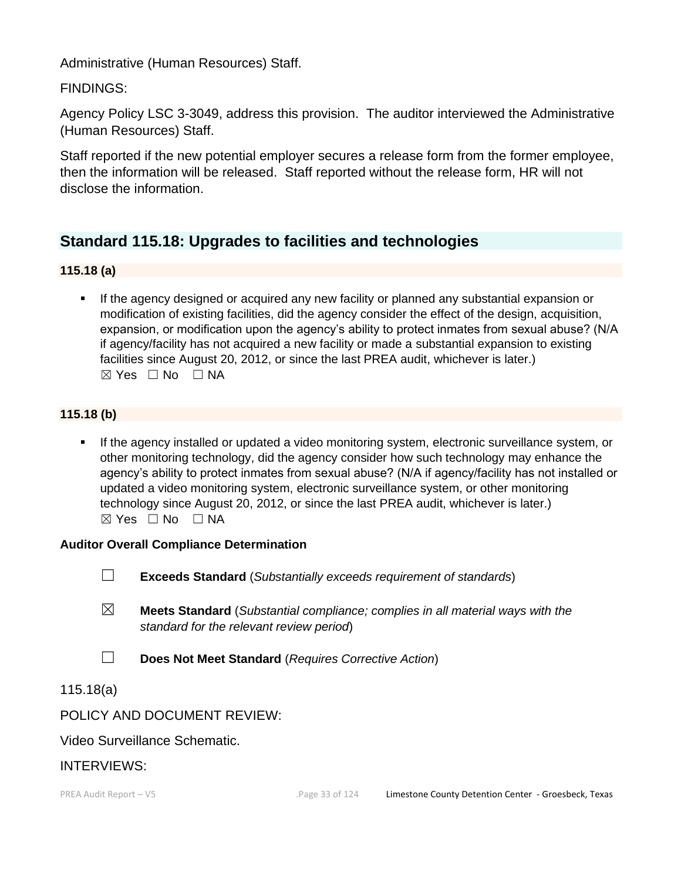Administrative (Human Resources) Staff.

FINDINGS:

Agency Policy LSC 3-3049, address this provision. The auditor interviewed the Administrative (Human Resources) Staff.

Staff reported if the new potential employer secures a release form from the former employee, then the information will be released. Staff reported without the release form, HR will not disclose the information.

## Standard 115.18: Upgrades to facilities and technologies

**115.18 (a)**

- If the agency designed or acquired any new facility or planned any substantial expansion or modification of existing facilities, did the agency consider the effect of the design, acquisition, expansion, or modification upon the agency's ability to protect inmates from sexual abuse? (N/A if agency/facility has not acquired a new facility or made a substantial expansion to existing facilities since August 20, 2012, or since the last PREA audit, whichever is later.)
  ☒ Yes ☐ No ☐ NA

**115.18 (b)**

- If the agency installed or updated a video monitoring system, electronic surveillance system, or other monitoring technology, did the agency consider how such technology may enhance the agency's ability to protect inmates from sexual abuse? (N/A if agency/facility has not installed or updated a video monitoring system, electronic surveillance system, or other monitoring technology since August 20, 2012, or since the last PREA audit, whichever is later.)
  ☒ Yes ☐ No ☐ NA

**Auditor Overall Compliance Determination**

☐ **Exceeds Standard** (*Substantially exceeds requirement of standards*)

☒ **Meets Standard** (*Substantial compliance; complies in all material ways with the standard for the relevant review period*)

☐ **Does Not Meet Standard** (*Requires Corrective Action*)

115.18(a)

POLICY AND DOCUMENT REVIEW:

Video Surveillance Schematic.

INTERVIEWS: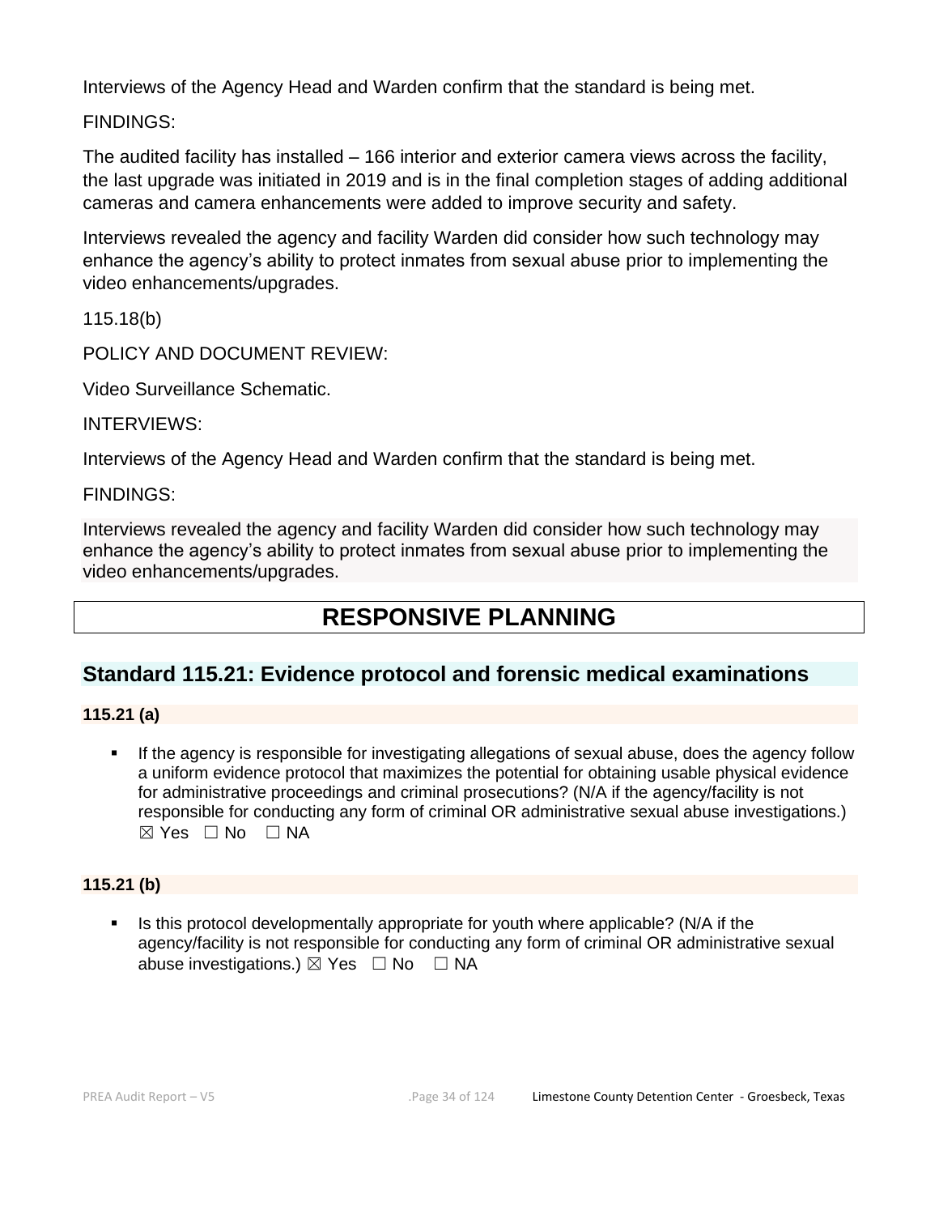Interviews of the Agency Head and Warden confirm that the standard is being met.

FINDINGS:

The audited facility has installed – 166 interior and exterior camera views across the facility, the last upgrade was initiated in 2019 and is in the final completion stages of adding additional cameras and camera enhancements were added to improve security and safety.

Interviews revealed the agency and facility Warden did consider how such technology may enhance the agency's ability to protect inmates from sexual abuse prior to implementing the video enhancements/upgrades.

115.18(b)

POLICY AND DOCUMENT REVIEW:

Video Surveillance Schematic.

INTERVIEWS:

Interviews of the Agency Head and Warden confirm that the standard is being met.

FINDINGS:

Interviews revealed the agency and facility Warden did consider how such technology may enhance the agency's ability to protect inmates from sexual abuse prior to implementing the video enhancements/upgrades.

# RESPONSIVE PLANNING

## Standard 115.21: Evidence protocol and forensic medical examinations

**115.21 (a)**

- If the agency is responsible for investigating allegations of sexual abuse, does the agency follow a uniform evidence protocol that maximizes the potential for obtaining usable physical evidence for administrative proceedings and criminal prosecutions? (N/A if the agency/facility is not responsible for conducting any form of criminal OR administrative sexual abuse investigations.) ☒ Yes ☐ No ☐ NA

**115.21 (b)**

- Is this protocol developmentally appropriate for youth where applicable? (N/A if the agency/facility is not responsible for conducting any form of criminal OR administrative sexual abuse investigations.) ☒ Yes ☐ No ☐ NA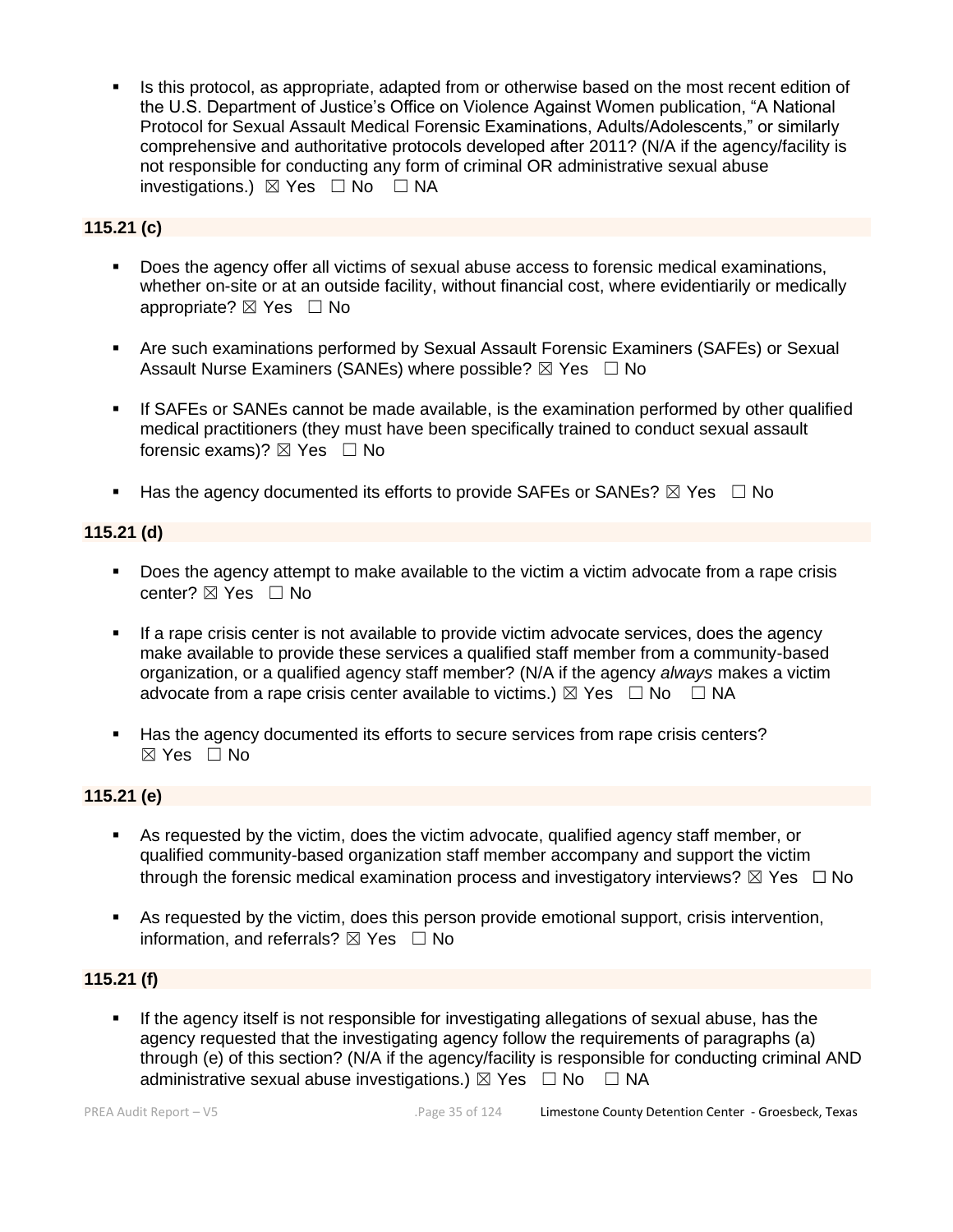- Is this protocol, as appropriate, adapted from or otherwise based on the most recent edition of the U.S. Department of Justice's Office on Violence Against Women publication, "A National Protocol for Sexual Assault Medical Forensic Examinations, Adults/Adolescents," or similarly comprehensive and authoritative protocols developed after 2011? (N/A if the agency/facility is not responsible for conducting any form of criminal OR administrative sexual abuse investigations.) ☒ Yes ☐ No ☐ NA

### 115.21 (c)

- Does the agency offer all victims of sexual abuse access to forensic medical examinations, whether on-site or at an outside facility, without financial cost, where evidentiarily or medically appropriate? ☒ Yes ☐ No
- Are such examinations performed by Sexual Assault Forensic Examiners (SAFEs) or Sexual Assault Nurse Examiners (SANEs) where possible? ☒ Yes ☐ No
- If SAFEs or SANEs cannot be made available, is the examination performed by other qualified medical practitioners (they must have been specifically trained to conduct sexual assault forensic exams)? ☒ Yes ☐ No
- Has the agency documented its efforts to provide SAFEs or SANEs? ☒ Yes ☐ No

### 115.21 (d)

- Does the agency attempt to make available to the victim a victim advocate from a rape crisis center? ☒ Yes ☐ No
- If a rape crisis center is not available to provide victim advocate services, does the agency make available to provide these services a qualified staff member from a community-based organization, or a qualified agency staff member? (N/A if the agency *always* makes a victim advocate from a rape crisis center available to victims.) ☒ Yes ☐ No ☐ NA
- Has the agency documented its efforts to secure services from rape crisis centers? ☒ Yes ☐ No

### 115.21 (e)

- As requested by the victim, does the victim advocate, qualified agency staff member, or qualified community-based organization staff member accompany and support the victim through the forensic medical examination process and investigatory interviews? ☒ Yes ☐ No
- As requested by the victim, does this person provide emotional support, crisis intervention, information, and referrals? ☒ Yes ☐ No

### 115.21 (f)

- If the agency itself is not responsible for investigating allegations of sexual abuse, has the agency requested that the investigating agency follow the requirements of paragraphs (a) through (e) of this section? (N/A if the agency/facility is responsible for conducting criminal AND administrative sexual abuse investigations.) ☒ Yes ☐ No ☐ NA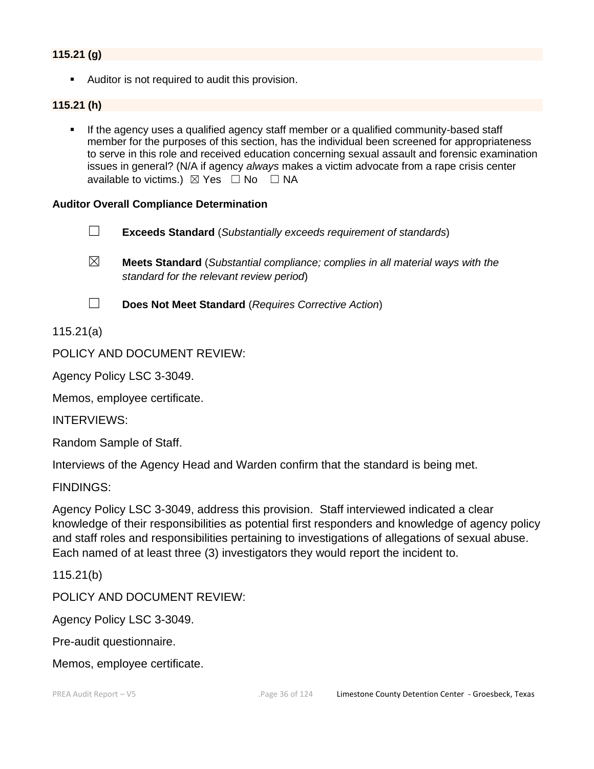**115.21 (g)**

- Auditor is not required to audit this provision.

**115.21 (h)**

- If the agency uses a qualified agency staff member or a qualified community-based staff member for the purposes of this section, has the individual been screened for appropriateness to serve in this role and received education concerning sexual assault and forensic examination issues in general? (N/A if agency *always* makes a victim advocate from a rape crisis center available to victims.) ☒ Yes ☐ No ☐ NA

**Auditor Overall Compliance Determination**

☐ **Exceeds Standard** (*Substantially exceeds requirement of standards*)

☒ **Meets Standard** (*Substantial compliance; complies in all material ways with the standard for the relevant review period*)

☐ **Does Not Meet Standard** (*Requires Corrective Action*)

115.21(a)

POLICY AND DOCUMENT REVIEW:

Agency Policy LSC 3-3049.

Memos, employee certificate.

INTERVIEWS:

Random Sample of Staff.

Interviews of the Agency Head and Warden confirm that the standard is being met.

FINDINGS:

Agency Policy LSC 3-3049, address this provision. Staff interviewed indicated a clear knowledge of their responsibilities as potential first responders and knowledge of agency policy and staff roles and responsibilities pertaining to investigations of allegations of sexual abuse. Each named of at least three (3) investigators they would report the incident to.

115.21(b)

POLICY AND DOCUMENT REVIEW:

Agency Policy LSC 3-3049.

Pre-audit questionnaire.

Memos, employee certificate.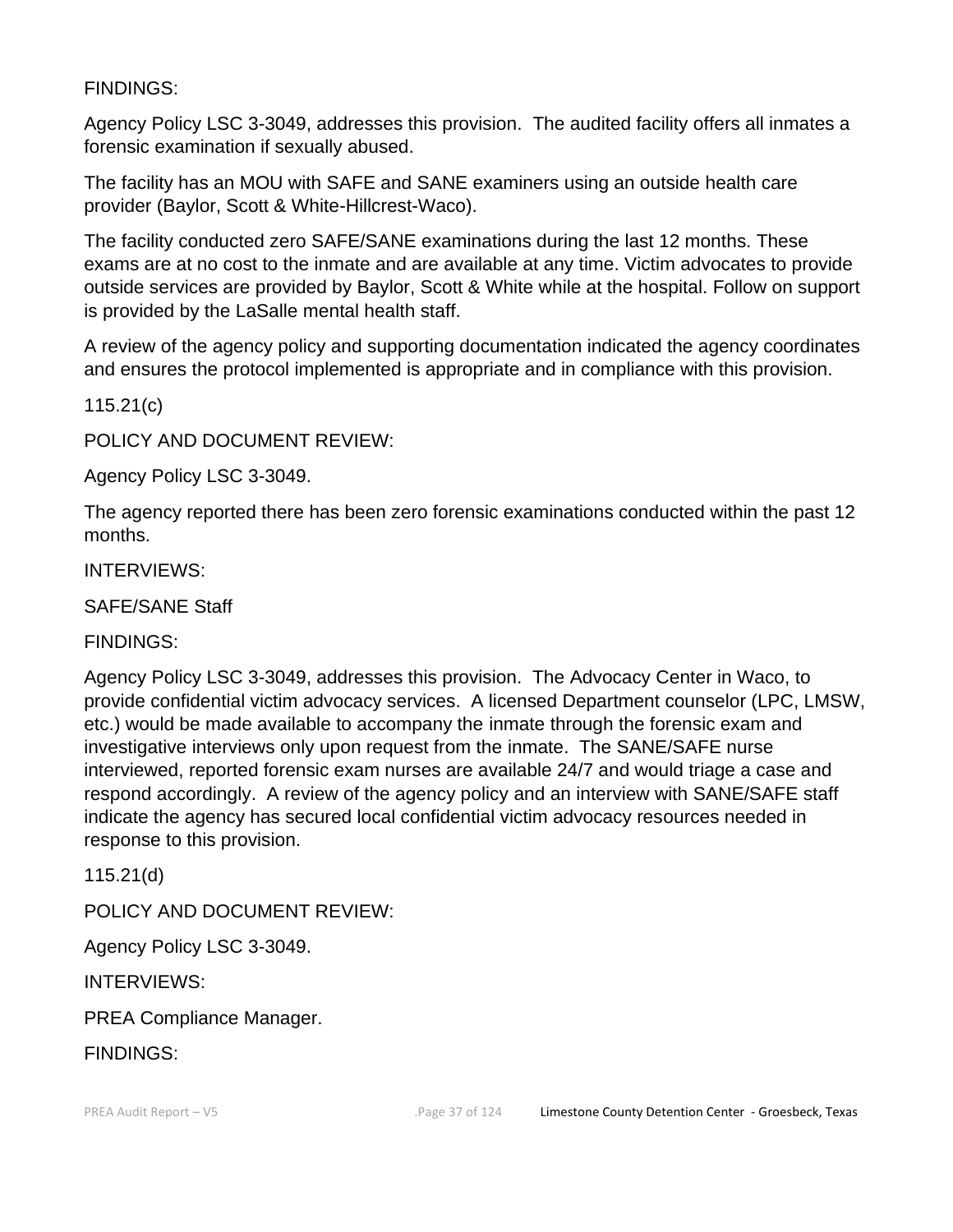FINDINGS:

Agency Policy LSC 3-3049, addresses this provision. The audited facility offers all inmates a forensic examination if sexually abused.

The facility has an MOU with SAFE and SANE examiners using an outside health care provider (Baylor, Scott & White-Hillcrest-Waco).

The facility conducted zero SAFE/SANE examinations during the last 12 months. These exams are at no cost to the inmate and are available at any time. Victim advocates to provide outside services are provided by Baylor, Scott & White while at the hospital. Follow on support is provided by the LaSalle mental health staff.

A review of the agency policy and supporting documentation indicated the agency coordinates and ensures the protocol implemented is appropriate and in compliance with this provision.

115.21(c)

POLICY AND DOCUMENT REVIEW:

Agency Policy LSC 3-3049.

The agency reported there has been zero forensic examinations conducted within the past 12 months.

INTERVIEWS:

SAFE/SANE Staff

FINDINGS:

Agency Policy LSC 3-3049, addresses this provision. The Advocacy Center in Waco, to provide confidential victim advocacy services. A licensed Department counselor (LPC, LMSW, etc.) would be made available to accompany the inmate through the forensic exam and investigative interviews only upon request from the inmate. The SANE/SAFE nurse interviewed, reported forensic exam nurses are available 24/7 and would triage a case and respond accordingly. A review of the agency policy and an interview with SANE/SAFE staff indicate the agency has secured local confidential victim advocacy resources needed in response to this provision.

115.21(d)

POLICY AND DOCUMENT REVIEW:

Agency Policy LSC 3-3049.

INTERVIEWS:

PREA Compliance Manager.

FINDINGS: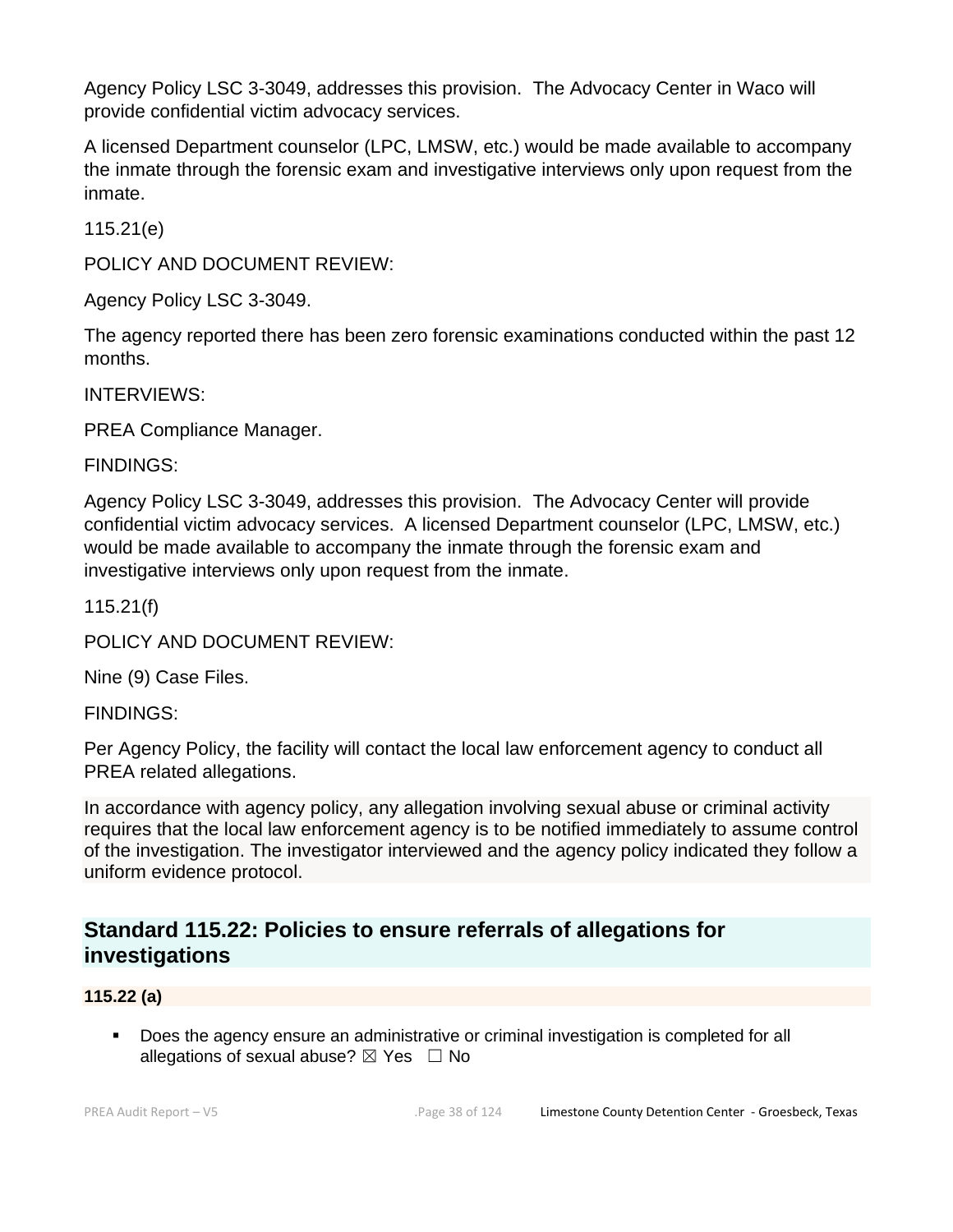Agency Policy LSC 3-3049, addresses this provision. The Advocacy Center in Waco will provide confidential victim advocacy services.

A licensed Department counselor (LPC, LMSW, etc.) would be made available to accompany the inmate through the forensic exam and investigative interviews only upon request from the inmate.

115.21(e)

POLICY AND DOCUMENT REVIEW:

Agency Policy LSC 3-3049.

The agency reported there has been zero forensic examinations conducted within the past 12 months.

INTERVIEWS:

PREA Compliance Manager.

FINDINGS:

Agency Policy LSC 3-3049, addresses this provision. The Advocacy Center will provide confidential victim advocacy services. A licensed Department counselor (LPC, LMSW, etc.) would be made available to accompany the inmate through the forensic exam and investigative interviews only upon request from the inmate.

115.21(f)

POLICY AND DOCUMENT REVIEW:

Nine (9) Case Files.

FINDINGS:

Per Agency Policy, the facility will contact the local law enforcement agency to conduct all PREA related allegations.

In accordance with agency policy, any allegation involving sexual abuse or criminal activity requires that the local law enforcement agency is to be notified immediately to assume control of the investigation. The investigator interviewed and the agency policy indicated they follow a uniform evidence protocol.

## Standard 115.22: Policies to ensure referrals of allegations for investigations

**115.22 (a)**

- Does the agency ensure an administrative or criminal investigation is completed for all allegations of sexual abuse? ☒ Yes ☐ No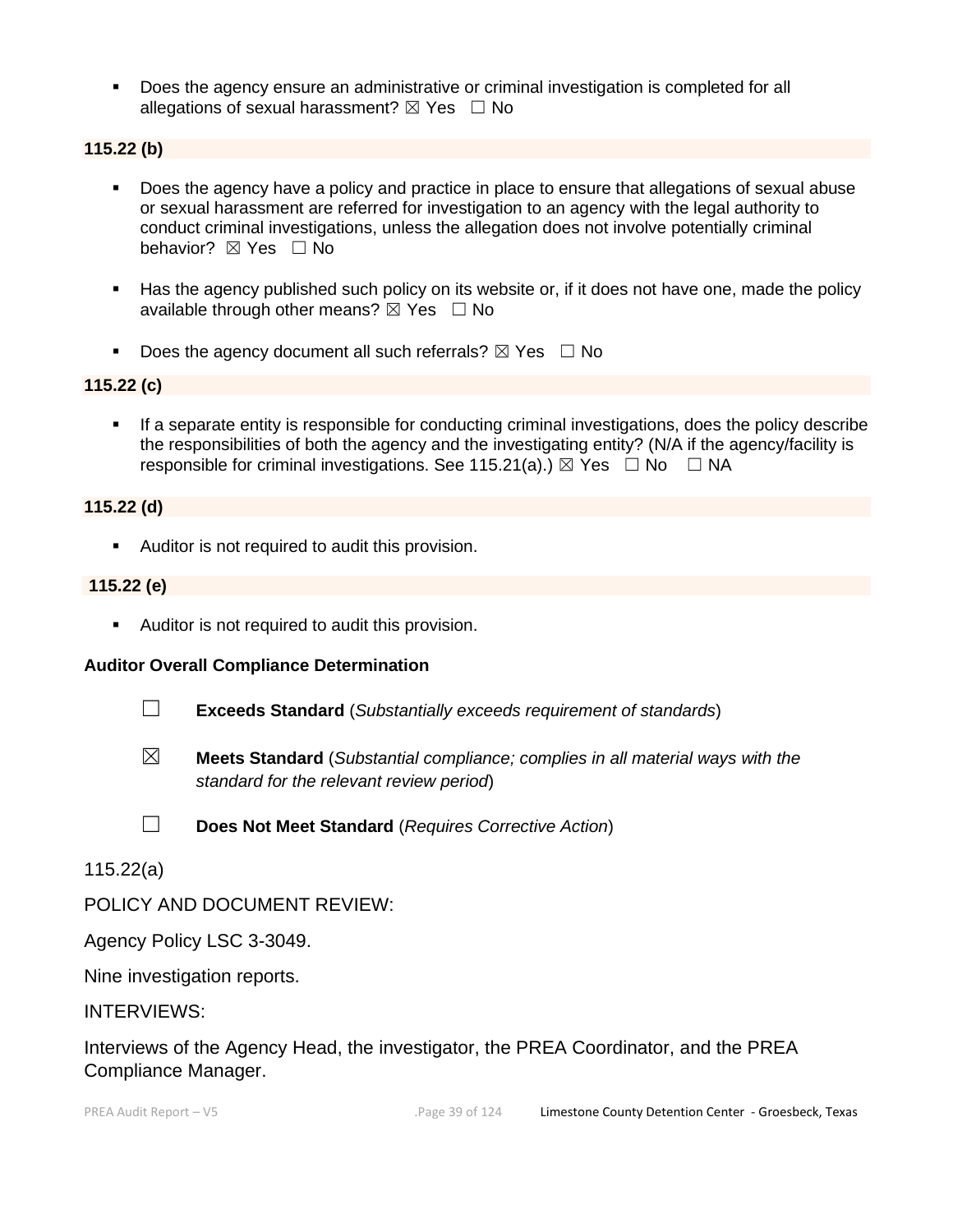- Does the agency ensure an administrative or criminal investigation is completed for all allegations of sexual harassment? ☒ Yes ☐ No

**115.22 (b)**

- Does the agency have a policy and practice in place to ensure that allegations of sexual abuse or sexual harassment are referred for investigation to an agency with the legal authority to conduct criminal investigations, unless the allegation does not involve potentially criminal behavior? ☒ Yes ☐ No

- Has the agency published such policy on its website or, if it does not have one, made the policy available through other means? ☒ Yes ☐ No

- Does the agency document all such referrals? ☒ Yes ☐ No

**115.22 (c)**

- If a separate entity is responsible for conducting criminal investigations, does the policy describe the responsibilities of both the agency and the investigating entity? (N/A if the agency/facility is responsible for criminal investigations. See 115.21(a).) ☒ Yes ☐ No ☐ NA

**115.22 (d)**

- Auditor is not required to audit this provision.

**115.22 (e)**

- Auditor is not required to audit this provision.

**Auditor Overall Compliance Determination**

☐ **Exceeds Standard** (*Substantially exceeds requirement of standards*)

☒ **Meets Standard** (*Substantial compliance; complies in all material ways with the standard for the relevant review period*)

☐ **Does Not Meet Standard** (*Requires Corrective Action*)

115.22(a)

POLICY AND DOCUMENT REVIEW:

Agency Policy LSC 3-3049.

Nine investigation reports.

INTERVIEWS:

Interviews of the Agency Head, the investigator, the PREA Coordinator, and the PREA Compliance Manager.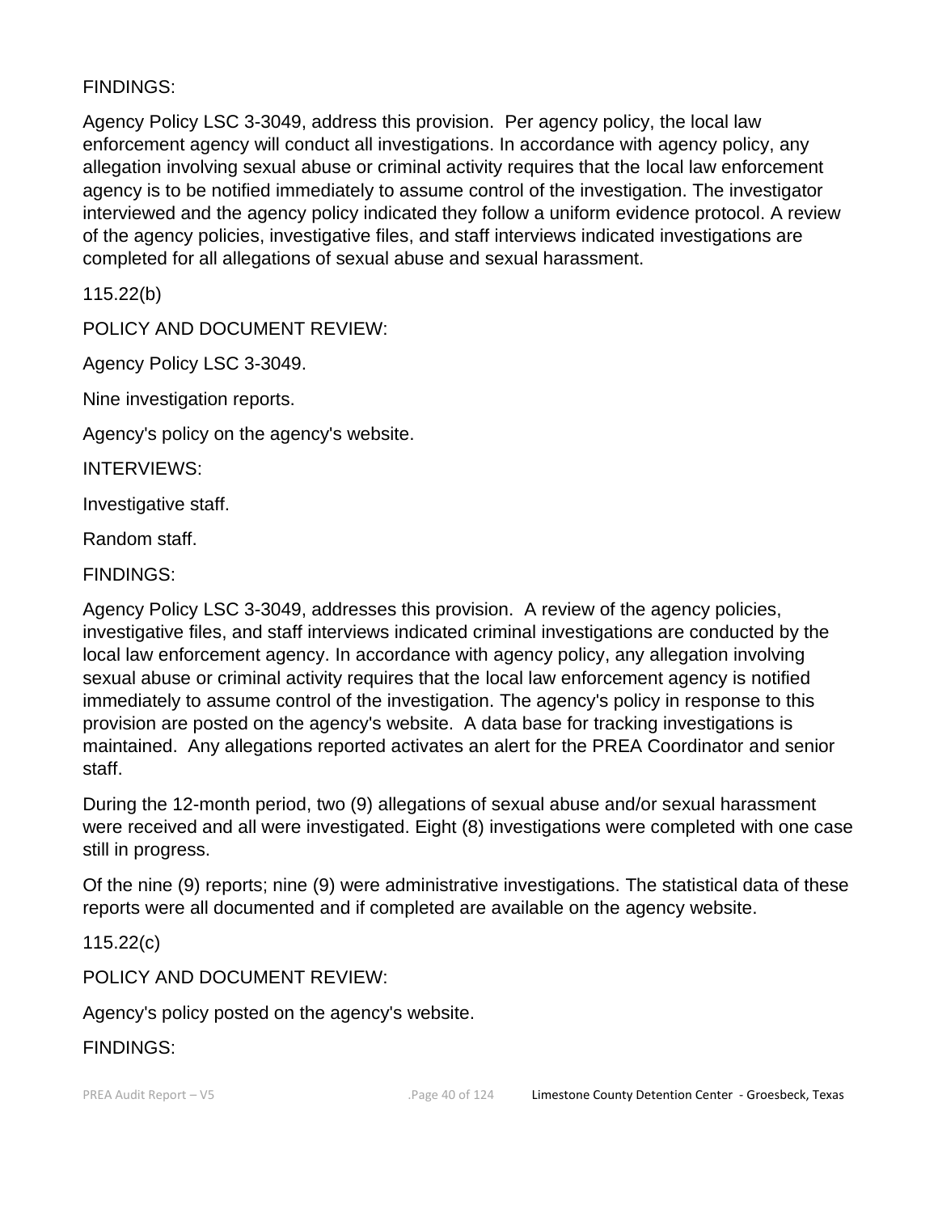FINDINGS:

Agency Policy LSC 3-3049, address this provision.  Per agency policy, the local law enforcement agency will conduct all investigations. In accordance with agency policy, any allegation involving sexual abuse or criminal activity requires that the local law enforcement agency is to be notified immediately to assume control of the investigation. The investigator interviewed and the agency policy indicated they follow a uniform evidence protocol. A review of the agency policies, investigative files, and staff interviews indicated investigations are completed for all allegations of sexual abuse and sexual harassment.

115.22(b)

POLICY AND DOCUMENT REVIEW:

Agency Policy LSC 3-3049.

Nine investigation reports.

Agency's policy on the agency's website.

INTERVIEWS:

Investigative staff.

Random staff.

FINDINGS:

Agency Policy LSC 3-3049, addresses this provision.  A review of the agency policies, investigative files, and staff interviews indicated criminal investigations are conducted by the local law enforcement agency. In accordance with agency policy, any allegation involving sexual abuse or criminal activity requires that the local law enforcement agency is notified immediately to assume control of the investigation. The agency's policy in response to this provision are posted on the agency's website.  A data base for tracking investigations is maintained.  Any allegations reported activates an alert for the PREA Coordinator and senior staff.

During the 12-month period, two (9) allegations of sexual abuse and/or sexual harassment were received and all were investigated. Eight (8) investigations were completed with one case still in progress.

Of the nine (9) reports; nine (9) were administrative investigations. The statistical data of these reports were all documented and if completed are available on the agency website.

115.22(c)

POLICY AND DOCUMENT REVIEW:

Agency's policy posted on the agency's website.

FINDINGS: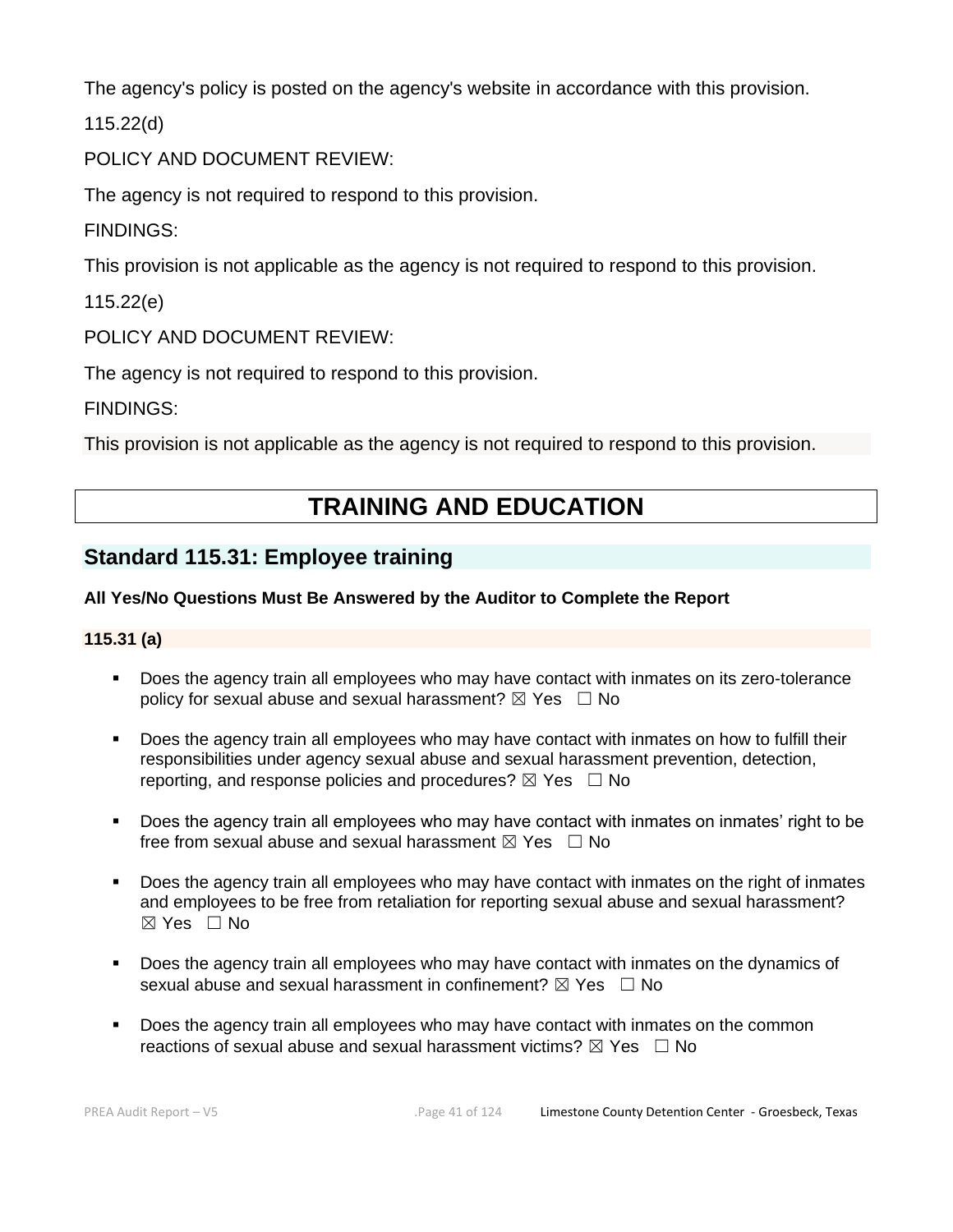The agency's policy is posted on the agency's website in accordance with this provision.

115.22(d)

POLICY AND DOCUMENT REVIEW:

The agency is not required to respond to this provision.

FINDINGS:

This provision is not applicable as the agency is not required to respond to this provision.

115.22(e)

POLICY AND DOCUMENT REVIEW:

The agency is not required to respond to this provision.

FINDINGS:

This provision is not applicable as the agency is not required to respond to this provision.

# TRAINING AND EDUCATION

## Standard 115.31: Employee training

**All Yes/No Questions Must Be Answered by the Auditor to Complete the Report**

**115.31 (a)**

- Does the agency train all employees who may have contact with inmates on its zero-tolerance policy for sexual abuse and sexual harassment? ☒ Yes ☐ No
- Does the agency train all employees who may have contact with inmates on how to fulfill their responsibilities under agency sexual abuse and sexual harassment prevention, detection, reporting, and response policies and procedures? ☒ Yes ☐ No
- Does the agency train all employees who may have contact with inmates on inmates' right to be free from sexual abuse and sexual harassment ☒ Yes ☐ No
- Does the agency train all employees who may have contact with inmates on the right of inmates and employees to be free from retaliation for reporting sexual abuse and sexual harassment? ☒ Yes ☐ No
- Does the agency train all employees who may have contact with inmates on the dynamics of sexual abuse and sexual harassment in confinement? ☒ Yes ☐ No
- Does the agency train all employees who may have contact with inmates on the common reactions of sexual abuse and sexual harassment victims? ☒ Yes ☐ No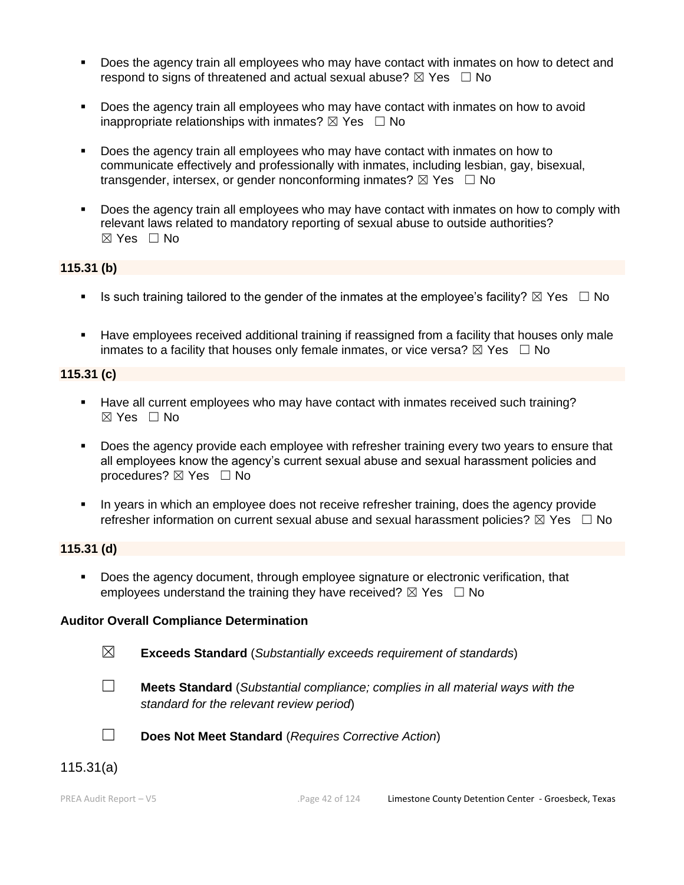- Does the agency train all employees who may have contact with inmates on how to detect and respond to signs of threatened and actual sexual abuse? ☒ Yes ☐ No

- Does the agency train all employees who may have contact with inmates on how to avoid inappropriate relationships with inmates? ☒ Yes ☐ No

- Does the agency train all employees who may have contact with inmates on how to communicate effectively and professionally with inmates, including lesbian, gay, bisexual, transgender, intersex, or gender nonconforming inmates? ☒ Yes ☐ No

- Does the agency train all employees who may have contact with inmates on how to comply with relevant laws related to mandatory reporting of sexual abuse to outside authorities? ☒ Yes ☐ No

**115.31 (b)**

- Is such training tailored to the gender of the inmates at the employee's facility? ☒ Yes ☐ No

- Have employees received additional training if reassigned from a facility that houses only male inmates to a facility that houses only female inmates, or vice versa? ☒ Yes ☐ No

**115.31 (c)**

- Have all current employees who may have contact with inmates received such training? ☒ Yes ☐ No

- Does the agency provide each employee with refresher training every two years to ensure that all employees know the agency's current sexual abuse and sexual harassment policies and procedures? ☒ Yes ☐ No

- In years in which an employee does not receive refresher training, does the agency provide refresher information on current sexual abuse and sexual harassment policies? ☒ Yes ☐ No

**115.31 (d)**

- Does the agency document, through employee signature or electronic verification, that employees understand the training they have received? ☒ Yes ☐ No

**Auditor Overall Compliance Determination**

☒ **Exceeds Standard** (*Substantially exceeds requirement of standards*)

☐ **Meets Standard** (*Substantial compliance; complies in all material ways with the standard for the relevant review period*)

☐ **Does Not Meet Standard** (*Requires Corrective Action*)

115.31(a)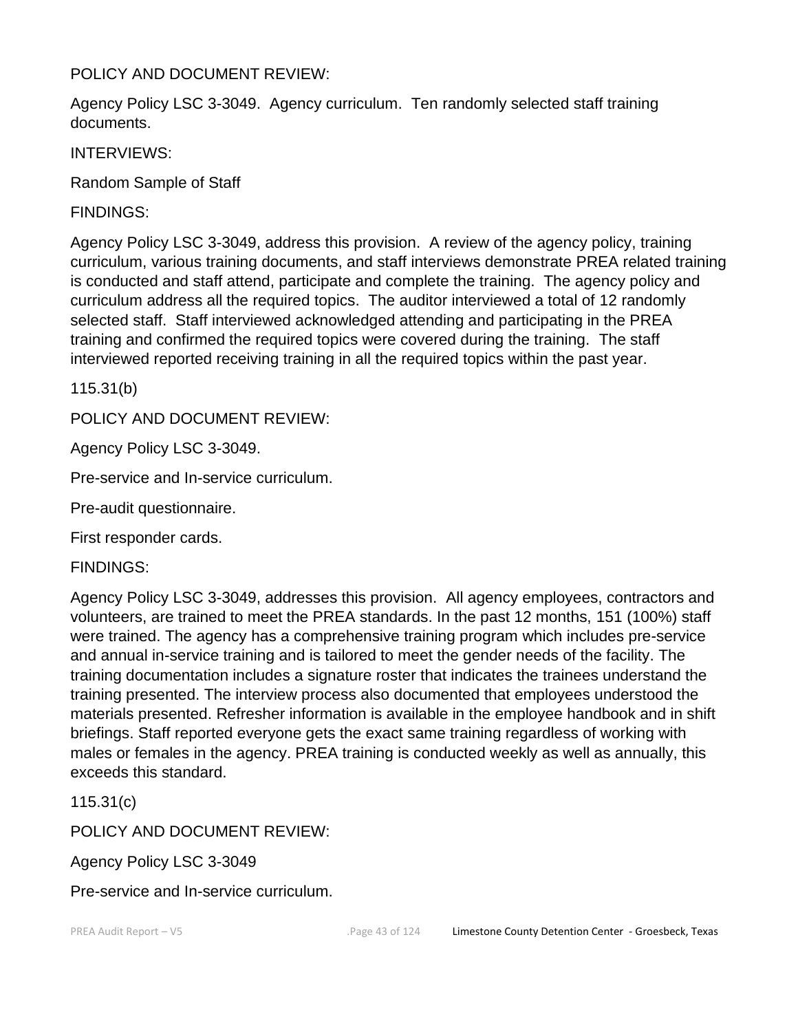POLICY AND DOCUMENT REVIEW:

Agency Policy LSC 3-3049. Agency curriculum. Ten randomly selected staff training documents.

INTERVIEWS:

Random Sample of Staff

FINDINGS:

Agency Policy LSC 3-3049, address this provision. A review of the agency policy, training curriculum, various training documents, and staff interviews demonstrate PREA related training is conducted and staff attend, participate and complete the training. The agency policy and curriculum address all the required topics. The auditor interviewed a total of 12 randomly selected staff. Staff interviewed acknowledged attending and participating in the PREA training and confirmed the required topics were covered during the training. The staff interviewed reported receiving training in all the required topics within the past year.

115.31(b)

POLICY AND DOCUMENT REVIEW:

Agency Policy LSC 3-3049.

Pre-service and In-service curriculum.

Pre-audit questionnaire.

First responder cards.

FINDINGS:

Agency Policy LSC 3-3049, addresses this provision. All agency employees, contractors and volunteers, are trained to meet the PREA standards. In the past 12 months, 151 (100%) staff were trained. The agency has a comprehensive training program which includes pre-service and annual in-service training and is tailored to meet the gender needs of the facility. The training documentation includes a signature roster that indicates the trainees understand the training presented. The interview process also documented that employees understood the materials presented. Refresher information is available in the employee handbook and in shift briefings. Staff reported everyone gets the exact same training regardless of working with males or females in the agency. PREA training is conducted weekly as well as annually, this exceeds this standard.

115.31(c)

POLICY AND DOCUMENT REVIEW:

Agency Policy LSC 3-3049

Pre-service and In-service curriculum.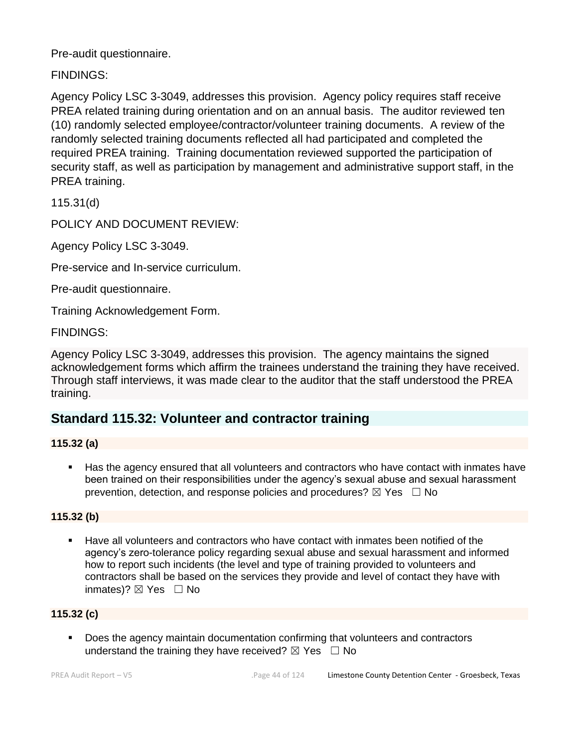Pre-audit questionnaire.

FINDINGS:

Agency Policy LSC 3-3049, addresses this provision. Agency policy requires staff receive PREA related training during orientation and on an annual basis. The auditor reviewed ten (10) randomly selected employee/contractor/volunteer training documents. A review of the randomly selected training documents reflected all had participated and completed the required PREA training. Training documentation reviewed supported the participation of security staff, as well as participation by management and administrative support staff, in the PREA training.

115.31(d)

POLICY AND DOCUMENT REVIEW:

Agency Policy LSC 3-3049.

Pre-service and In-service curriculum.

Pre-audit questionnaire.

Training Acknowledgement Form.

FINDINGS:

Agency Policy LSC 3-3049, addresses this provision. The agency maintains the signed acknowledgement forms which affirm the trainees understand the training they have received. Through staff interviews, it was made clear to the auditor that the staff understood the PREA training.

## Standard 115.32: Volunteer and contractor training

**115.32 (a)**

- Has the agency ensured that all volunteers and contractors who have contact with inmates have been trained on their responsibilities under the agency's sexual abuse and sexual harassment prevention, detection, and response policies and procedures? ☒ Yes ☐ No

**115.32 (b)**

- Have all volunteers and contractors who have contact with inmates been notified of the agency's zero-tolerance policy regarding sexual abuse and sexual harassment and informed how to report such incidents (the level and type of training provided to volunteers and contractors shall be based on the services they provide and level of contact they have with inmates)? ☒ Yes ☐ No

**115.32 (c)**

- Does the agency maintain documentation confirming that volunteers and contractors understand the training they have received? ☒ Yes ☐ No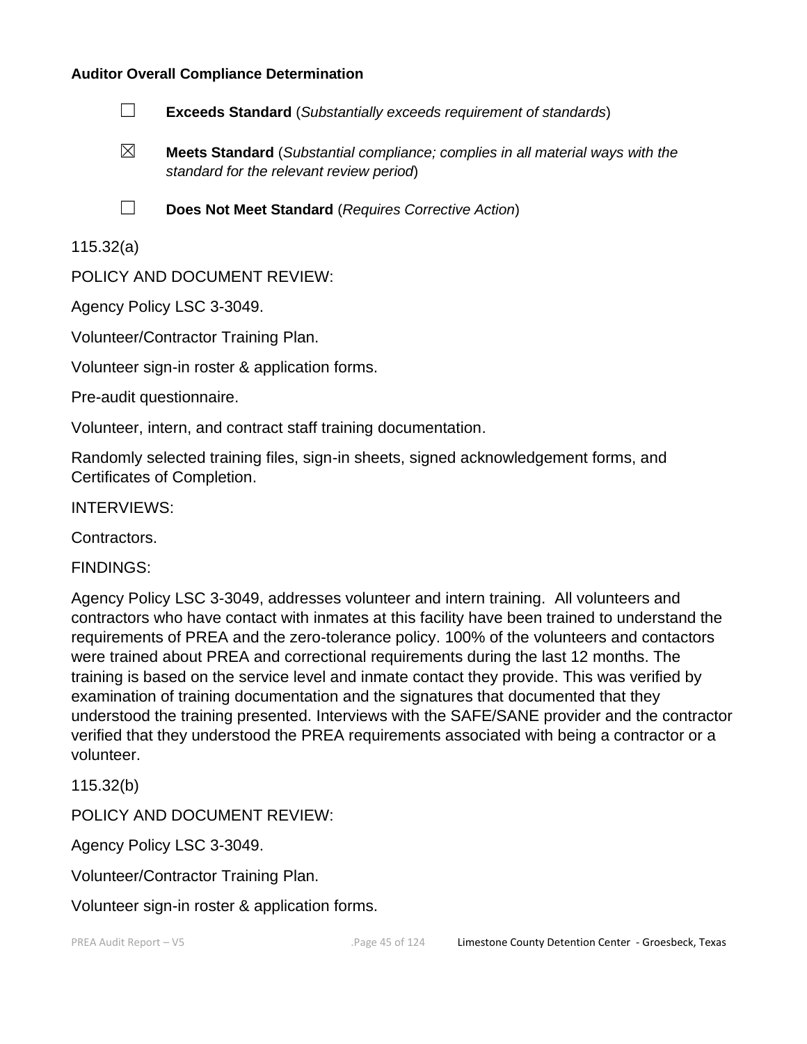**Auditor Overall Compliance Determination**

☐ **Exceeds Standard** (*Substantially exceeds requirement of standards*)

☒ **Meets Standard** (*Substantial compliance; complies in all material ways with the standard for the relevant review period*)

☐ **Does Not Meet Standard** (*Requires Corrective Action*)

115.32(a)

POLICY AND DOCUMENT REVIEW:

Agency Policy LSC 3-3049.

Volunteer/Contractor Training Plan.

Volunteer sign-in roster & application forms.

Pre-audit questionnaire.

Volunteer, intern, and contract staff training documentation.

Randomly selected training files, sign-in sheets, signed acknowledgement forms, and Certificates of Completion.

INTERVIEWS:

Contractors.

FINDINGS:

Agency Policy LSC 3-3049, addresses volunteer and intern training. All volunteers and contractors who have contact with inmates at this facility have been trained to understand the requirements of PREA and the zero-tolerance policy. 100% of the volunteers and contactors were trained about PREA and correctional requirements during the last 12 months. The training is based on the service level and inmate contact they provide. This was verified by examination of training documentation and the signatures that documented that they understood the training presented. Interviews with the SAFE/SANE provider and the contractor verified that they understood the PREA requirements associated with being a contractor or a volunteer.

115.32(b)

POLICY AND DOCUMENT REVIEW:

Agency Policy LSC 3-3049.

Volunteer/Contractor Training Plan.

Volunteer sign-in roster & application forms.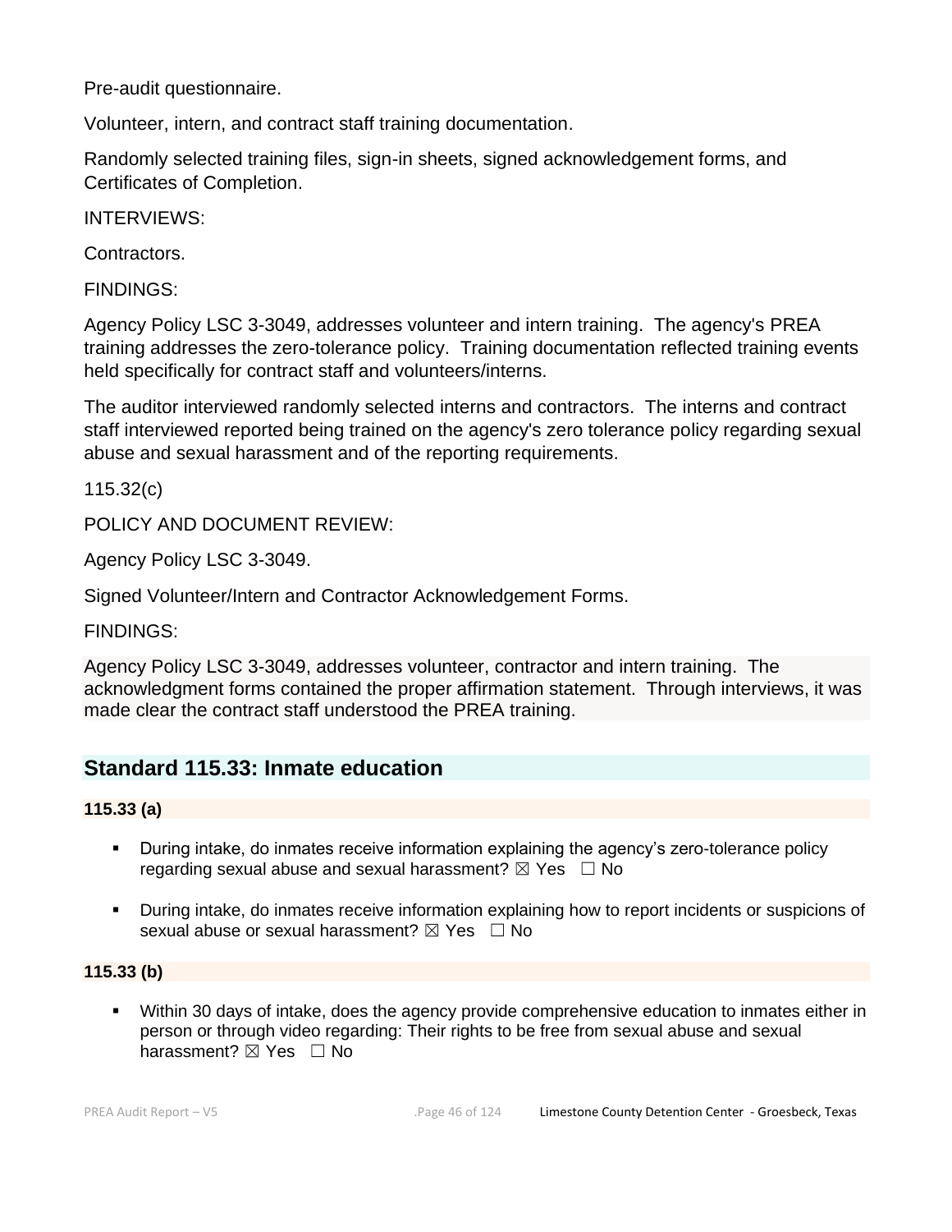Pre-audit questionnaire.

Volunteer, intern, and contract staff training documentation.

Randomly selected training files, sign-in sheets, signed acknowledgement forms, and Certificates of Completion.

INTERVIEWS:

Contractors.

FINDINGS:

Agency Policy LSC 3-3049, addresses volunteer and intern training. The agency's PREA training addresses the zero-tolerance policy. Training documentation reflected training events held specifically for contract staff and volunteers/interns.

The auditor interviewed randomly selected interns and contractors. The interns and contract staff interviewed reported being trained on the agency's zero tolerance policy regarding sexual abuse and sexual harassment and of the reporting requirements.

115.32(c)

POLICY AND DOCUMENT REVIEW:

Agency Policy LSC 3-3049.

Signed Volunteer/Intern and Contractor Acknowledgement Forms.

FINDINGS:

Agency Policy LSC 3-3049, addresses volunteer, contractor and intern training. The acknowledgment forms contained the proper affirmation statement. Through interviews, it was made clear the contract staff understood the PREA training.

## Standard 115.33: Inmate education

**115.33 (a)**

- During intake, do inmates receive information explaining the agency's zero-tolerance policy regarding sexual abuse and sexual harassment? ☒ Yes ☐ No
- During intake, do inmates receive information explaining how to report incidents or suspicions of sexual abuse or sexual harassment? ☒ Yes ☐ No

**115.33 (b)**

- Within 30 days of intake, does the agency provide comprehensive education to inmates either in person or through video regarding: Their rights to be free from sexual abuse and sexual harassment? ☒ Yes ☐ No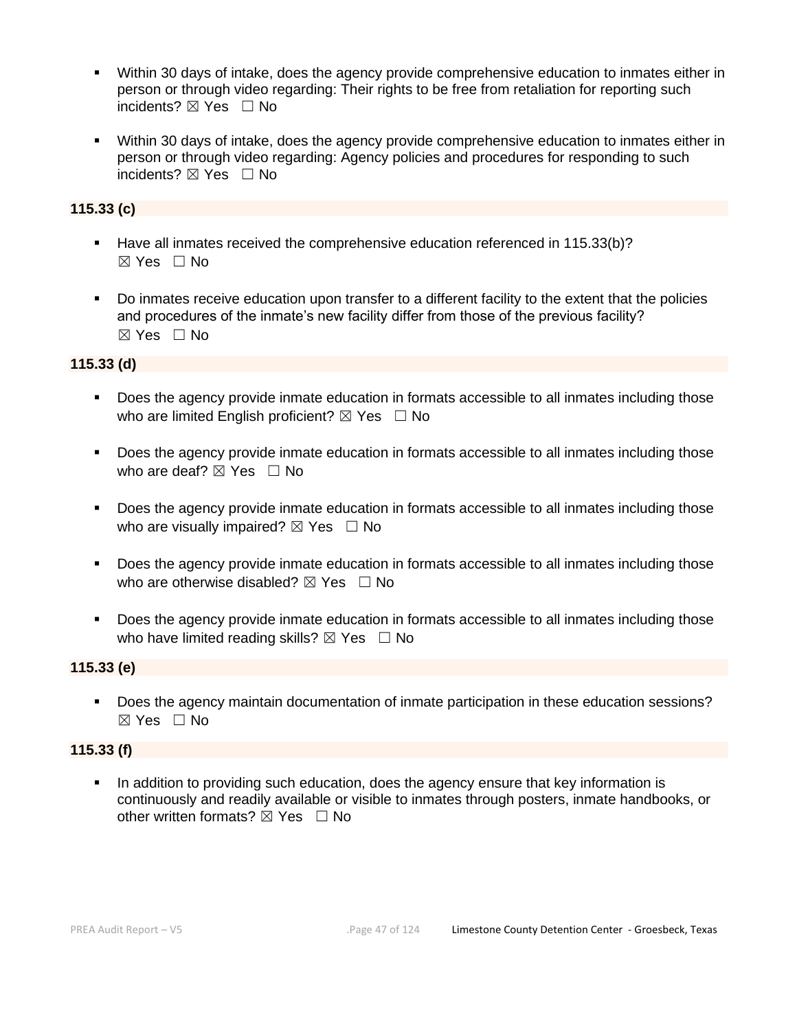- Within 30 days of intake, does the agency provide comprehensive education to inmates either in person or through video regarding: Their rights to be free from retaliation for reporting such incidents? ☒ Yes ☐ No

- Within 30 days of intake, does the agency provide comprehensive education to inmates either in person or through video regarding: Agency policies and procedures for responding to such incidents? ☒ Yes ☐ No

**115.33 (c)**

- Have all inmates received the comprehensive education referenced in 115.33(b)? ☒ Yes ☐ No

- Do inmates receive education upon transfer to a different facility to the extent that the policies and procedures of the inmate's new facility differ from those of the previous facility? ☒ Yes ☐ No

**115.33 (d)**

- Does the agency provide inmate education in formats accessible to all inmates including those who are limited English proficient? ☒ Yes ☐ No

- Does the agency provide inmate education in formats accessible to all inmates including those who are deaf? ☒ Yes ☐ No

- Does the agency provide inmate education in formats accessible to all inmates including those who are visually impaired? ☒ Yes ☐ No

- Does the agency provide inmate education in formats accessible to all inmates including those who are otherwise disabled? ☒ Yes ☐ No

- Does the agency provide inmate education in formats accessible to all inmates including those who have limited reading skills? ☒ Yes ☐ No

**115.33 (e)**

- Does the agency maintain documentation of inmate participation in these education sessions? ☒ Yes ☐ No

**115.33 (f)**

- In addition to providing such education, does the agency ensure that key information is continuously and readily available or visible to inmates through posters, inmate handbooks, or other written formats? ☒ Yes ☐ No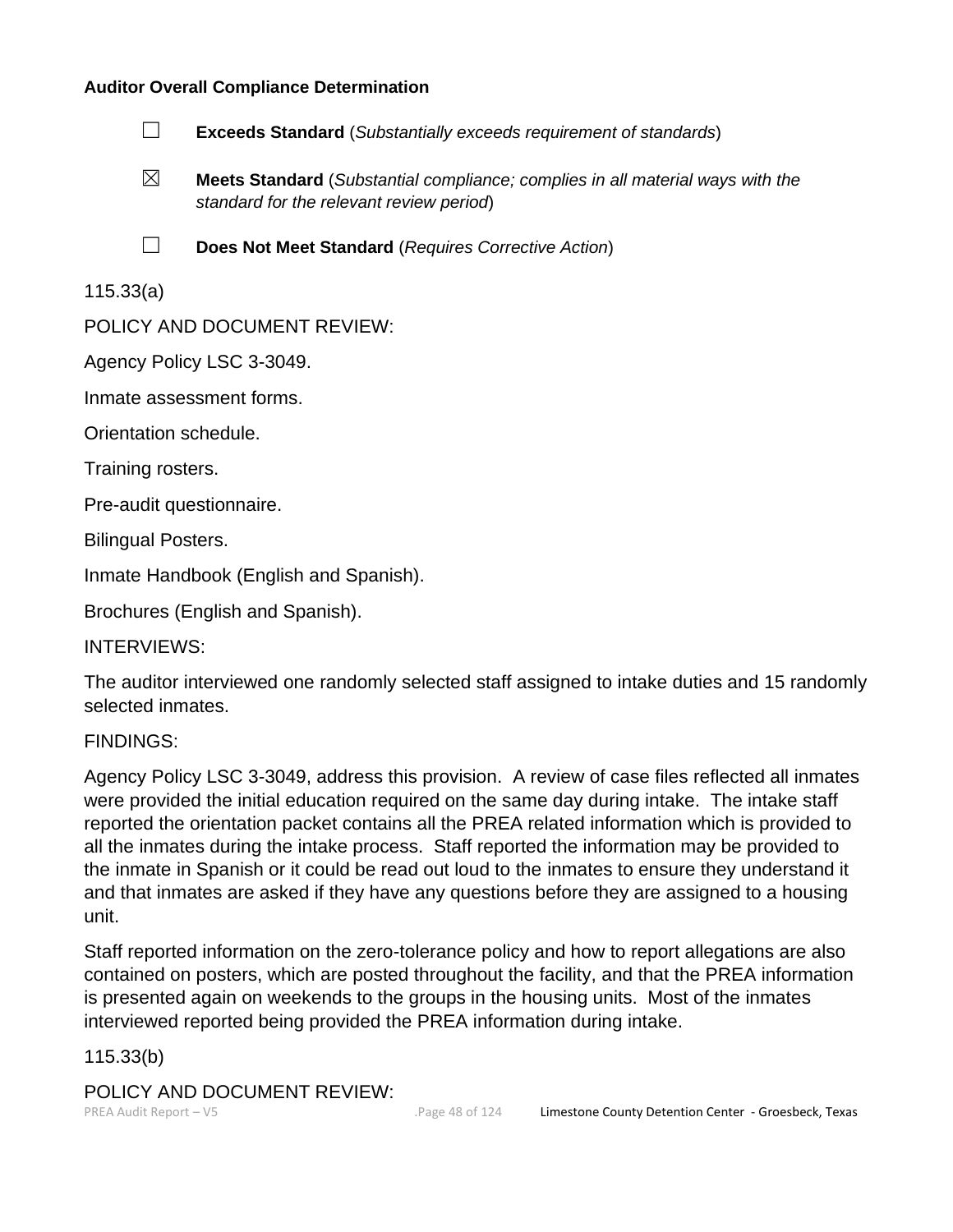**Auditor Overall Compliance Determination**

☐ **Exceeds Standard** (*Substantially exceeds requirement of standards*)

☒ **Meets Standard** (*Substantial compliance; complies in all material ways with the standard for the relevant review period*)

☐ **Does Not Meet Standard** (*Requires Corrective Action*)

115.33(a)

POLICY AND DOCUMENT REVIEW:

Agency Policy LSC 3-3049.

Inmate assessment forms.

Orientation schedule.

Training rosters.

Pre-audit questionnaire.

Bilingual Posters.

Inmate Handbook (English and Spanish).

Brochures (English and Spanish).

INTERVIEWS:

The auditor interviewed one randomly selected staff assigned to intake duties and 15 randomly selected inmates.

FINDINGS:

Agency Policy LSC 3-3049, address this provision. A review of case files reflected all inmates were provided the initial education required on the same day during intake. The intake staff reported the orientation packet contains all the PREA related information which is provided to all the inmates during the intake process. Staff reported the information may be provided to the inmate in Spanish or it could be read out loud to the inmates to ensure they understand it and that inmates are asked if they have any questions before they are assigned to a housing unit.

Staff reported information on the zero-tolerance policy and how to report allegations are also contained on posters, which are posted throughout the facility, and that the PREA information is presented again on weekends to the groups in the housing units. Most of the inmates interviewed reported being provided the PREA information during intake.

115.33(b)

POLICY AND DOCUMENT REVIEW: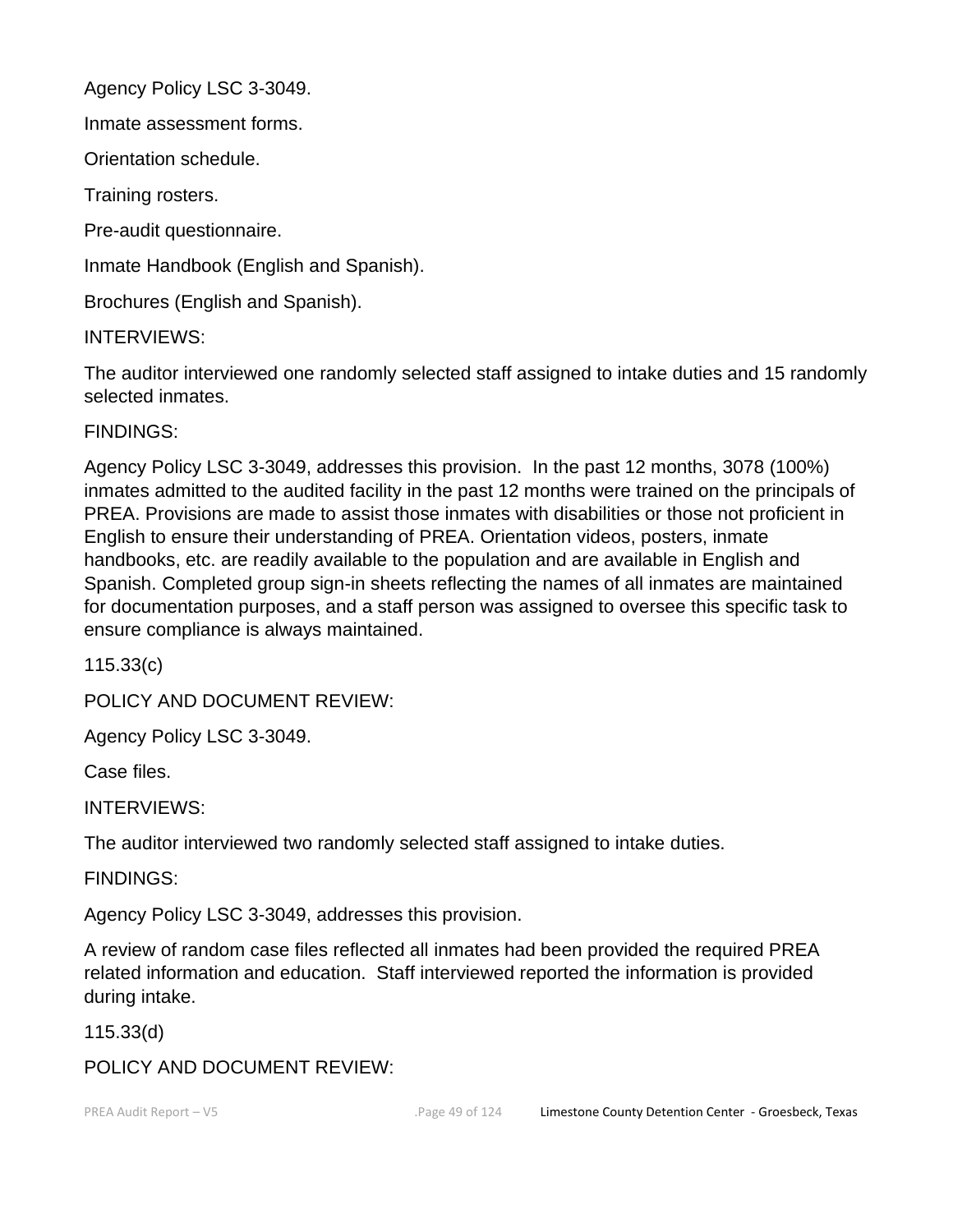Agency Policy LSC 3-3049.

Inmate assessment forms.

Orientation schedule.

Training rosters.

Pre-audit questionnaire.

Inmate Handbook (English and Spanish).

Brochures (English and Spanish).

INTERVIEWS:

The auditor interviewed one randomly selected staff assigned to intake duties and 15 randomly selected inmates.

FINDINGS:

Agency Policy LSC 3-3049, addresses this provision. In the past 12 months, 3078 (100%) inmates admitted to the audited facility in the past 12 months were trained on the principals of PREA. Provisions are made to assist those inmates with disabilities or those not proficient in English to ensure their understanding of PREA. Orientation videos, posters, inmate handbooks, etc. are readily available to the population and are available in English and Spanish. Completed group sign-in sheets reflecting the names of all inmates are maintained for documentation purposes, and a staff person was assigned to oversee this specific task to ensure compliance is always maintained.

115.33(c)

POLICY AND DOCUMENT REVIEW:

Agency Policy LSC 3-3049.

Case files.

INTERVIEWS:

The auditor interviewed two randomly selected staff assigned to intake duties.

FINDINGS:

Agency Policy LSC 3-3049, addresses this provision.

A review of random case files reflected all inmates had been provided the required PREA related information and education. Staff interviewed reported the information is provided during intake.

115.33(d)

POLICY AND DOCUMENT REVIEW: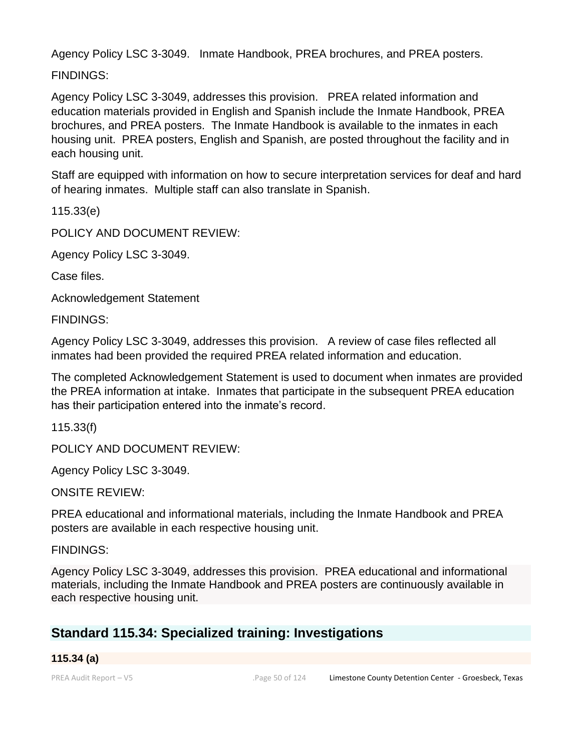Agency Policy LSC 3-3049. Inmate Handbook, PREA brochures, and PREA posters.

FINDINGS:

Agency Policy LSC 3-3049, addresses this provision. PREA related information and education materials provided in English and Spanish include the Inmate Handbook, PREA brochures, and PREA posters. The Inmate Handbook is available to the inmates in each housing unit. PREA posters, English and Spanish, are posted throughout the facility and in each housing unit.

Staff are equipped with information on how to secure interpretation services for deaf and hard of hearing inmates. Multiple staff can also translate in Spanish.

115.33(e)

POLICY AND DOCUMENT REVIEW:

Agency Policy LSC 3-3049.

Case files.

Acknowledgement Statement

FINDINGS:

Agency Policy LSC 3-3049, addresses this provision. A review of case files reflected all inmates had been provided the required PREA related information and education.

The completed Acknowledgement Statement is used to document when inmates are provided the PREA information at intake. Inmates that participate in the subsequent PREA education has their participation entered into the inmate's record.

115.33(f)

POLICY AND DOCUMENT REVIEW:

Agency Policy LSC 3-3049.

ONSITE REVIEW:

PREA educational and informational materials, including the Inmate Handbook and PREA posters are available in each respective housing unit.

FINDINGS:

Agency Policy LSC 3-3049, addresses this provision. PREA educational and informational materials, including the Inmate Handbook and PREA posters are continuously available in each respective housing unit.

## Standard 115.34: Specialized training: Investigations

**115.34 (a)**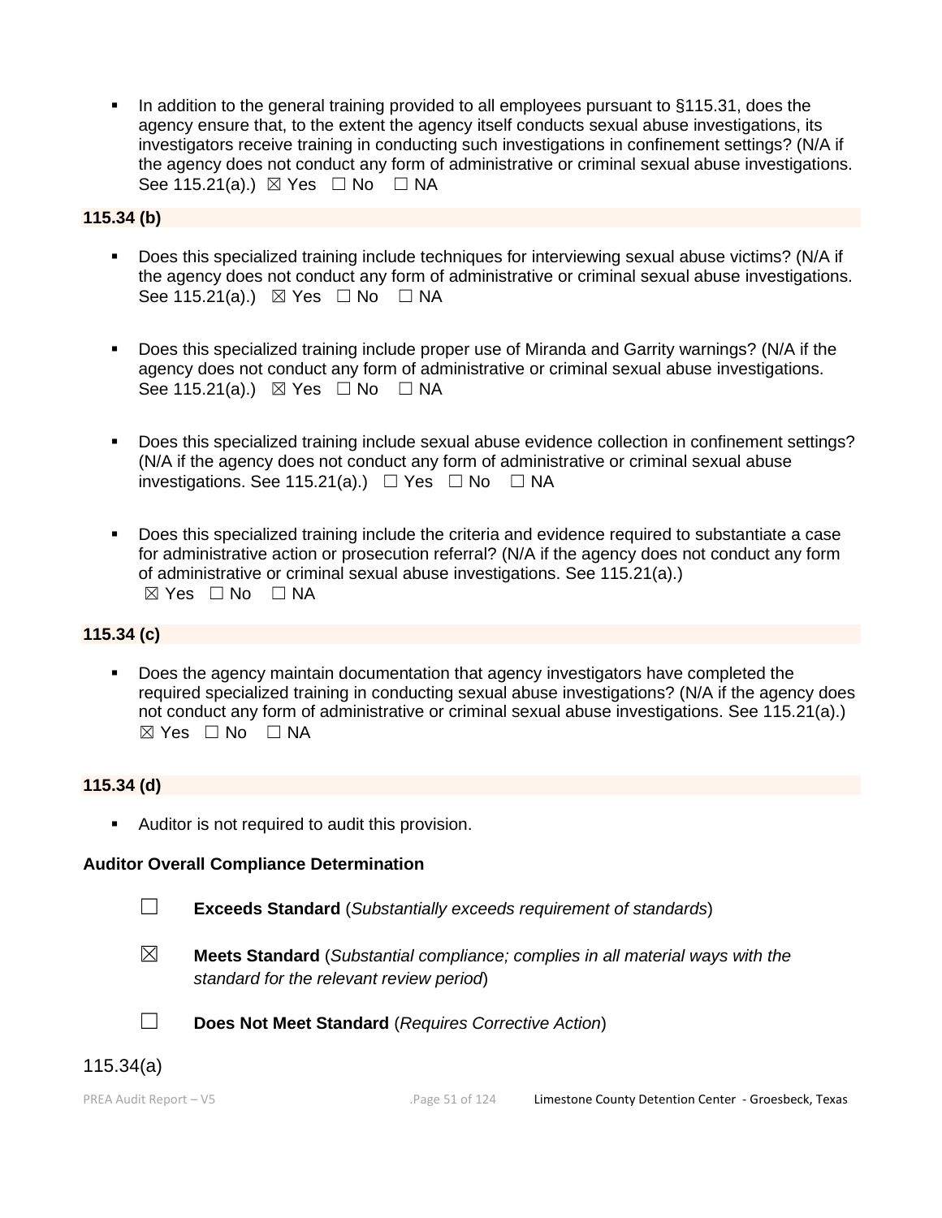- In addition to the general training provided to all employees pursuant to §115.31, does the agency ensure that, to the extent the agency itself conducts sexual abuse investigations, its investigators receive training in conducting such investigations in confinement settings? (N/A if the agency does not conduct any form of administrative or criminal sexual abuse investigations. See 115.21(a).) ☒ Yes ☐ No ☐ NA

**115.34 (b)**

- Does this specialized training include techniques for interviewing sexual abuse victims? (N/A if the agency does not conduct any form of administrative or criminal sexual abuse investigations. See 115.21(a).) ☒ Yes ☐ No ☐ NA

- Does this specialized training include proper use of Miranda and Garrity warnings? (N/A if the agency does not conduct any form of administrative or criminal sexual abuse investigations. See 115.21(a).) ☒ Yes ☐ No ☐ NA

- Does this specialized training include sexual abuse evidence collection in confinement settings? (N/A if the agency does not conduct any form of administrative or criminal sexual abuse investigations. See 115.21(a).) ☐ Yes ☐ No ☐ NA

- Does this specialized training include the criteria and evidence required to substantiate a case for administrative action or prosecution referral? (N/A if the agency does not conduct any form of administrative or criminal sexual abuse investigations. See 115.21(a).) ☒ Yes ☐ No ☐ NA

**115.34 (c)**

- Does the agency maintain documentation that agency investigators have completed the required specialized training in conducting sexual abuse investigations? (N/A if the agency does not conduct any form of administrative or criminal sexual abuse investigations. See 115.21(a).) ☒ Yes ☐ No ☐ NA

**115.34 (d)**

- Auditor is not required to audit this provision.

**Auditor Overall Compliance Determination**

☐ **Exceeds Standard** (*Substantially exceeds requirement of standards*)

☒ **Meets Standard** (*Substantial compliance; complies in all material ways with the standard for the relevant review period*)

☐ **Does Not Meet Standard** (*Requires Corrective Action*)

115.34(a)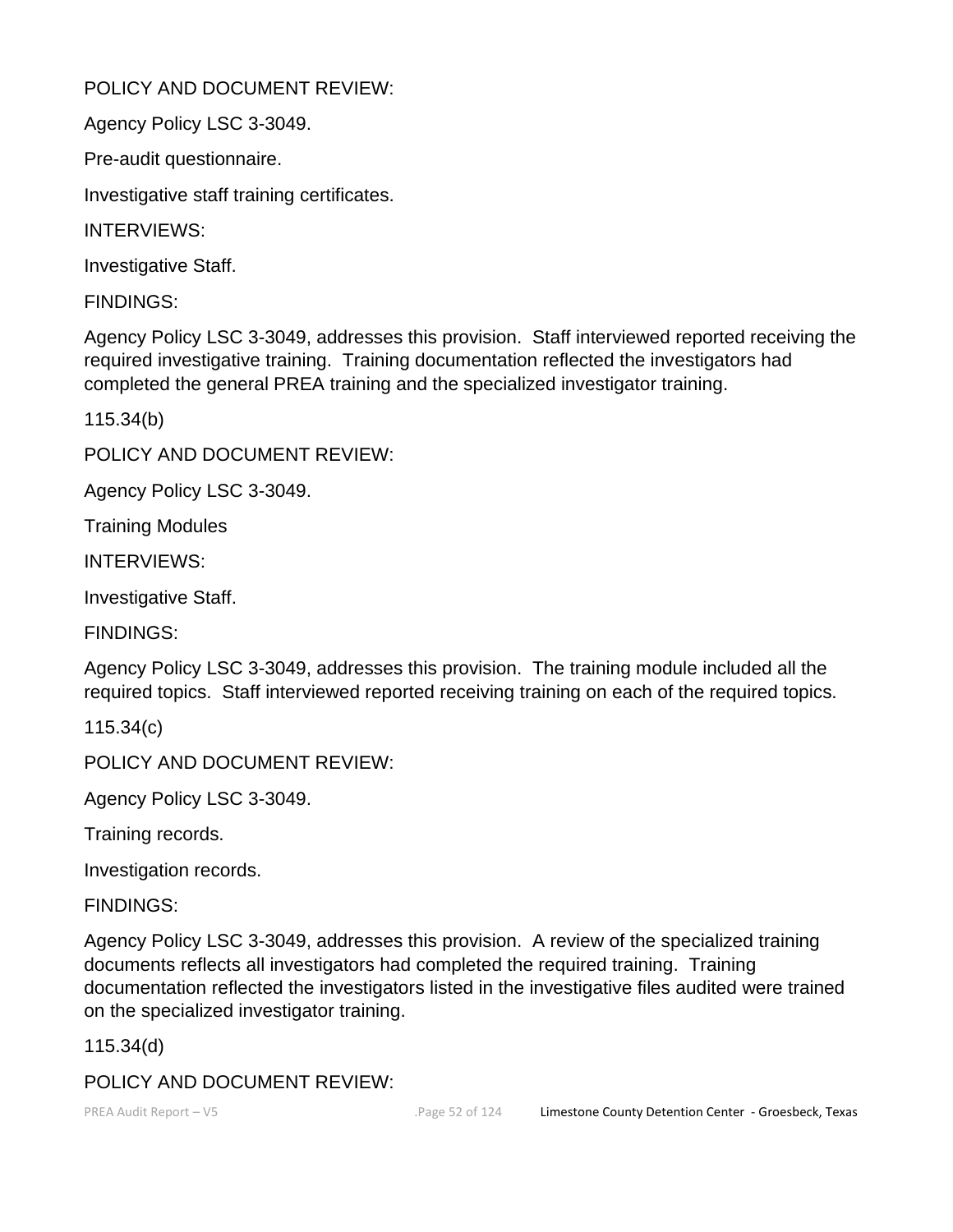POLICY AND DOCUMENT REVIEW:

Agency Policy LSC 3-3049.

Pre-audit questionnaire.

Investigative staff training certificates.

INTERVIEWS:

Investigative Staff.

FINDINGS:

Agency Policy LSC 3-3049, addresses this provision. Staff interviewed reported receiving the required investigative training. Training documentation reflected the investigators had completed the general PREA training and the specialized investigator training.

115.34(b)

POLICY AND DOCUMENT REVIEW:

Agency Policy LSC 3-3049.

Training Modules

INTERVIEWS:

Investigative Staff.

FINDINGS:

Agency Policy LSC 3-3049, addresses this provision. The training module included all the required topics. Staff interviewed reported receiving training on each of the required topics.

115.34(c)

POLICY AND DOCUMENT REVIEW:

Agency Policy LSC 3-3049.

Training records.

Investigation records.

FINDINGS:

Agency Policy LSC 3-3049, addresses this provision. A review of the specialized training documents reflects all investigators had completed the required training. Training documentation reflected the investigators listed in the investigative files audited were trained on the specialized investigator training.

115.34(d)

POLICY AND DOCUMENT REVIEW: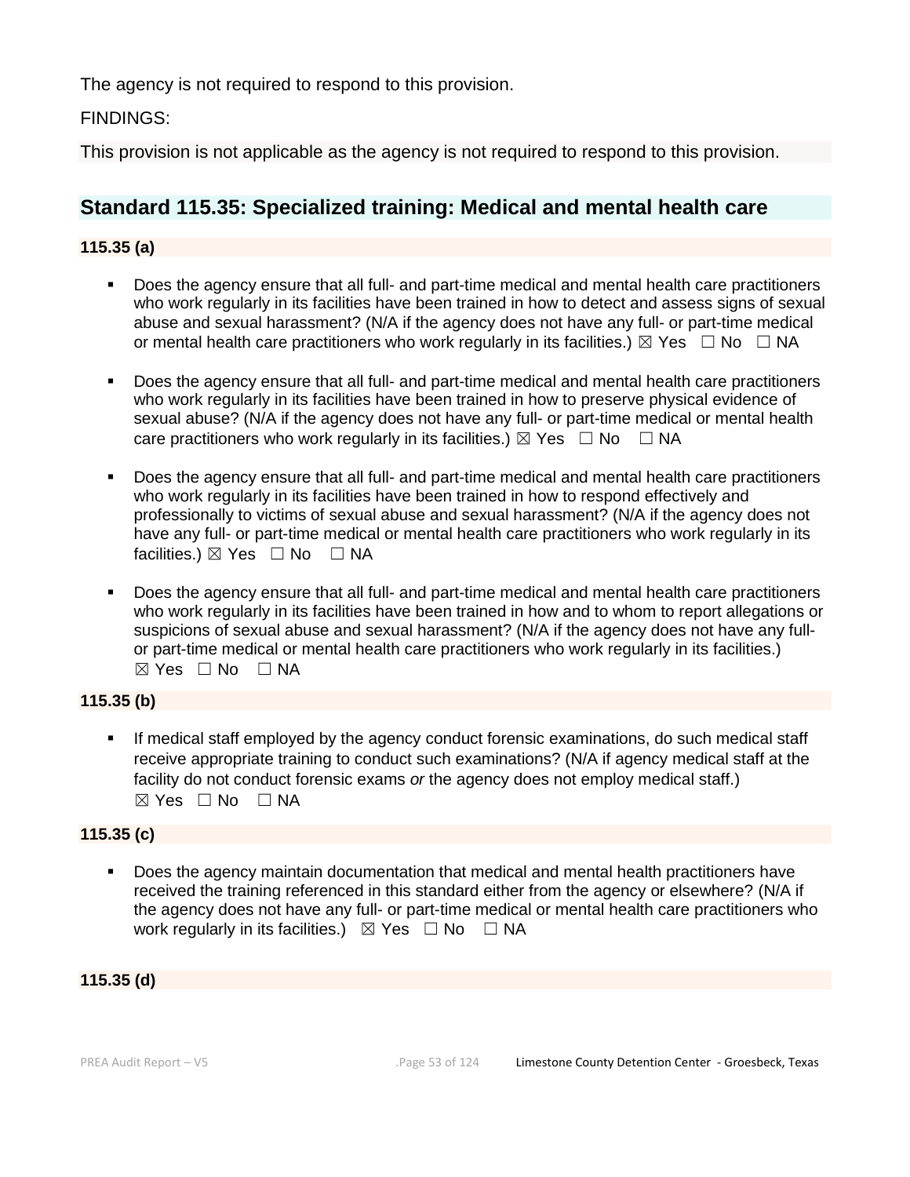The agency is not required to respond to this provision.

FINDINGS:

This provision is not applicable as the agency is not required to respond to this provision.

## Standard 115.35: Specialized training: Medical and mental health care

**115.35 (a)**

- Does the agency ensure that all full- and part-time medical and mental health care practitioners who work regularly in its facilities have been trained in how to detect and assess signs of sexual abuse and sexual harassment? (N/A if the agency does not have any full- or part-time medical or mental health care practitioners who work regularly in its facilities.) ☒ Yes ☐ No ☐ NA
- Does the agency ensure that all full- and part-time medical and mental health care practitioners who work regularly in its facilities have been trained in how to preserve physical evidence of sexual abuse? (N/A if the agency does not have any full- or part-time medical or mental health care practitioners who work regularly in its facilities.) ☒ Yes ☐ No ☐ NA
- Does the agency ensure that all full- and part-time medical and mental health care practitioners who work regularly in its facilities have been trained in how to respond effectively and professionally to victims of sexual abuse and sexual harassment? (N/A if the agency does not have any full- or part-time medical or mental health care practitioners who work regularly in its facilities.) ☒ Yes ☐ No ☐ NA
- Does the agency ensure that all full- and part-time medical and mental health care practitioners who work regularly in its facilities have been trained in how and to whom to report allegations or suspicions of sexual abuse and sexual harassment? (N/A if the agency does not have any full- or part-time medical or mental health care practitioners who work regularly in its facilities.) ☒ Yes ☐ No ☐ NA

**115.35 (b)**

- If medical staff employed by the agency conduct forensic examinations, do such medical staff receive appropriate training to conduct such examinations? (N/A if agency medical staff at the facility do not conduct forensic exams *or* the agency does not employ medical staff.) ☒ Yes ☐ No ☐ NA

**115.35 (c)**

- Does the agency maintain documentation that medical and mental health practitioners have received the training referenced in this standard either from the agency or elsewhere? (N/A if the agency does not have any full- or part-time medical or mental health care practitioners who work regularly in its facilities.) ☒ Yes ☐ No ☐ NA

**115.35 (d)**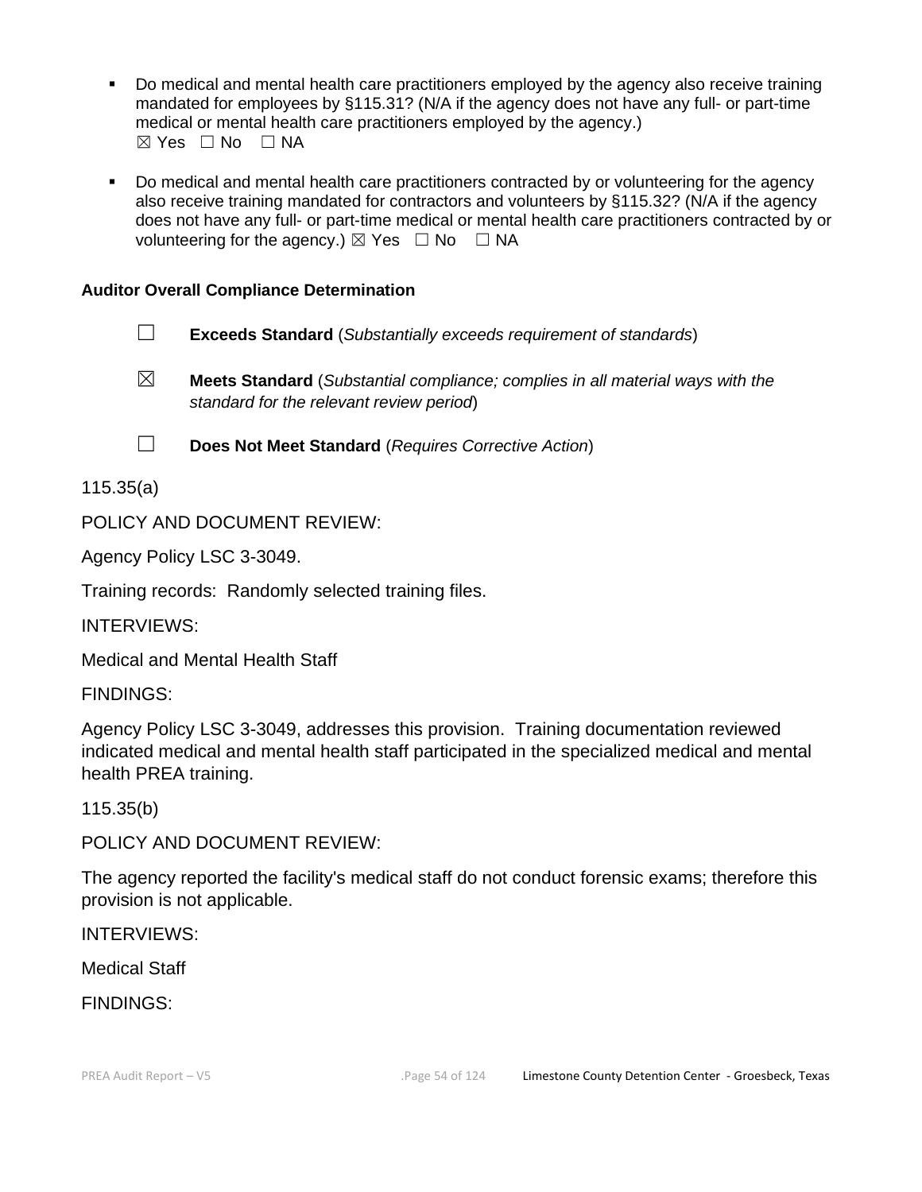- Do medical and mental health care practitioners employed by the agency also receive training mandated for employees by §115.31? (N/A if the agency does not have any full- or part-time medical or mental health care practitioners employed by the agency.)
  ☒ Yes ☐ No ☐ NA

- Do medical and mental health care practitioners contracted by or volunteering for the agency also receive training mandated for contractors and volunteers by §115.32? (N/A if the agency does not have any full- or part-time medical or mental health care practitioners contracted by or volunteering for the agency.) ☒ Yes ☐ No ☐ NA

**Auditor Overall Compliance Determination**

☐ **Exceeds Standard** (*Substantially exceeds requirement of standards*)

☒ **Meets Standard** (*Substantial compliance; complies in all material ways with the standard for the relevant review period*)

☐ **Does Not Meet Standard** (*Requires Corrective Action*)

115.35(a)

POLICY AND DOCUMENT REVIEW:

Agency Policy LSC 3-3049.

Training records: Randomly selected training files.

INTERVIEWS:

Medical and Mental Health Staff

FINDINGS:

Agency Policy LSC 3-3049, addresses this provision. Training documentation reviewed indicated medical and mental health staff participated in the specialized medical and mental health PREA training.

115.35(b)

POLICY AND DOCUMENT REVIEW:

The agency reported the facility's medical staff do not conduct forensic exams; therefore this provision is not applicable.

INTERVIEWS:

Medical Staff

FINDINGS: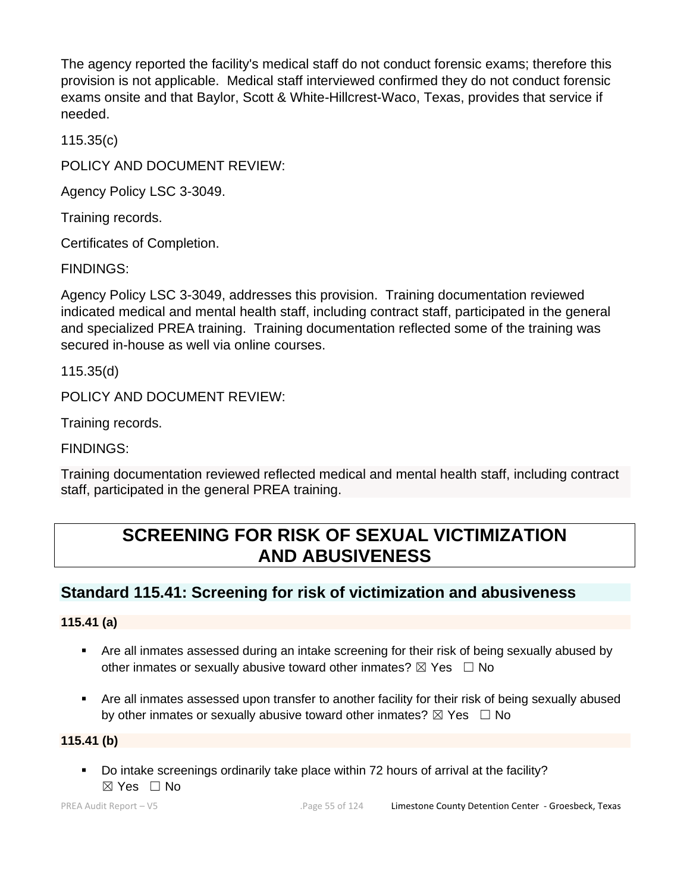The agency reported the facility's medical staff do not conduct forensic exams; therefore this provision is not applicable. Medical staff interviewed confirmed they do not conduct forensic exams onsite and that Baylor, Scott & White-Hillcrest-Waco, Texas, provides that service if needed.

115.35(c)

POLICY AND DOCUMENT REVIEW:

Agency Policy LSC 3-3049.

Training records.

Certificates of Completion.

FINDINGS:

Agency Policy LSC 3-3049, addresses this provision. Training documentation reviewed indicated medical and mental health staff, including contract staff, participated in the general and specialized PREA training. Training documentation reflected some of the training was secured in-house as well via online courses.

115.35(d)

POLICY AND DOCUMENT REVIEW:

Training records.

FINDINGS:

Training documentation reviewed reflected medical and mental health staff, including contract staff, participated in the general PREA training.

# SCREENING FOR RISK OF SEXUAL VICTIMIZATION AND ABUSIVENESS

## Standard 115.41: Screening for risk of victimization and abusiveness

**115.41 (a)**

- Are all inmates assessed during an intake screening for their risk of being sexually abused by other inmates or sexually abusive toward other inmates? ☒ Yes ☐ No
- Are all inmates assessed upon transfer to another facility for their risk of being sexually abused by other inmates or sexually abusive toward other inmates? ☒ Yes ☐ No

**115.41 (b)**

- Do intake screenings ordinarily take place within 72 hours of arrival at the facility? ☒ Yes ☐ No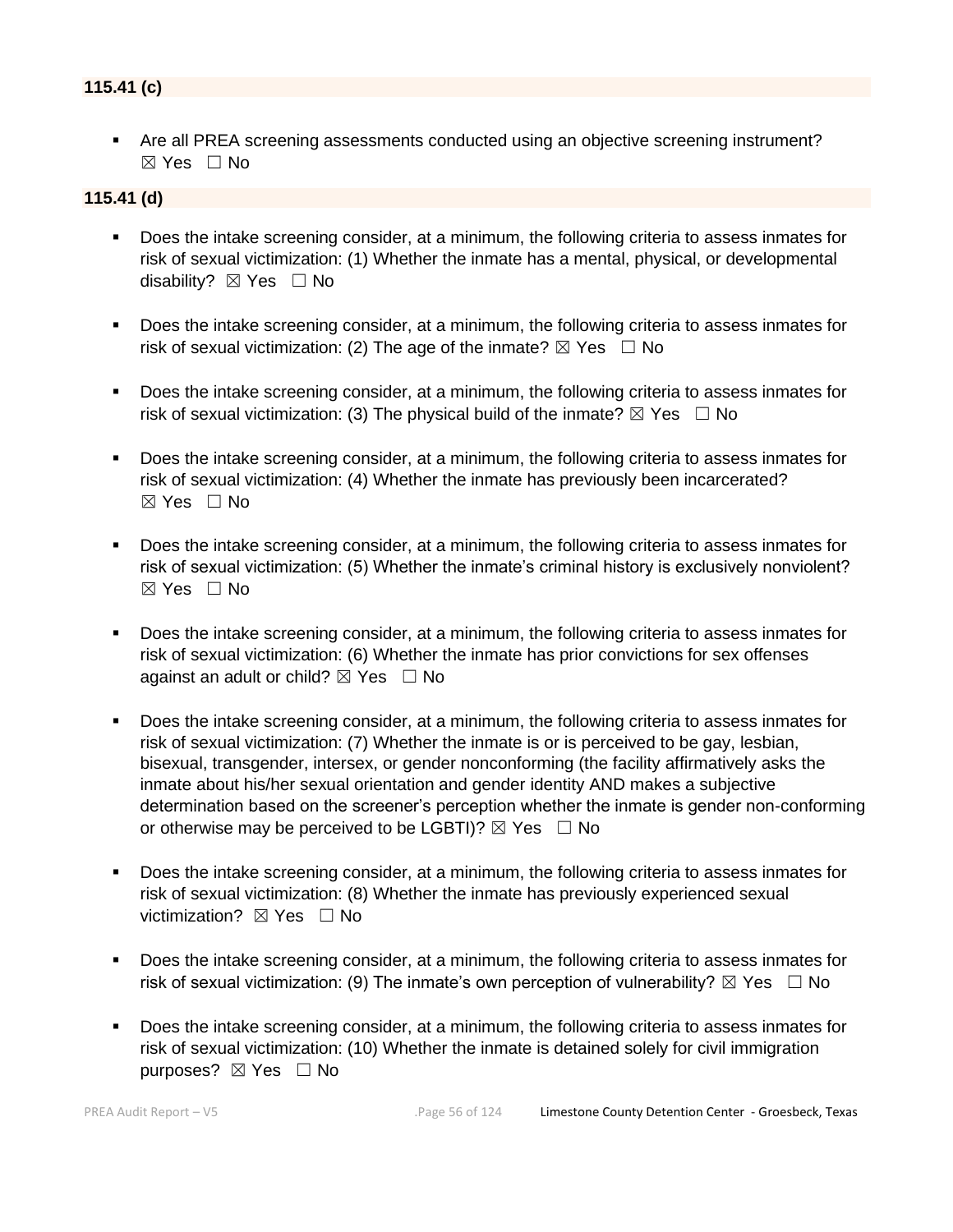### 115.41 (c)

- Are all PREA screening assessments conducted using an objective screening instrument? ☒ Yes ☐ No

### 115.41 (d)

- Does the intake screening consider, at a minimum, the following criteria to assess inmates for risk of sexual victimization: (1) Whether the inmate has a mental, physical, or developmental disability? ☒ Yes ☐ No

- Does the intake screening consider, at a minimum, the following criteria to assess inmates for risk of sexual victimization: (2) The age of the inmate? ☒ Yes ☐ No

- Does the intake screening consider, at a minimum, the following criteria to assess inmates for risk of sexual victimization: (3) The physical build of the inmate? ☒ Yes ☐ No

- Does the intake screening consider, at a minimum, the following criteria to assess inmates for risk of sexual victimization: (4) Whether the inmate has previously been incarcerated? ☒ Yes ☐ No

- Does the intake screening consider, at a minimum, the following criteria to assess inmates for risk of sexual victimization: (5) Whether the inmate's criminal history is exclusively nonviolent? ☒ Yes ☐ No

- Does the intake screening consider, at a minimum, the following criteria to assess inmates for risk of sexual victimization: (6) Whether the inmate has prior convictions for sex offenses against an adult or child? ☒ Yes ☐ No

- Does the intake screening consider, at a minimum, the following criteria to assess inmates for risk of sexual victimization: (7) Whether the inmate is or is perceived to be gay, lesbian, bisexual, transgender, intersex, or gender nonconforming (the facility affirmatively asks the inmate about his/her sexual orientation and gender identity AND makes a subjective determination based on the screener's perception whether the inmate is gender non-conforming or otherwise may be perceived to be LGBTI)? ☒ Yes ☐ No

- Does the intake screening consider, at a minimum, the following criteria to assess inmates for risk of sexual victimization: (8) Whether the inmate has previously experienced sexual victimization? ☒ Yes ☐ No

- Does the intake screening consider, at a minimum, the following criteria to assess inmates for risk of sexual victimization: (9) The inmate's own perception of vulnerability? ☒ Yes ☐ No

- Does the intake screening consider, at a minimum, the following criteria to assess inmates for risk of sexual victimization: (10) Whether the inmate is detained solely for civil immigration purposes? ☒ Yes ☐ No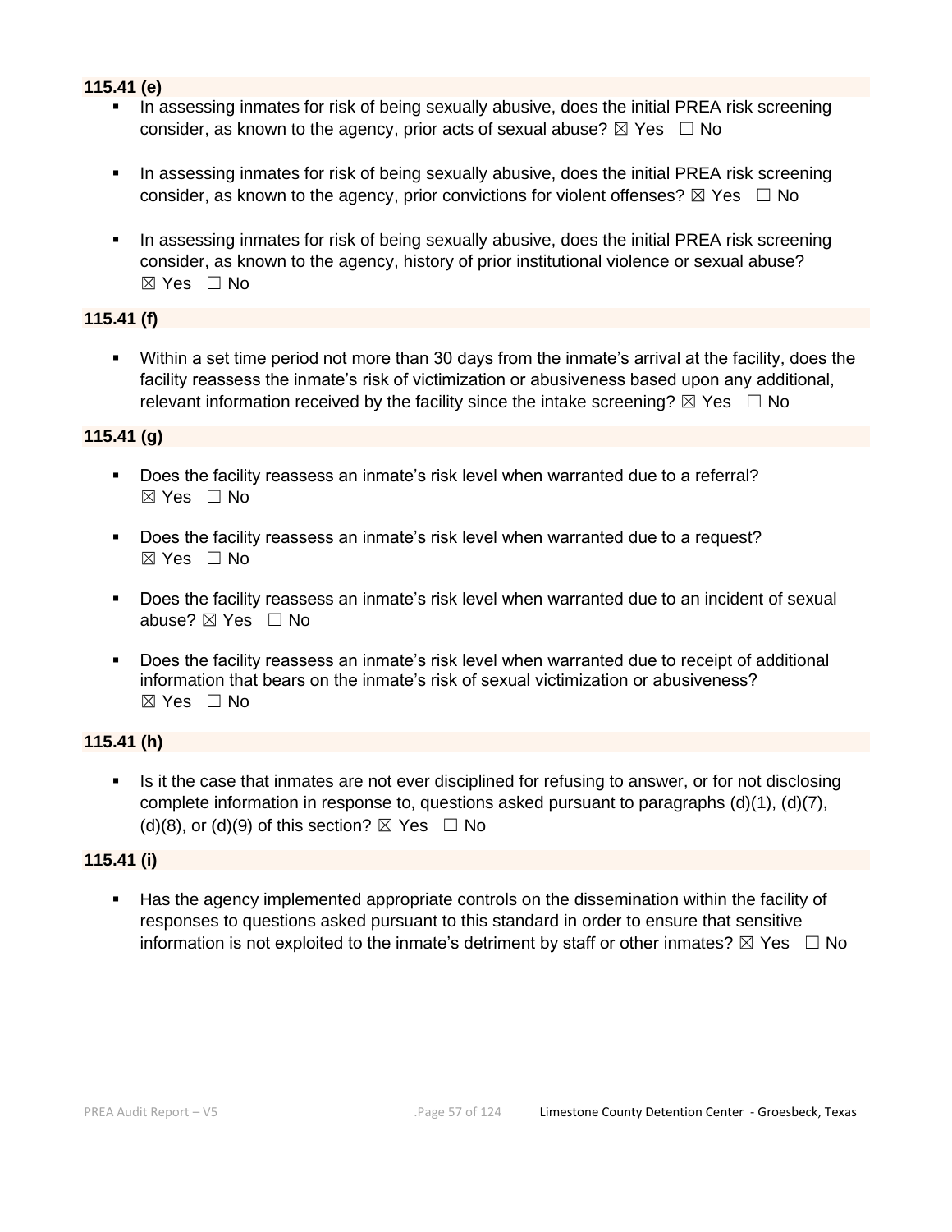**115.41 (e)**

- In assessing inmates for risk of being sexually abusive, does the initial PREA risk screening consider, as known to the agency, prior acts of sexual abuse? ☒ Yes ☐ No
- In assessing inmates for risk of being sexually abusive, does the initial PREA risk screening consider, as known to the agency, prior convictions for violent offenses? ☒ Yes ☐ No
- In assessing inmates for risk of being sexually abusive, does the initial PREA risk screening consider, as known to the agency, history of prior institutional violence or sexual abuse? ☒ Yes ☐ No

**115.41 (f)**

- Within a set time period not more than 30 days from the inmate's arrival at the facility, does the facility reassess the inmate's risk of victimization or abusiveness based upon any additional, relevant information received by the facility since the intake screening? ☒ Yes ☐ No

**115.41 (g)**

- Does the facility reassess an inmate's risk level when warranted due to a referral? ☒ Yes ☐ No
- Does the facility reassess an inmate's risk level when warranted due to a request? ☒ Yes ☐ No
- Does the facility reassess an inmate's risk level when warranted due to an incident of sexual abuse? ☒ Yes ☐ No
- Does the facility reassess an inmate's risk level when warranted due to receipt of additional information that bears on the inmate's risk of sexual victimization or abusiveness? ☒ Yes ☐ No

**115.41 (h)**

- Is it the case that inmates are not ever disciplined for refusing to answer, or for not disclosing complete information in response to, questions asked pursuant to paragraphs (d)(1), (d)(7), (d)(8), or (d)(9) of this section? ☒ Yes ☐ No

**115.41 (i)**

- Has the agency implemented appropriate controls on the dissemination within the facility of responses to questions asked pursuant to this standard in order to ensure that sensitive information is not exploited to the inmate's detriment by staff or other inmates? ☒ Yes ☐ No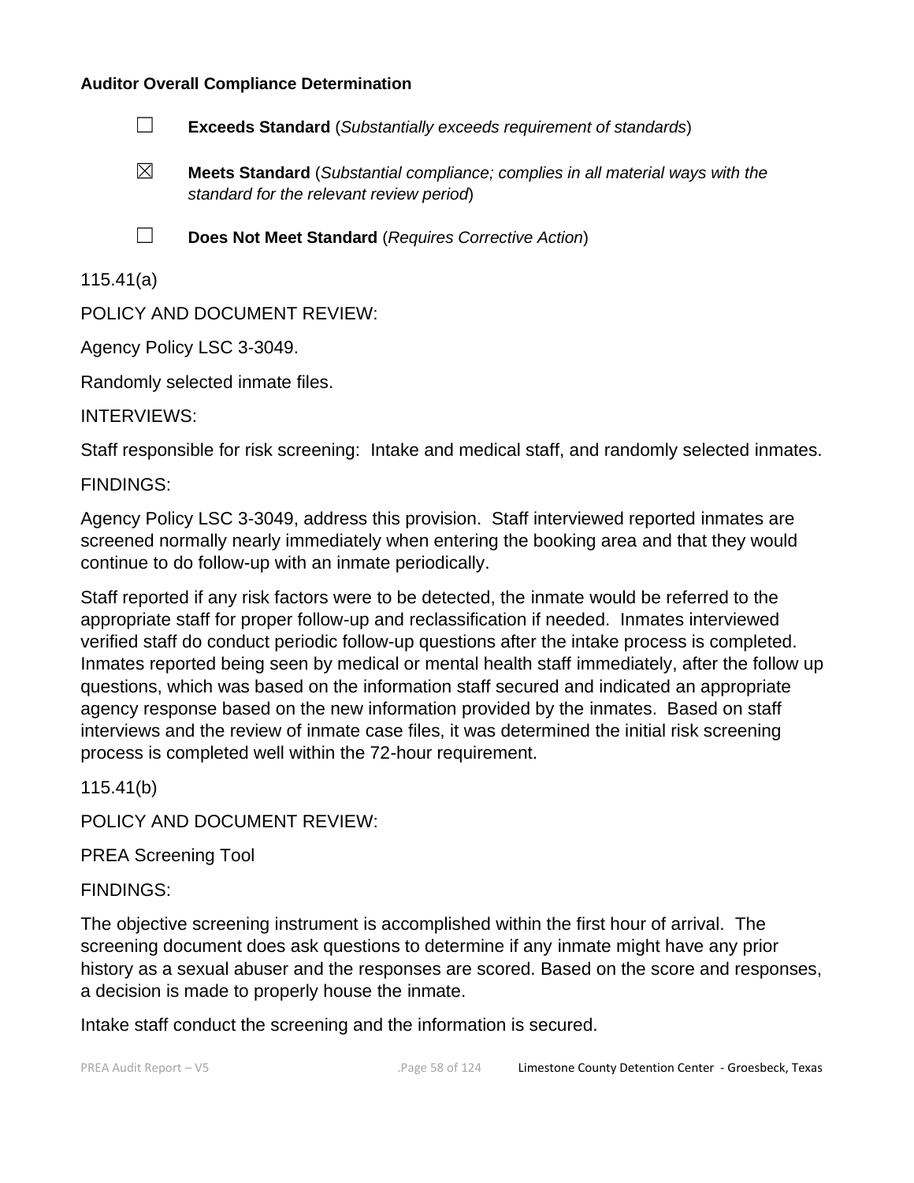**Auditor Overall Compliance Determination**

☐ **Exceeds Standard** (*Substantially exceeds requirement of standards*)

☒ **Meets Standard** (*Substantial compliance; complies in all material ways with the standard for the relevant review period*)

☐ **Does Not Meet Standard** (*Requires Corrective Action*)

115.41(a)

POLICY AND DOCUMENT REVIEW:

Agency Policy LSC 3-3049.

Randomly selected inmate files.

INTERVIEWS:

Staff responsible for risk screening: Intake and medical staff, and randomly selected inmates.

FINDINGS:

Agency Policy LSC 3-3049, address this provision. Staff interviewed reported inmates are screened normally nearly immediately when entering the booking area and that they would continue to do follow-up with an inmate periodically.

Staff reported if any risk factors were to be detected, the inmate would be referred to the appropriate staff for proper follow-up and reclassification if needed. Inmates interviewed verified staff do conduct periodic follow-up questions after the intake process is completed. Inmates reported being seen by medical or mental health staff immediately, after the follow up questions, which was based on the information staff secured and indicated an appropriate agency response based on the new information provided by the inmates. Based on staff interviews and the review of inmate case files, it was determined the initial risk screening process is completed well within the 72-hour requirement.

115.41(b)

POLICY AND DOCUMENT REVIEW:

PREA Screening Tool

FINDINGS:

The objective screening instrument is accomplished within the first hour of arrival. The screening document does ask questions to determine if any inmate might have any prior history as a sexual abuser and the responses are scored. Based on the score and responses, a decision is made to properly house the inmate.

Intake staff conduct the screening and the information is secured.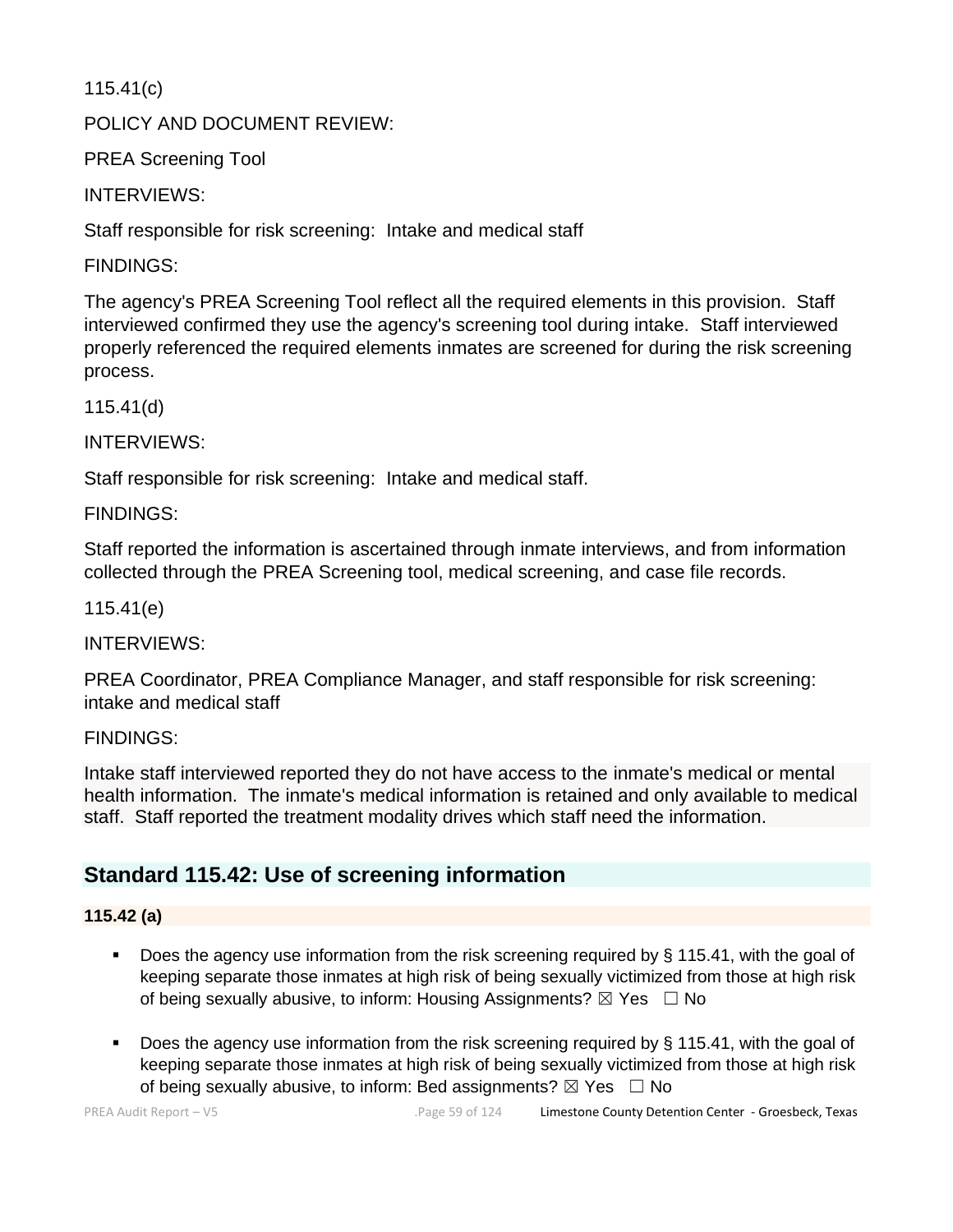115.41(c)

POLICY AND DOCUMENT REVIEW:

PREA Screening Tool

INTERVIEWS:

Staff responsible for risk screening: Intake and medical staff

FINDINGS:

The agency's PREA Screening Tool reflect all the required elements in this provision. Staff interviewed confirmed they use the agency's screening tool during intake. Staff interviewed properly referenced the required elements inmates are screened for during the risk screening process.

115.41(d)

INTERVIEWS:

Staff responsible for risk screening: Intake and medical staff.

FINDINGS:

Staff reported the information is ascertained through inmate interviews, and from information collected through the PREA Screening tool, medical screening, and case file records.

115.41(e)

INTERVIEWS:

PREA Coordinator, PREA Compliance Manager, and staff responsible for risk screening: intake and medical staff

FINDINGS:

Intake staff interviewed reported they do not have access to the inmate's medical or mental health information. The inmate's medical information is retained and only available to medical staff. Staff reported the treatment modality drives which staff need the information.

## Standard 115.42: Use of screening information

**115.42 (a)**

- Does the agency use information from the risk screening required by § 115.41, with the goal of keeping separate those inmates at high risk of being sexually victimized from those at high risk of being sexually abusive, to inform: Housing Assignments? ☒ Yes ☐ No
- Does the agency use information from the risk screening required by § 115.41, with the goal of keeping separate those inmates at high risk of being sexually victimized from those at high risk of being sexually abusive, to inform: Bed assignments? ☒ Yes ☐ No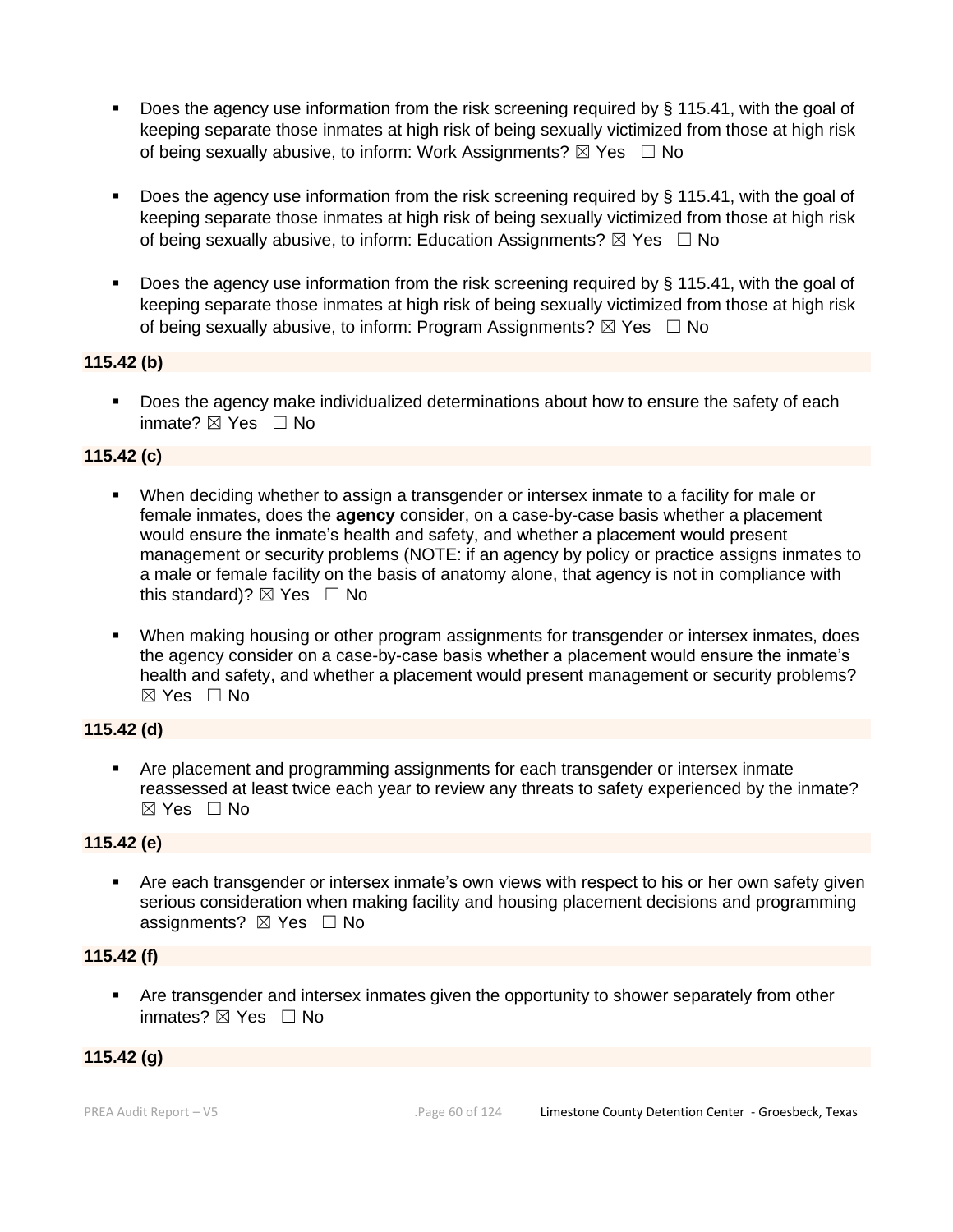- Does the agency use information from the risk screening required by § 115.41, with the goal of keeping separate those inmates at high risk of being sexually victimized from those at high risk of being sexually abusive, to inform: Work Assignments? ☒ Yes ☐ No

- Does the agency use information from the risk screening required by § 115.41, with the goal of keeping separate those inmates at high risk of being sexually victimized from those at high risk of being sexually abusive, to inform: Education Assignments? ☒ Yes ☐ No

- Does the agency use information from the risk screening required by § 115.41, with the goal of keeping separate those inmates at high risk of being sexually victimized from those at high risk of being sexually abusive, to inform: Program Assignments? ☒ Yes ☐ No

**115.42 (b)**

- Does the agency make individualized determinations about how to ensure the safety of each inmate? ☒ Yes ☐ No

**115.42 (c)**

- When deciding whether to assign a transgender or intersex inmate to a facility for male or female inmates, does the **agency** consider, on a case-by-case basis whether a placement would ensure the inmate's health and safety, and whether a placement would present management or security problems (NOTE: if an agency by policy or practice assigns inmates to a male or female facility on the basis of anatomy alone, that agency is not in compliance with this standard)? ☒ Yes ☐ No

- When making housing or other program assignments for transgender or intersex inmates, does the agency consider on a case-by-case basis whether a placement would ensure the inmate's health and safety, and whether a placement would present management or security problems? ☒ Yes ☐ No

**115.42 (d)**

- Are placement and programming assignments for each transgender or intersex inmate reassessed at least twice each year to review any threats to safety experienced by the inmate? ☒ Yes ☐ No

**115.42 (e)**

- Are each transgender or intersex inmate's own views with respect to his or her own safety given serious consideration when making facility and housing placement decisions and programming assignments? ☒ Yes ☐ No

**115.42 (f)**

- Are transgender and intersex inmates given the opportunity to shower separately from other inmates? ☒ Yes ☐ No

**115.42 (g)**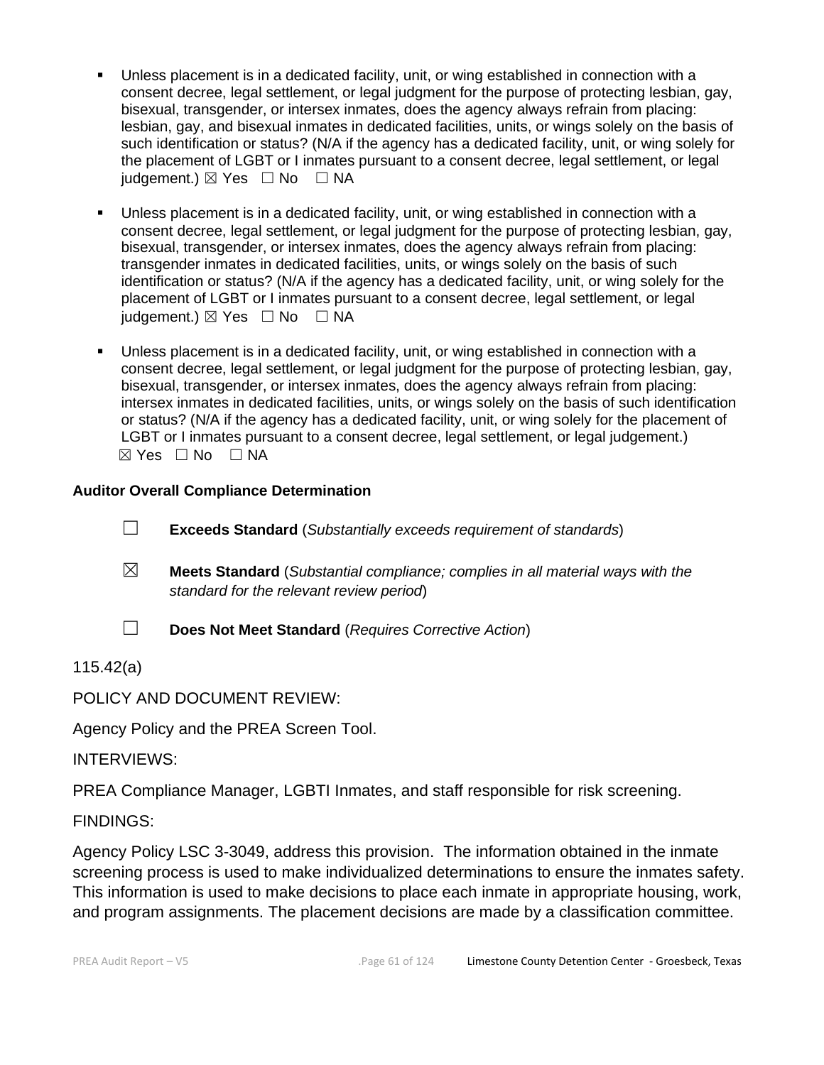- Unless placement is in a dedicated facility, unit, or wing established in connection with a consent decree, legal settlement, or legal judgment for the purpose of protecting lesbian, gay, bisexual, transgender, or intersex inmates, does the agency always refrain from placing: lesbian, gay, and bisexual inmates in dedicated facilities, units, or wings solely on the basis of such identification or status? (N/A if the agency has a dedicated facility, unit, or wing solely for the placement of LGBT or I inmates pursuant to a consent decree, legal settlement, or legal judgement.) ☒ Yes ☐ No ☐ NA

- Unless placement is in a dedicated facility, unit, or wing established in connection with a consent decree, legal settlement, or legal judgment for the purpose of protecting lesbian, gay, bisexual, transgender, or intersex inmates, does the agency always refrain from placing: transgender inmates in dedicated facilities, units, or wings solely on the basis of such identification or status? (N/A if the agency has a dedicated facility, unit, or wing solely for the placement of LGBT or I inmates pursuant to a consent decree, legal settlement, or legal judgement.) ☒ Yes ☐ No ☐ NA

- Unless placement is in a dedicated facility, unit, or wing established in connection with a consent decree, legal settlement, or legal judgment for the purpose of protecting lesbian, gay, bisexual, transgender, or intersex inmates, does the agency always refrain from placing: intersex inmates in dedicated facilities, units, or wings solely on the basis of such identification or status? (N/A if the agency has a dedicated facility, unit, or wing solely for the placement of LGBT or I inmates pursuant to a consent decree, legal settlement, or legal judgement.) ☒ Yes ☐ No ☐ NA

**Auditor Overall Compliance Determination**

☐ **Exceeds Standard** (*Substantially exceeds requirement of standards*)

☒ **Meets Standard** (*Substantial compliance; complies in all material ways with the standard for the relevant review period*)

☐ **Does Not Meet Standard** (*Requires Corrective Action*)

115.42(a)

POLICY AND DOCUMENT REVIEW:

Agency Policy and the PREA Screen Tool.

INTERVIEWS:

PREA Compliance Manager, LGBTI Inmates, and staff responsible for risk screening.

FINDINGS:

Agency Policy LSC 3-3049, address this provision. The information obtained in the inmate screening process is used to make individualized determinations to ensure the inmates safety. This information is used to make decisions to place each inmate in appropriate housing, work, and program assignments. The placement decisions are made by a classification committee.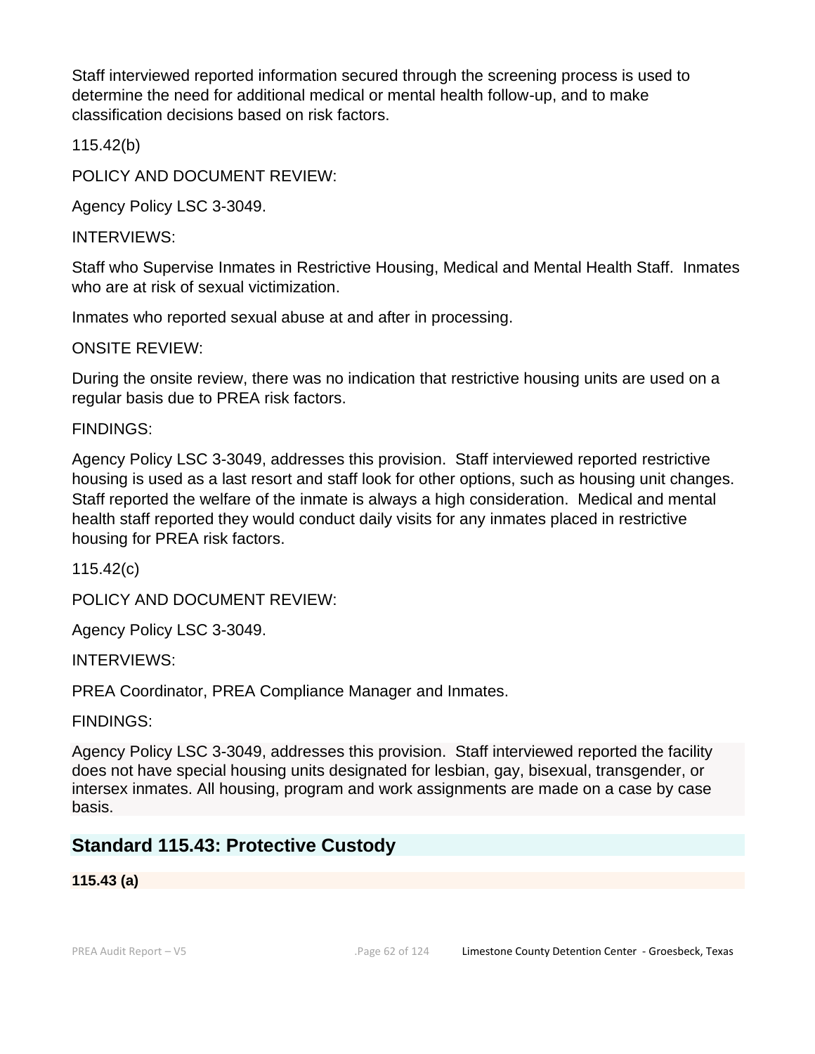Staff interviewed reported information secured through the screening process is used to determine the need for additional medical or mental health follow-up, and to make classification decisions based on risk factors.

115.42(b)

POLICY AND DOCUMENT REVIEW:

Agency Policy LSC 3-3049.

INTERVIEWS:

Staff who Supervise Inmates in Restrictive Housing, Medical and Mental Health Staff. Inmates who are at risk of sexual victimization.

Inmates who reported sexual abuse at and after in processing.

ONSITE REVIEW:

During the onsite review, there was no indication that restrictive housing units are used on a regular basis due to PREA risk factors.

FINDINGS:

Agency Policy LSC 3-3049, addresses this provision. Staff interviewed reported restrictive housing is used as a last resort and staff look for other options, such as housing unit changes. Staff reported the welfare of the inmate is always a high consideration. Medical and mental health staff reported they would conduct daily visits for any inmates placed in restrictive housing for PREA risk factors.

115.42(c)

POLICY AND DOCUMENT REVIEW:

Agency Policy LSC 3-3049.

INTERVIEWS:

PREA Coordinator, PREA Compliance Manager and Inmates.

FINDINGS:

Agency Policy LSC 3-3049, addresses this provision. Staff interviewed reported the facility does not have special housing units designated for lesbian, gay, bisexual, transgender, or intersex inmates. All housing, program and work assignments are made on a case by case basis.

## Standard 115.43: Protective Custody

**115.43 (a)**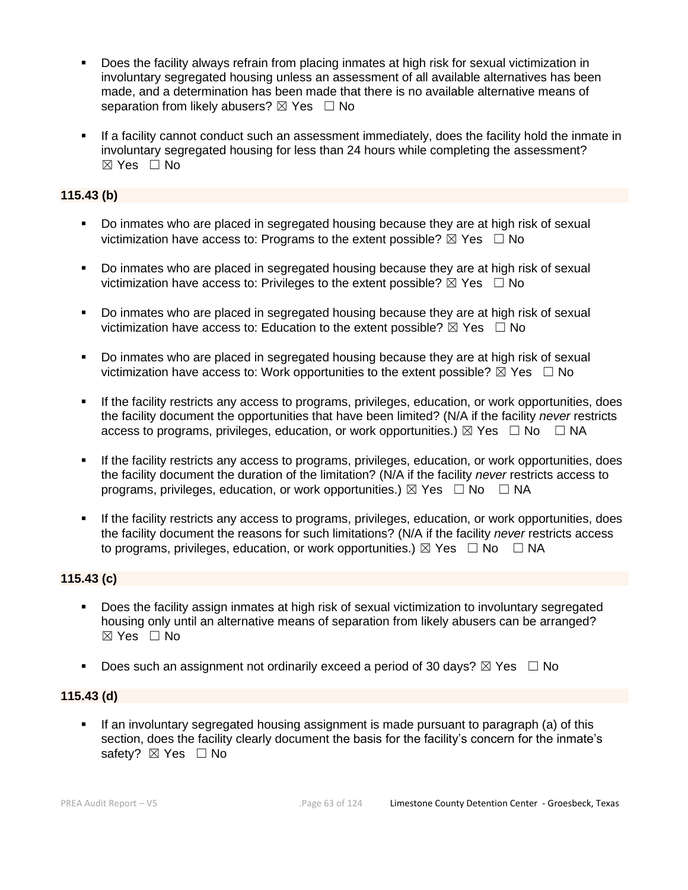- Does the facility always refrain from placing inmates at high risk for sexual victimization in involuntary segregated housing unless an assessment of all available alternatives has been made, and a determination has been made that there is no available alternative means of separation from likely abusers? ☒ Yes ☐ No

- If a facility cannot conduct such an assessment immediately, does the facility hold the inmate in involuntary segregated housing for less than 24 hours while completing the assessment? ☒ Yes ☐ No

**115.43 (b)**

- Do inmates who are placed in segregated housing because they are at high risk of sexual victimization have access to: Programs to the extent possible? ☒ Yes ☐ No

- Do inmates who are placed in segregated housing because they are at high risk of sexual victimization have access to: Privileges to the extent possible? ☒ Yes ☐ No

- Do inmates who are placed in segregated housing because they are at high risk of sexual victimization have access to: Education to the extent possible? ☒ Yes ☐ No

- Do inmates who are placed in segregated housing because they are at high risk of sexual victimization have access to: Work opportunities to the extent possible? ☒ Yes ☐ No

- If the facility restricts any access to programs, privileges, education, or work opportunities, does the facility document the opportunities that have been limited? (N/A if the facility *never* restricts access to programs, privileges, education, or work opportunities.) ☒ Yes ☐ No ☐ NA

- If the facility restricts any access to programs, privileges, education, or work opportunities, does the facility document the duration of the limitation? (N/A if the facility *never* restricts access to programs, privileges, education, or work opportunities.) ☒ Yes ☐ No ☐ NA

- If the facility restricts any access to programs, privileges, education, or work opportunities, does the facility document the reasons for such limitations? (N/A if the facility *never* restricts access to programs, privileges, education, or work opportunities.) ☒ Yes ☐ No ☐ NA

**115.43 (c)**

- Does the facility assign inmates at high risk of sexual victimization to involuntary segregated housing only until an alternative means of separation from likely abusers can be arranged? ☒ Yes ☐ No

- Does such an assignment not ordinarily exceed a period of 30 days? ☒ Yes ☐ No

**115.43 (d)**

- If an involuntary segregated housing assignment is made pursuant to paragraph (a) of this section, does the facility clearly document the basis for the facility's concern for the inmate's safety? ☒ Yes ☐ No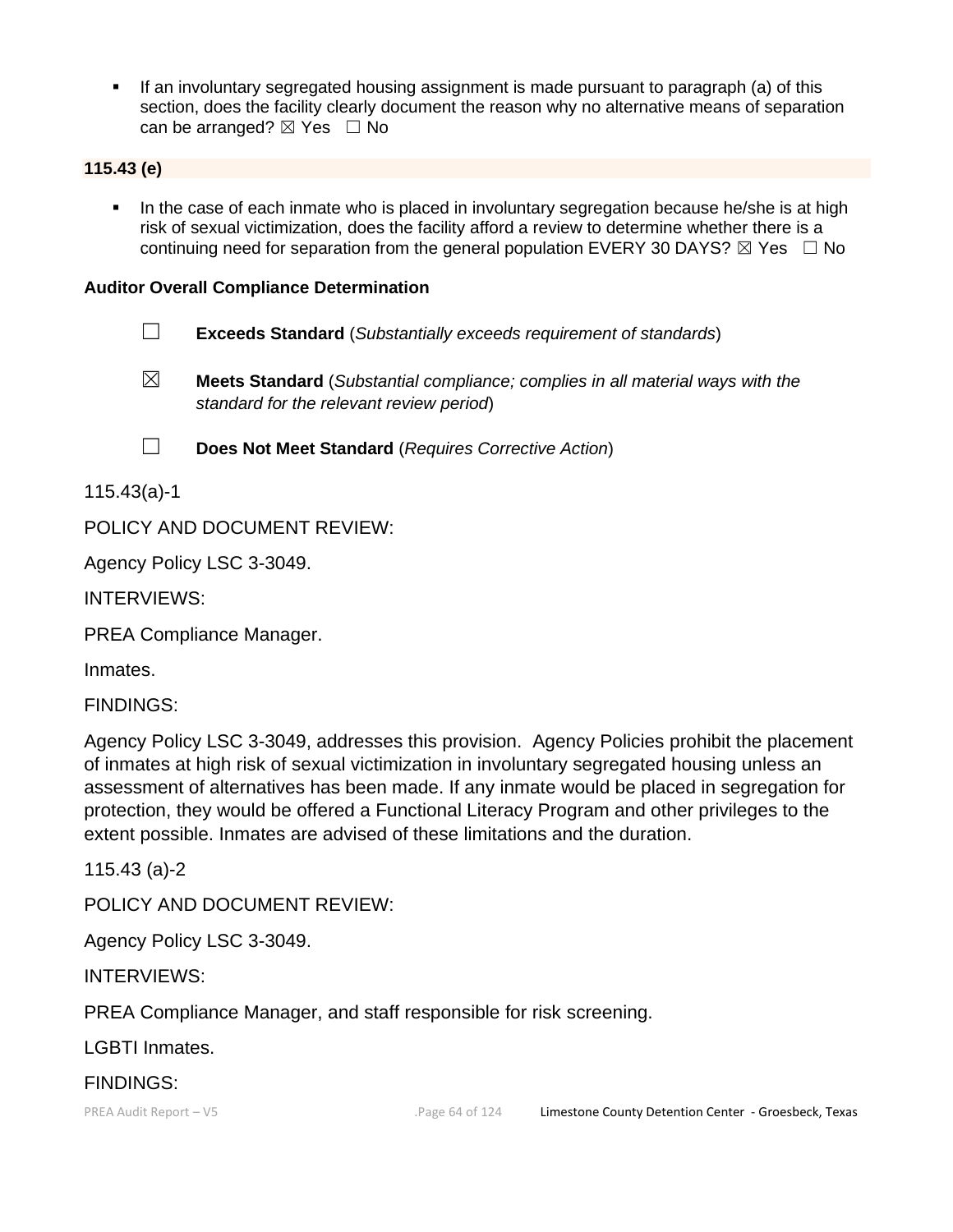- If an involuntary segregated housing assignment is made pursuant to paragraph (a) of this section, does the facility clearly document the reason why no alternative means of separation can be arranged? ☒ Yes ☐ No

**115.43 (e)**

- In the case of each inmate who is placed in involuntary segregation because he/she is at high risk of sexual victimization, does the facility afford a review to determine whether there is a continuing need for separation from the general population EVERY 30 DAYS? ☒ Yes ☐ No

**Auditor Overall Compliance Determination**

☐ **Exceeds Standard** (*Substantially exceeds requirement of standards*)

☒ **Meets Standard** (*Substantial compliance; complies in all material ways with the standard for the relevant review period*)

☐ **Does Not Meet Standard** (*Requires Corrective Action*)

115.43(a)-1

POLICY AND DOCUMENT REVIEW:

Agency Policy LSC 3-3049.

INTERVIEWS:

PREA Compliance Manager.

Inmates.

FINDINGS:

Agency Policy LSC 3-3049, addresses this provision. Agency Policies prohibit the placement of inmates at high risk of sexual victimization in involuntary segregated housing unless an assessment of alternatives has been made. If any inmate would be placed in segregation for protection, they would be offered a Functional Literacy Program and other privileges to the extent possible. Inmates are advised of these limitations and the duration.

115.43 (a)-2

POLICY AND DOCUMENT REVIEW:

Agency Policy LSC 3-3049.

INTERVIEWS:

PREA Compliance Manager, and staff responsible for risk screening.

LGBTI Inmates.

FINDINGS: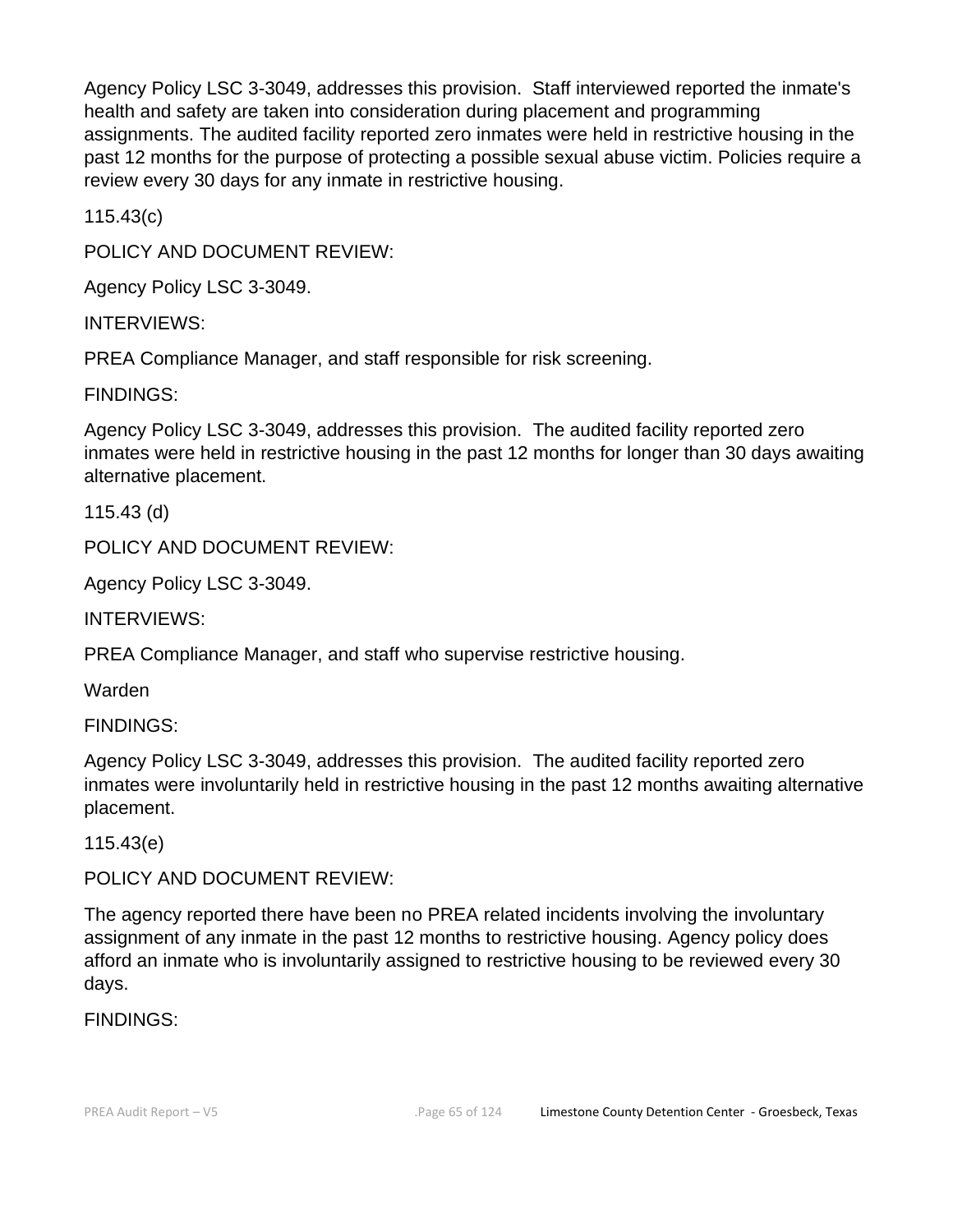Agency Policy LSC 3-3049, addresses this provision. Staff interviewed reported the inmate's health and safety are taken into consideration during placement and programming assignments. The audited facility reported zero inmates were held in restrictive housing in the past 12 months for the purpose of protecting a possible sexual abuse victim. Policies require a review every 30 days for any inmate in restrictive housing.

115.43(c)

POLICY AND DOCUMENT REVIEW:

Agency Policy LSC 3-3049.

INTERVIEWS:

PREA Compliance Manager, and staff responsible for risk screening.

FINDINGS:

Agency Policy LSC 3-3049, addresses this provision. The audited facility reported zero inmates were held in restrictive housing in the past 12 months for longer than 30 days awaiting alternative placement.

115.43 (d)

POLICY AND DOCUMENT REVIEW:

Agency Policy LSC 3-3049.

INTERVIEWS:

PREA Compliance Manager, and staff who supervise restrictive housing.

Warden

FINDINGS:

Agency Policy LSC 3-3049, addresses this provision. The audited facility reported zero inmates were involuntarily held in restrictive housing in the past 12 months awaiting alternative placement.

115.43(e)

POLICY AND DOCUMENT REVIEW:

The agency reported there have been no PREA related incidents involving the involuntary assignment of any inmate in the past 12 months to restrictive housing. Agency policy does afford an inmate who is involuntarily assigned to restrictive housing to be reviewed every 30 days.

FINDINGS: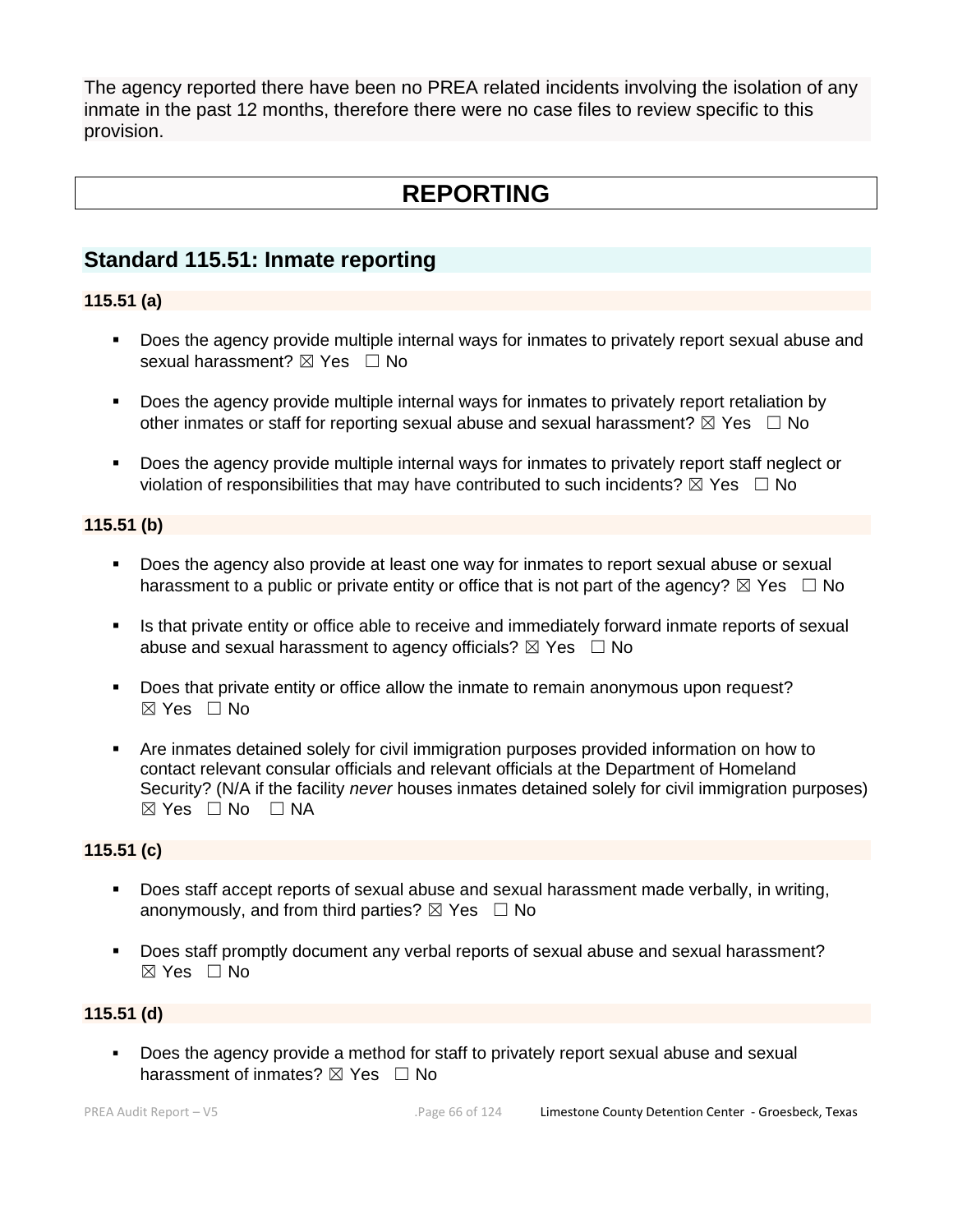The agency reported there have been no PREA related incidents involving the isolation of any inmate in the past 12 months, therefore there were no case files to review specific to this provision.

# REPORTING

## Standard 115.51: Inmate reporting

### 115.51 (a)

- Does the agency provide multiple internal ways for inmates to privately report sexual abuse and sexual harassment? ☒ Yes ☐ No
- Does the agency provide multiple internal ways for inmates to privately report retaliation by other inmates or staff for reporting sexual abuse and sexual harassment? ☒ Yes ☐ No
- Does the agency provide multiple internal ways for inmates to privately report staff neglect or violation of responsibilities that may have contributed to such incidents? ☒ Yes ☐ No

### 115.51 (b)

- Does the agency also provide at least one way for inmates to report sexual abuse or sexual harassment to a public or private entity or office that is not part of the agency? ☒ Yes ☐ No
- Is that private entity or office able to receive and immediately forward inmate reports of sexual abuse and sexual harassment to agency officials? ☒ Yes ☐ No
- Does that private entity or office allow the inmate to remain anonymous upon request? ☒ Yes ☐ No
- Are inmates detained solely for civil immigration purposes provided information on how to contact relevant consular officials and relevant officials at the Department of Homeland Security? (N/A if the facility *never* houses inmates detained solely for civil immigration purposes) ☒ Yes ☐ No ☐ NA

### 115.51 (c)

- Does staff accept reports of sexual abuse and sexual harassment made verbally, in writing, anonymously, and from third parties? ☒ Yes ☐ No
- Does staff promptly document any verbal reports of sexual abuse and sexual harassment? ☒ Yes ☐ No

### 115.51 (d)

- Does the agency provide a method for staff to privately report sexual abuse and sexual harassment of inmates? ☒ Yes ☐ No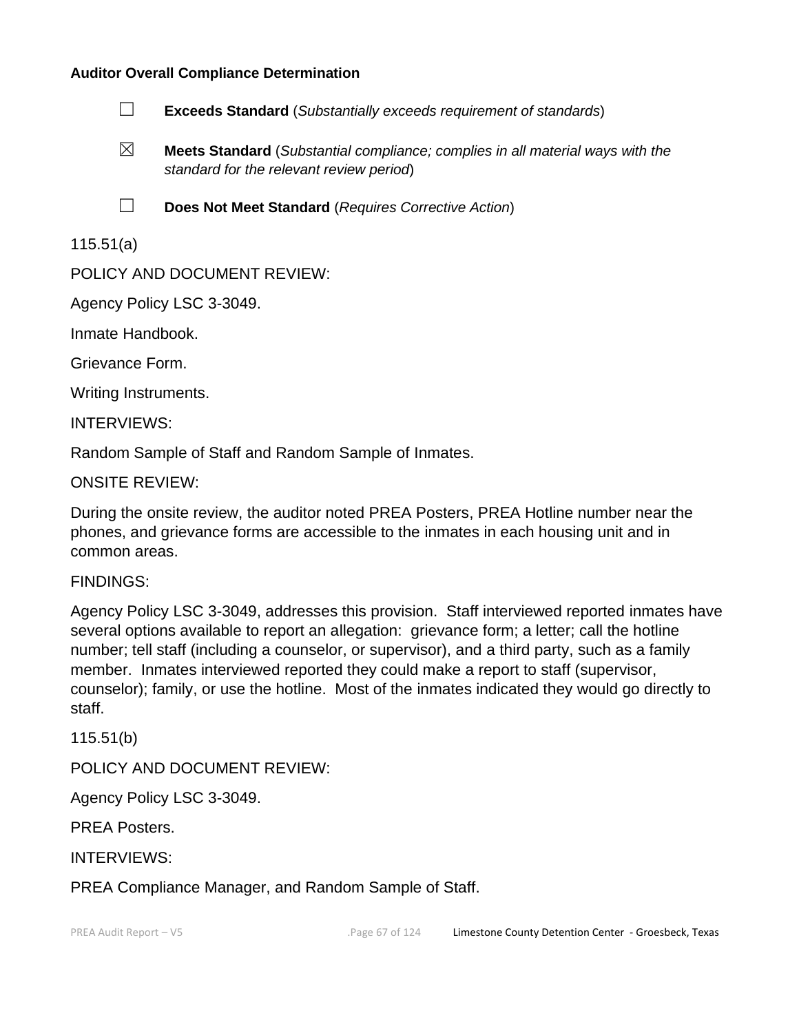**Auditor Overall Compliance Determination**

☐ **Exceeds Standard** (*Substantially exceeds requirement of standards*)

☒ **Meets Standard** (*Substantial compliance; complies in all material ways with the standard for the relevant review period*)

☐ **Does Not Meet Standard** (*Requires Corrective Action*)

115.51(a)

POLICY AND DOCUMENT REVIEW:

Agency Policy LSC 3-3049.

Inmate Handbook.

Grievance Form.

Writing Instruments.

INTERVIEWS:

Random Sample of Staff and Random Sample of Inmates.

ONSITE REVIEW:

During the onsite review, the auditor noted PREA Posters, PREA Hotline number near the phones, and grievance forms are accessible to the inmates in each housing unit and in common areas.

FINDINGS:

Agency Policy LSC 3-3049, addresses this provision. Staff interviewed reported inmates have several options available to report an allegation: grievance form; a letter; call the hotline number; tell staff (including a counselor, or supervisor), and a third party, such as a family member. Inmates interviewed reported they could make a report to staff (supervisor, counselor); family, or use the hotline. Most of the inmates indicated they would go directly to staff.

115.51(b)

POLICY AND DOCUMENT REVIEW:

Agency Policy LSC 3-3049.

PREA Posters.

INTERVIEWS:

PREA Compliance Manager, and Random Sample of Staff.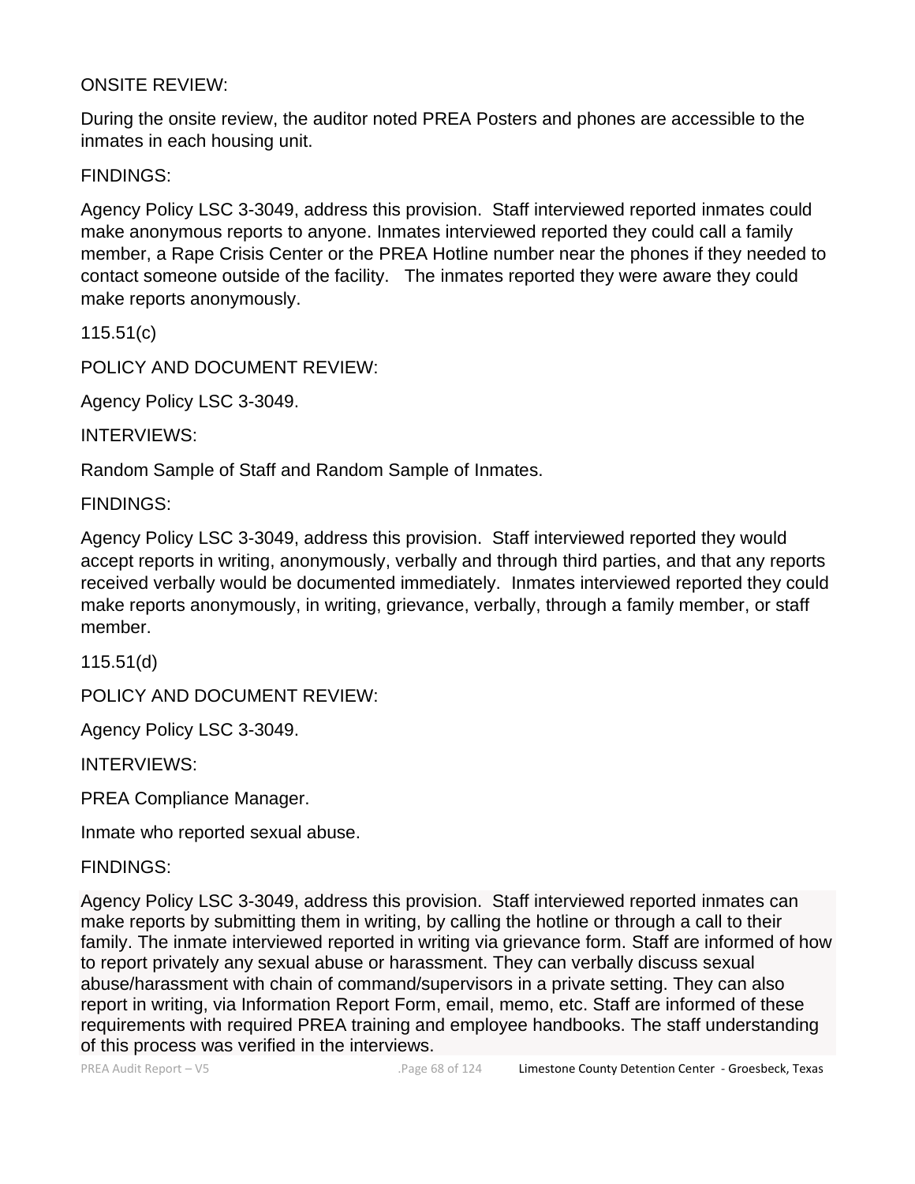ONSITE REVIEW:

During the onsite review, the auditor noted PREA Posters and phones are accessible to the inmates in each housing unit.

FINDINGS:

Agency Policy LSC 3-3049, address this provision. Staff interviewed reported inmates could make anonymous reports to anyone. Inmates interviewed reported they could call a family member, a Rape Crisis Center or the PREA Hotline number near the phones if they needed to contact someone outside of the facility. The inmates reported they were aware they could make reports anonymously.

115.51(c)

POLICY AND DOCUMENT REVIEW:

Agency Policy LSC 3-3049.

INTERVIEWS:

Random Sample of Staff and Random Sample of Inmates.

FINDINGS:

Agency Policy LSC 3-3049, address this provision. Staff interviewed reported they would accept reports in writing, anonymously, verbally and through third parties, and that any reports received verbally would be documented immediately. Inmates interviewed reported they could make reports anonymously, in writing, grievance, verbally, through a family member, or staff member.

115.51(d)

POLICY AND DOCUMENT REVIEW:

Agency Policy LSC 3-3049.

INTERVIEWS:

PREA Compliance Manager.

Inmate who reported sexual abuse.

FINDINGS:

Agency Policy LSC 3-3049, address this provision. Staff interviewed reported inmates can make reports by submitting them in writing, by calling the hotline or through a call to their family. The inmate interviewed reported in writing via grievance form. Staff are informed of how to report privately any sexual abuse or harassment. They can verbally discuss sexual abuse/harassment with chain of command/supervisors in a private setting. They can also report in writing, via Information Report Form, email, memo, etc. Staff are informed of these requirements with required PREA training and employee handbooks. The staff understanding of this process was verified in the interviews.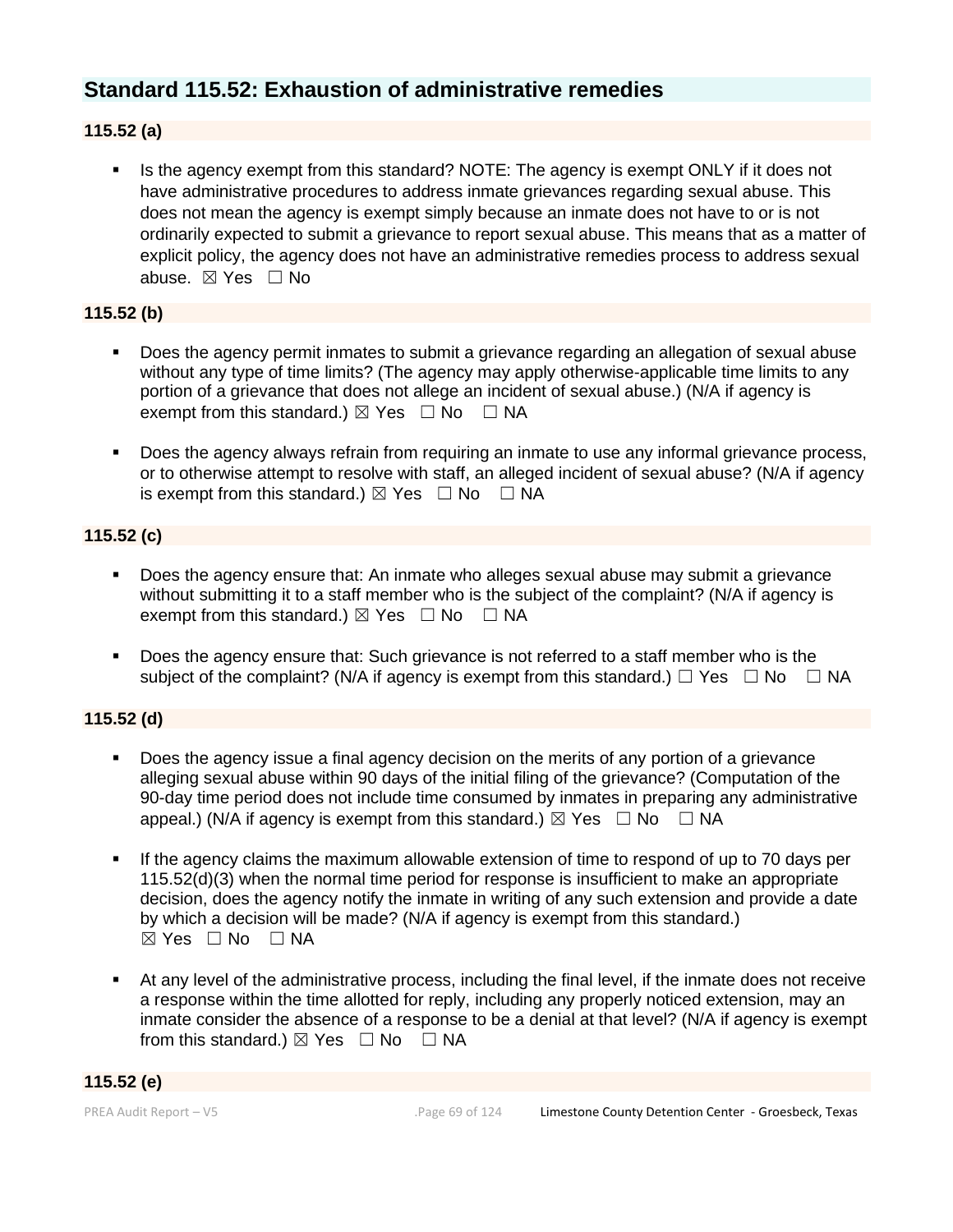## Standard 115.52: Exhaustion of administrative remedies

**115.52 (a)**

- Is the agency exempt from this standard? NOTE: The agency is exempt ONLY if it does not have administrative procedures to address inmate grievances regarding sexual abuse. This does not mean the agency is exempt simply because an inmate does not have to or is not ordinarily expected to submit a grievance to report sexual abuse. This means that as a matter of explicit policy, the agency does not have an administrative remedies process to address sexual abuse. ☒ Yes ☐ No

**115.52 (b)**

- Does the agency permit inmates to submit a grievance regarding an allegation of sexual abuse without any type of time limits? (The agency may apply otherwise-applicable time limits to any portion of a grievance that does not allege an incident of sexual abuse.) (N/A if agency is exempt from this standard.) ☒ Yes ☐ No ☐ NA
- Does the agency always refrain from requiring an inmate to use any informal grievance process, or to otherwise attempt to resolve with staff, an alleged incident of sexual abuse? (N/A if agency is exempt from this standard.) ☒ Yes ☐ No ☐ NA

**115.52 (c)**

- Does the agency ensure that: An inmate who alleges sexual abuse may submit a grievance without submitting it to a staff member who is the subject of the complaint? (N/A if agency is exempt from this standard.) ☒ Yes ☐ No ☐ NA
- Does the agency ensure that: Such grievance is not referred to a staff member who is the subject of the complaint? (N/A if agency is exempt from this standard.) ☐ Yes ☐ No ☐ NA

**115.52 (d)**

- Does the agency issue a final agency decision on the merits of any portion of a grievance alleging sexual abuse within 90 days of the initial filing of the grievance? (Computation of the 90-day time period does not include time consumed by inmates in preparing any administrative appeal.) (N/A if agency is exempt from this standard.) ☒ Yes ☐ No ☐ NA
- If the agency claims the maximum allowable extension of time to respond of up to 70 days per 115.52(d)(3) when the normal time period for response is insufficient to make an appropriate decision, does the agency notify the inmate in writing of any such extension and provide a date by which a decision will be made? (N/A if agency is exempt from this standard.) ☒ Yes ☐ No ☐ NA
- At any level of the administrative process, including the final level, if the inmate does not receive a response within the time allotted for reply, including any properly noticed extension, may an inmate consider the absence of a response to be a denial at that level? (N/A if agency is exempt from this standard.) ☒ Yes ☐ No ☐ NA

**115.52 (e)**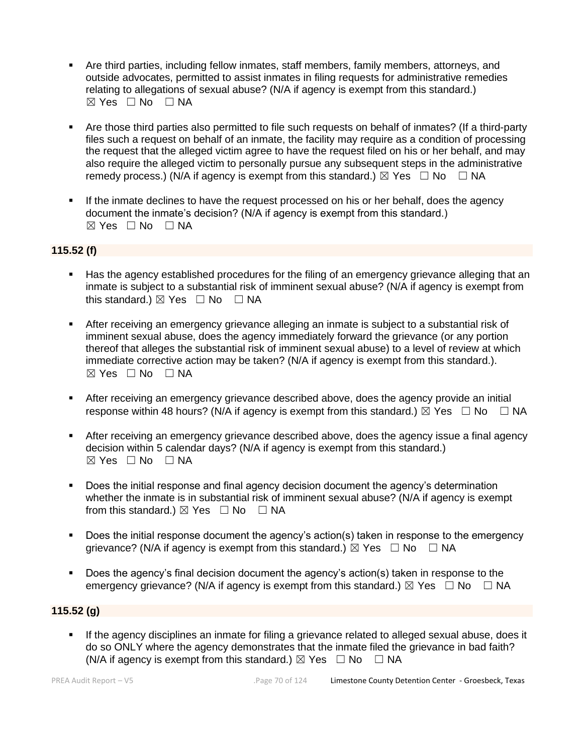- Are third parties, including fellow inmates, staff members, family members, attorneys, and outside advocates, permitted to assist inmates in filing requests for administrative remedies relating to allegations of sexual abuse? (N/A if agency is exempt from this standard.) ☒ Yes ☐ No ☐ NA

- Are those third parties also permitted to file such requests on behalf of inmates? (If a third-party files such a request on behalf of an inmate, the facility may require as a condition of processing the request that the alleged victim agree to have the request filed on his or her behalf, and may also require the alleged victim to personally pursue any subsequent steps in the administrative remedy process.) (N/A if agency is exempt from this standard.) ☒ Yes ☐ No ☐ NA

- If the inmate declines to have the request processed on his or her behalf, does the agency document the inmate's decision? (N/A if agency is exempt from this standard.) ☒ Yes ☐ No ☐ NA

**115.52 (f)**

- Has the agency established procedures for the filing of an emergency grievance alleging that an inmate is subject to a substantial risk of imminent sexual abuse? (N/A if agency is exempt from this standard.) ☒ Yes ☐ No ☐ NA

- After receiving an emergency grievance alleging an inmate is subject to a substantial risk of imminent sexual abuse, does the agency immediately forward the grievance (or any portion thereof that alleges the substantial risk of imminent sexual abuse) to a level of review at which immediate corrective action may be taken? (N/A if agency is exempt from this standard.). ☒ Yes ☐ No ☐ NA

- After receiving an emergency grievance described above, does the agency provide an initial response within 48 hours? (N/A if agency is exempt from this standard.) ☒ Yes ☐ No ☐ NA

- After receiving an emergency grievance described above, does the agency issue a final agency decision within 5 calendar days? (N/A if agency is exempt from this standard.) ☒ Yes ☐ No ☐ NA

- Does the initial response and final agency decision document the agency's determination whether the inmate is in substantial risk of imminent sexual abuse? (N/A if agency is exempt from this standard.) ☒ Yes ☐ No ☐ NA

- Does the initial response document the agency's action(s) taken in response to the emergency grievance? (N/A if agency is exempt from this standard.) ☒ Yes ☐ No ☐ NA

- Does the agency's final decision document the agency's action(s) taken in response to the emergency grievance? (N/A if agency is exempt from this standard.) ☒ Yes ☐ No ☐ NA

**115.52 (g)**

- If the agency disciplines an inmate for filing a grievance related to alleged sexual abuse, does it do so ONLY where the agency demonstrates that the inmate filed the grievance in bad faith? (N/A if agency is exempt from this standard.) ☒ Yes ☐ No ☐ NA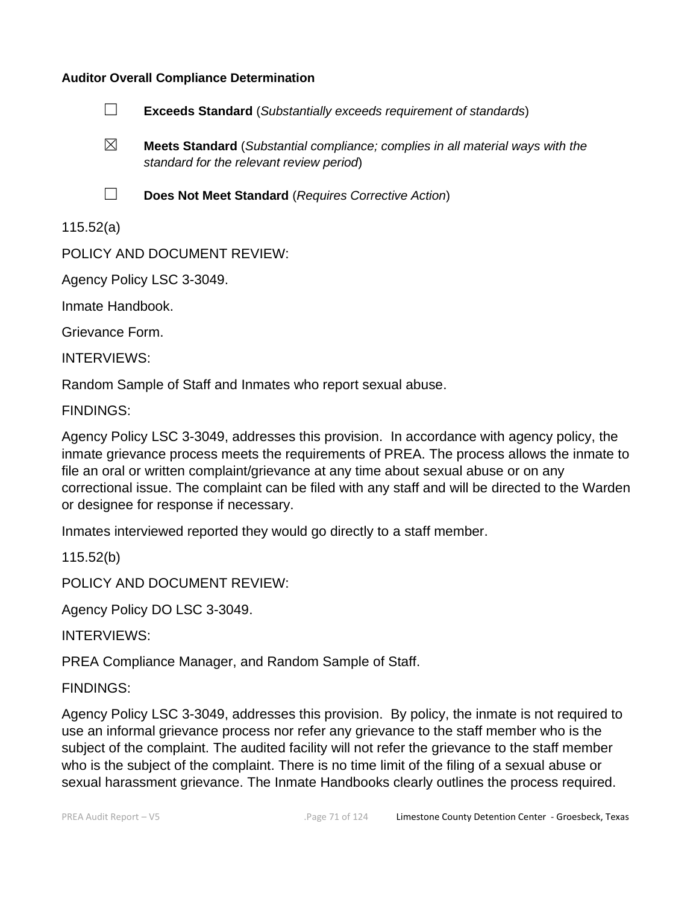**Auditor Overall Compliance Determination**

☐ **Exceeds Standard** (*Substantially exceeds requirement of standards*)

☒ **Meets Standard** (*Substantial compliance; complies in all material ways with the standard for the relevant review period*)

☐ **Does Not Meet Standard** (*Requires Corrective Action*)

115.52(a)

POLICY AND DOCUMENT REVIEW:

Agency Policy LSC 3-3049.

Inmate Handbook.

Grievance Form.

INTERVIEWS:

Random Sample of Staff and Inmates who report sexual abuse.

FINDINGS:

Agency Policy LSC 3-3049, addresses this provision. In accordance with agency policy, the inmate grievance process meets the requirements of PREA. The process allows the inmate to file an oral or written complaint/grievance at any time about sexual abuse or on any correctional issue. The complaint can be filed with any staff and will be directed to the Warden or designee for response if necessary.

Inmates interviewed reported they would go directly to a staff member.

115.52(b)

POLICY AND DOCUMENT REVIEW:

Agency Policy DO LSC 3-3049.

INTERVIEWS:

PREA Compliance Manager, and Random Sample of Staff.

FINDINGS:

Agency Policy LSC 3-3049, addresses this provision. By policy, the inmate is not required to use an informal grievance process nor refer any grievance to the staff member who is the subject of the complaint. The audited facility will not refer the grievance to the staff member who is the subject of the complaint. There is no time limit of the filing of a sexual abuse or sexual harassment grievance. The Inmate Handbooks clearly outlines the process required.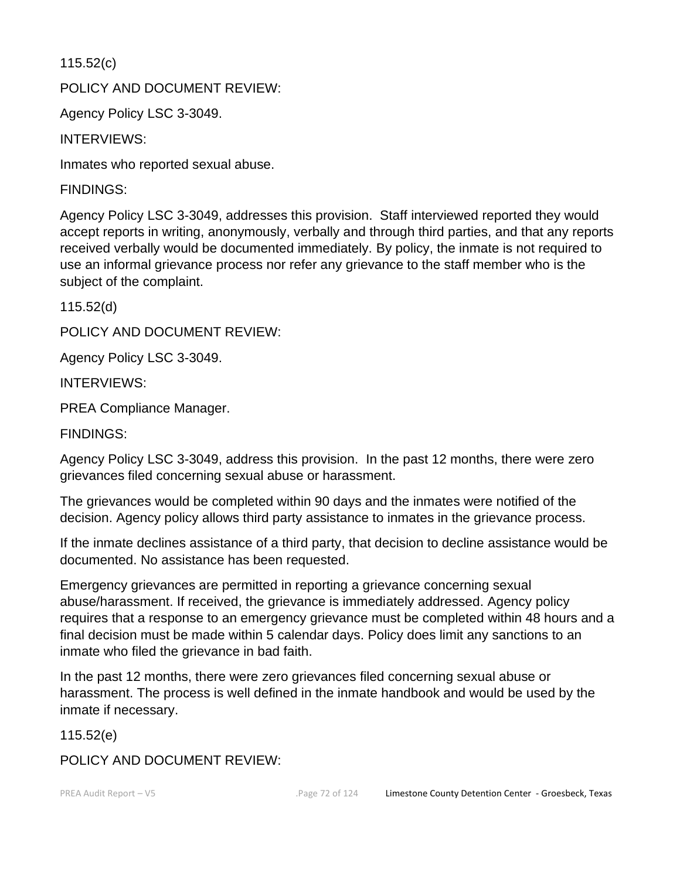115.52(c)

POLICY AND DOCUMENT REVIEW:

Agency Policy LSC 3-3049.

INTERVIEWS:

Inmates who reported sexual abuse.

FINDINGS:

Agency Policy LSC 3-3049, addresses this provision. Staff interviewed reported they would accept reports in writing, anonymously, verbally and through third parties, and that any reports received verbally would be documented immediately. By policy, the inmate is not required to use an informal grievance process nor refer any grievance to the staff member who is the subject of the complaint.

115.52(d)

POLICY AND DOCUMENT REVIEW:

Agency Policy LSC 3-3049.

INTERVIEWS:

PREA Compliance Manager.

FINDINGS:

Agency Policy LSC 3-3049, address this provision. In the past 12 months, there were zero grievances filed concerning sexual abuse or harassment.

The grievances would be completed within 90 days and the inmates were notified of the decision. Agency policy allows third party assistance to inmates in the grievance process.

If the inmate declines assistance of a third party, that decision to decline assistance would be documented. No assistance has been requested.

Emergency grievances are permitted in reporting a grievance concerning sexual abuse/harassment. If received, the grievance is immediately addressed. Agency policy requires that a response to an emergency grievance must be completed within 48 hours and a final decision must be made within 5 calendar days. Policy does limit any sanctions to an inmate who filed the grievance in bad faith.

In the past 12 months, there were zero grievances filed concerning sexual abuse or harassment. The process is well defined in the inmate handbook and would be used by the inmate if necessary.

115.52(e)

POLICY AND DOCUMENT REVIEW: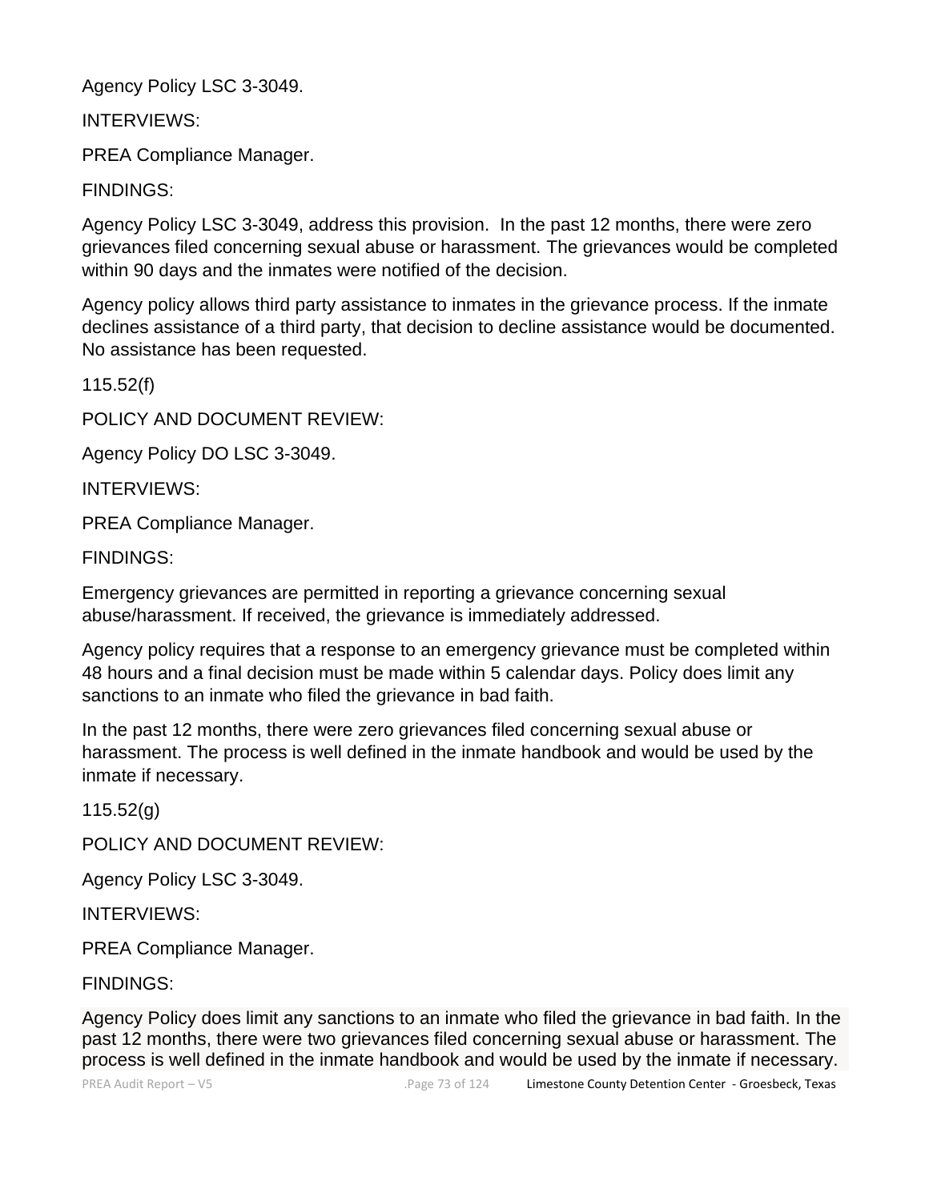Agency Policy LSC 3-3049.

INTERVIEWS:

PREA Compliance Manager.

FINDINGS:

Agency Policy LSC 3-3049, address this provision. In the past 12 months, there were zero grievances filed concerning sexual abuse or harassment. The grievances would be completed within 90 days and the inmates were notified of the decision.

Agency policy allows third party assistance to inmates in the grievance process. If the inmate declines assistance of a third party, that decision to decline assistance would be documented. No assistance has been requested.

115.52(f)

POLICY AND DOCUMENT REVIEW:

Agency Policy DO LSC 3-3049.

INTERVIEWS:

PREA Compliance Manager.

FINDINGS:

Emergency grievances are permitted in reporting a grievance concerning sexual abuse/harassment. If received, the grievance is immediately addressed.

Agency policy requires that a response to an emergency grievance must be completed within 48 hours and a final decision must be made within 5 calendar days. Policy does limit any sanctions to an inmate who filed the grievance in bad faith.

In the past 12 months, there were zero grievances filed concerning sexual abuse or harassment. The process is well defined in the inmate handbook and would be used by the inmate if necessary.

115.52(g)

POLICY AND DOCUMENT REVIEW:

Agency Policy LSC 3-3049.

INTERVIEWS:

PREA Compliance Manager.

FINDINGS:

Agency Policy does limit any sanctions to an inmate who filed the grievance in bad faith. In the past 12 months, there were two grievances filed concerning sexual abuse or harassment. The process is well defined in the inmate handbook and would be used by the inmate if necessary.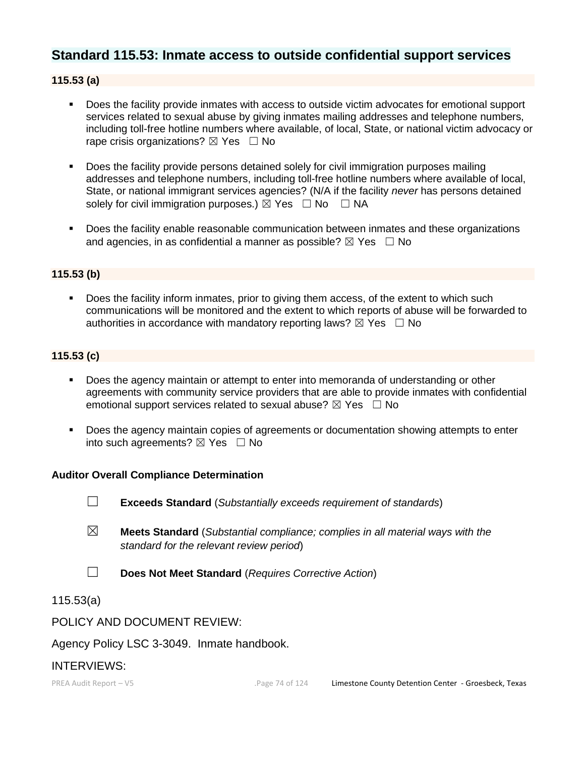## Standard 115.53: Inmate access to outside confidential support services

### 115.53 (a)

- Does the facility provide inmates with access to outside victim advocates for emotional support services related to sexual abuse by giving inmates mailing addresses and telephone numbers, including toll-free hotline numbers where available, of local, State, or national victim advocacy or rape crisis organizations? ☒ Yes ☐ No

- Does the facility provide persons detained solely for civil immigration purposes mailing addresses and telephone numbers, including toll-free hotline numbers where available of local, State, or national immigrant services agencies? (N/A if the facility *never* has persons detained solely for civil immigration purposes.) ☒ Yes ☐ No ☐ NA

- Does the facility enable reasonable communication between inmates and these organizations and agencies, in as confidential a manner as possible? ☒ Yes ☐ No

### 115.53 (b)

- Does the facility inform inmates, prior to giving them access, of the extent to which such communications will be monitored and the extent to which reports of abuse will be forwarded to authorities in accordance with mandatory reporting laws? ☒ Yes ☐ No

### 115.53 (c)

- Does the agency maintain or attempt to enter into memoranda of understanding or other agreements with community service providers that are able to provide inmates with confidential emotional support services related to sexual abuse? ☒ Yes ☐ No

- Does the agency maintain copies of agreements or documentation showing attempts to enter into such agreements? ☒ Yes ☐ No

**Auditor Overall Compliance Determination**

☐ **Exceeds Standard** (*Substantially exceeds requirement of standards*)

☒ **Meets Standard** (*Substantial compliance; complies in all material ways with the standard for the relevant review period*)

☐ **Does Not Meet Standard** (*Requires Corrective Action*)

115.53(a)

POLICY AND DOCUMENT REVIEW:

Agency Policy LSC 3-3049. Inmate handbook.

INTERVIEWS: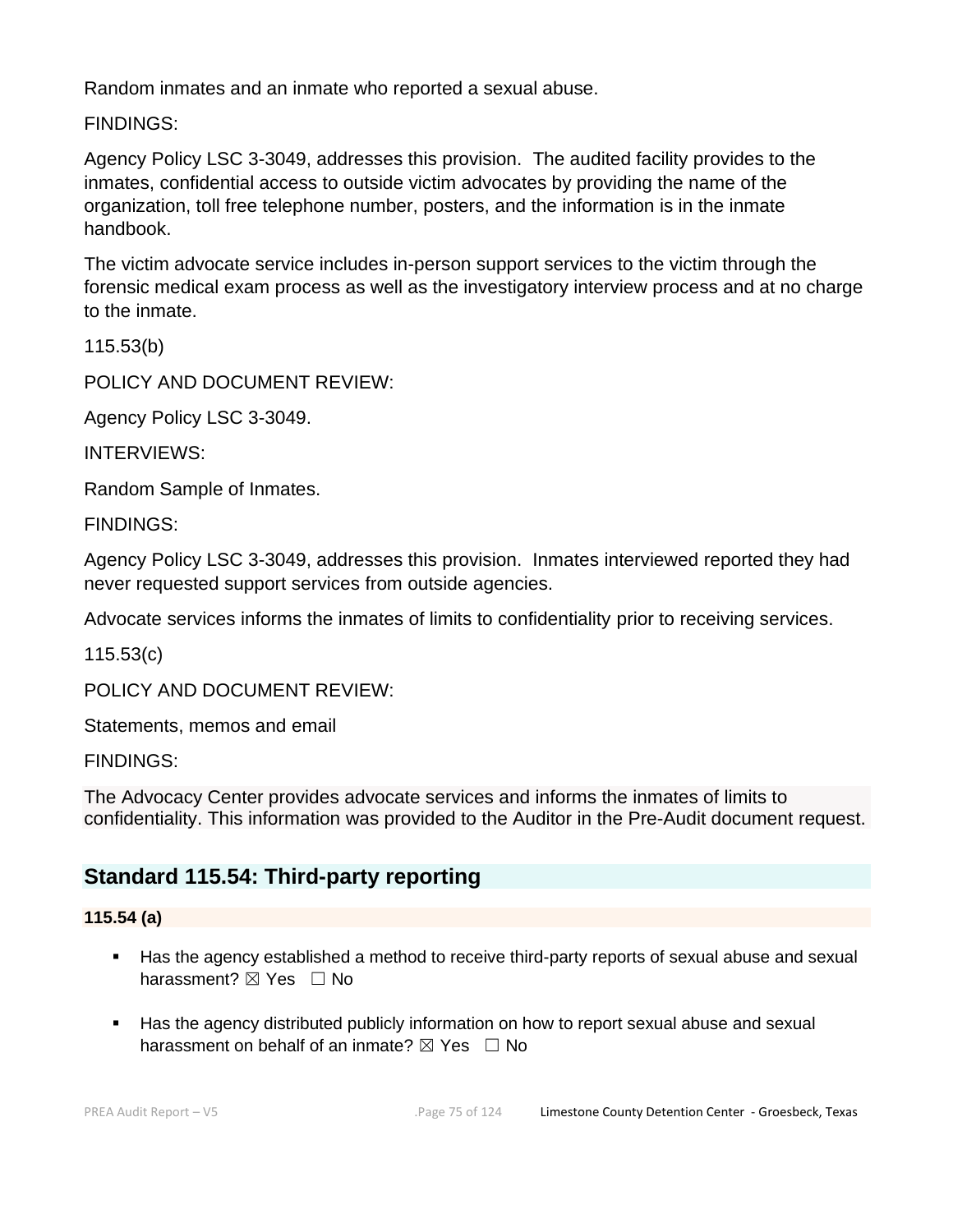Random inmates and an inmate who reported a sexual abuse.

FINDINGS:

Agency Policy LSC 3-3049, addresses this provision. The audited facility provides to the inmates, confidential access to outside victim advocates by providing the name of the organization, toll free telephone number, posters, and the information is in the inmate handbook.

The victim advocate service includes in-person support services to the victim through the forensic medical exam process as well as the investigatory interview process and at no charge to the inmate.

115.53(b)

POLICY AND DOCUMENT REVIEW:

Agency Policy LSC 3-3049.

INTERVIEWS:

Random Sample of Inmates.

FINDINGS:

Agency Policy LSC 3-3049, addresses this provision. Inmates interviewed reported they had never requested support services from outside agencies.

Advocate services informs the inmates of limits to confidentiality prior to receiving services.

115.53(c)

POLICY AND DOCUMENT REVIEW:

Statements, memos and email

FINDINGS:

The Advocacy Center provides advocate services and informs the inmates of limits to confidentiality. This information was provided to the Auditor in the Pre-Audit document request.

## Standard 115.54: Third-party reporting

**115.54 (a)**

- Has the agency established a method to receive third-party reports of sexual abuse and sexual harassment? ☒ Yes ☐ No
- Has the agency distributed publicly information on how to report sexual abuse and sexual harassment on behalf of an inmate? ☒ Yes ☐ No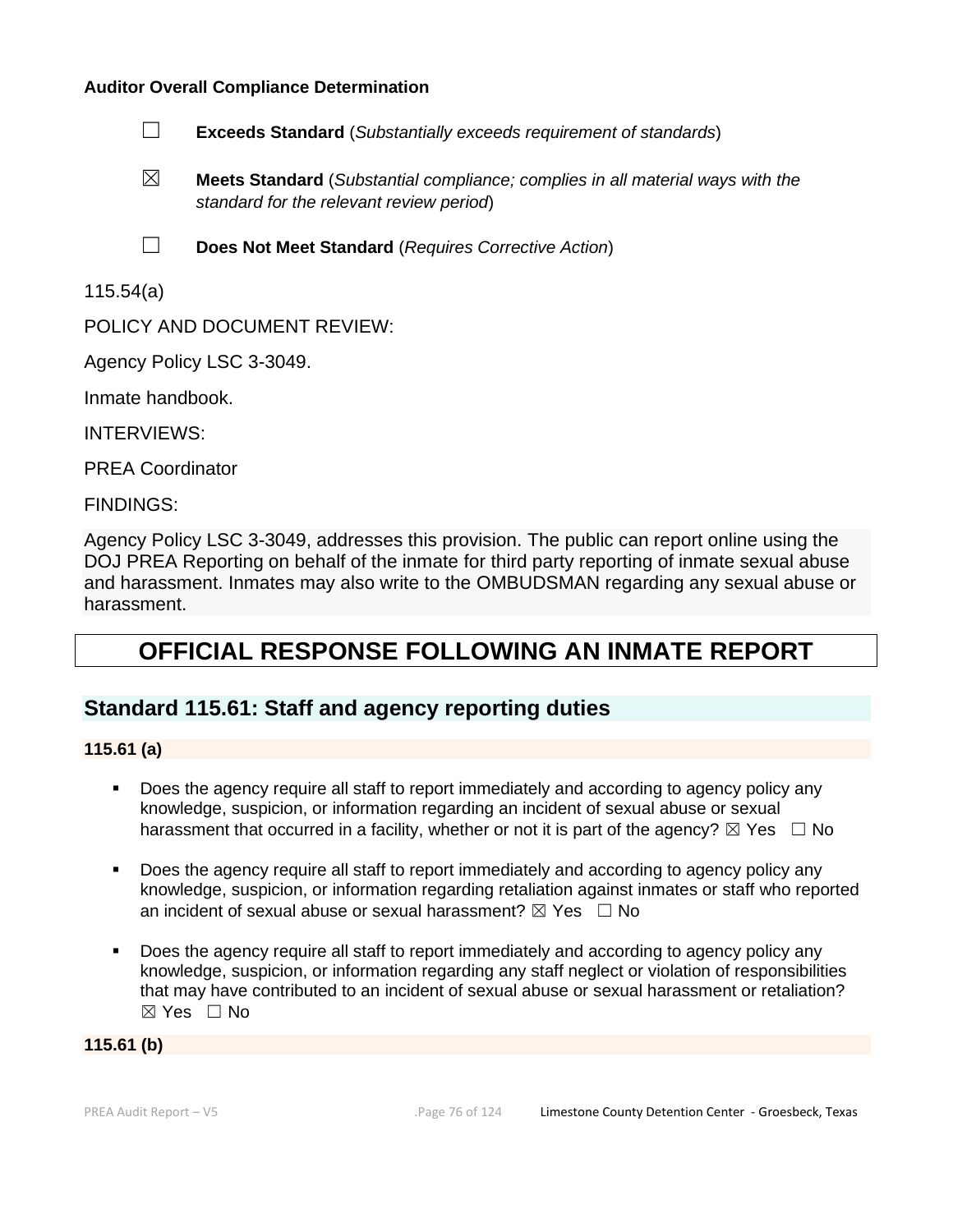**Auditor Overall Compliance Determination**

☐ **Exceeds Standard** (*Substantially exceeds requirement of standards*)

☒ **Meets Standard** (*Substantial compliance; complies in all material ways with the standard for the relevant review period*)

☐ **Does Not Meet Standard** (*Requires Corrective Action*)

115.54(a)

POLICY AND DOCUMENT REVIEW:

Agency Policy LSC 3-3049.

Inmate handbook.

INTERVIEWS:

PREA Coordinator

FINDINGS:

Agency Policy LSC 3-3049, addresses this provision. The public can report online using the DOJ PREA Reporting on behalf of the inmate for third party reporting of inmate sexual abuse and harassment. Inmates may also write to the OMBUDSMAN regarding any sexual abuse or harassment.

# OFFICIAL RESPONSE FOLLOWING AN INMATE REPORT

## Standard 115.61: Staff and agency reporting duties

**115.61 (a)**

- Does the agency require all staff to report immediately and according to agency policy any knowledge, suspicion, or information regarding an incident of sexual abuse or sexual harassment that occurred in a facility, whether or not it is part of the agency? ☒ Yes ☐ No
- Does the agency require all staff to report immediately and according to agency policy any knowledge, suspicion, or information regarding retaliation against inmates or staff who reported an incident of sexual abuse or sexual harassment? ☒ Yes ☐ No
- Does the agency require all staff to report immediately and according to agency policy any knowledge, suspicion, or information regarding any staff neglect or violation of responsibilities that may have contributed to an incident of sexual abuse or sexual harassment or retaliation? ☒ Yes ☐ No

**115.61 (b)**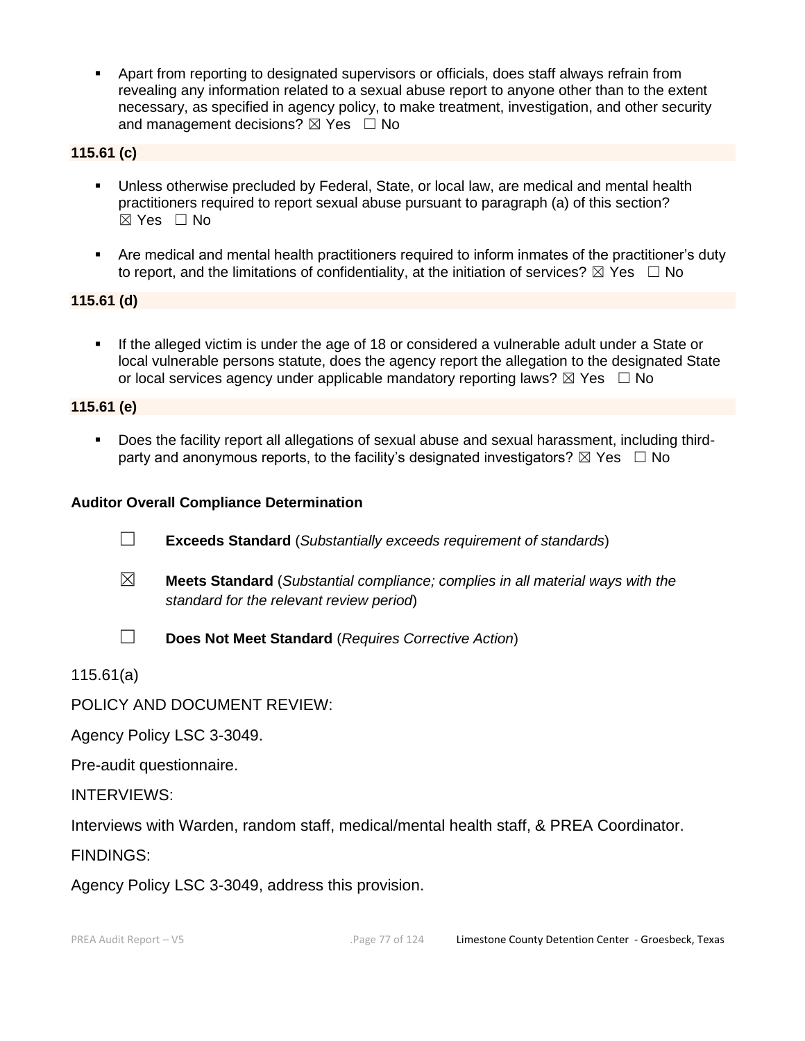- Apart from reporting to designated supervisors or officials, does staff always refrain from revealing any information related to a sexual abuse report to anyone other than to the extent necessary, as specified in agency policy, to make treatment, investigation, and other security and management decisions? ☒ Yes ☐ No

**115.61 (c)**

- Unless otherwise precluded by Federal, State, or local law, are medical and mental health practitioners required to report sexual abuse pursuant to paragraph (a) of this section? ☒ Yes ☐ No
- Are medical and mental health practitioners required to inform inmates of the practitioner's duty to report, and the limitations of confidentiality, at the initiation of services? ☒ Yes ☐ No

**115.61 (d)**

- If the alleged victim is under the age of 18 or considered a vulnerable adult under a State or local vulnerable persons statute, does the agency report the allegation to the designated State or local services agency under applicable mandatory reporting laws? ☒ Yes ☐ No

**115.61 (e)**

- Does the facility report all allegations of sexual abuse and sexual harassment, including third-party and anonymous reports, to the facility's designated investigators? ☒ Yes ☐ No

**Auditor Overall Compliance Determination**

☐ **Exceeds Standard** (*Substantially exceeds requirement of standards*)

☒ **Meets Standard** (*Substantial compliance; complies in all material ways with the standard for the relevant review period*)

☐ **Does Not Meet Standard** (*Requires Corrective Action*)

115.61(a)

POLICY AND DOCUMENT REVIEW:

Agency Policy LSC 3-3049.

Pre-audit questionnaire.

INTERVIEWS:

Interviews with Warden, random staff, medical/mental health staff, & PREA Coordinator.

FINDINGS:

Agency Policy LSC 3-3049, address this provision.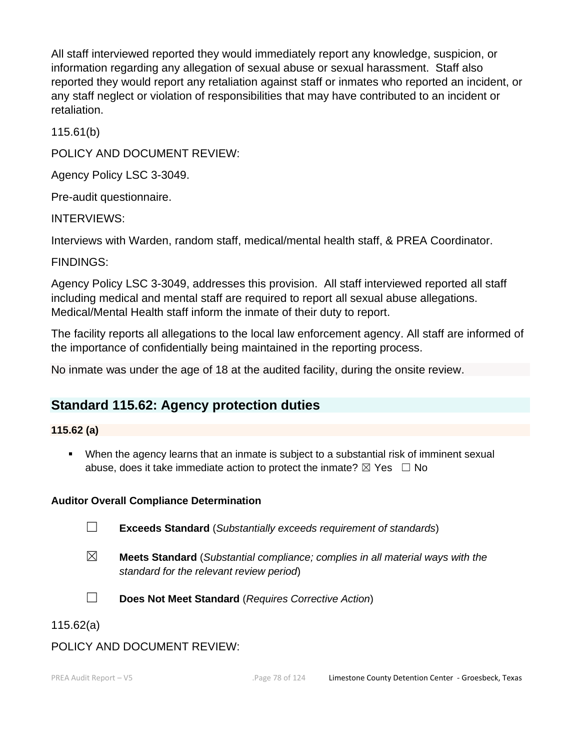All staff interviewed reported they would immediately report any knowledge, suspicion, or information regarding any allegation of sexual abuse or sexual harassment. Staff also reported they would report any retaliation against staff or inmates who reported an incident, or any staff neglect or violation of responsibilities that may have contributed to an incident or retaliation.

115.61(b)

POLICY AND DOCUMENT REVIEW:

Agency Policy LSC 3-3049.

Pre-audit questionnaire.

INTERVIEWS:

Interviews with Warden, random staff, medical/mental health staff, & PREA Coordinator.

FINDINGS:

Agency Policy LSC 3-3049, addresses this provision. All staff interviewed reported all staff including medical and mental staff are required to report all sexual abuse allegations. Medical/Mental Health staff inform the inmate of their duty to report.

The facility reports all allegations to the local law enforcement agency. All staff are informed of the importance of confidentially being maintained in the reporting process.

No inmate was under the age of 18 at the audited facility, during the onsite review.

## Standard 115.62: Agency protection duties

**115.62 (a)**

- When the agency learns that an inmate is subject to a substantial risk of imminent sexual abuse, does it take immediate action to protect the inmate? ☒ Yes ☐ No

**Auditor Overall Compliance Determination**

☐ **Exceeds Standard** (*Substantially exceeds requirement of standards*)

☒ **Meets Standard** (*Substantial compliance; complies in all material ways with the standard for the relevant review period*)

☐ **Does Not Meet Standard** (*Requires Corrective Action*)

115.62(a)

POLICY AND DOCUMENT REVIEW: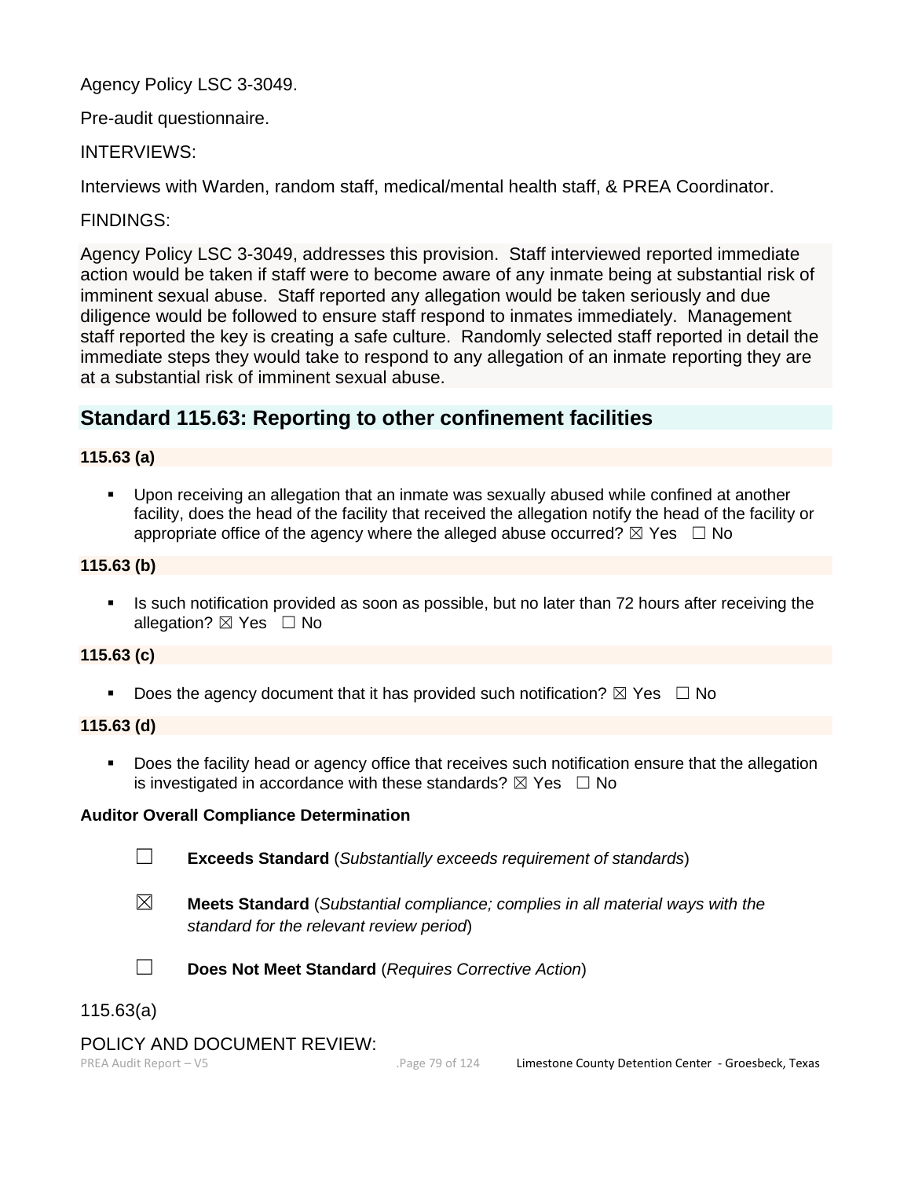Agency Policy LSC 3-3049.

Pre-audit questionnaire.

INTERVIEWS:

Interviews with Warden, random staff, medical/mental health staff, & PREA Coordinator.

FINDINGS:

Agency Policy LSC 3-3049, addresses this provision. Staff interviewed reported immediate action would be taken if staff were to become aware of any inmate being at substantial risk of imminent sexual abuse. Staff reported any allegation would be taken seriously and due diligence would be followed to ensure staff respond to inmates immediately. Management staff reported the key is creating a safe culture. Randomly selected staff reported in detail the immediate steps they would take to respond to any allegation of an inmate reporting they are at a substantial risk of imminent sexual abuse.

## Standard 115.63: Reporting to other confinement facilities

**115.63 (a)**

- Upon receiving an allegation that an inmate was sexually abused while confined at another facility, does the head of the facility that received the allegation notify the head of the facility or appropriate office of the agency where the alleged abuse occurred? ☒ Yes ☐ No

**115.63 (b)**

- Is such notification provided as soon as possible, but no later than 72 hours after receiving the allegation? ☒ Yes ☐ No

**115.63 (c)**

- Does the agency document that it has provided such notification? ☒ Yes ☐ No

**115.63 (d)**

- Does the facility head or agency office that receives such notification ensure that the allegation is investigated in accordance with these standards? ☒ Yes ☐ No

**Auditor Overall Compliance Determination**

☐ **Exceeds Standard** (*Substantially exceeds requirement of standards*)

☒ **Meets Standard** (*Substantial compliance; complies in all material ways with the standard for the relevant review period*)

☐ **Does Not Meet Standard** (*Requires Corrective Action*)

115.63(a)

POLICY AND DOCUMENT REVIEW: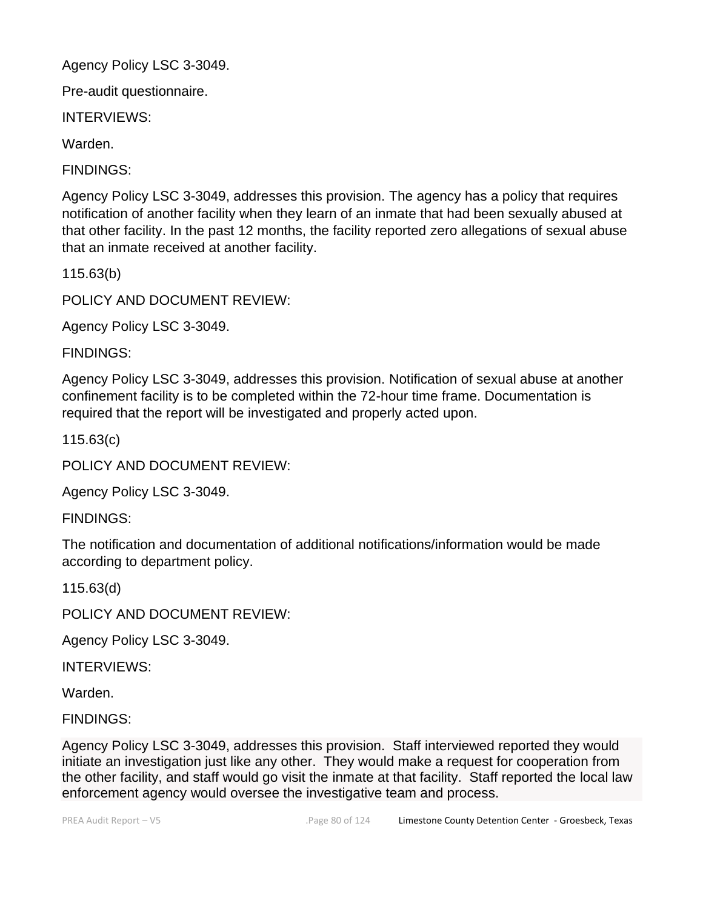Agency Policy LSC 3-3049.

Pre-audit questionnaire.

INTERVIEWS:

Warden.

FINDINGS:

Agency Policy LSC 3-3049, addresses this provision. The agency has a policy that requires notification of another facility when they learn of an inmate that had been sexually abused at that other facility. In the past 12 months, the facility reported zero allegations of sexual abuse that an inmate received at another facility.

115.63(b)

POLICY AND DOCUMENT REVIEW:

Agency Policy LSC 3-3049.

FINDINGS:

Agency Policy LSC 3-3049, addresses this provision. Notification of sexual abuse at another confinement facility is to be completed within the 72-hour time frame. Documentation is required that the report will be investigated and properly acted upon.

115.63(c)

POLICY AND DOCUMENT REVIEW:

Agency Policy LSC 3-3049.

FINDINGS:

The notification and documentation of additional notifications/information would be made according to department policy.

115.63(d)

POLICY AND DOCUMENT REVIEW:

Agency Policy LSC 3-3049.

INTERVIEWS:

Warden.

FINDINGS:

Agency Policy LSC 3-3049, addresses this provision. Staff interviewed reported they would initiate an investigation just like any other. They would make a request for cooperation from the other facility, and staff would go visit the inmate at that facility. Staff reported the local law enforcement agency would oversee the investigative team and process.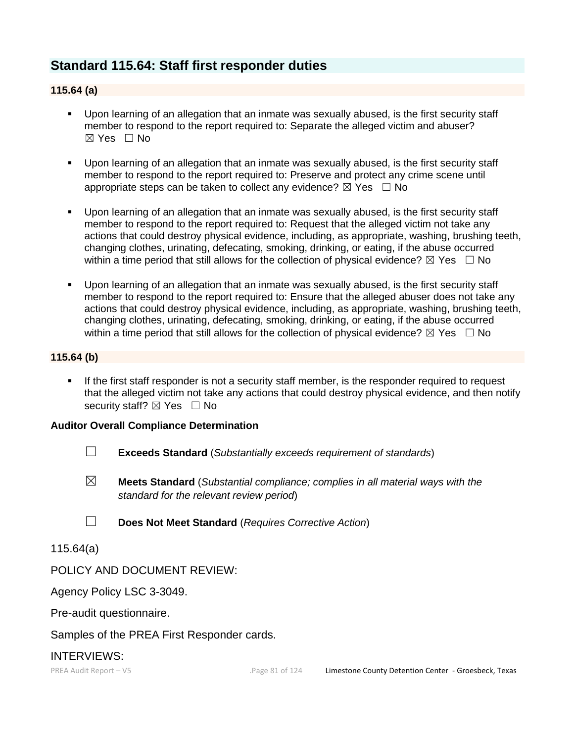## Standard 115.64: Staff first responder duties

### 115.64 (a)

- Upon learning of an allegation that an inmate was sexually abused, is the first security staff member to respond to the report required to: Separate the alleged victim and abuser? ☒ Yes ☐ No

- Upon learning of an allegation that an inmate was sexually abused, is the first security staff member to respond to the report required to: Preserve and protect any crime scene until appropriate steps can be taken to collect any evidence? ☒ Yes ☐ No

- Upon learning of an allegation that an inmate was sexually abused, is the first security staff member to respond to the report required to: Request that the alleged victim not take any actions that could destroy physical evidence, including, as appropriate, washing, brushing teeth, changing clothes, urinating, defecating, smoking, drinking, or eating, if the abuse occurred within a time period that still allows for the collection of physical evidence? ☒ Yes ☐ No

- Upon learning of an allegation that an inmate was sexually abused, is the first security staff member to respond to the report required to: Ensure that the alleged abuser does not take any actions that could destroy physical evidence, including, as appropriate, washing, brushing teeth, changing clothes, urinating, defecating, smoking, drinking, or eating, if the abuse occurred within a time period that still allows for the collection of physical evidence? ☒ Yes ☐ No

### 115.64 (b)

- If the first staff responder is not a security staff member, is the responder required to request that the alleged victim not take any actions that could destroy physical evidence, and then notify security staff? ☒ Yes ☐ No

**Auditor Overall Compliance Determination**

☐ **Exceeds Standard** (*Substantially exceeds requirement of standards*)

☒ **Meets Standard** (*Substantial compliance; complies in all material ways with the standard for the relevant review period*)

☐ **Does Not Meet Standard** (*Requires Corrective Action*)

115.64(a)

POLICY AND DOCUMENT REVIEW:

Agency Policy LSC 3-3049.

Pre-audit questionnaire.

Samples of the PREA First Responder cards.

INTERVIEWS: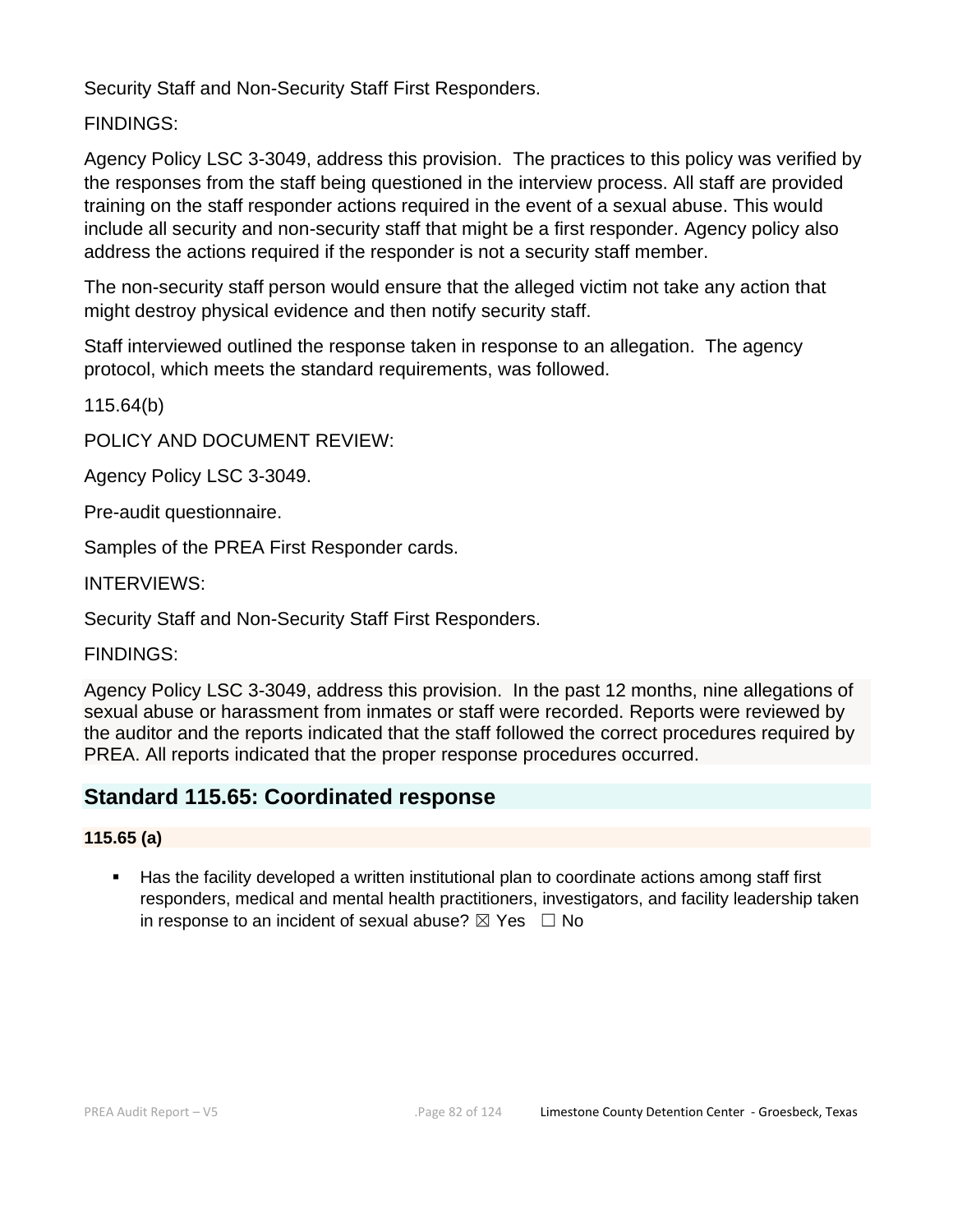Security Staff and Non-Security Staff First Responders.

FINDINGS:

Agency Policy LSC 3-3049, address this provision. The practices to this policy was verified by the responses from the staff being questioned in the interview process. All staff are provided training on the staff responder actions required in the event of a sexual abuse. This would include all security and non-security staff that might be a first responder. Agency policy also address the actions required if the responder is not a security staff member.

The non-security staff person would ensure that the alleged victim not take any action that might destroy physical evidence and then notify security staff.

Staff interviewed outlined the response taken in response to an allegation. The agency protocol, which meets the standard requirements, was followed.

115.64(b)

POLICY AND DOCUMENT REVIEW:

Agency Policy LSC 3-3049.

Pre-audit questionnaire.

Samples of the PREA First Responder cards.

INTERVIEWS:

Security Staff and Non-Security Staff First Responders.

FINDINGS:

Agency Policy LSC 3-3049, address this provision. In the past 12 months, nine allegations of sexual abuse or harassment from inmates or staff were recorded. Reports were reviewed by the auditor and the reports indicated that the staff followed the correct procedures required by PREA. All reports indicated that the proper response procedures occurred.

## Standard 115.65: Coordinated response

**115.65 (a)**

- Has the facility developed a written institutional plan to coordinate actions among staff first responders, medical and mental health practitioners, investigators, and facility leadership taken in response to an incident of sexual abuse? ☒ Yes ☐ No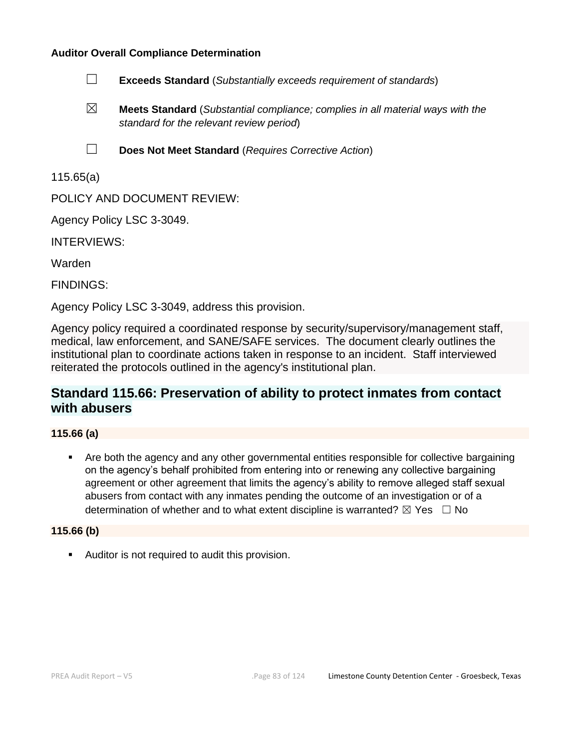**Auditor Overall Compliance Determination**

☐ **Exceeds Standard** (*Substantially exceeds requirement of standards*)

☒ **Meets Standard** (*Substantial compliance; complies in all material ways with the standard for the relevant review period*)

☐ **Does Not Meet Standard** (*Requires Corrective Action*)

115.65(a)

POLICY AND DOCUMENT REVIEW:

Agency Policy LSC 3-3049.

INTERVIEWS:

Warden

FINDINGS:

Agency Policy LSC 3-3049, address this provision.

Agency policy required a coordinated response by security/supervisory/management staff, medical, law enforcement, and SANE/SAFE services. The document clearly outlines the institutional plan to coordinate actions taken in response to an incident. Staff interviewed reiterated the protocols outlined in the agency's institutional plan.

## Standard 115.66: Preservation of ability to protect inmates from contact with abusers

**115.66 (a)**

- Are both the agency and any other governmental entities responsible for collective bargaining on the agency's behalf prohibited from entering into or renewing any collective bargaining agreement or other agreement that limits the agency's ability to remove alleged staff sexual abusers from contact with any inmates pending the outcome of an investigation or of a determination of whether and to what extent discipline is warranted? ☒ Yes ☐ No

**115.66 (b)**

- Auditor is not required to audit this provision.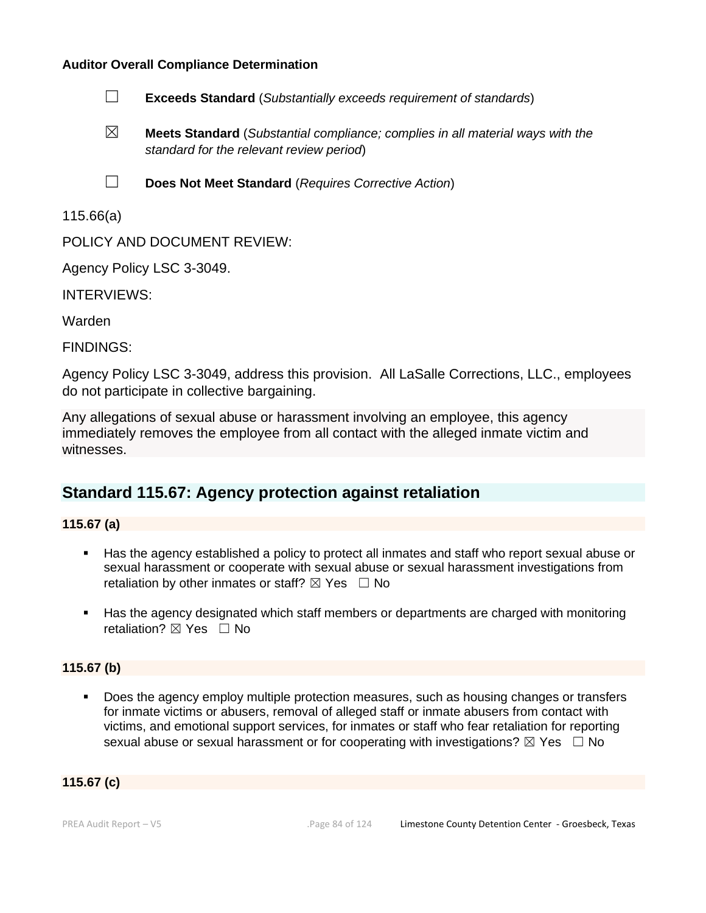**Auditor Overall Compliance Determination**

☐ **Exceeds Standard** (*Substantially exceeds requirement of standards*)

☒ **Meets Standard** (*Substantial compliance; complies in all material ways with the standard for the relevant review period*)

☐ **Does Not Meet Standard** (*Requires Corrective Action*)

115.66(a)

POLICY AND DOCUMENT REVIEW:

Agency Policy LSC 3-3049.

INTERVIEWS:

Warden

FINDINGS:

Agency Policy LSC 3-3049, address this provision. All LaSalle Corrections, LLC., employees do not participate in collective bargaining.

Any allegations of sexual abuse or harassment involving an employee, this agency immediately removes the employee from all contact with the alleged inmate victim and witnesses.

## Standard 115.67: Agency protection against retaliation

**115.67 (a)**

- Has the agency established a policy to protect all inmates and staff who report sexual abuse or sexual harassment or cooperate with sexual abuse or sexual harassment investigations from retaliation by other inmates or staff? ☒ Yes ☐ No
- Has the agency designated which staff members or departments are charged with monitoring retaliation? ☒ Yes ☐ No

**115.67 (b)**

- Does the agency employ multiple protection measures, such as housing changes or transfers for inmate victims or abusers, removal of alleged staff or inmate abusers from contact with victims, and emotional support services, for inmates or staff who fear retaliation for reporting sexual abuse or sexual harassment or for cooperating with investigations? ☒ Yes ☐ No

**115.67 (c)**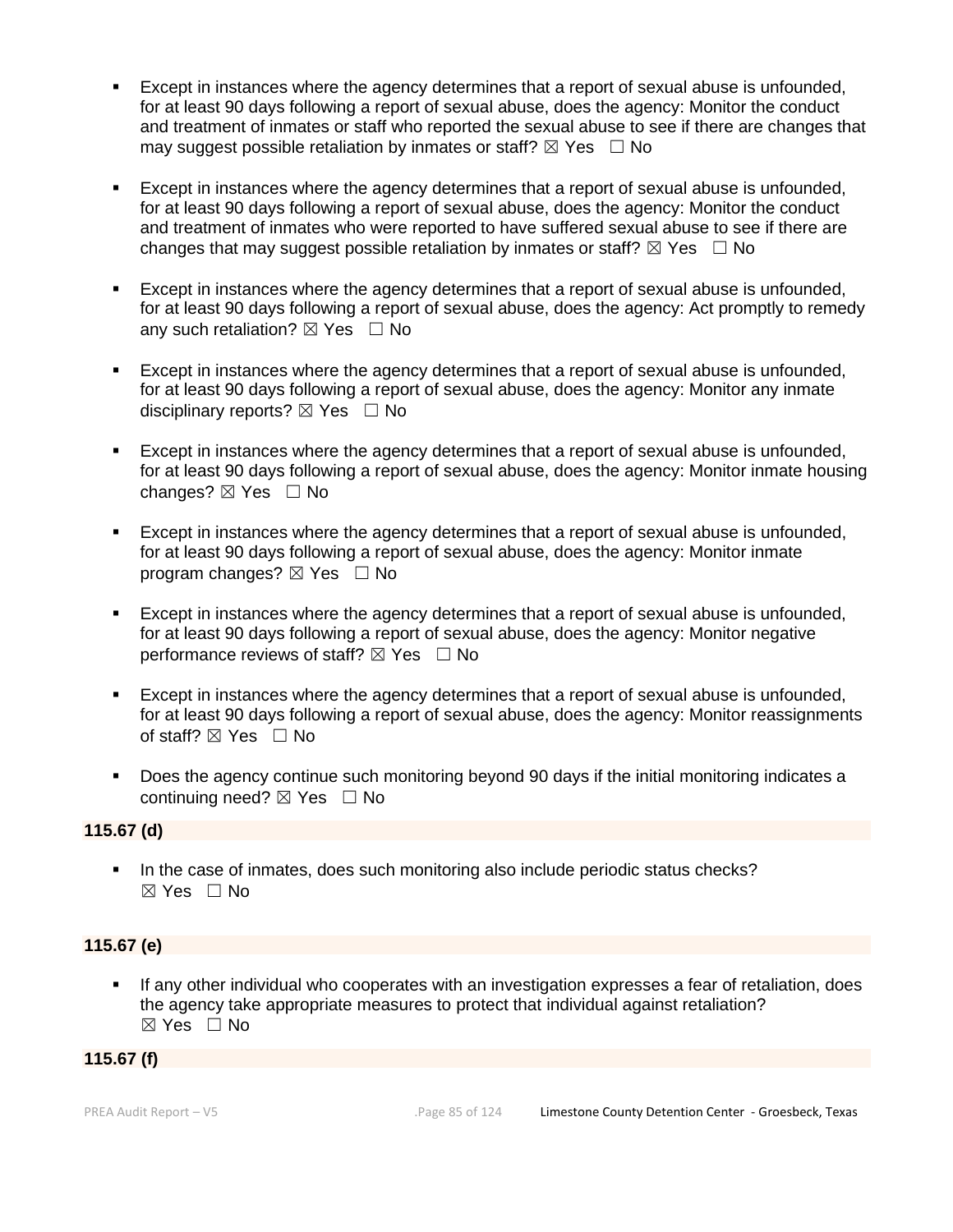- Except in instances where the agency determines that a report of sexual abuse is unfounded, for at least 90 days following a report of sexual abuse, does the agency: Monitor the conduct and treatment of inmates or staff who reported the sexual abuse to see if there are changes that may suggest possible retaliation by inmates or staff? ☒ Yes ☐ No

- Except in instances where the agency determines that a report of sexual abuse is unfounded, for at least 90 days following a report of sexual abuse, does the agency: Monitor the conduct and treatment of inmates who were reported to have suffered sexual abuse to see if there are changes that may suggest possible retaliation by inmates or staff? ☒ Yes ☐ No

- Except in instances where the agency determines that a report of sexual abuse is unfounded, for at least 90 days following a report of sexual abuse, does the agency: Act promptly to remedy any such retaliation? ☒ Yes ☐ No

- Except in instances where the agency determines that a report of sexual abuse is unfounded, for at least 90 days following a report of sexual abuse, does the agency: Monitor any inmate disciplinary reports? ☒ Yes ☐ No

- Except in instances where the agency determines that a report of sexual abuse is unfounded, for at least 90 days following a report of sexual abuse, does the agency: Monitor inmate housing changes? ☒ Yes ☐ No

- Except in instances where the agency determines that a report of sexual abuse is unfounded, for at least 90 days following a report of sexual abuse, does the agency: Monitor inmate program changes? ☒ Yes ☐ No

- Except in instances where the agency determines that a report of sexual abuse is unfounded, for at least 90 days following a report of sexual abuse, does the agency: Monitor negative performance reviews of staff? ☒ Yes ☐ No

- Except in instances where the agency determines that a report of sexual abuse is unfounded, for at least 90 days following a report of sexual abuse, does the agency: Monitor reassignments of staff? ☒ Yes ☐ No

- Does the agency continue such monitoring beyond 90 days if the initial monitoring indicates a continuing need? ☒ Yes ☐ No

**115.67 (d)**

- In the case of inmates, does such monitoring also include periodic status checks? ☒ Yes ☐ No

**115.67 (e)**

- If any other individual who cooperates with an investigation expresses a fear of retaliation, does the agency take appropriate measures to protect that individual against retaliation? ☒ Yes ☐ No

**115.67 (f)**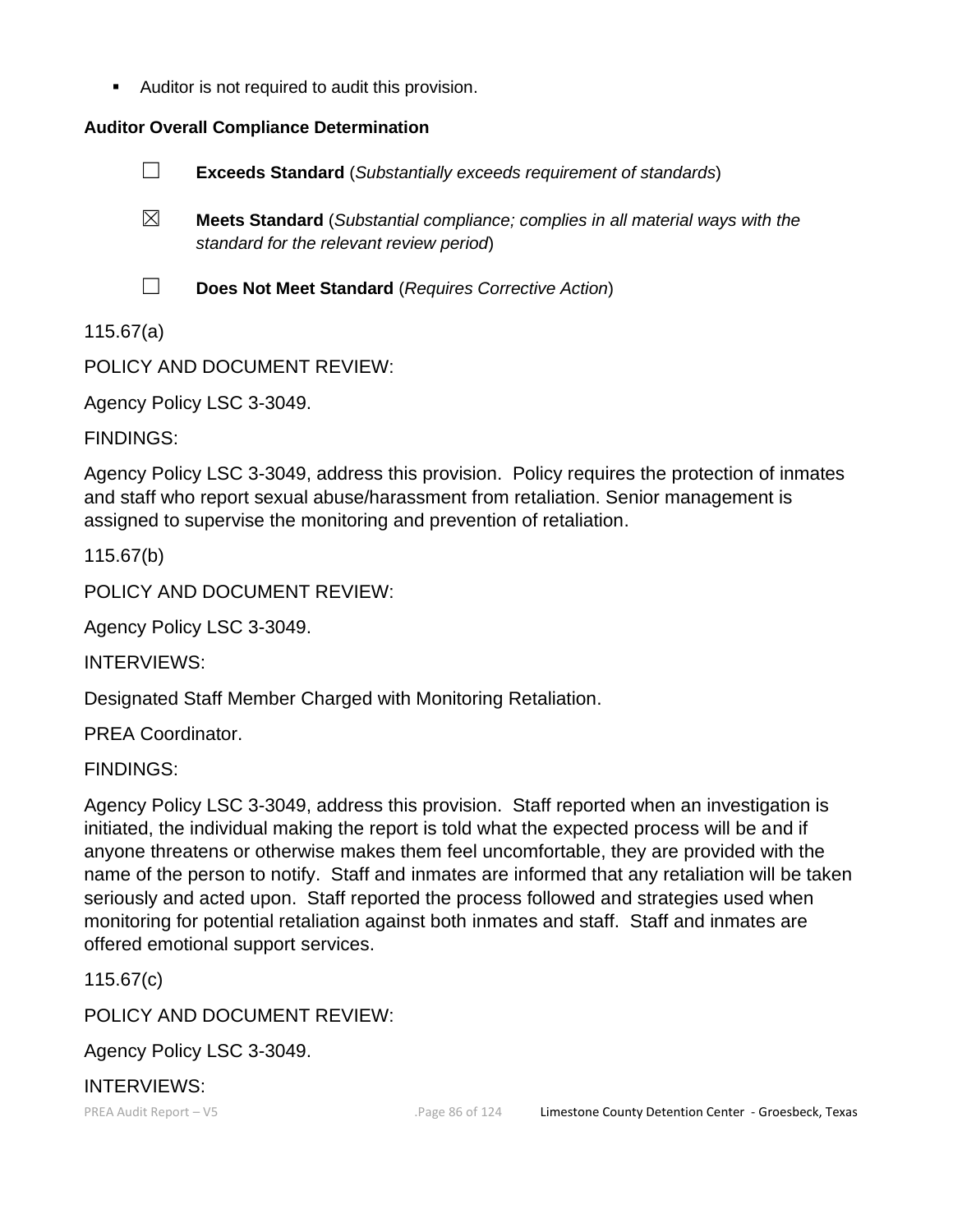- Auditor is not required to audit this provision.

**Auditor Overall Compliance Determination**

☐ **Exceeds Standard** (*Substantially exceeds requirement of standards*)

☒ **Meets Standard** (*Substantial compliance; complies in all material ways with the standard for the relevant review period*)

☐ **Does Not Meet Standard** (*Requires Corrective Action*)

115.67(a)

POLICY AND DOCUMENT REVIEW:

Agency Policy LSC 3-3049.

FINDINGS:

Agency Policy LSC 3-3049, address this provision. Policy requires the protection of inmates and staff who report sexual abuse/harassment from retaliation. Senior management is assigned to supervise the monitoring and prevention of retaliation.

115.67(b)

POLICY AND DOCUMENT REVIEW:

Agency Policy LSC 3-3049.

INTERVIEWS:

Designated Staff Member Charged with Monitoring Retaliation.

PREA Coordinator.

FINDINGS:

Agency Policy LSC 3-3049, address this provision. Staff reported when an investigation is initiated, the individual making the report is told what the expected process will be and if anyone threatens or otherwise makes them feel uncomfortable, they are provided with the name of the person to notify. Staff and inmates are informed that any retaliation will be taken seriously and acted upon. Staff reported the process followed and strategies used when monitoring for potential retaliation against both inmates and staff. Staff and inmates are offered emotional support services.

115.67(c)

POLICY AND DOCUMENT REVIEW:

Agency Policy LSC 3-3049.

INTERVIEWS: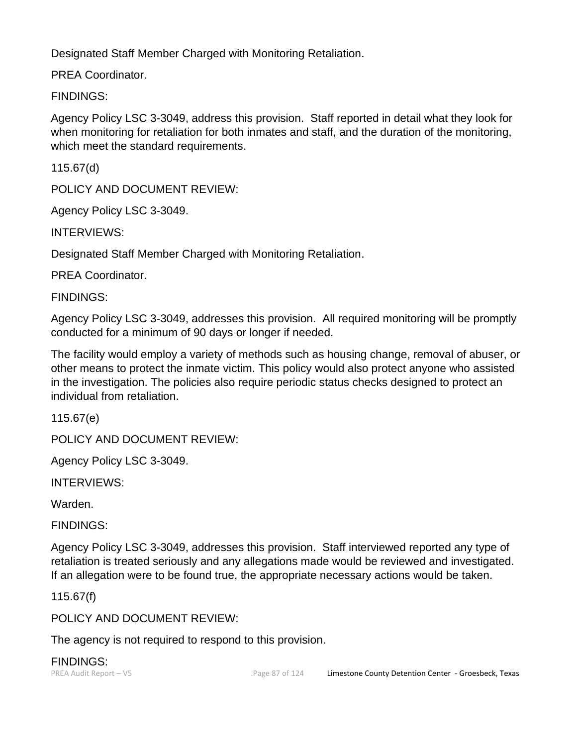Designated Staff Member Charged with Monitoring Retaliation.

PREA Coordinator.

FINDINGS:

Agency Policy LSC 3-3049, address this provision. Staff reported in detail what they look for when monitoring for retaliation for both inmates and staff, and the duration of the monitoring, which meet the standard requirements.

115.67(d)

POLICY AND DOCUMENT REVIEW:

Agency Policy LSC 3-3049.

INTERVIEWS:

Designated Staff Member Charged with Monitoring Retaliation.

PREA Coordinator.

FINDINGS:

Agency Policy LSC 3-3049, addresses this provision. All required monitoring will be promptly conducted for a minimum of 90 days or longer if needed.

The facility would employ a variety of methods such as housing change, removal of abuser, or other means to protect the inmate victim. This policy would also protect anyone who assisted in the investigation. The policies also require periodic status checks designed to protect an individual from retaliation.

115.67(e)

POLICY AND DOCUMENT REVIEW:

Agency Policy LSC 3-3049.

INTERVIEWS:

Warden.

FINDINGS:

Agency Policy LSC 3-3049, addresses this provision. Staff interviewed reported any type of retaliation is treated seriously and any allegations made would be reviewed and investigated. If an allegation were to be found true, the appropriate necessary actions would be taken.

115.67(f)

POLICY AND DOCUMENT REVIEW:

The agency is not required to respond to this provision.

FINDINGS: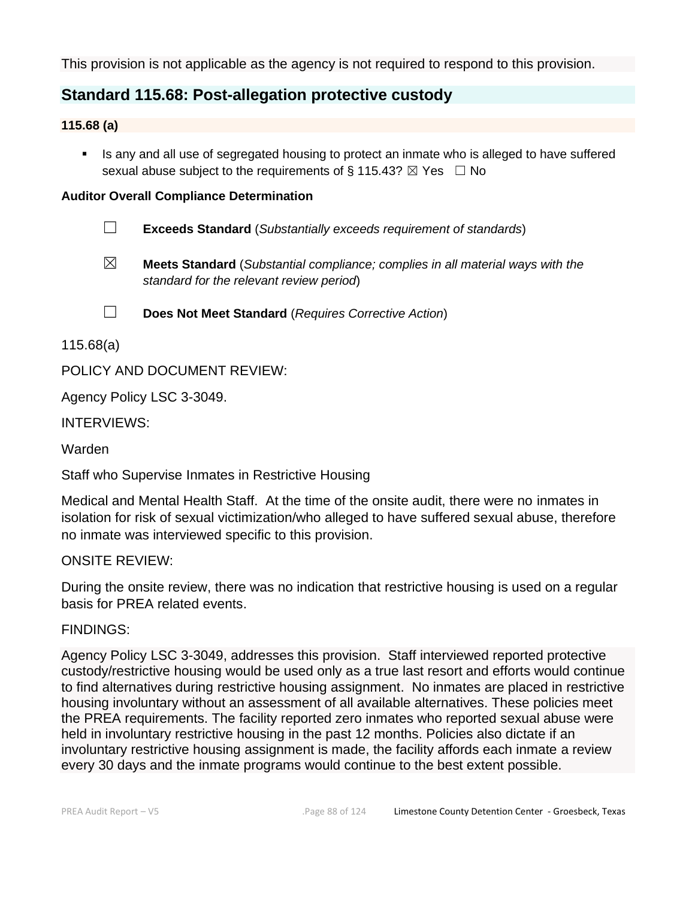This provision is not applicable as the agency is not required to respond to this provision.

## Standard 115.68: Post-allegation protective custody

**115.68 (a)**

- Is any and all use of segregated housing to protect an inmate who is alleged to have suffered sexual abuse subject to the requirements of § 115.43? ☒ Yes ☐ No

**Auditor Overall Compliance Determination**

☐ **Exceeds Standard** (*Substantially exceeds requirement of standards*)

☒ **Meets Standard** (*Substantial compliance; complies in all material ways with the standard for the relevant review period*)

☐ **Does Not Meet Standard** (*Requires Corrective Action*)

115.68(a)

POLICY AND DOCUMENT REVIEW:

Agency Policy LSC 3-3049.

INTERVIEWS:

Warden

Staff who Supervise Inmates in Restrictive Housing

Medical and Mental Health Staff. At the time of the onsite audit, there were no inmates in isolation for risk of sexual victimization/who alleged to have suffered sexual abuse, therefore no inmate was interviewed specific to this provision.

ONSITE REVIEW:

During the onsite review, there was no indication that restrictive housing is used on a regular basis for PREA related events.

FINDINGS:

Agency Policy LSC 3-3049, addresses this provision. Staff interviewed reported protective custody/restrictive housing would be used only as a true last resort and efforts would continue to find alternatives during restrictive housing assignment. No inmates are placed in restrictive housing involuntary without an assessment of all available alternatives. These policies meet the PREA requirements. The facility reported zero inmates who reported sexual abuse were held in involuntary restrictive housing in the past 12 months. Policies also dictate if an involuntary restrictive housing assignment is made, the facility affords each inmate a review every 30 days and the inmate programs would continue to the best extent possible.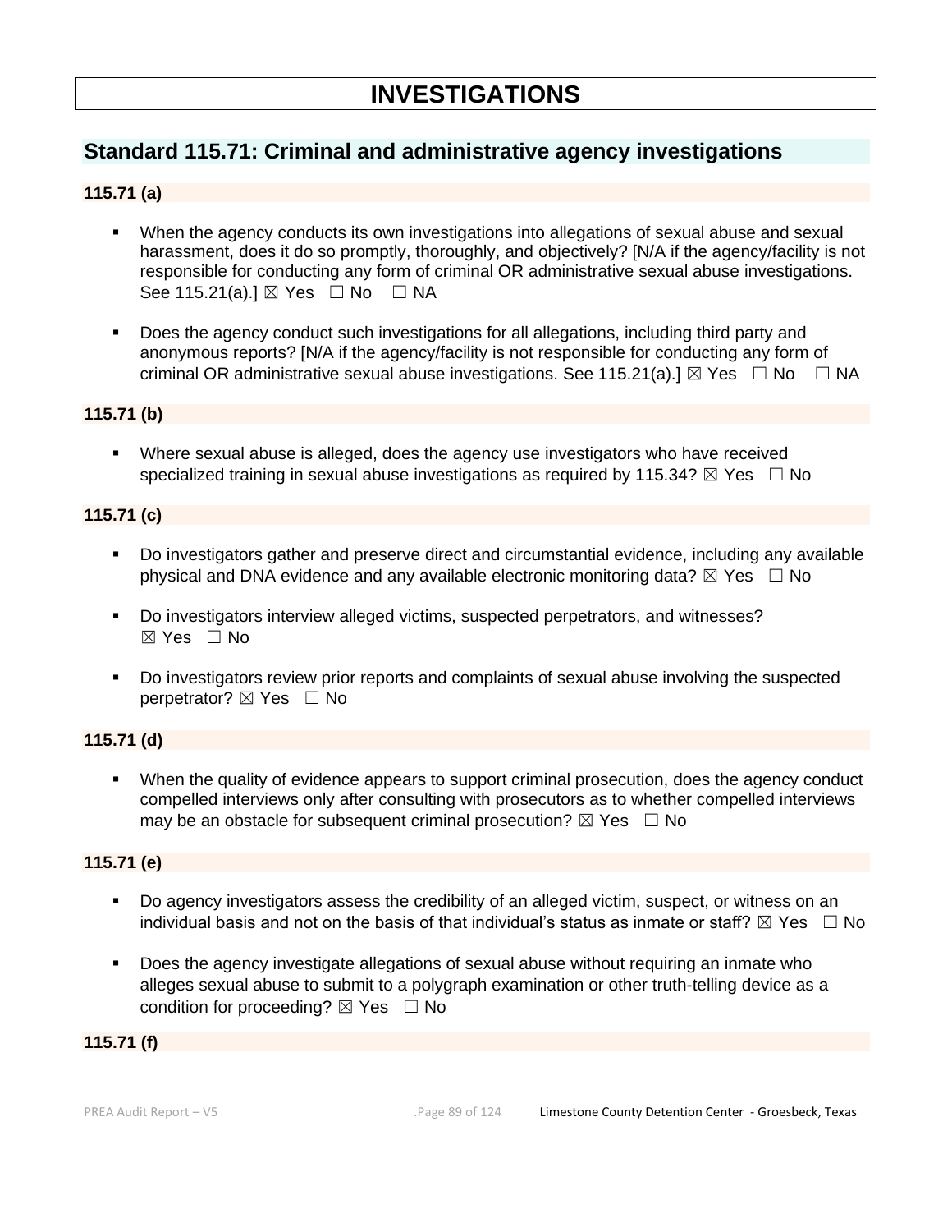# INVESTIGATIONS

## Standard 115.71: Criminal and administrative agency investigations

### 115.71 (a)

- When the agency conducts its own investigations into allegations of sexual abuse and sexual harassment, does it do so promptly, thoroughly, and objectively? [N/A if the agency/facility is not responsible for conducting any form of criminal OR administrative sexual abuse investigations. See 115.21(a).] ☒ Yes ☐ No ☐ NA

- Does the agency conduct such investigations for all allegations, including third party and anonymous reports? [N/A if the agency/facility is not responsible for conducting any form of criminal OR administrative sexual abuse investigations. See 115.21(a).] ☒ Yes ☐ No ☐ NA

### 115.71 (b)

- Where sexual abuse is alleged, does the agency use investigators who have received specialized training in sexual abuse investigations as required by 115.34? ☒ Yes ☐ No

### 115.71 (c)

- Do investigators gather and preserve direct and circumstantial evidence, including any available physical and DNA evidence and any available electronic monitoring data? ☒ Yes ☐ No

- Do investigators interview alleged victims, suspected perpetrators, and witnesses? ☒ Yes ☐ No

- Do investigators review prior reports and complaints of sexual abuse involving the suspected perpetrator? ☒ Yes ☐ No

### 115.71 (d)

- When the quality of evidence appears to support criminal prosecution, does the agency conduct compelled interviews only after consulting with prosecutors as to whether compelled interviews may be an obstacle for subsequent criminal prosecution? ☒ Yes ☐ No

### 115.71 (e)

- Do agency investigators assess the credibility of an alleged victim, suspect, or witness on an individual basis and not on the basis of that individual's status as inmate or staff? ☒ Yes ☐ No

- Does the agency investigate allegations of sexual abuse without requiring an inmate who alleges sexual abuse to submit to a polygraph examination or other truth-telling device as a condition for proceeding? ☒ Yes ☐ No

### 115.71 (f)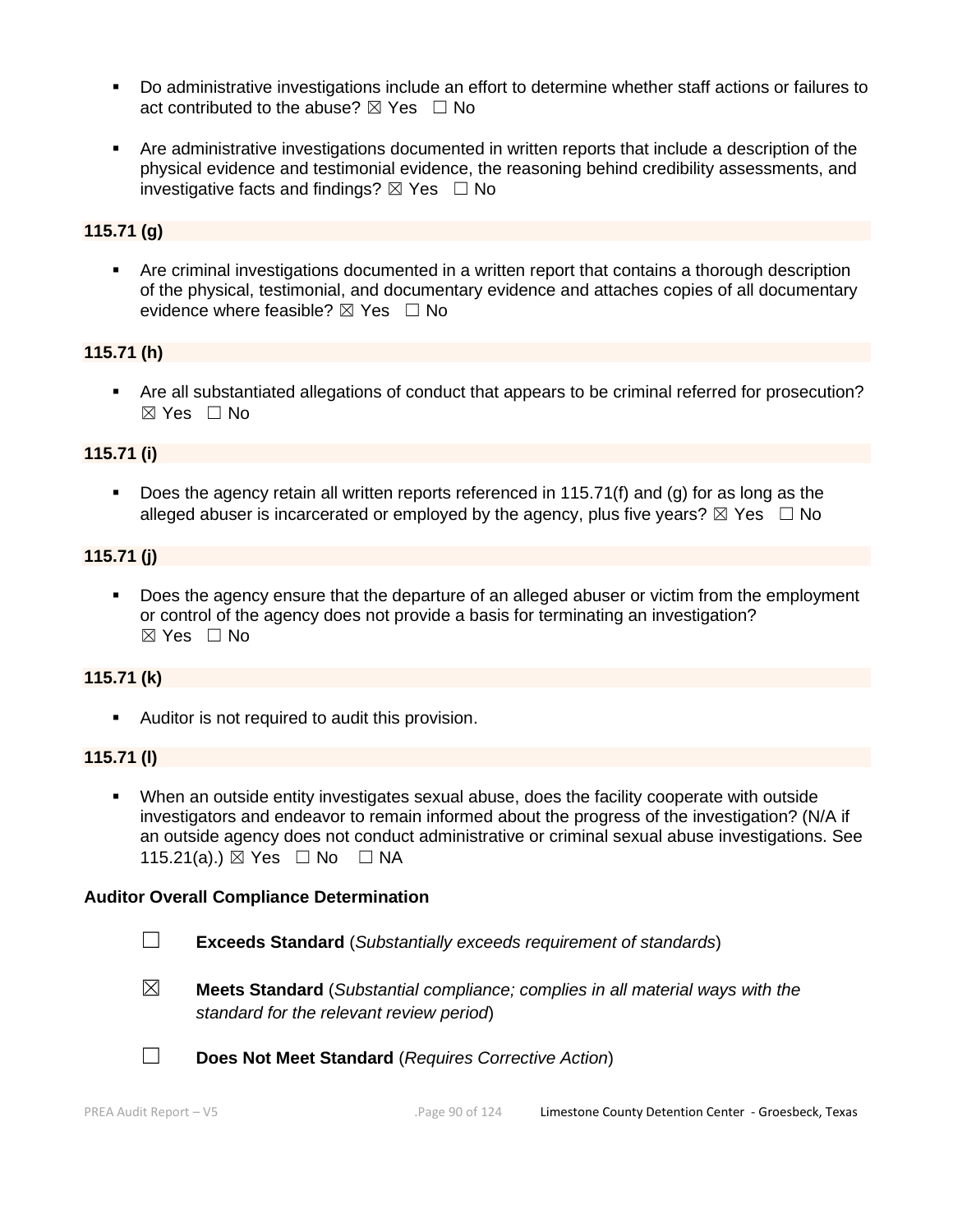- Do administrative investigations include an effort to determine whether staff actions or failures to act contributed to the abuse? ☒ Yes ☐ No

- Are administrative investigations documented in written reports that include a description of the physical evidence and testimonial evidence, the reasoning behind credibility assessments, and investigative facts and findings? ☒ Yes ☐ No

**115.71 (g)**

- Are criminal investigations documented in a written report that contains a thorough description of the physical, testimonial, and documentary evidence and attaches copies of all documentary evidence where feasible? ☒ Yes ☐ No

**115.71 (h)**

- Are all substantiated allegations of conduct that appears to be criminal referred for prosecution? ☒ Yes ☐ No

**115.71 (i)**

- Does the agency retain all written reports referenced in 115.71(f) and (g) for as long as the alleged abuser is incarcerated or employed by the agency, plus five years? ☒ Yes ☐ No

**115.71 (j)**

- Does the agency ensure that the departure of an alleged abuser or victim from the employment or control of the agency does not provide a basis for terminating an investigation? ☒ Yes ☐ No

**115.71 (k)**

- Auditor is not required to audit this provision.

**115.71 (l)**

- When an outside entity investigates sexual abuse, does the facility cooperate with outside investigators and endeavor to remain informed about the progress of the investigation? (N/A if an outside agency does not conduct administrative or criminal sexual abuse investigations. See 115.21(a).) ☒ Yes ☐ No ☐ NA

**Auditor Overall Compliance Determination**

☐ **Exceeds Standard** (*Substantially exceeds requirement of standards*)

☒ **Meets Standard** (*Substantial compliance; complies in all material ways with the standard for the relevant review period*)

☐ **Does Not Meet Standard** (*Requires Corrective Action*)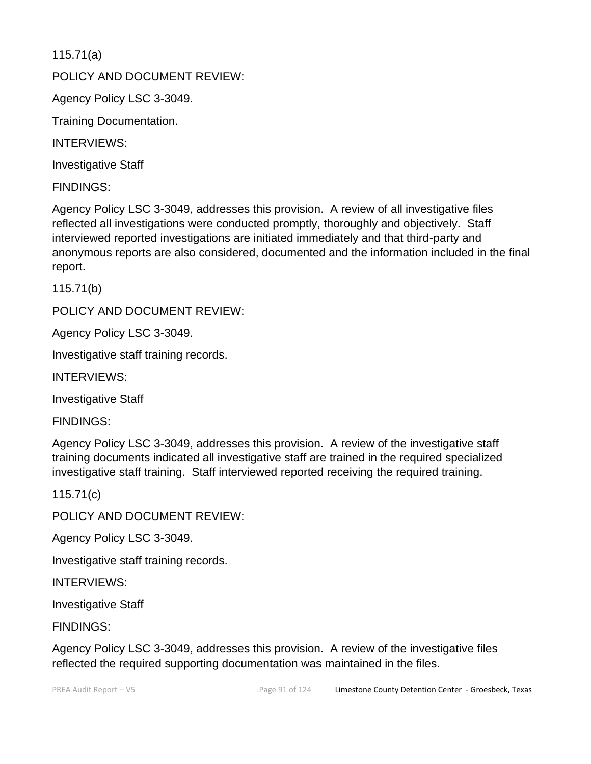115.71(a)

POLICY AND DOCUMENT REVIEW:

Agency Policy LSC 3-3049.

Training Documentation.

INTERVIEWS:

Investigative Staff

FINDINGS:

Agency Policy LSC 3-3049, addresses this provision. A review of all investigative files reflected all investigations were conducted promptly, thoroughly and objectively. Staff interviewed reported investigations are initiated immediately and that third-party and anonymous reports are also considered, documented and the information included in the final report.

115.71(b)

POLICY AND DOCUMENT REVIEW:

Agency Policy LSC 3-3049.

Investigative staff training records.

INTERVIEWS:

Investigative Staff

FINDINGS:

Agency Policy LSC 3-3049, addresses this provision. A review of the investigative staff training documents indicated all investigative staff are trained in the required specialized investigative staff training. Staff interviewed reported receiving the required training.

115.71(c)

POLICY AND DOCUMENT REVIEW:

Agency Policy LSC 3-3049.

Investigative staff training records.

INTERVIEWS:

Investigative Staff

FINDINGS:

Agency Policy LSC 3-3049, addresses this provision. A review of the investigative files reflected the required supporting documentation was maintained in the files.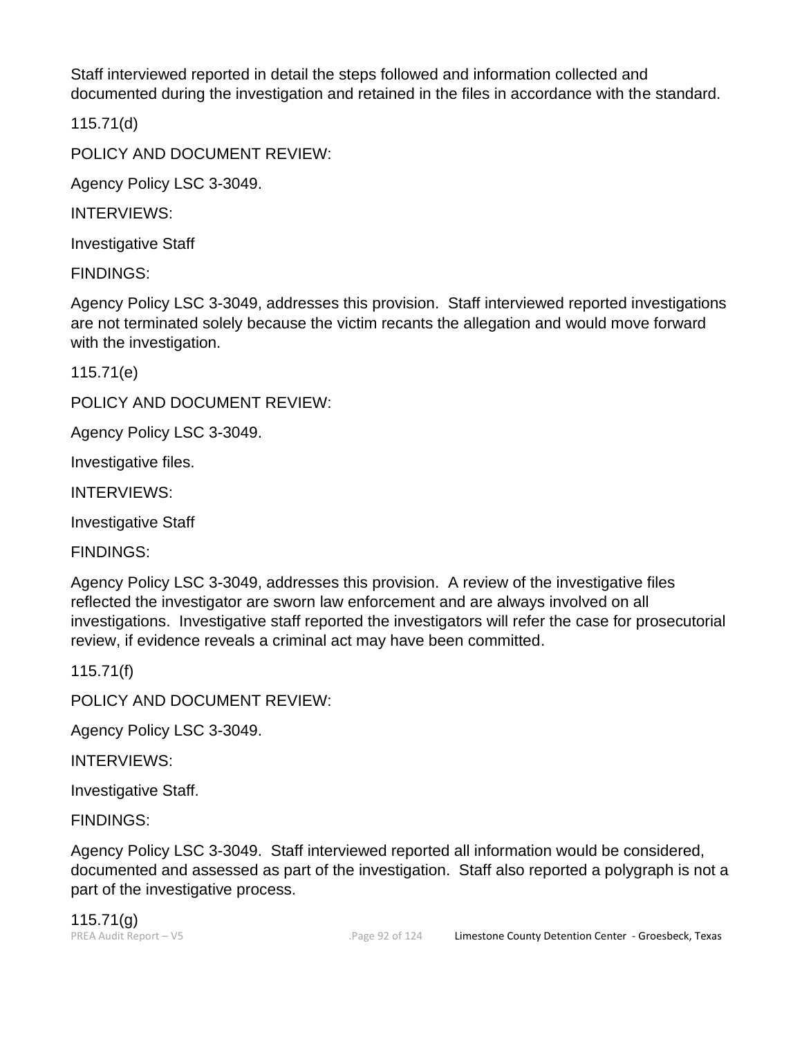Staff interviewed reported in detail the steps followed and information collected and documented during the investigation and retained in the files in accordance with the standard.

115.71(d)

POLICY AND DOCUMENT REVIEW:

Agency Policy LSC 3-3049.

INTERVIEWS:

Investigative Staff

FINDINGS:

Agency Policy LSC 3-3049, addresses this provision. Staff interviewed reported investigations are not terminated solely because the victim recants the allegation and would move forward with the investigation.

115.71(e)

POLICY AND DOCUMENT REVIEW:

Agency Policy LSC 3-3049.

Investigative files.

INTERVIEWS:

Investigative Staff

FINDINGS:

Agency Policy LSC 3-3049, addresses this provision. A review of the investigative files reflected the investigator are sworn law enforcement and are always involved on all investigations. Investigative staff reported the investigators will refer the case for prosecutorial review, if evidence reveals a criminal act may have been committed.

115.71(f)

POLICY AND DOCUMENT REVIEW:

Agency Policy LSC 3-3049.

INTERVIEWS:

Investigative Staff.

FINDINGS:

Agency Policy LSC 3-3049. Staff interviewed reported all information would be considered, documented and assessed as part of the investigation. Staff also reported a polygraph is not a part of the investigative process.

115.71(g)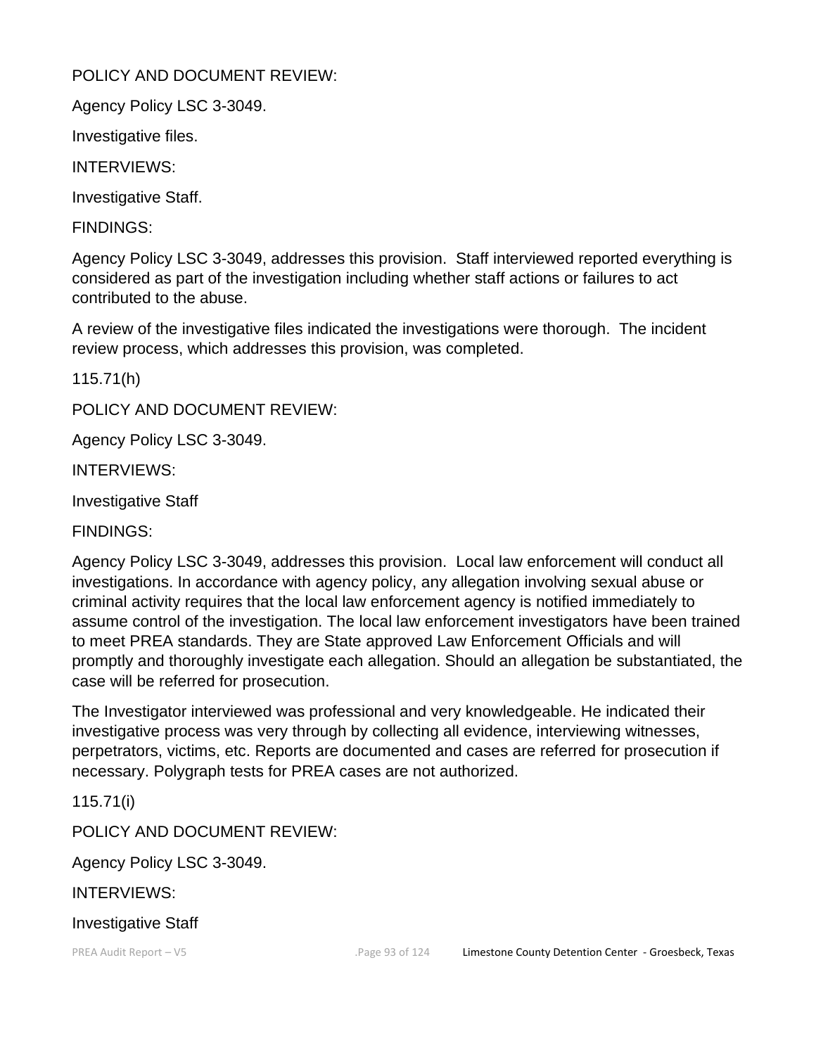POLICY AND DOCUMENT REVIEW:

Agency Policy LSC 3-3049.

Investigative files.

INTERVIEWS:

Investigative Staff.

FINDINGS:

Agency Policy LSC 3-3049, addresses this provision. Staff interviewed reported everything is considered as part of the investigation including whether staff actions or failures to act contributed to the abuse.

A review of the investigative files indicated the investigations were thorough. The incident review process, which addresses this provision, was completed.

115.71(h)

POLICY AND DOCUMENT REVIEW:

Agency Policy LSC 3-3049.

INTERVIEWS:

Investigative Staff

FINDINGS:

Agency Policy LSC 3-3049, addresses this provision. Local law enforcement will conduct all investigations. In accordance with agency policy, any allegation involving sexual abuse or criminal activity requires that the local law enforcement agency is notified immediately to assume control of the investigation. The local law enforcement investigators have been trained to meet PREA standards. They are State approved Law Enforcement Officials and will promptly and thoroughly investigate each allegation. Should an allegation be substantiated, the case will be referred for prosecution.

The Investigator interviewed was professional and very knowledgeable. He indicated their investigative process was very through by collecting all evidence, interviewing witnesses, perpetrators, victims, etc. Reports are documented and cases are referred for prosecution if necessary. Polygraph tests for PREA cases are not authorized.

115.71(i)

POLICY AND DOCUMENT REVIEW:

Agency Policy LSC 3-3049.

INTERVIEWS:

Investigative Staff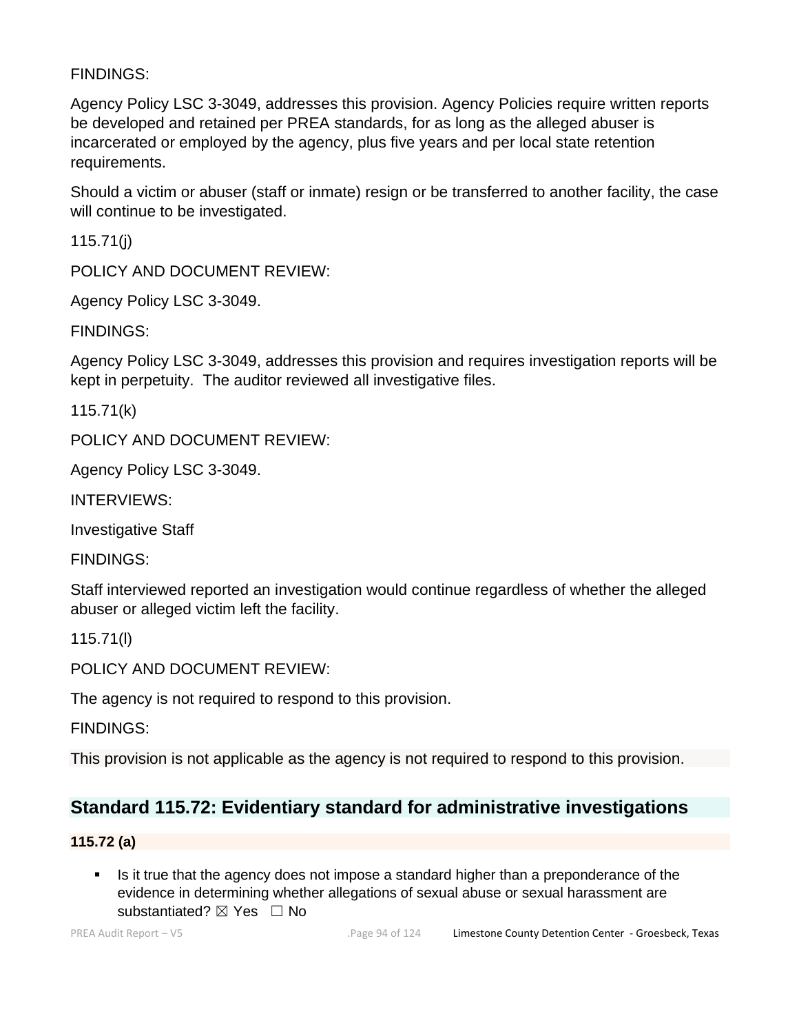FINDINGS:

Agency Policy LSC 3-3049, addresses this provision. Agency Policies require written reports be developed and retained per PREA standards, for as long as the alleged abuser is incarcerated or employed by the agency, plus five years and per local state retention requirements.

Should a victim or abuser (staff or inmate) resign or be transferred to another facility, the case will continue to be investigated.

115.71(j)

POLICY AND DOCUMENT REVIEW:

Agency Policy LSC 3-3049.

FINDINGS:

Agency Policy LSC 3-3049, addresses this provision and requires investigation reports will be kept in perpetuity. The auditor reviewed all investigative files.

115.71(k)

POLICY AND DOCUMENT REVIEW:

Agency Policy LSC 3-3049.

INTERVIEWS:

Investigative Staff

FINDINGS:

Staff interviewed reported an investigation would continue regardless of whether the alleged abuser or alleged victim left the facility.

115.71(l)

POLICY AND DOCUMENT REVIEW:

The agency is not required to respond to this provision.

FINDINGS:

This provision is not applicable as the agency is not required to respond to this provision.

## Standard 115.72: Evidentiary standard for administrative investigations

**115.72 (a)**

- Is it true that the agency does not impose a standard higher than a preponderance of the evidence in determining whether allegations of sexual abuse or sexual harassment are substantiated? ☒ Yes ☐ No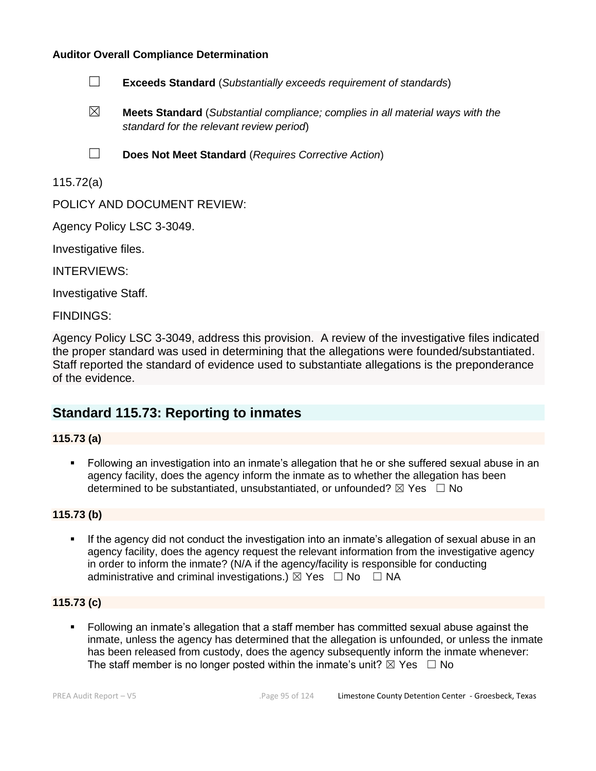**Auditor Overall Compliance Determination**

☐ **Exceeds Standard** (*Substantially exceeds requirement of standards*)

☒ **Meets Standard** (*Substantial compliance; complies in all material ways with the standard for the relevant review period*)

☐ **Does Not Meet Standard** (*Requires Corrective Action*)

115.72(a)

POLICY AND DOCUMENT REVIEW:

Agency Policy LSC 3-3049.

Investigative files.

INTERVIEWS:

Investigative Staff.

FINDINGS:

Agency Policy LSC 3-3049, address this provision. A review of the investigative files indicated the proper standard was used in determining that the allegations were founded/substantiated. Staff reported the standard of evidence used to substantiate allegations is the preponderance of the evidence.

## Standard 115.73: Reporting to inmates

**115.73 (a)**

- Following an investigation into an inmate's allegation that he or she suffered sexual abuse in an agency facility, does the agency inform the inmate as to whether the allegation has been determined to be substantiated, unsubstantiated, or unfounded? ☒ Yes ☐ No

**115.73 (b)**

- If the agency did not conduct the investigation into an inmate's allegation of sexual abuse in an agency facility, does the agency request the relevant information from the investigative agency in order to inform the inmate? (N/A if the agency/facility is responsible for conducting administrative and criminal investigations.) ☒ Yes ☐ No ☐ NA

**115.73 (c)**

- Following an inmate's allegation that a staff member has committed sexual abuse against the inmate, unless the agency has determined that the allegation is unfounded, or unless the inmate has been released from custody, does the agency subsequently inform the inmate whenever: The staff member is no longer posted within the inmate's unit? ☒ Yes ☐ No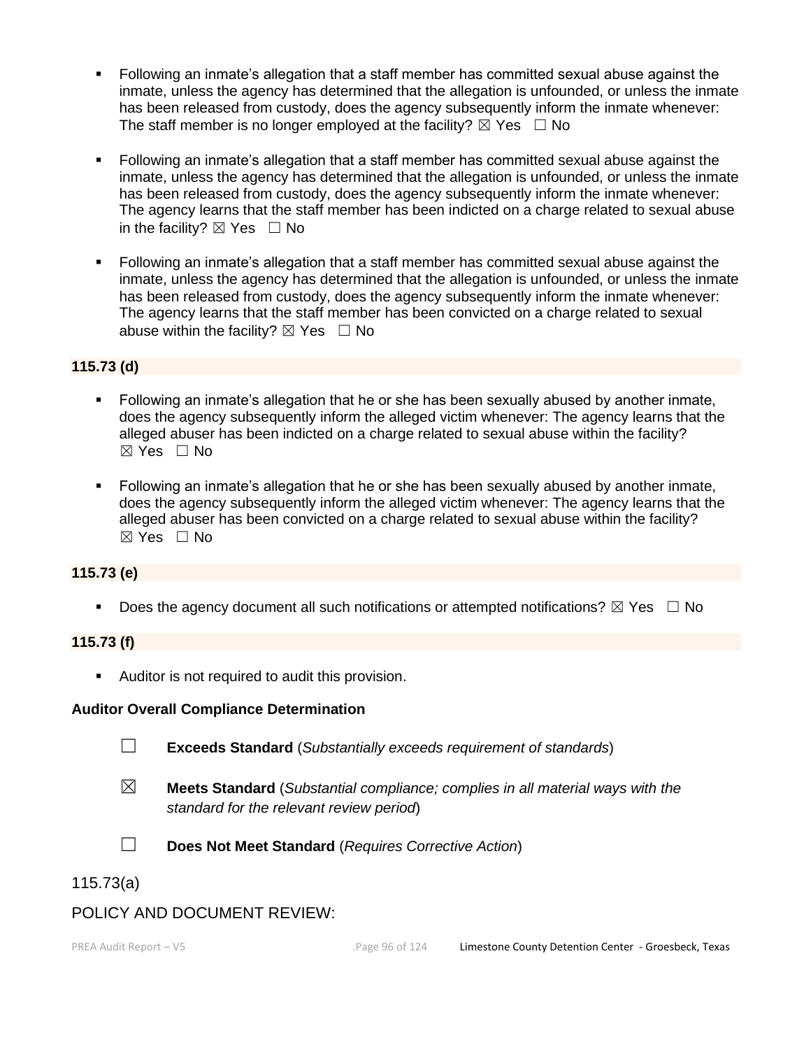- Following an inmate's allegation that a staff member has committed sexual abuse against the inmate, unless the agency has determined that the allegation is unfounded, or unless the inmate has been released from custody, does the agency subsequently inform the inmate whenever: The staff member is no longer employed at the facility? ☒ Yes ☐ No

- Following an inmate's allegation that a staff member has committed sexual abuse against the inmate, unless the agency has determined that the allegation is unfounded, or unless the inmate has been released from custody, does the agency subsequently inform the inmate whenever: The agency learns that the staff member has been indicted on a charge related to sexual abuse in the facility? ☒ Yes ☐ No

- Following an inmate's allegation that a staff member has committed sexual abuse against the inmate, unless the agency has determined that the allegation is unfounded, or unless the inmate has been released from custody, does the agency subsequently inform the inmate whenever: The agency learns that the staff member has been convicted on a charge related to sexual abuse within the facility? ☒ Yes ☐ No

**115.73 (d)**

- Following an inmate's allegation that he or she has been sexually abused by another inmate, does the agency subsequently inform the alleged victim whenever: The agency learns that the alleged abuser has been indicted on a charge related to sexual abuse within the facility? ☒ Yes ☐ No

- Following an inmate's allegation that he or she has been sexually abused by another inmate, does the agency subsequently inform the alleged victim whenever: The agency learns that the alleged abuser has been convicted on a charge related to sexual abuse within the facility? ☒ Yes ☐ No

**115.73 (e)**

- Does the agency document all such notifications or attempted notifications? ☒ Yes ☐ No

**115.73 (f)**

- Auditor is not required to audit this provision.

**Auditor Overall Compliance Determination**

☐ **Exceeds Standard** (*Substantially exceeds requirement of standards*)

☒ **Meets Standard** (*Substantial compliance; complies in all material ways with the standard for the relevant review period*)

☐ **Does Not Meet Standard** (*Requires Corrective Action*)

115.73(a)

POLICY AND DOCUMENT REVIEW: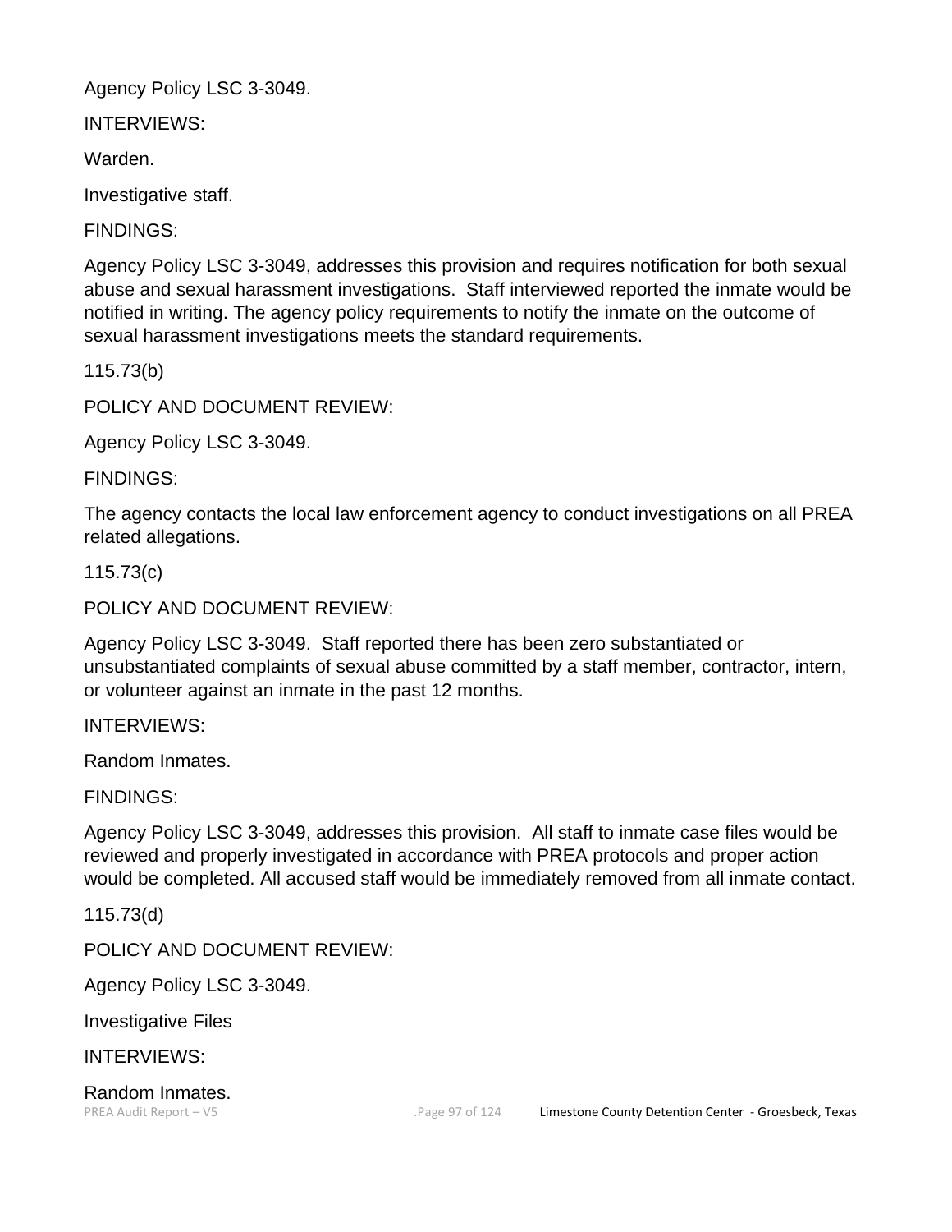Agency Policy LSC 3-3049.

INTERVIEWS:

Warden.

Investigative staff.

FINDINGS:

Agency Policy LSC 3-3049, addresses this provision and requires notification for both sexual abuse and sexual harassment investigations.  Staff interviewed reported the inmate would be notified in writing. The agency policy requirements to notify the inmate on the outcome of sexual harassment investigations meets the standard requirements.

115.73(b)

POLICY AND DOCUMENT REVIEW:

Agency Policy LSC 3-3049.

FINDINGS:

The agency contacts the local law enforcement agency to conduct investigations on all PREA related allegations.

115.73(c)

POLICY AND DOCUMENT REVIEW:

Agency Policy LSC 3-3049.  Staff reported there has been zero substantiated or unsubstantiated complaints of sexual abuse committed by a staff member, contractor, intern, or volunteer against an inmate in the past 12 months.

INTERVIEWS:

Random Inmates.

FINDINGS:

Agency Policy LSC 3-3049, addresses this provision.  All staff to inmate case files would be reviewed and properly investigated in accordance with PREA protocols and proper action would be completed. All accused staff would be immediately removed from all inmate contact.

115.73(d)

POLICY AND DOCUMENT REVIEW:

Agency Policy LSC 3-3049.

Investigative Files

INTERVIEWS:

Random Inmates.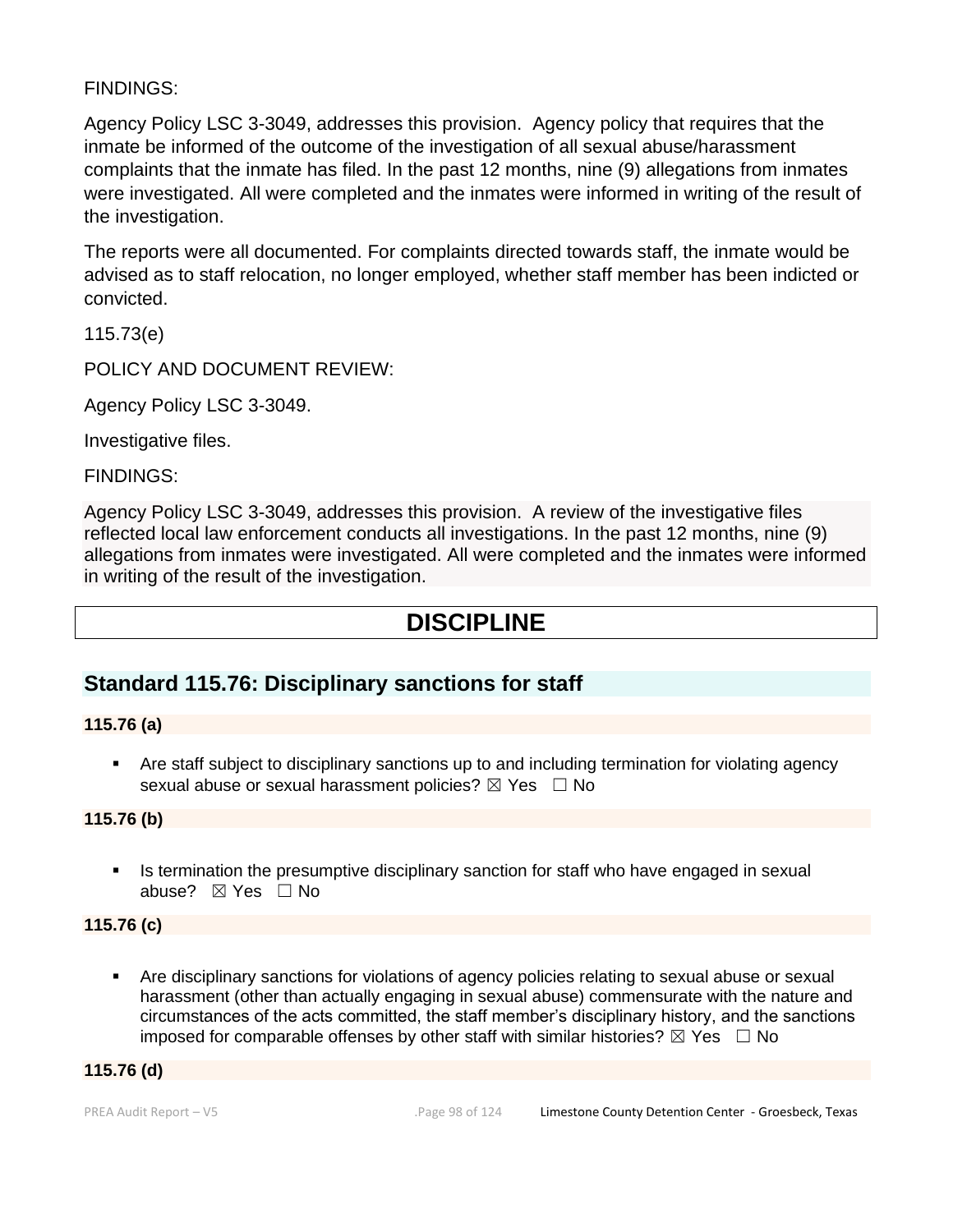FINDINGS:

Agency Policy LSC 3-3049, addresses this provision. Agency policy that requires that the inmate be informed of the outcome of the investigation of all sexual abuse/harassment complaints that the inmate has filed. In the past 12 months, nine (9) allegations from inmates were investigated. All were completed and the inmates were informed in writing of the result of the investigation.

The reports were all documented. For complaints directed towards staff, the inmate would be advised as to staff relocation, no longer employed, whether staff member has been indicted or convicted.

115.73(e)

POLICY AND DOCUMENT REVIEW:

Agency Policy LSC 3-3049.

Investigative files.

FINDINGS:

Agency Policy LSC 3-3049, addresses this provision. A review of the investigative files reflected local law enforcement conducts all investigations. In the past 12 months, nine (9) allegations from inmates were investigated. All were completed and the inmates were informed in writing of the result of the investigation.

# DISCIPLINE

## Standard 115.76: Disciplinary sanctions for staff

**115.76 (a)**

- Are staff subject to disciplinary sanctions up to and including termination for violating agency sexual abuse or sexual harassment policies? ☒ Yes ☐ No

**115.76 (b)**

- Is termination the presumptive disciplinary sanction for staff who have engaged in sexual abuse? ☒ Yes ☐ No

**115.76 (c)**

- Are disciplinary sanctions for violations of agency policies relating to sexual abuse or sexual harassment (other than actually engaging in sexual abuse) commensurate with the nature and circumstances of the acts committed, the staff member's disciplinary history, and the sanctions imposed for comparable offenses by other staff with similar histories? ☒ Yes ☐ No

**115.76 (d)**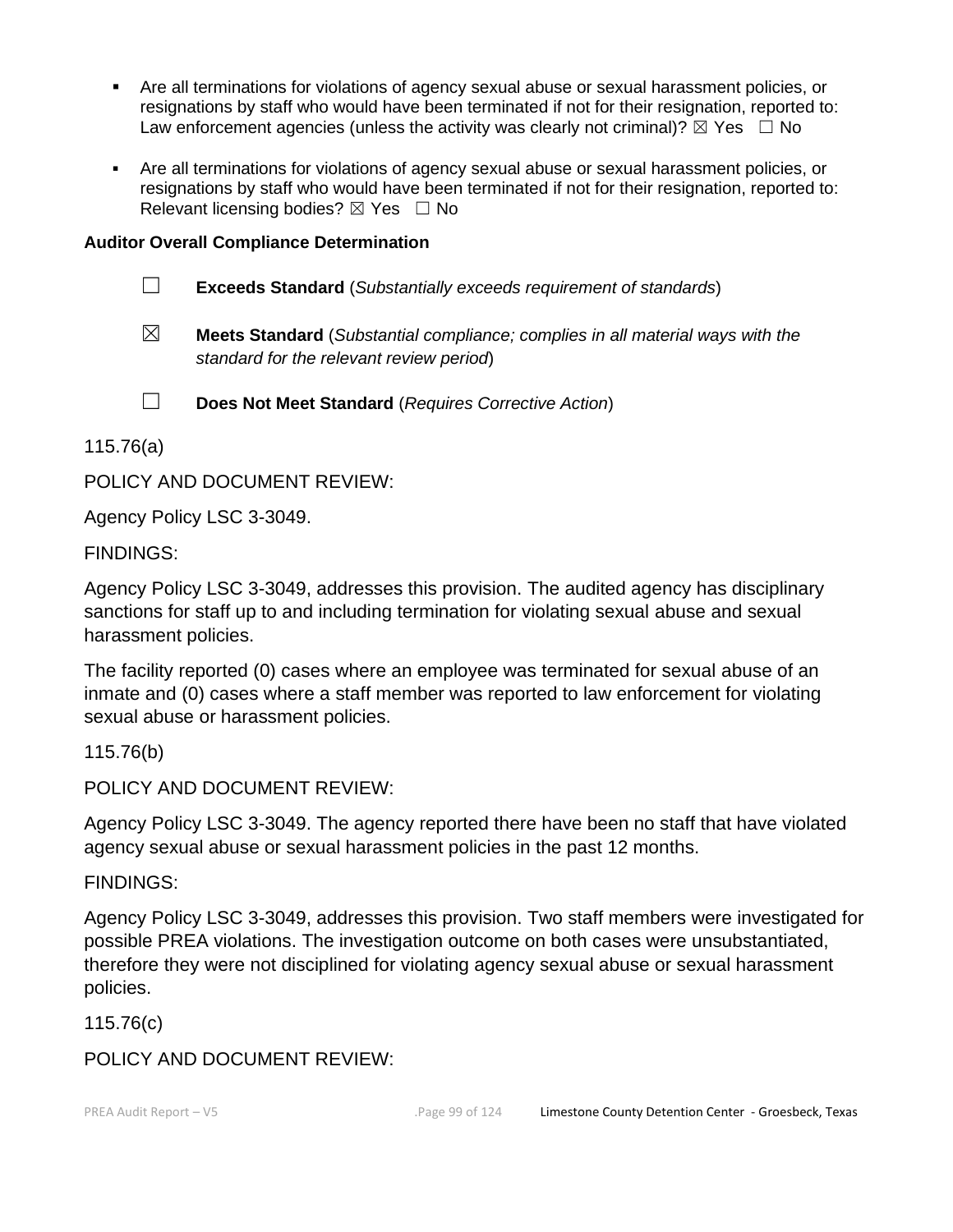- Are all terminations for violations of agency sexual abuse or sexual harassment policies, or resignations by staff who would have been terminated if not for their resignation, reported to: Law enforcement agencies (unless the activity was clearly not criminal)? ☒ Yes ☐ No
- Are all terminations for violations of agency sexual abuse or sexual harassment policies, or resignations by staff who would have been terminated if not for their resignation, reported to: Relevant licensing bodies? ☒ Yes ☐ No

**Auditor Overall Compliance Determination**

☐ **Exceeds Standard** (*Substantially exceeds requirement of standards*)

☒ **Meets Standard** (*Substantial compliance; complies in all material ways with the standard for the relevant review period*)

☐ **Does Not Meet Standard** (*Requires Corrective Action*)

115.76(a)

POLICY AND DOCUMENT REVIEW:

Agency Policy LSC 3-3049.

FINDINGS:

Agency Policy LSC 3-3049, addresses this provision. The audited agency has disciplinary sanctions for staff up to and including termination for violating sexual abuse and sexual harassment policies.

The facility reported (0) cases where an employee was terminated for sexual abuse of an inmate and (0) cases where a staff member was reported to law enforcement for violating sexual abuse or harassment policies.

115.76(b)

POLICY AND DOCUMENT REVIEW:

Agency Policy LSC 3-3049. The agency reported there have been no staff that have violated agency sexual abuse or sexual harassment policies in the past 12 months.

FINDINGS:

Agency Policy LSC 3-3049, addresses this provision. Two staff members were investigated for possible PREA violations. The investigation outcome on both cases were unsubstantiated, therefore they were not disciplined for violating agency sexual abuse or sexual harassment policies.

115.76(c)

POLICY AND DOCUMENT REVIEW: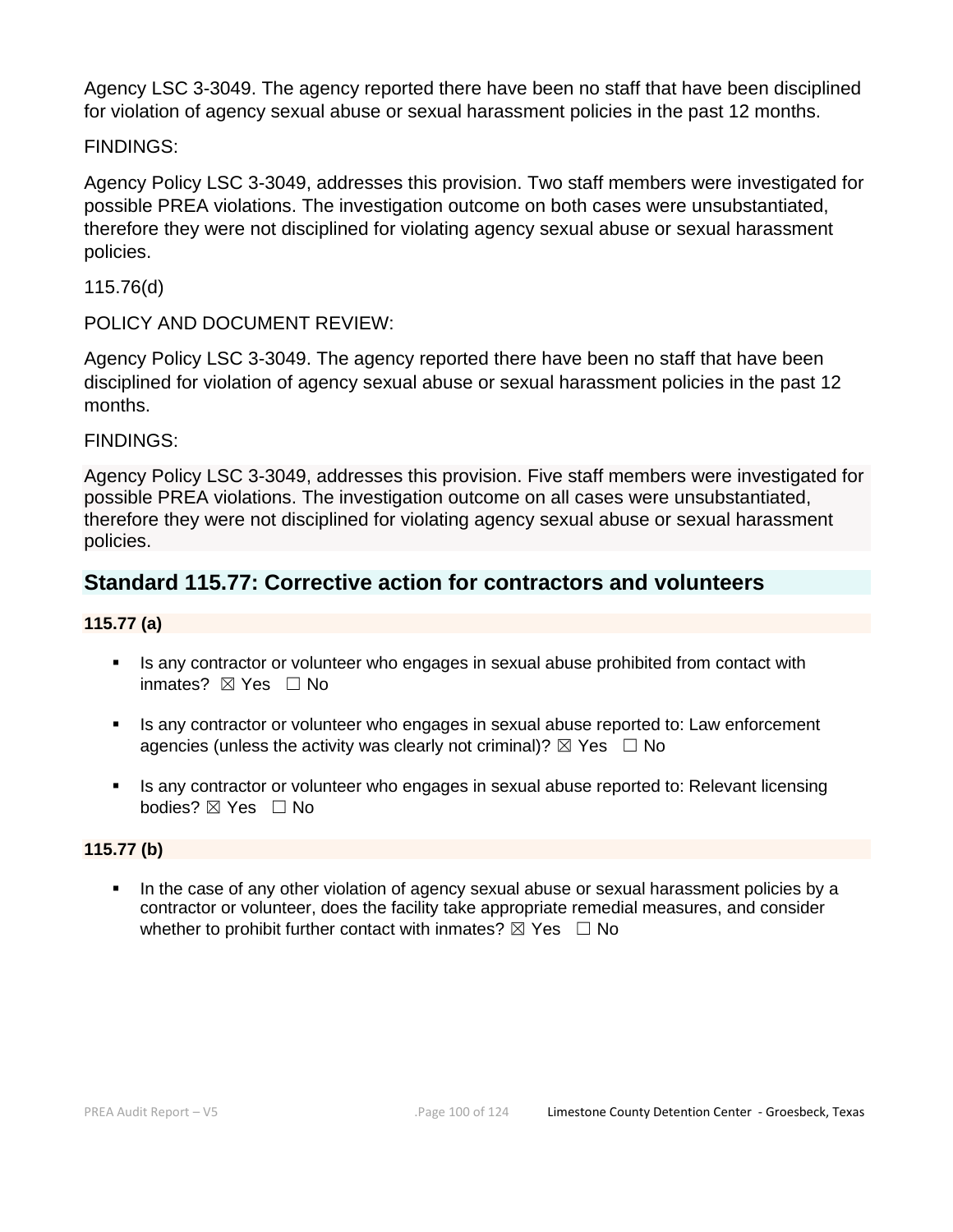Agency LSC 3-3049. The agency reported there have been no staff that have been disciplined for violation of agency sexual abuse or sexual harassment policies in the past 12 months.

FINDINGS:

Agency Policy LSC 3-3049, addresses this provision. Two staff members were investigated for possible PREA violations. The investigation outcome on both cases were unsubstantiated, therefore they were not disciplined for violating agency sexual abuse or sexual harassment policies.

115.76(d)

POLICY AND DOCUMENT REVIEW:

Agency Policy LSC 3-3049. The agency reported there have been no staff that have been disciplined for violation of agency sexual abuse or sexual harassment policies in the past 12 months.

FINDINGS:

Agency Policy LSC 3-3049, addresses this provision. Five staff members were investigated for possible PREA violations. The investigation outcome on all cases were unsubstantiated, therefore they were not disciplined for violating agency sexual abuse or sexual harassment policies.

## Standard 115.77: Corrective action for contractors and volunteers

**115.77 (a)**

- Is any contractor or volunteer who engages in sexual abuse prohibited from contact with inmates? ☒ Yes ☐ No
- Is any contractor or volunteer who engages in sexual abuse reported to: Law enforcement agencies (unless the activity was clearly not criminal)? ☒ Yes ☐ No
- Is any contractor or volunteer who engages in sexual abuse reported to: Relevant licensing bodies? ☒ Yes ☐ No

**115.77 (b)**

- In the case of any other violation of agency sexual abuse or sexual harassment policies by a contractor or volunteer, does the facility take appropriate remedial measures, and consider whether to prohibit further contact with inmates? ☒ Yes ☐ No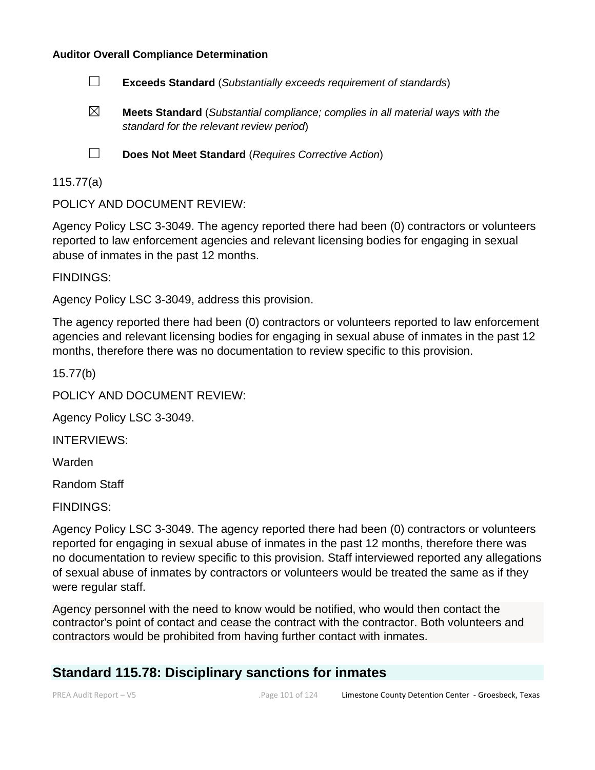**Auditor Overall Compliance Determination**

☐ **Exceeds Standard** (*Substantially exceeds requirement of standards*)

☒ **Meets Standard** (*Substantial compliance; complies in all material ways with the standard for the relevant review period*)

☐ **Does Not Meet Standard** (*Requires Corrective Action*)

115.77(a)

POLICY AND DOCUMENT REVIEW:

Agency Policy LSC 3-3049. The agency reported there had been (0) contractors or volunteers reported to law enforcement agencies and relevant licensing bodies for engaging in sexual abuse of inmates in the past 12 months.

FINDINGS:

Agency Policy LSC 3-3049, address this provision.

The agency reported there had been (0) contractors or volunteers reported to law enforcement agencies and relevant licensing bodies for engaging in sexual abuse of inmates in the past 12 months, therefore there was no documentation to review specific to this provision.

15.77(b)

POLICY AND DOCUMENT REVIEW:

Agency Policy LSC 3-3049.

INTERVIEWS:

Warden

Random Staff

FINDINGS:

Agency Policy LSC 3-3049. The agency reported there had been (0) contractors or volunteers reported for engaging in sexual abuse of inmates in the past 12 months, therefore there was no documentation to review specific to this provision. Staff interviewed reported any allegations of sexual abuse of inmates by contractors or volunteers would be treated the same as if they were regular staff.

Agency personnel with the need to know would be notified, who would then contact the contractor's point of contact and cease the contract with the contractor. Both volunteers and contractors would be prohibited from having further contact with inmates.

## Standard 115.78: Disciplinary sanctions for inmates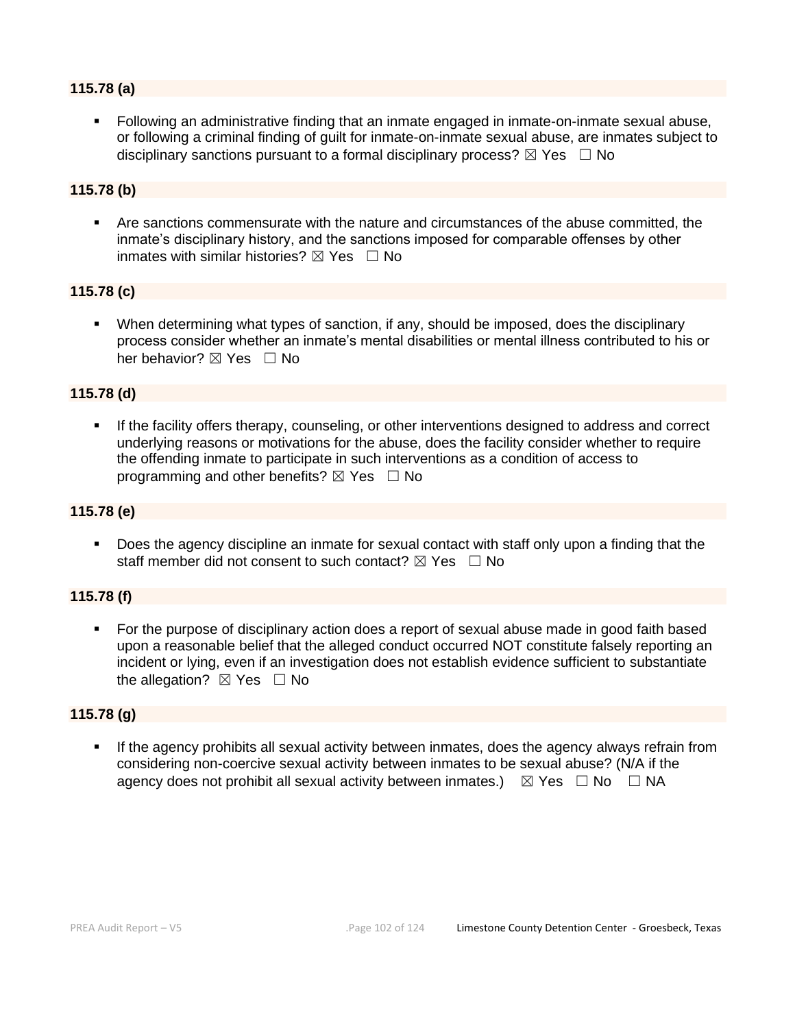**115.78 (a)**

- Following an administrative finding that an inmate engaged in inmate-on-inmate sexual abuse, or following a criminal finding of guilt for inmate-on-inmate sexual abuse, are inmates subject to disciplinary sanctions pursuant to a formal disciplinary process? ☒ Yes ☐ No

**115.78 (b)**

- Are sanctions commensurate with the nature and circumstances of the abuse committed, the inmate's disciplinary history, and the sanctions imposed for comparable offenses by other inmates with similar histories? ☒ Yes ☐ No

**115.78 (c)**

- When determining what types of sanction, if any, should be imposed, does the disciplinary process consider whether an inmate's mental disabilities or mental illness contributed to his or her behavior? ☒ Yes ☐ No

**115.78 (d)**

- If the facility offers therapy, counseling, or other interventions designed to address and correct underlying reasons or motivations for the abuse, does the facility consider whether to require the offending inmate to participate in such interventions as a condition of access to programming and other benefits? ☒ Yes ☐ No

**115.78 (e)**

- Does the agency discipline an inmate for sexual contact with staff only upon a finding that the staff member did not consent to such contact? ☒ Yes ☐ No

**115.78 (f)**

- For the purpose of disciplinary action does a report of sexual abuse made in good faith based upon a reasonable belief that the alleged conduct occurred NOT constitute falsely reporting an incident or lying, even if an investigation does not establish evidence sufficient to substantiate the allegation? ☒ Yes ☐ No

**115.78 (g)**

- If the agency prohibits all sexual activity between inmates, does the agency always refrain from considering non-coercive sexual activity between inmates to be sexual abuse? (N/A if the agency does not prohibit all sexual activity between inmates.) ☒ Yes ☐ No ☐ NA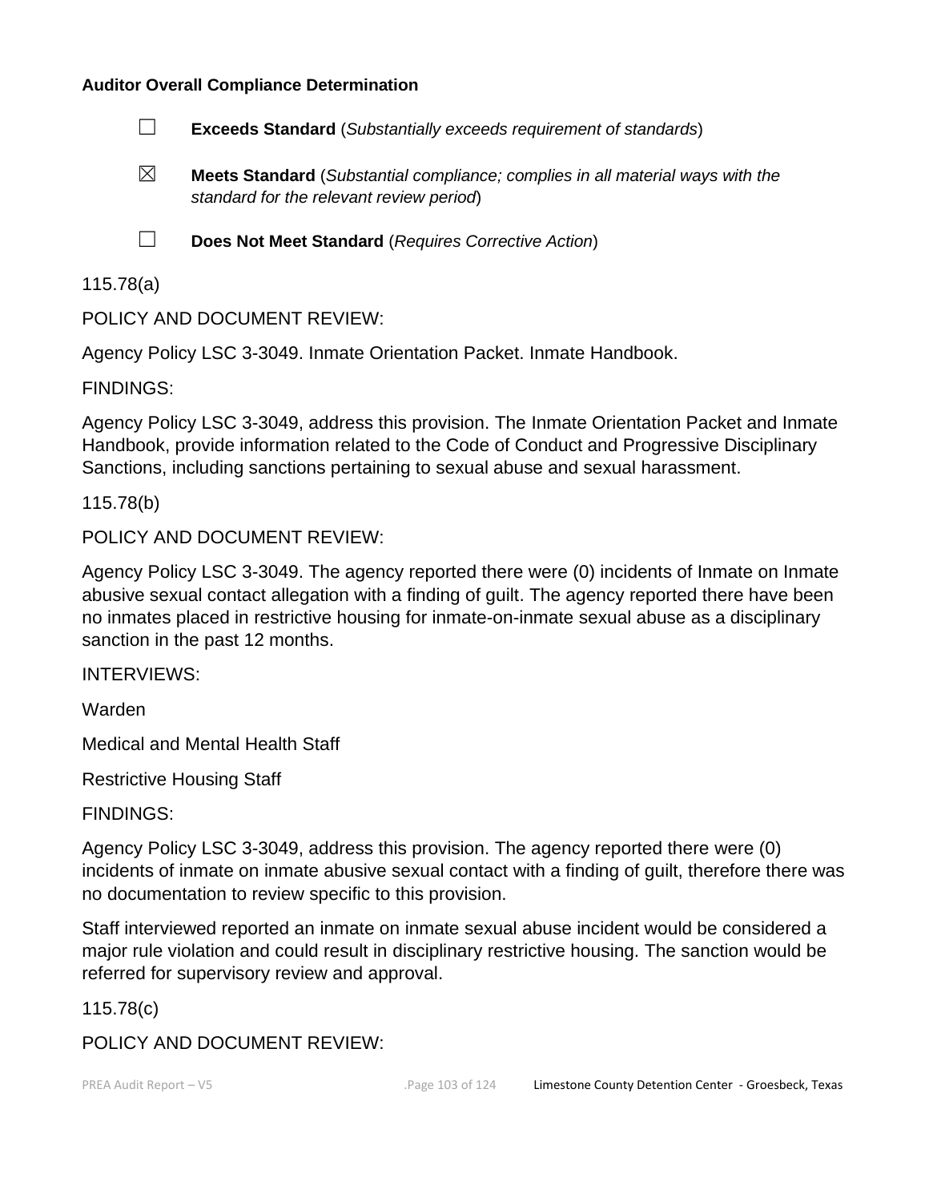**Auditor Overall Compliance Determination**

☐ **Exceeds Standard** (*Substantially exceeds requirement of standards*)

☒ **Meets Standard** (*Substantial compliance; complies in all material ways with the standard for the relevant review period*)

☐ **Does Not Meet Standard** (*Requires Corrective Action*)

115.78(a)

POLICY AND DOCUMENT REVIEW:

Agency Policy LSC 3-3049. Inmate Orientation Packet. Inmate Handbook.

FINDINGS:

Agency Policy LSC 3-3049, address this provision. The Inmate Orientation Packet and Inmate Handbook, provide information related to the Code of Conduct and Progressive Disciplinary Sanctions, including sanctions pertaining to sexual abuse and sexual harassment.

115.78(b)

POLICY AND DOCUMENT REVIEW:

Agency Policy LSC 3-3049. The agency reported there were (0) incidents of Inmate on Inmate abusive sexual contact allegation with a finding of guilt. The agency reported there have been no inmates placed in restrictive housing for inmate-on-inmate sexual abuse as a disciplinary sanction in the past 12 months.

INTERVIEWS:

Warden

Medical and Mental Health Staff

Restrictive Housing Staff

FINDINGS:

Agency Policy LSC 3-3049, address this provision. The agency reported there were (0) incidents of inmate on inmate abusive sexual contact with a finding of guilt, therefore there was no documentation to review specific to this provision.

Staff interviewed reported an inmate on inmate sexual abuse incident would be considered a major rule violation and could result in disciplinary restrictive housing. The sanction would be referred for supervisory review and approval.

115.78(c)

POLICY AND DOCUMENT REVIEW: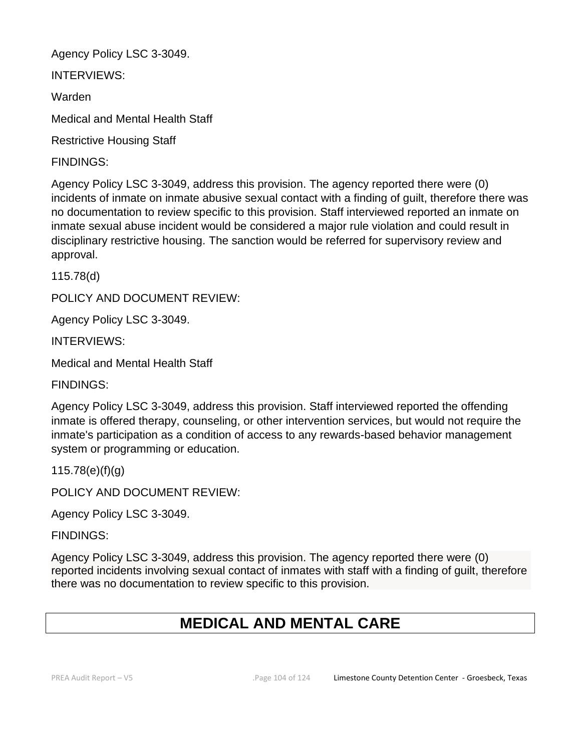Agency Policy LSC 3-3049.

INTERVIEWS:

Warden

Medical and Mental Health Staff

Restrictive Housing Staff

FINDINGS:

Agency Policy LSC 3-3049, address this provision. The agency reported there were (0) incidents of inmate on inmate abusive sexual contact with a finding of guilt, therefore there was no documentation to review specific to this provision. Staff interviewed reported an inmate on inmate sexual abuse incident would be considered a major rule violation and could result in disciplinary restrictive housing. The sanction would be referred for supervisory review and approval.

115.78(d)

POLICY AND DOCUMENT REVIEW:

Agency Policy LSC 3-3049.

INTERVIEWS:

Medical and Mental Health Staff

FINDINGS:

Agency Policy LSC 3-3049, address this provision. Staff interviewed reported the offending inmate is offered therapy, counseling, or other intervention services, but would not require the inmate's participation as a condition of access to any rewards-based behavior management system or programming or education.

115.78(e)(f)(g)

POLICY AND DOCUMENT REVIEW:

Agency Policy LSC 3-3049.

FINDINGS:

Agency Policy LSC 3-3049, address this provision. The agency reported there were (0) reported incidents involving sexual contact of inmates with staff with a finding of guilt, therefore there was no documentation to review specific to this provision.

# MEDICAL AND MENTAL CARE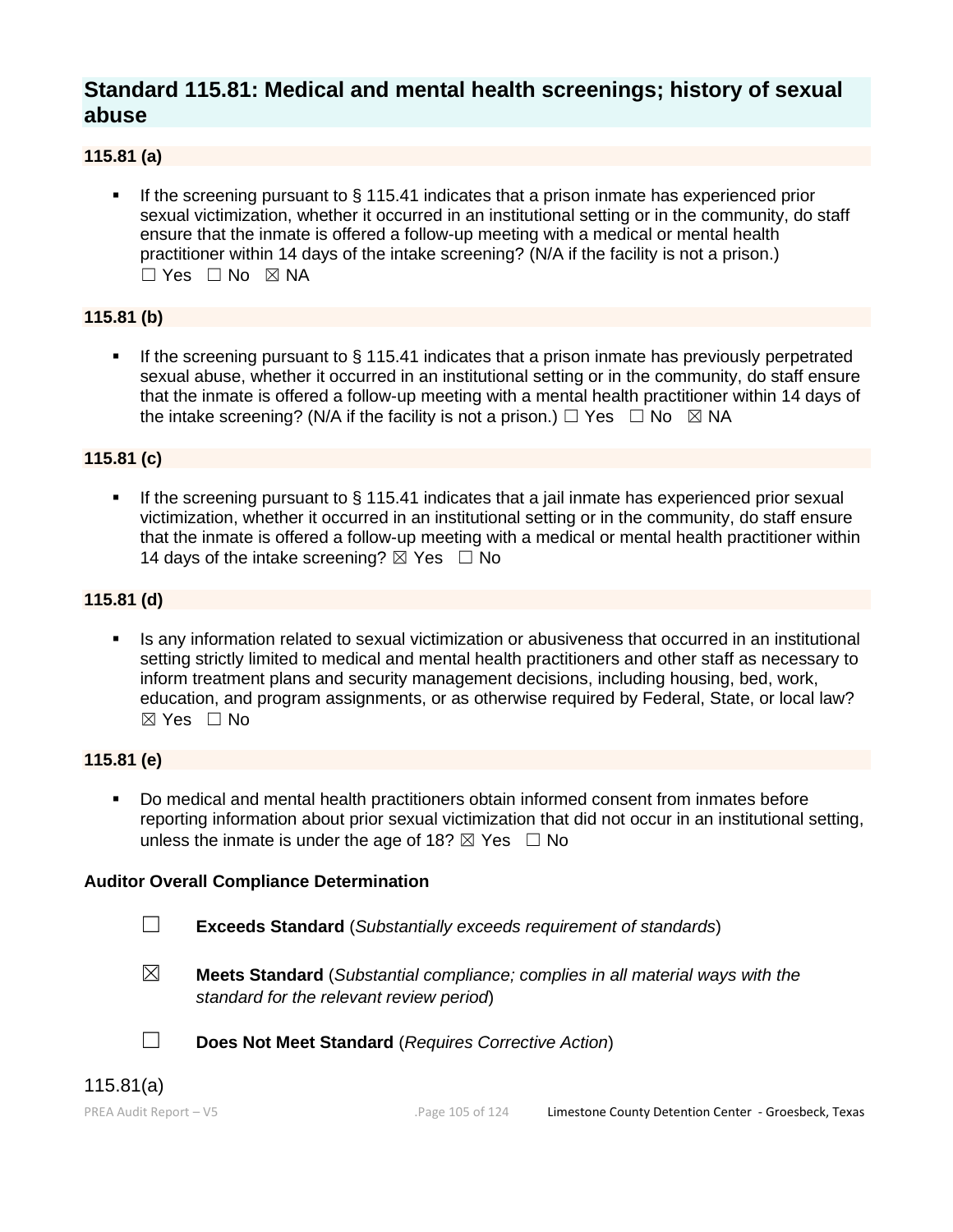## Standard 115.81: Medical and mental health screenings; history of sexual abuse

**115.81 (a)**

- If the screening pursuant to § 115.41 indicates that a prison inmate has experienced prior sexual victimization, whether it occurred in an institutional setting or in the community, do staff ensure that the inmate is offered a follow-up meeting with a medical or mental health practitioner within 14 days of the intake screening? (N/A if the facility is not a prison.) ☐ Yes ☐ No ☒ NA

**115.81 (b)**

- If the screening pursuant to § 115.41 indicates that a prison inmate has previously perpetrated sexual abuse, whether it occurred in an institutional setting or in the community, do staff ensure that the inmate is offered a follow-up meeting with a mental health practitioner within 14 days of the intake screening? (N/A if the facility is not a prison.) ☐ Yes ☐ No ☒ NA

**115.81 (c)**

- If the screening pursuant to § 115.41 indicates that a jail inmate has experienced prior sexual victimization, whether it occurred in an institutional setting or in the community, do staff ensure that the inmate is offered a follow-up meeting with a medical or mental health practitioner within 14 days of the intake screening? ☒ Yes ☐ No

**115.81 (d)**

- Is any information related to sexual victimization or abusiveness that occurred in an institutional setting strictly limited to medical and mental health practitioners and other staff as necessary to inform treatment plans and security management decisions, including housing, bed, work, education, and program assignments, or as otherwise required by Federal, State, or local law? ☒ Yes ☐ No

**115.81 (e)**

- Do medical and mental health practitioners obtain informed consent from inmates before reporting information about prior sexual victimization that did not occur in an institutional setting, unless the inmate is under the age of 18? ☒ Yes ☐ No

**Auditor Overall Compliance Determination**

☐ **Exceeds Standard** (*Substantially exceeds requirement of standards*)

☒ **Meets Standard** (*Substantial compliance; complies in all material ways with the standard for the relevant review period*)

☐ **Does Not Meet Standard** (*Requires Corrective Action*)

115.81(a)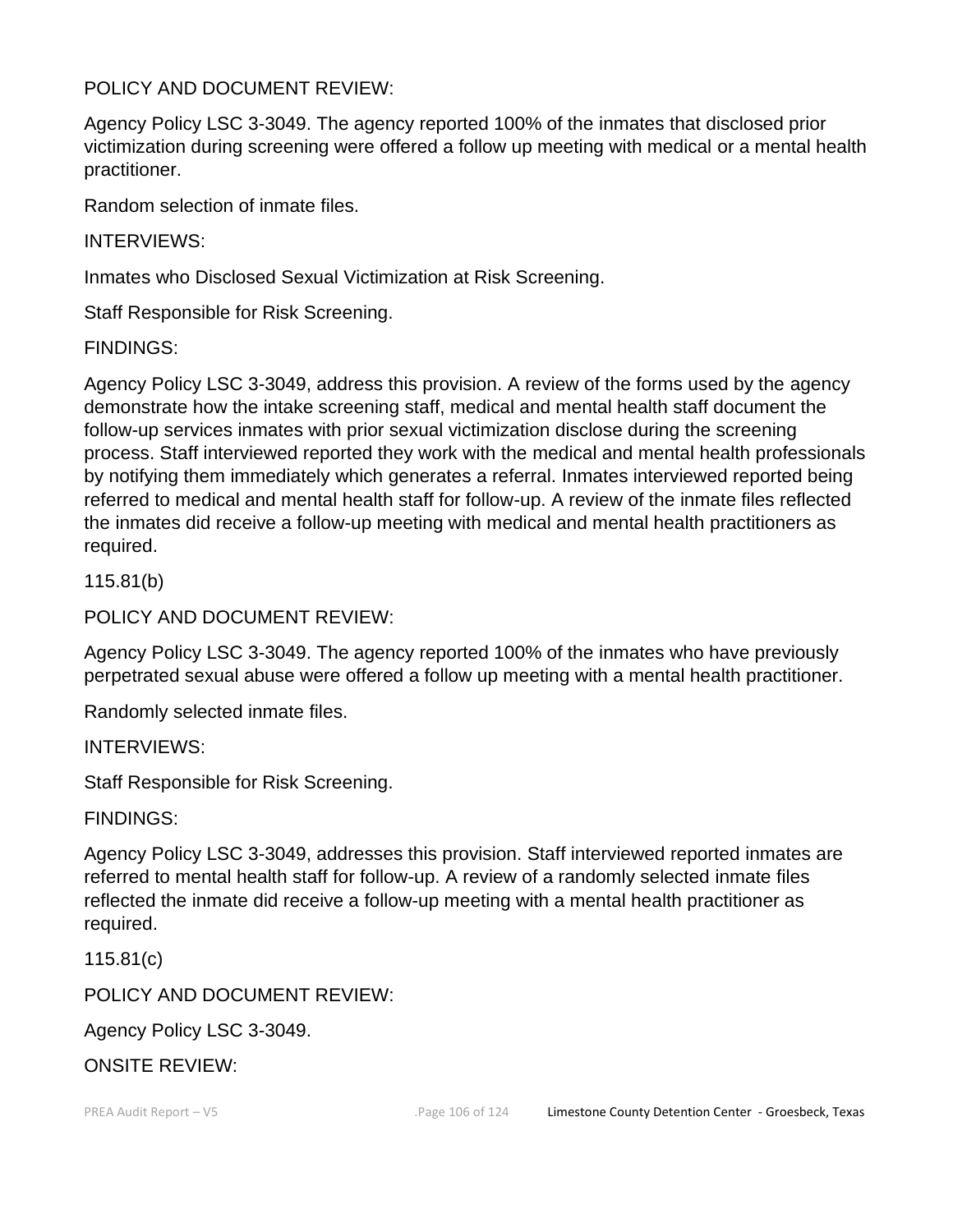POLICY AND DOCUMENT REVIEW:

Agency Policy LSC 3-3049. The agency reported 100% of the inmates that disclosed prior victimization during screening were offered a follow up meeting with medical or a mental health practitioner.

Random selection of inmate files.

INTERVIEWS:

Inmates who Disclosed Sexual Victimization at Risk Screening.

Staff Responsible for Risk Screening.

FINDINGS:

Agency Policy LSC 3-3049, address this provision. A review of the forms used by the agency demonstrate how the intake screening staff, medical and mental health staff document the follow-up services inmates with prior sexual victimization disclose during the screening process. Staff interviewed reported they work with the medical and mental health professionals by notifying them immediately which generates a referral. Inmates interviewed reported being referred to medical and mental health staff for follow-up. A review of the inmate files reflected the inmates did receive a follow-up meeting with medical and mental health practitioners as required.

115.81(b)

POLICY AND DOCUMENT REVIEW:

Agency Policy LSC 3-3049. The agency reported 100% of the inmates who have previously perpetrated sexual abuse were offered a follow up meeting with a mental health practitioner.

Randomly selected inmate files.

INTERVIEWS:

Staff Responsible for Risk Screening.

FINDINGS:

Agency Policy LSC 3-3049, addresses this provision. Staff interviewed reported inmates are referred to mental health staff for follow-up. A review of a randomly selected inmate files reflected the inmate did receive a follow-up meeting with a mental health practitioner as required.

115.81(c)

POLICY AND DOCUMENT REVIEW:

Agency Policy LSC 3-3049.

ONSITE REVIEW: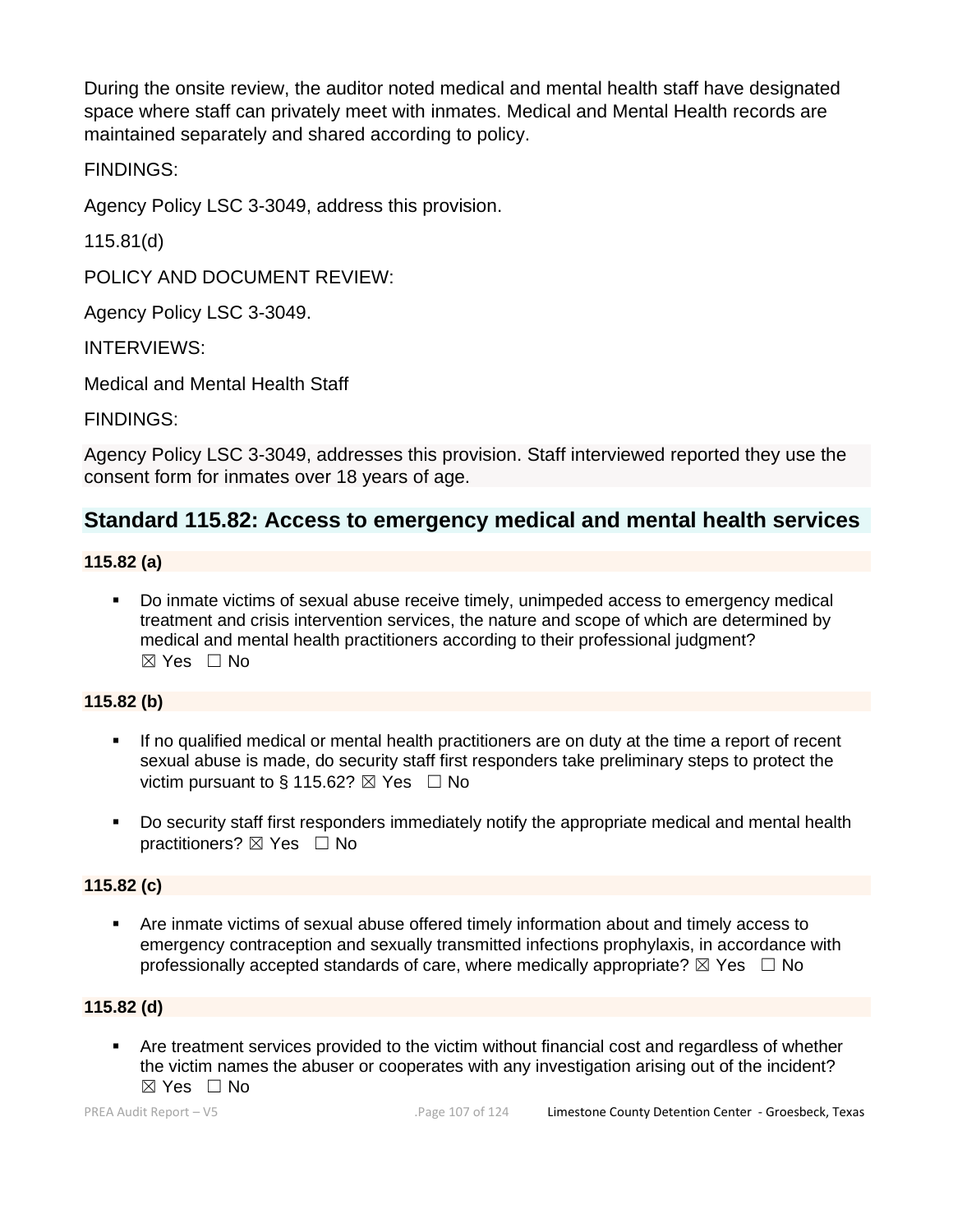During the onsite review, the auditor noted medical and mental health staff have designated space where staff can privately meet with inmates. Medical and Mental Health records are maintained separately and shared according to policy.

FINDINGS:

Agency Policy LSC 3-3049, address this provision.

115.81(d)

POLICY AND DOCUMENT REVIEW:

Agency Policy LSC 3-3049.

INTERVIEWS:

Medical and Mental Health Staff

FINDINGS:

Agency Policy LSC 3-3049, addresses this provision. Staff interviewed reported they use the consent form for inmates over 18 years of age.

## Standard 115.82: Access to emergency medical and mental health services

**115.82 (a)**

- Do inmate victims of sexual abuse receive timely, unimpeded access to emergency medical treatment and crisis intervention services, the nature and scope of which are determined by medical and mental health practitioners according to their professional judgment? ☒ Yes ☐ No

**115.82 (b)**

- If no qualified medical or mental health practitioners are on duty at the time a report of recent sexual abuse is made, do security staff first responders take preliminary steps to protect the victim pursuant to § 115.62? ☒ Yes ☐ No
- Do security staff first responders immediately notify the appropriate medical and mental health practitioners? ☒ Yes ☐ No

**115.82 (c)**

- Are inmate victims of sexual abuse offered timely information about and timely access to emergency contraception and sexually transmitted infections prophylaxis, in accordance with professionally accepted standards of care, where medically appropriate? ☒ Yes ☐ No

**115.82 (d)**

- Are treatment services provided to the victim without financial cost and regardless of whether the victim names the abuser or cooperates with any investigation arising out of the incident? ☒ Yes ☐ No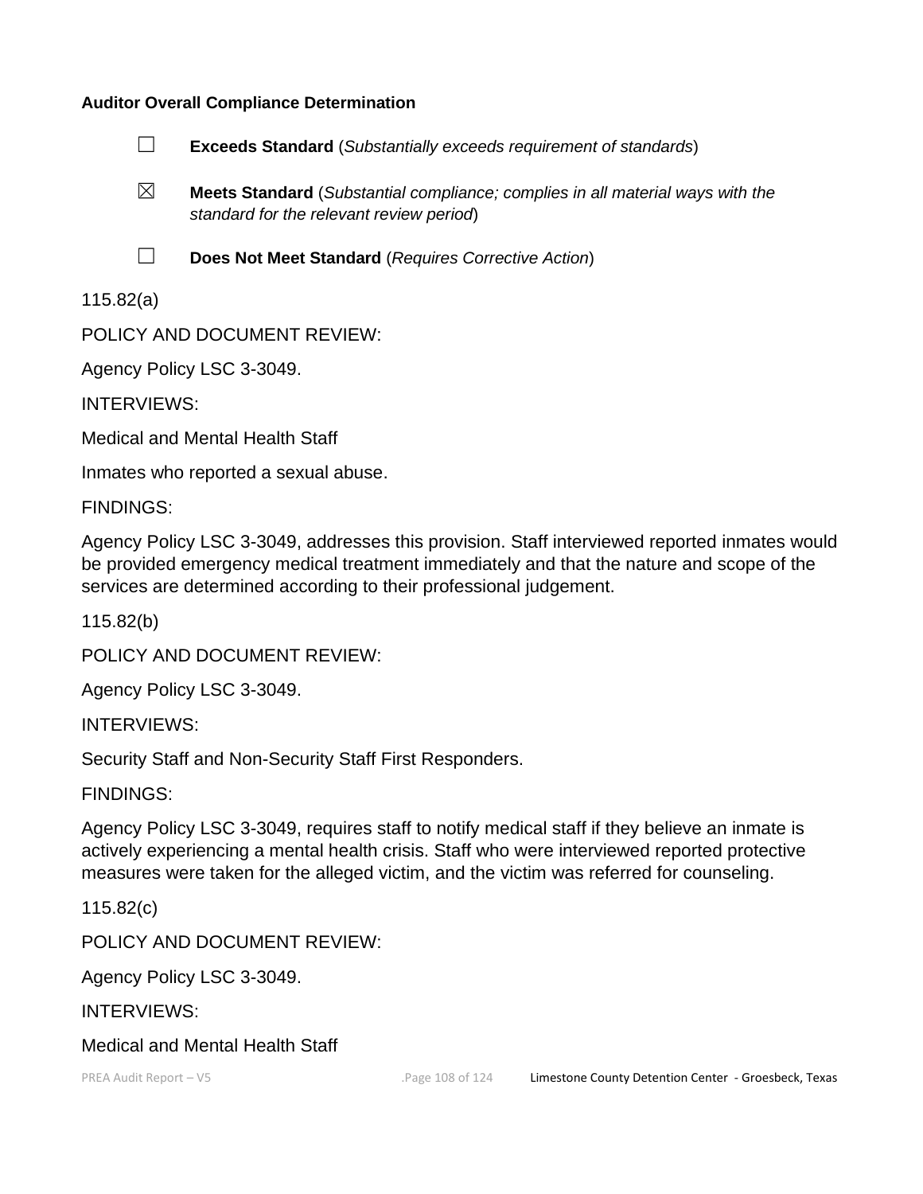**Auditor Overall Compliance Determination**

☐ **Exceeds Standard** (*Substantially exceeds requirement of standards*)

☒ **Meets Standard** (*Substantial compliance; complies in all material ways with the standard for the relevant review period*)

☐ **Does Not Meet Standard** (*Requires Corrective Action*)

115.82(a)

POLICY AND DOCUMENT REVIEW:

Agency Policy LSC 3-3049.

INTERVIEWS:

Medical and Mental Health Staff

Inmates who reported a sexual abuse.

FINDINGS:

Agency Policy LSC 3-3049, addresses this provision. Staff interviewed reported inmates would be provided emergency medical treatment immediately and that the nature and scope of the services are determined according to their professional judgement.

115.82(b)

POLICY AND DOCUMENT REVIEW:

Agency Policy LSC 3-3049.

INTERVIEWS:

Security Staff and Non-Security Staff First Responders.

FINDINGS:

Agency Policy LSC 3-3049, requires staff to notify medical staff if they believe an inmate is actively experiencing a mental health crisis. Staff who were interviewed reported protective measures were taken for the alleged victim, and the victim was referred for counseling.

115.82(c)

POLICY AND DOCUMENT REVIEW:

Agency Policy LSC 3-3049.

INTERVIEWS:

Medical and Mental Health Staff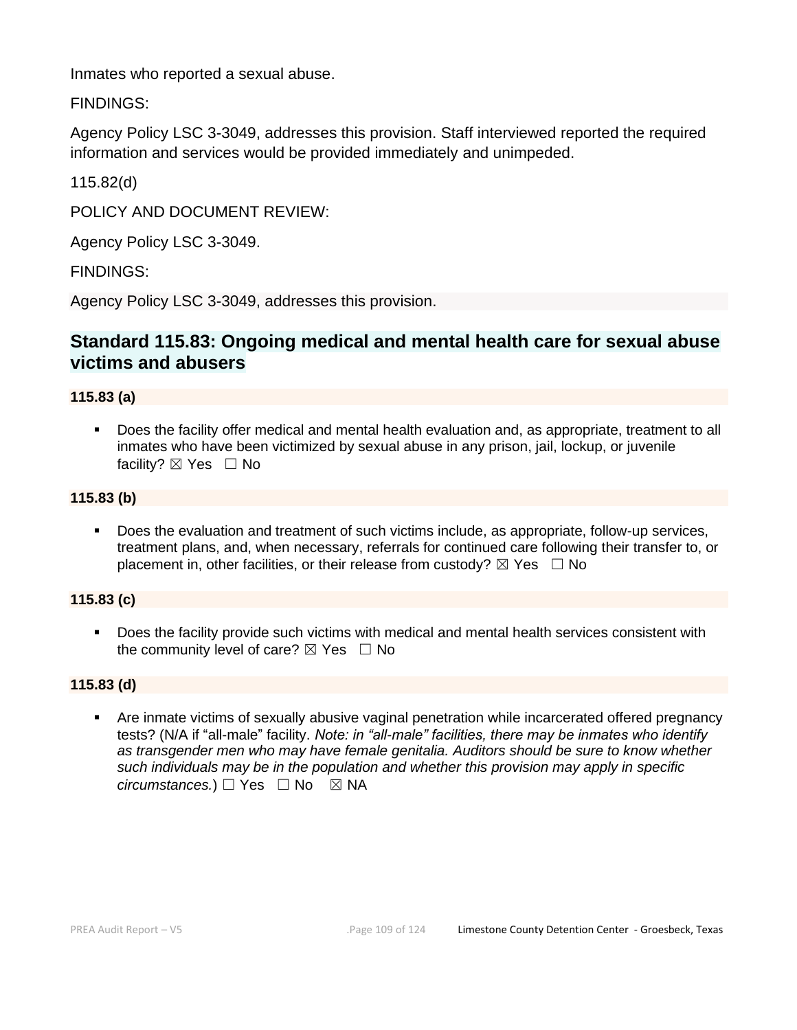Inmates who reported a sexual abuse.

FINDINGS:

Agency Policy LSC 3-3049, addresses this provision. Staff interviewed reported the required information and services would be provided immediately and unimpeded.

115.82(d)

POLICY AND DOCUMENT REVIEW:

Agency Policy LSC 3-3049.

FINDINGS:

Agency Policy LSC 3-3049, addresses this provision.

## Standard 115.83: Ongoing medical and mental health care for sexual abuse victims and abusers

**115.83 (a)**

- Does the facility offer medical and mental health evaluation and, as appropriate, treatment to all inmates who have been victimized by sexual abuse in any prison, jail, lockup, or juvenile facility? ☒ Yes ☐ No

**115.83 (b)**

- Does the evaluation and treatment of such victims include, as appropriate, follow-up services, treatment plans, and, when necessary, referrals for continued care following their transfer to, or placement in, other facilities, or their release from custody? ☒ Yes ☐ No

**115.83 (c)**

- Does the facility provide such victims with medical and mental health services consistent with the community level of care? ☒ Yes ☐ No

**115.83 (d)**

- Are inmate victims of sexually abusive vaginal penetration while incarcerated offered pregnancy tests? (N/A if "all-male" facility. *Note: in "all-male" facilities, there may be inmates who identify as transgender men who may have female genitalia. Auditors should be sure to know whether such individuals may be in the population and whether this provision may apply in specific circumstances.*) ☐ Yes ☐ No ☒ NA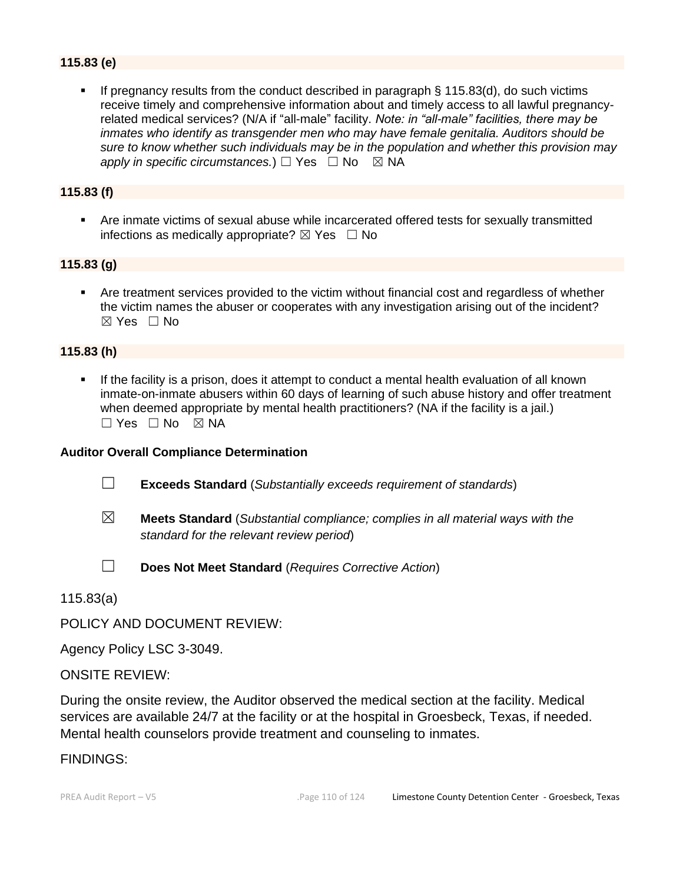**115.83 (e)**

- If pregnancy results from the conduct described in paragraph § 115.83(d), do such victims receive timely and comprehensive information about and timely access to all lawful pregnancy-related medical services? (N/A if "all-male" facility. *Note: in "all-male" facilities, there may be inmates who identify as transgender men who may have female genitalia. Auditors should be sure to know whether such individuals may be in the population and whether this provision may apply in specific circumstances.*) ☐ Yes ☐ No ☒ NA

**115.83 (f)**

- Are inmate victims of sexual abuse while incarcerated offered tests for sexually transmitted infections as medically appropriate? ☒ Yes ☐ No

**115.83 (g)**

- Are treatment services provided to the victim without financial cost and regardless of whether the victim names the abuser or cooperates with any investigation arising out of the incident? ☒ Yes ☐ No

**115.83 (h)**

- If the facility is a prison, does it attempt to conduct a mental health evaluation of all known inmate-on-inmate abusers within 60 days of learning of such abuse history and offer treatment when deemed appropriate by mental health practitioners? (NA if the facility is a jail.) ☐ Yes ☐ No ☒ NA

**Auditor Overall Compliance Determination**

☐ **Exceeds Standard** (*Substantially exceeds requirement of standards*)

☒ **Meets Standard** (*Substantial compliance; complies in all material ways with the standard for the relevant review period*)

☐ **Does Not Meet Standard** (*Requires Corrective Action*)

115.83(a)

POLICY AND DOCUMENT REVIEW:

Agency Policy LSC 3-3049.

ONSITE REVIEW:

During the onsite review, the Auditor observed the medical section at the facility. Medical services are available 24/7 at the facility or at the hospital in Groesbeck, Texas, if needed. Mental health counselors provide treatment and counseling to inmates.

FINDINGS: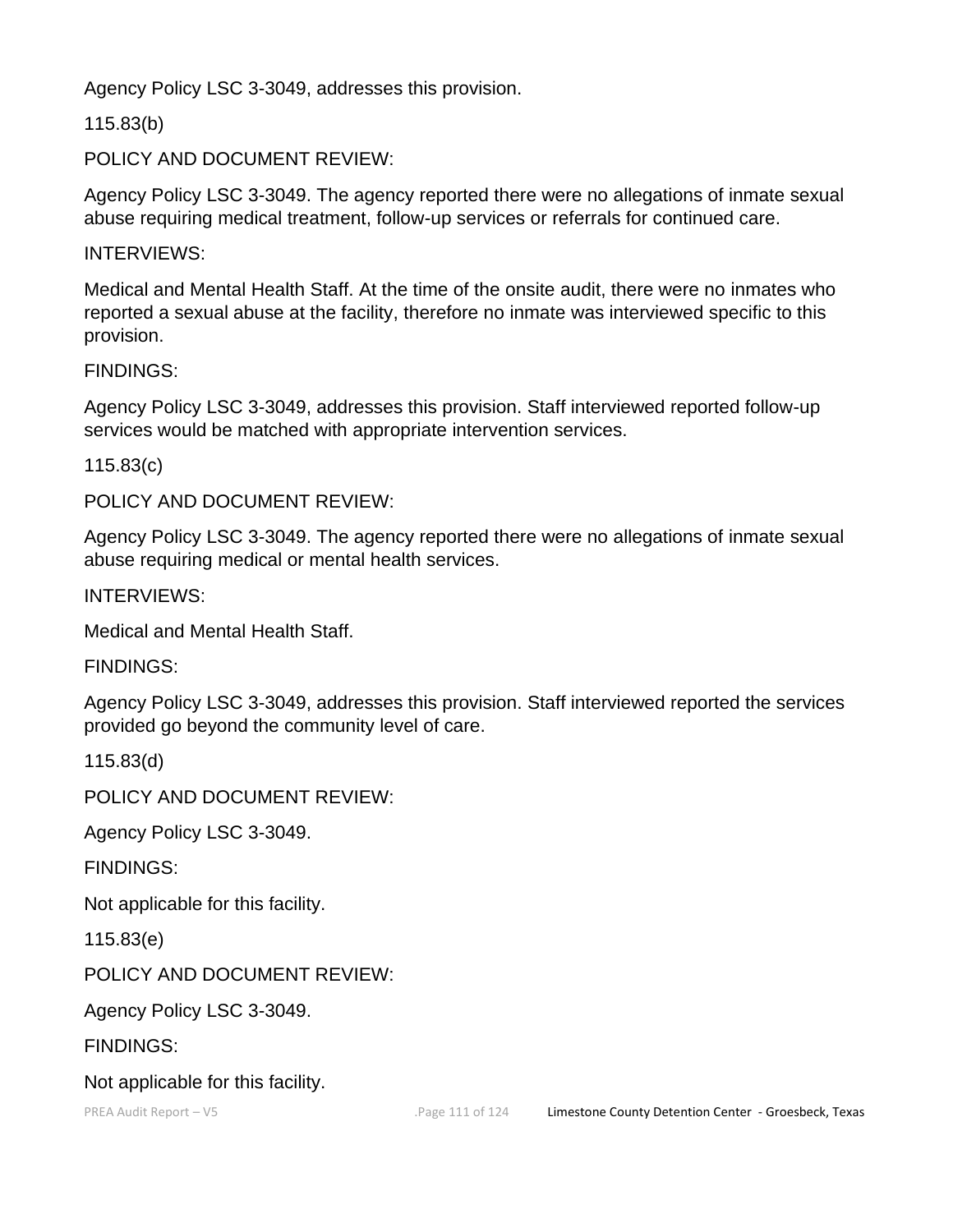Agency Policy LSC 3-3049, addresses this provision.

115.83(b)

POLICY AND DOCUMENT REVIEW:

Agency Policy LSC 3-3049. The agency reported there were no allegations of inmate sexual abuse requiring medical treatment, follow-up services or referrals for continued care.

INTERVIEWS:

Medical and Mental Health Staff. At the time of the onsite audit, there were no inmates who reported a sexual abuse at the facility, therefore no inmate was interviewed specific to this provision.

FINDINGS:

Agency Policy LSC 3-3049, addresses this provision. Staff interviewed reported follow-up services would be matched with appropriate intervention services.

115.83(c)

POLICY AND DOCUMENT REVIEW:

Agency Policy LSC 3-3049. The agency reported there were no allegations of inmate sexual abuse requiring medical or mental health services.

INTERVIEWS:

Medical and Mental Health Staff.

FINDINGS:

Agency Policy LSC 3-3049, addresses this provision. Staff interviewed reported the services provided go beyond the community level of care.

115.83(d)

POLICY AND DOCUMENT REVIEW:

Agency Policy LSC 3-3049.

FINDINGS:

Not applicable for this facility.

115.83(e)

POLICY AND DOCUMENT REVIEW:

Agency Policy LSC 3-3049.

FINDINGS:

Not applicable for this facility.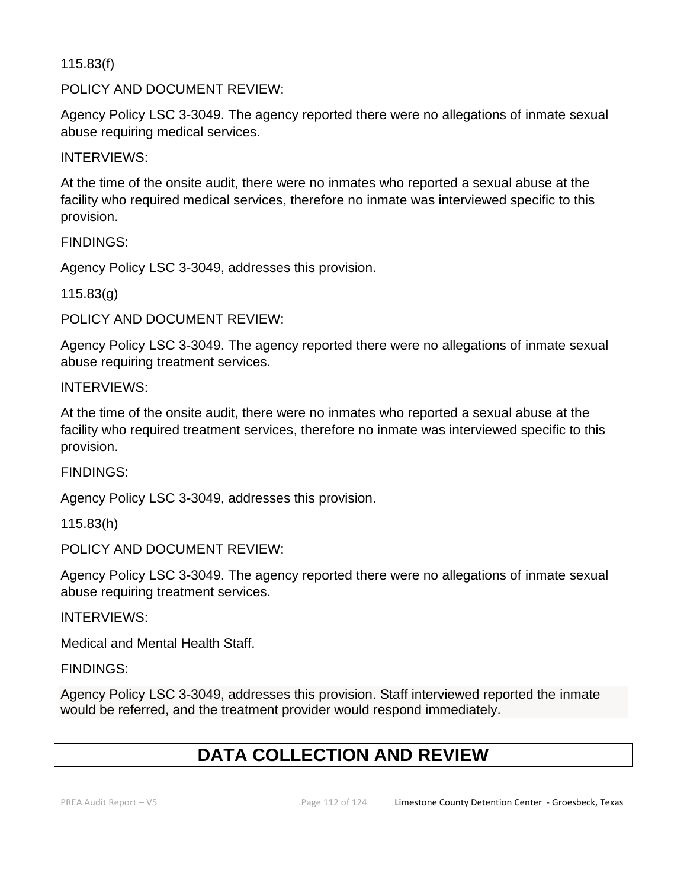115.83(f)

POLICY AND DOCUMENT REVIEW:

Agency Policy LSC 3-3049. The agency reported there were no allegations of inmate sexual abuse requiring medical services.

INTERVIEWS:

At the time of the onsite audit, there were no inmates who reported a sexual abuse at the facility who required medical services, therefore no inmate was interviewed specific to this provision.

FINDINGS:

Agency Policy LSC 3-3049, addresses this provision.

115.83(g)

POLICY AND DOCUMENT REVIEW:

Agency Policy LSC 3-3049. The agency reported there were no allegations of inmate sexual abuse requiring treatment services.

INTERVIEWS:

At the time of the onsite audit, there were no inmates who reported a sexual abuse at the facility who required treatment services, therefore no inmate was interviewed specific to this provision.

FINDINGS:

Agency Policy LSC 3-3049, addresses this provision.

115.83(h)

POLICY AND DOCUMENT REVIEW:

Agency Policy LSC 3-3049. The agency reported there were no allegations of inmate sexual abuse requiring treatment services.

INTERVIEWS:

Medical and Mental Health Staff.

FINDINGS:

Agency Policy LSC 3-3049, addresses this provision. Staff interviewed reported the inmate would be referred, and the treatment provider would respond immediately.

# DATA COLLECTION AND REVIEW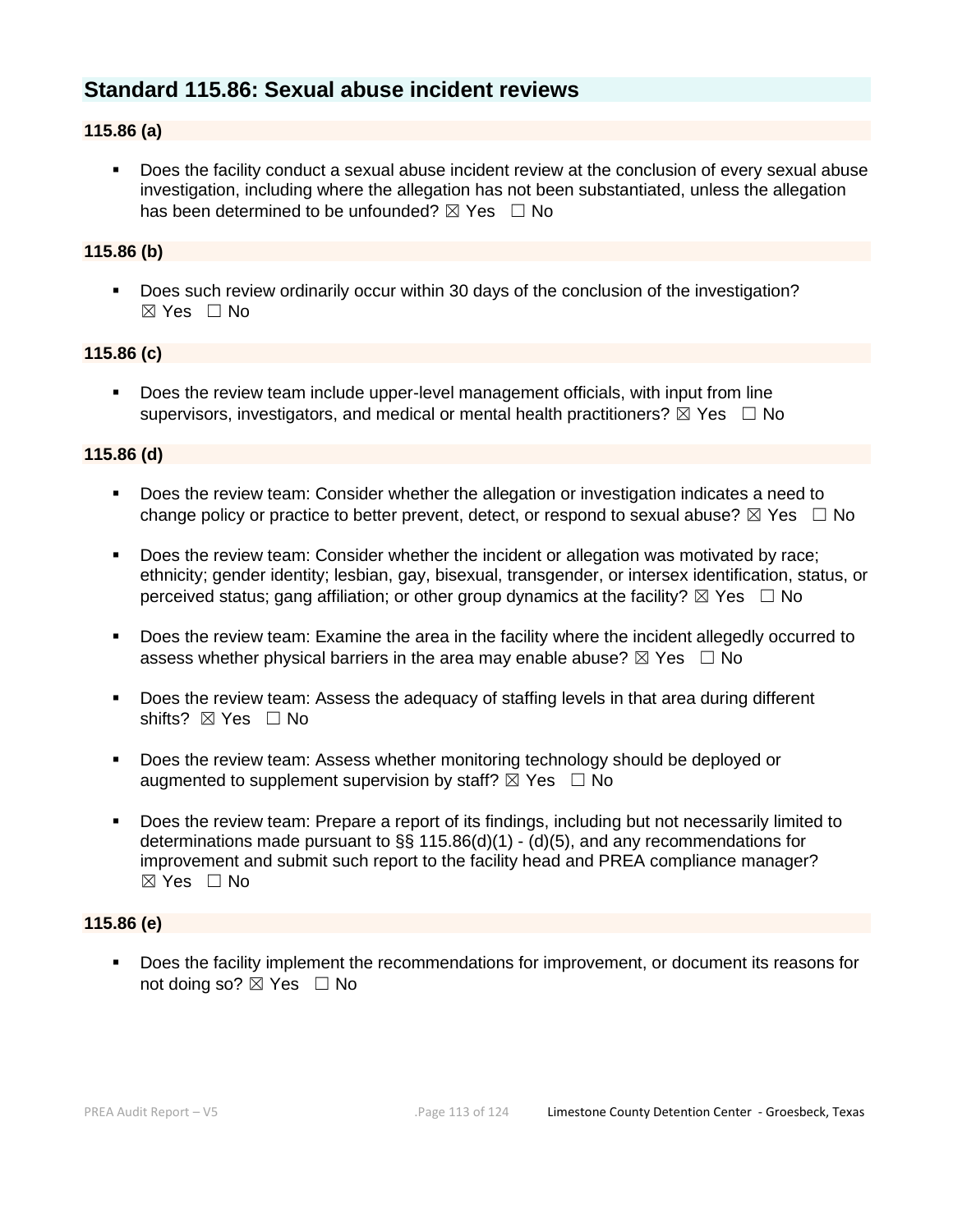## Standard 115.86: Sexual abuse incident reviews

### 115.86 (a)

- Does the facility conduct a sexual abuse incident review at the conclusion of every sexual abuse investigation, including where the allegation has not been substantiated, unless the allegation has been determined to be unfounded? ☒ Yes ☐ No

### 115.86 (b)

- Does such review ordinarily occur within 30 days of the conclusion of the investigation? ☒ Yes ☐ No

### 115.86 (c)

- Does the review team include upper-level management officials, with input from line supervisors, investigators, and medical or mental health practitioners? ☒ Yes ☐ No

### 115.86 (d)

- Does the review team: Consider whether the allegation or investigation indicates a need to change policy or practice to better prevent, detect, or respond to sexual abuse? ☒ Yes ☐ No
- Does the review team: Consider whether the incident or allegation was motivated by race; ethnicity; gender identity; lesbian, gay, bisexual, transgender, or intersex identification, status, or perceived status; gang affiliation; or other group dynamics at the facility? ☒ Yes ☐ No
- Does the review team: Examine the area in the facility where the incident allegedly occurred to assess whether physical barriers in the area may enable abuse? ☒ Yes ☐ No
- Does the review team: Assess the adequacy of staffing levels in that area during different shifts? ☒ Yes ☐ No
- Does the review team: Assess whether monitoring technology should be deployed or augmented to supplement supervision by staff? ☒ Yes ☐ No
- Does the review team: Prepare a report of its findings, including but not necessarily limited to determinations made pursuant to §§ 115.86(d)(1) - (d)(5), and any recommendations for improvement and submit such report to the facility head and PREA compliance manager? ☒ Yes ☐ No

### 115.86 (e)

- Does the facility implement the recommendations for improvement, or document its reasons for not doing so? ☒ Yes ☐ No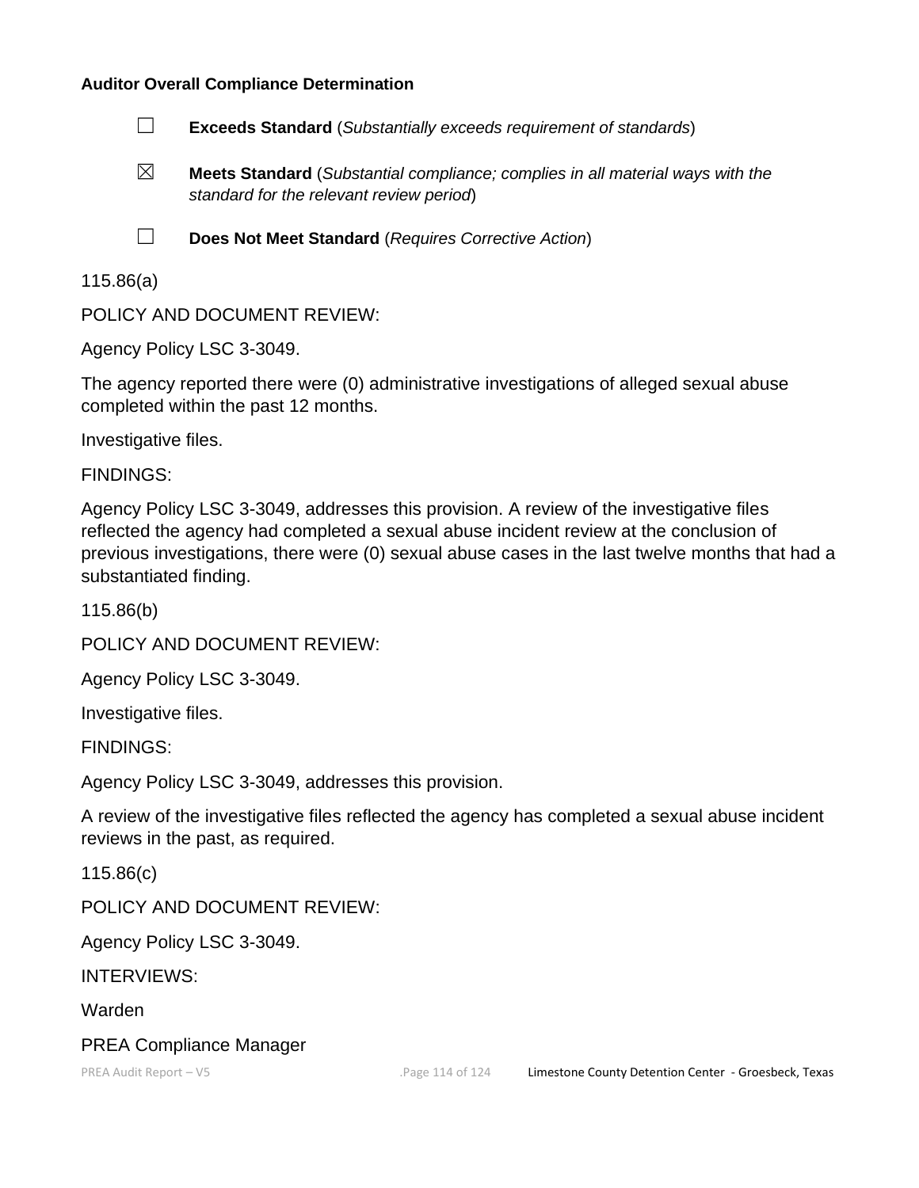**Auditor Overall Compliance Determination**

☐ **Exceeds Standard** (*Substantially exceeds requirement of standards*)

☒ **Meets Standard** (*Substantial compliance; complies in all material ways with the standard for the relevant review period*)

☐ **Does Not Meet Standard** (*Requires Corrective Action*)

115.86(a)

POLICY AND DOCUMENT REVIEW:

Agency Policy LSC 3-3049.

The agency reported there were (0) administrative investigations of alleged sexual abuse completed within the past 12 months.

Investigative files.

FINDINGS:

Agency Policy LSC 3-3049, addresses this provision. A review of the investigative files reflected the agency had completed a sexual abuse incident review at the conclusion of previous investigations, there were (0) sexual abuse cases in the last twelve months that had a substantiated finding.

115.86(b)

POLICY AND DOCUMENT REVIEW:

Agency Policy LSC 3-3049.

Investigative files.

FINDINGS:

Agency Policy LSC 3-3049, addresses this provision.

A review of the investigative files reflected the agency has completed a sexual abuse incident reviews in the past, as required.

115.86(c)

POLICY AND DOCUMENT REVIEW:

Agency Policy LSC 3-3049.

INTERVIEWS:

Warden

PREA Compliance Manager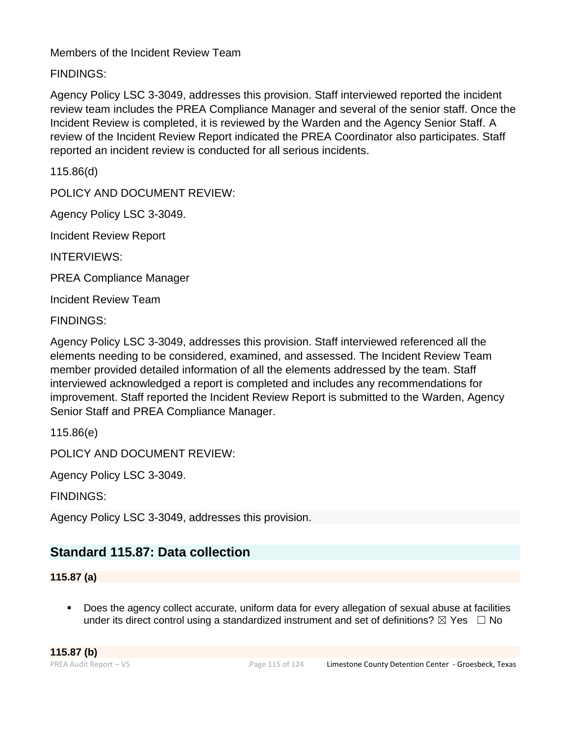Members of the Incident Review Team

FINDINGS:

Agency Policy LSC 3-3049, addresses this provision. Staff interviewed reported the incident review team includes the PREA Compliance Manager and several of the senior staff. Once the Incident Review is completed, it is reviewed by the Warden and the Agency Senior Staff. A review of the Incident Review Report indicated the PREA Coordinator also participates. Staff reported an incident review is conducted for all serious incidents.

115.86(d)

POLICY AND DOCUMENT REVIEW:

Agency Policy LSC 3-3049.

Incident Review Report

INTERVIEWS:

PREA Compliance Manager

Incident Review Team

FINDINGS:

Agency Policy LSC 3-3049, addresses this provision. Staff interviewed referenced all the elements needing to be considered, examined, and assessed. The Incident Review Team member provided detailed information of all the elements addressed by the team. Staff interviewed acknowledged a report is completed and includes any recommendations for improvement. Staff reported the Incident Review Report is submitted to the Warden, Agency Senior Staff and PREA Compliance Manager.

115.86(e)

POLICY AND DOCUMENT REVIEW:

Agency Policy LSC 3-3049.

FINDINGS:

Agency Policy LSC 3-3049, addresses this provision.

## Standard 115.87: Data collection

**115.87 (a)**

- Does the agency collect accurate, uniform data for every allegation of sexual abuse at facilities under its direct control using a standardized instrument and set of definitions? ☒ Yes ☐ No

**115.87 (b)**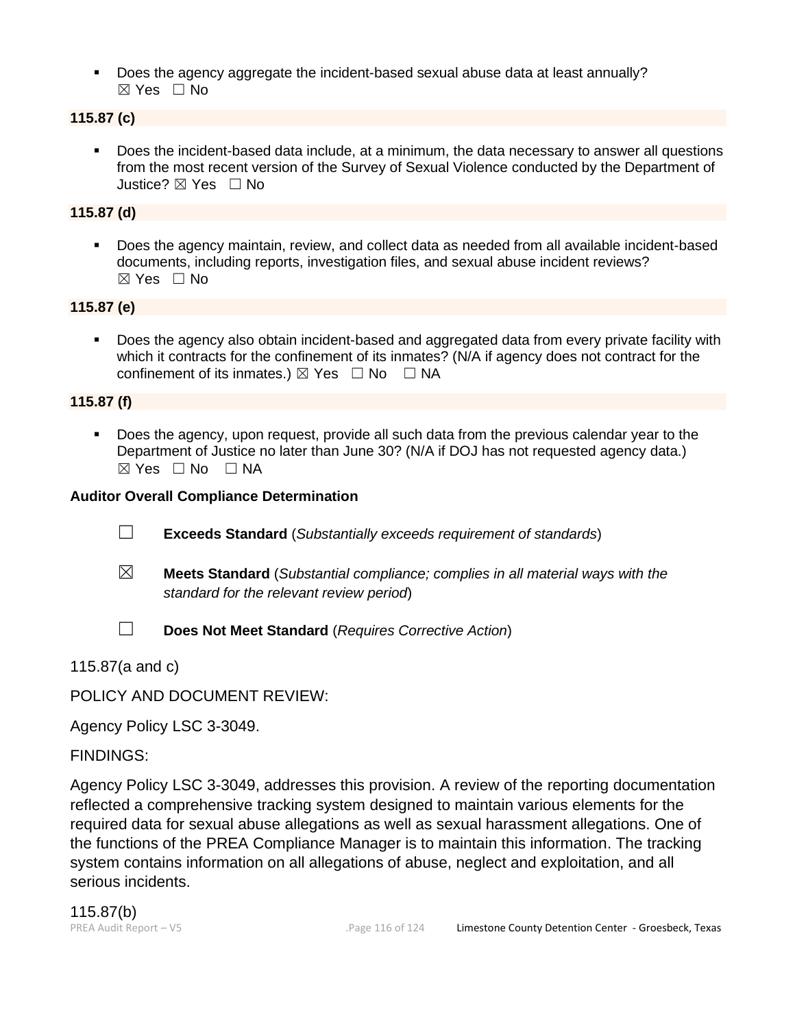- Does the agency aggregate the incident-based sexual abuse data at least annually?
  ☒ Yes ☐ No

**115.87 (c)**

- Does the incident-based data include, at a minimum, the data necessary to answer all questions from the most recent version of the Survey of Sexual Violence conducted by the Department of Justice? ☒ Yes ☐ No

**115.87 (d)**

- Does the agency maintain, review, and collect data as needed from all available incident-based documents, including reports, investigation files, and sexual abuse incident reviews?
  ☒ Yes ☐ No

**115.87 (e)**

- Does the agency also obtain incident-based and aggregated data from every private facility with which it contracts for the confinement of its inmates? (N/A if agency does not contract for the confinement of its inmates.) ☒ Yes ☐ No ☐ NA

**115.87 (f)**

- Does the agency, upon request, provide all such data from the previous calendar year to the Department of Justice no later than June 30? (N/A if DOJ has not requested agency data.)
  ☒ Yes ☐ No ☐ NA

**Auditor Overall Compliance Determination**

☐ **Exceeds Standard** (*Substantially exceeds requirement of standards*)

☒ **Meets Standard** (*Substantial compliance; complies in all material ways with the standard for the relevant review period*)

☐ **Does Not Meet Standard** (*Requires Corrective Action*)

115.87(a and c)

POLICY AND DOCUMENT REVIEW:

Agency Policy LSC 3-3049.

FINDINGS:

Agency Policy LSC 3-3049, addresses this provision. A review of the reporting documentation reflected a comprehensive tracking system designed to maintain various elements for the required data for sexual abuse allegations as well as sexual harassment allegations. One of the functions of the PREA Compliance Manager is to maintain this information. The tracking system contains information on all allegations of abuse, neglect and exploitation, and all serious incidents.

115.87(b)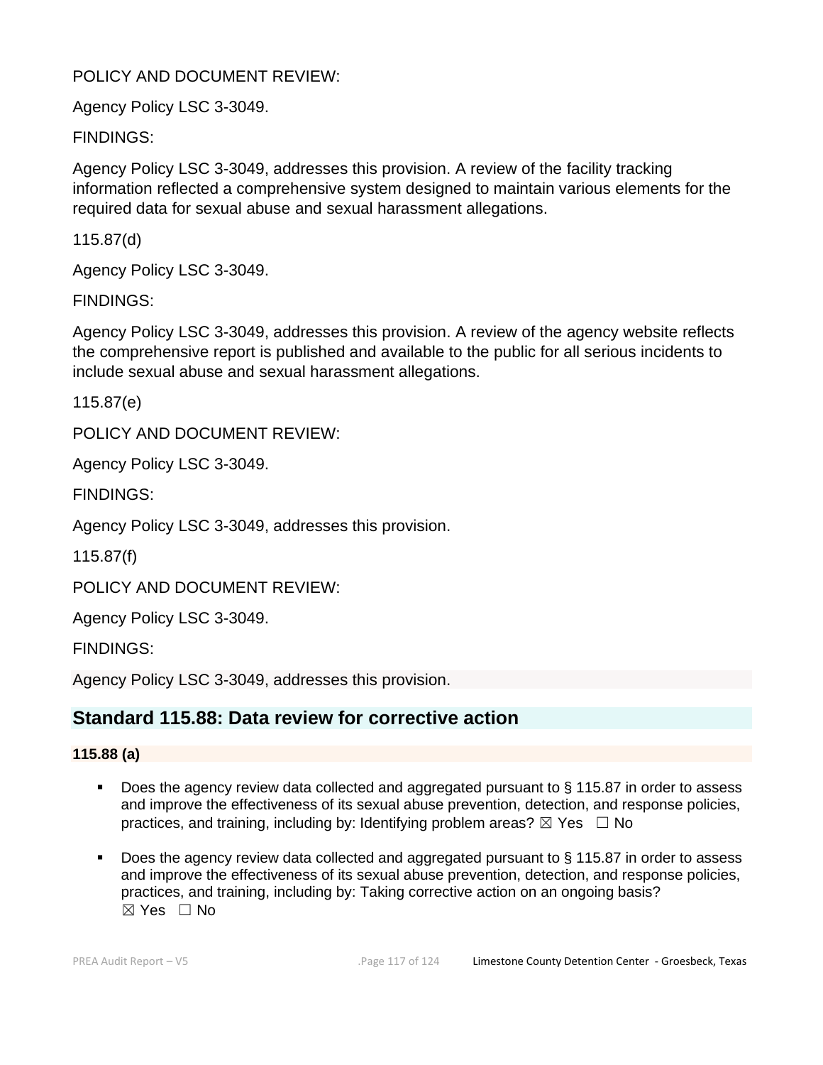POLICY AND DOCUMENT REVIEW:

Agency Policy LSC 3-3049.

FINDINGS:

Agency Policy LSC 3-3049, addresses this provision. A review of the facility tracking information reflected a comprehensive system designed to maintain various elements for the required data for sexual abuse and sexual harassment allegations.

115.87(d)

Agency Policy LSC 3-3049.

FINDINGS:

Agency Policy LSC 3-3049, addresses this provision. A review of the agency website reflects the comprehensive report is published and available to the public for all serious incidents to include sexual abuse and sexual harassment allegations.

115.87(e)

POLICY AND DOCUMENT REVIEW:

Agency Policy LSC 3-3049.

FINDINGS:

Agency Policy LSC 3-3049, addresses this provision.

115.87(f)

POLICY AND DOCUMENT REVIEW:

Agency Policy LSC 3-3049.

FINDINGS:

Agency Policy LSC 3-3049, addresses this provision.

## Standard 115.88: Data review for corrective action

**115.88 (a)**

- Does the agency review data collected and aggregated pursuant to § 115.87 in order to assess and improve the effectiveness of its sexual abuse prevention, detection, and response policies, practices, and training, including by: Identifying problem areas? ☒ Yes ☐ No

- Does the agency review data collected and aggregated pursuant to § 115.87 in order to assess and improve the effectiveness of its sexual abuse prevention, detection, and response policies, practices, and training, including by: Taking corrective action on an ongoing basis? ☒ Yes ☐ No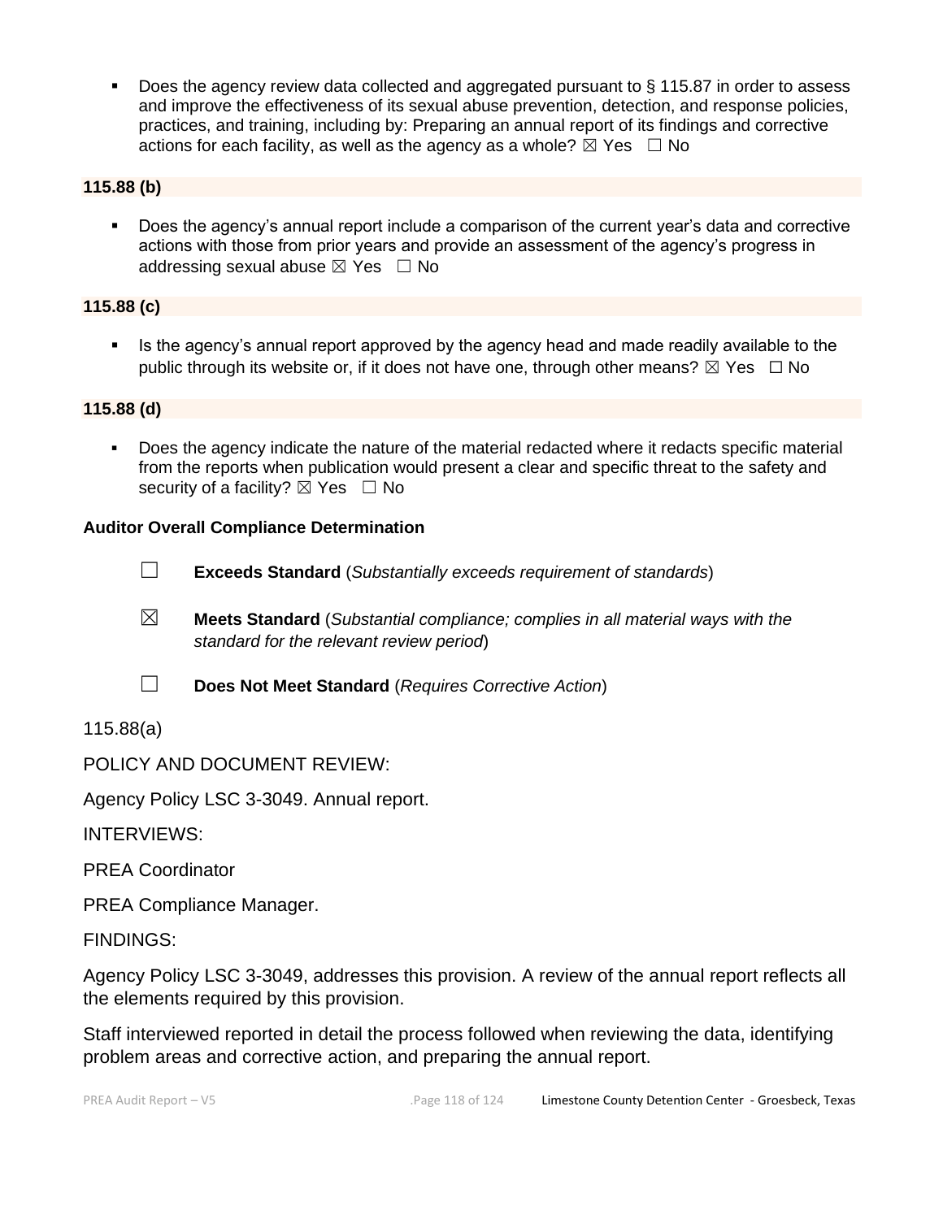- Does the agency review data collected and aggregated pursuant to § 115.87 in order to assess and improve the effectiveness of its sexual abuse prevention, detection, and response policies, practices, and training, including by: Preparing an annual report of its findings and corrective actions for each facility, as well as the agency as a whole? ☒ Yes ☐ No

**115.88 (b)**

- Does the agency's annual report include a comparison of the current year's data and corrective actions with those from prior years and provide an assessment of the agency's progress in addressing sexual abuse ☒ Yes ☐ No

**115.88 (c)**

- Is the agency's annual report approved by the agency head and made readily available to the public through its website or, if it does not have one, through other means? ☒ Yes ☐ No

**115.88 (d)**

- Does the agency indicate the nature of the material redacted where it redacts specific material from the reports when publication would present a clear and specific threat to the safety and security of a facility? ☒ Yes ☐ No

**Auditor Overall Compliance Determination**

☐ **Exceeds Standard** (*Substantially exceeds requirement of standards*)

☒ **Meets Standard** (*Substantial compliance; complies in all material ways with the standard for the relevant review period*)

☐ **Does Not Meet Standard** (*Requires Corrective Action*)

115.88(a)

POLICY AND DOCUMENT REVIEW:

Agency Policy LSC 3-3049. Annual report.

INTERVIEWS:

PREA Coordinator

PREA Compliance Manager.

FINDINGS:

Agency Policy LSC 3-3049, addresses this provision. A review of the annual report reflects all the elements required by this provision.

Staff interviewed reported in detail the process followed when reviewing the data, identifying problem areas and corrective action, and preparing the annual report.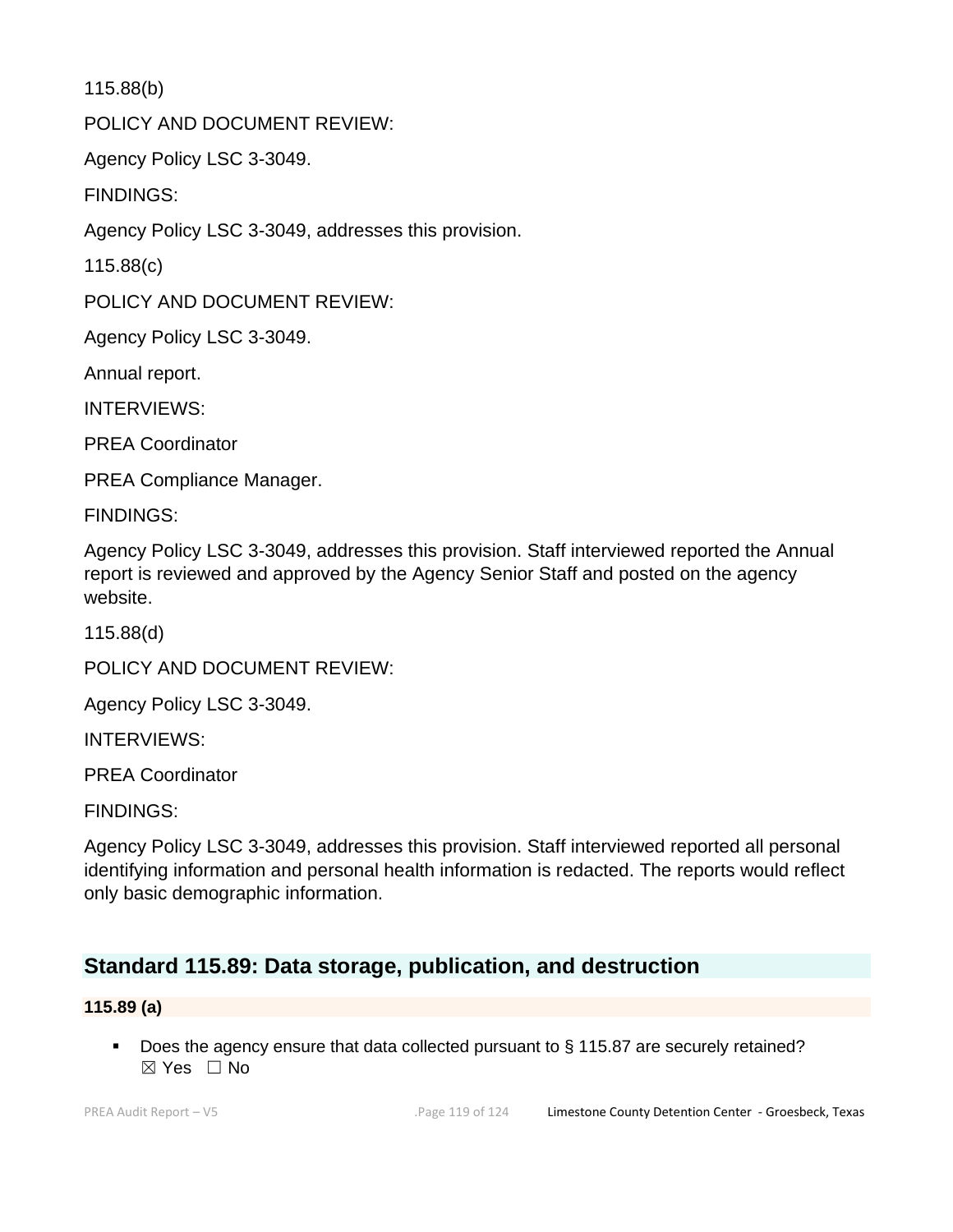115.88(b)

POLICY AND DOCUMENT REVIEW:

Agency Policy LSC 3-3049.

FINDINGS:

Agency Policy LSC 3-3049, addresses this provision.

115.88(c)

POLICY AND DOCUMENT REVIEW:

Agency Policy LSC 3-3049.

Annual report.

INTERVIEWS:

PREA Coordinator

PREA Compliance Manager.

FINDINGS:

Agency Policy LSC 3-3049, addresses this provision. Staff interviewed reported the Annual report is reviewed and approved by the Agency Senior Staff and posted on the agency website.

115.88(d)

POLICY AND DOCUMENT REVIEW:

Agency Policy LSC 3-3049.

INTERVIEWS:

PREA Coordinator

FINDINGS:

Agency Policy LSC 3-3049, addresses this provision. Staff interviewed reported all personal identifying information and personal health information is redacted. The reports would reflect only basic demographic information.

## Standard 115.89: Data storage, publication, and destruction

**115.89 (a)**

- Does the agency ensure that data collected pursuant to § 115.87 are securely retained? ☒ Yes ☐ No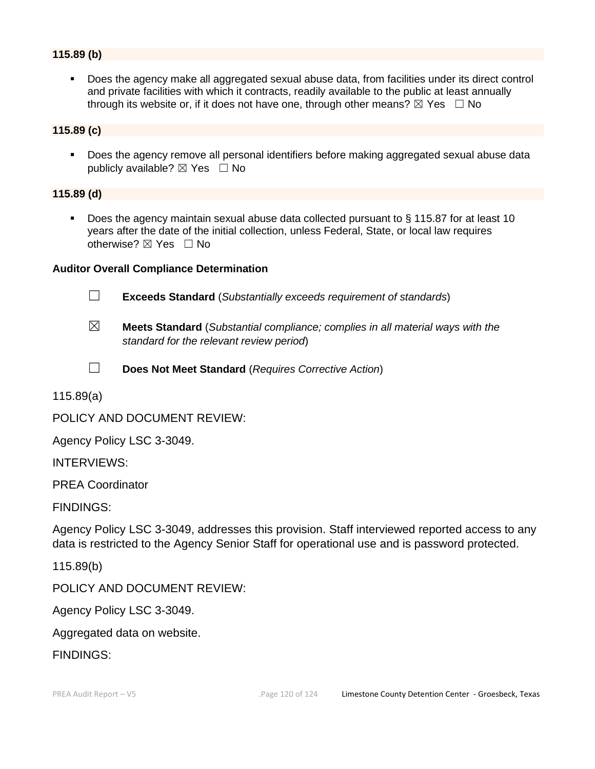**115.89 (b)**

- Does the agency make all aggregated sexual abuse data, from facilities under its direct control and private facilities with which it contracts, readily available to the public at least annually through its website or, if it does not have one, through other means? ☒ Yes ☐ No

**115.89 (c)**

- Does the agency remove all personal identifiers before making aggregated sexual abuse data publicly available? ☒ Yes ☐ No

**115.89 (d)**

- Does the agency maintain sexual abuse data collected pursuant to § 115.87 for at least 10 years after the date of the initial collection, unless Federal, State, or local law requires otherwise? ☒ Yes ☐ No

**Auditor Overall Compliance Determination**

☐ **Exceeds Standard** (*Substantially exceeds requirement of standards*)

☒ **Meets Standard** (*Substantial compliance; complies in all material ways with the standard for the relevant review period*)

☐ **Does Not Meet Standard** (*Requires Corrective Action*)

115.89(a)

POLICY AND DOCUMENT REVIEW:

Agency Policy LSC 3-3049.

INTERVIEWS:

PREA Coordinator

FINDINGS:

Agency Policy LSC 3-3049, addresses this provision. Staff interviewed reported access to any data is restricted to the Agency Senior Staff for operational use and is password protected.

115.89(b)

POLICY AND DOCUMENT REVIEW:

Agency Policy LSC 3-3049.

Aggregated data on website.

FINDINGS: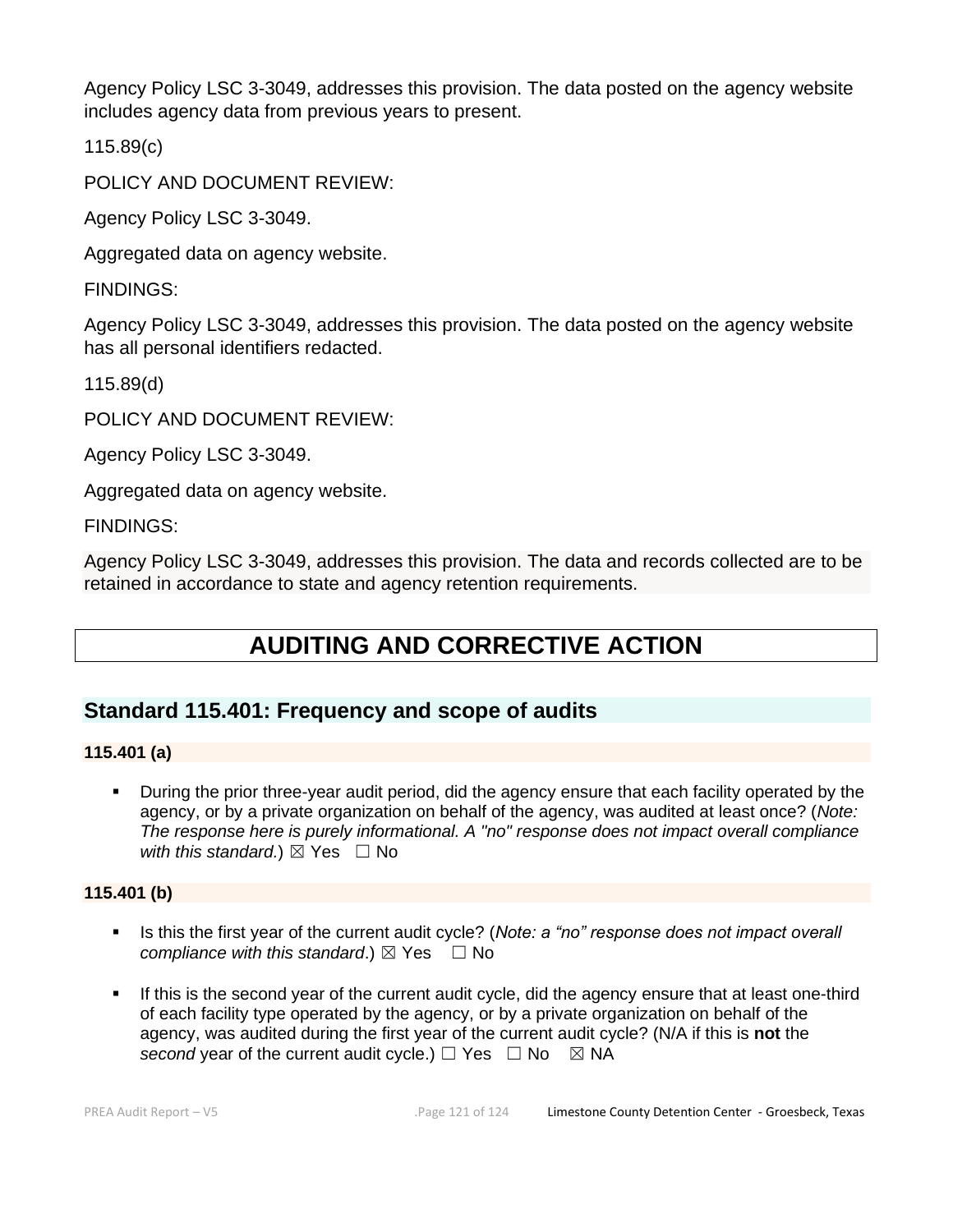Agency Policy LSC 3-3049, addresses this provision. The data posted on the agency website includes agency data from previous years to present.

115.89(c)

POLICY AND DOCUMENT REVIEW:

Agency Policy LSC 3-3049.

Aggregated data on agency website.

FINDINGS:

Agency Policy LSC 3-3049, addresses this provision. The data posted on the agency website has all personal identifiers redacted.

115.89(d)

POLICY AND DOCUMENT REVIEW:

Agency Policy LSC 3-3049.

Aggregated data on agency website.

FINDINGS:

Agency Policy LSC 3-3049, addresses this provision. The data and records collected are to be retained in accordance to state and agency retention requirements.

# AUDITING AND CORRECTIVE ACTION

## Standard 115.401: Frequency and scope of audits

**115.401 (a)**

- During the prior three-year audit period, did the agency ensure that each facility operated by the agency, or by a private organization on behalf of the agency, was audited at least once? (*Note: The response here is purely informational. A "no" response does not impact overall compliance with this standard.*) ☒ Yes ☐ No

**115.401 (b)**

- Is this the first year of the current audit cycle? (*Note: a "no" response does not impact overall compliance with this standard*.) ☒ Yes ☐ No
- If this is the second year of the current audit cycle, did the agency ensure that at least one-third of each facility type operated by the agency, or by a private organization on behalf of the agency, was audited during the first year of the current audit cycle? (N/A if this is **not** the *second* year of the current audit cycle.) ☐ Yes ☐ No ☒ NA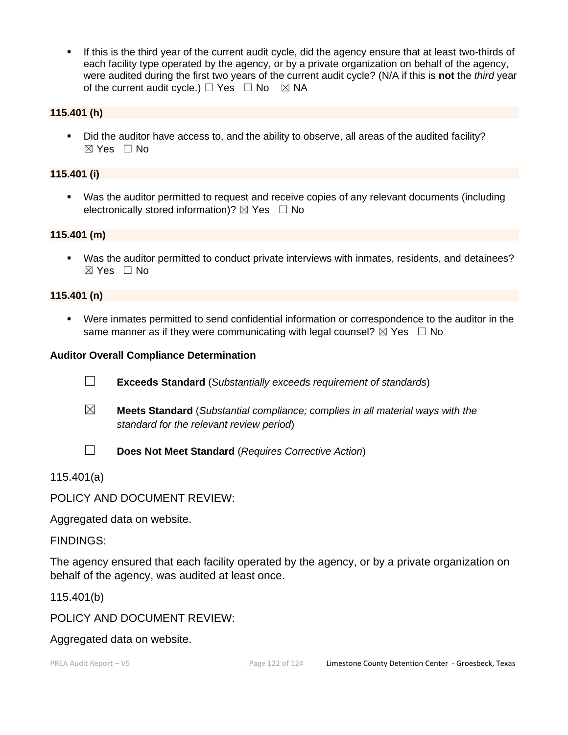- If this is the third year of the current audit cycle, did the agency ensure that at least two-thirds of each facility type operated by the agency, or by a private organization on behalf of the agency, were audited during the first two years of the current audit cycle? (N/A if this is **not** the *third* year of the current audit cycle.) ☐ Yes ☐ No ☒ NA

**115.401 (h)**

- Did the auditor have access to, and the ability to observe, all areas of the audited facility? ☒ Yes ☐ No

**115.401 (i)**

- Was the auditor permitted to request and receive copies of any relevant documents (including electronically stored information)? ☒ Yes ☐ No

**115.401 (m)**

- Was the auditor permitted to conduct private interviews with inmates, residents, and detainees? ☒ Yes ☐ No

**115.401 (n)**

- Were inmates permitted to send confidential information or correspondence to the auditor in the same manner as if they were communicating with legal counsel? ☒ Yes ☐ No

**Auditor Overall Compliance Determination**

☐ **Exceeds Standard** (*Substantially exceeds requirement of standards*)

☒ **Meets Standard** (*Substantial compliance; complies in all material ways with the standard for the relevant review period*)

☐ **Does Not Meet Standard** (*Requires Corrective Action*)

115.401(a)

POLICY AND DOCUMENT REVIEW:

Aggregated data on website.

FINDINGS:

The agency ensured that each facility operated by the agency, or by a private organization on behalf of the agency, was audited at least once.

115.401(b)

POLICY AND DOCUMENT REVIEW:

Aggregated data on website.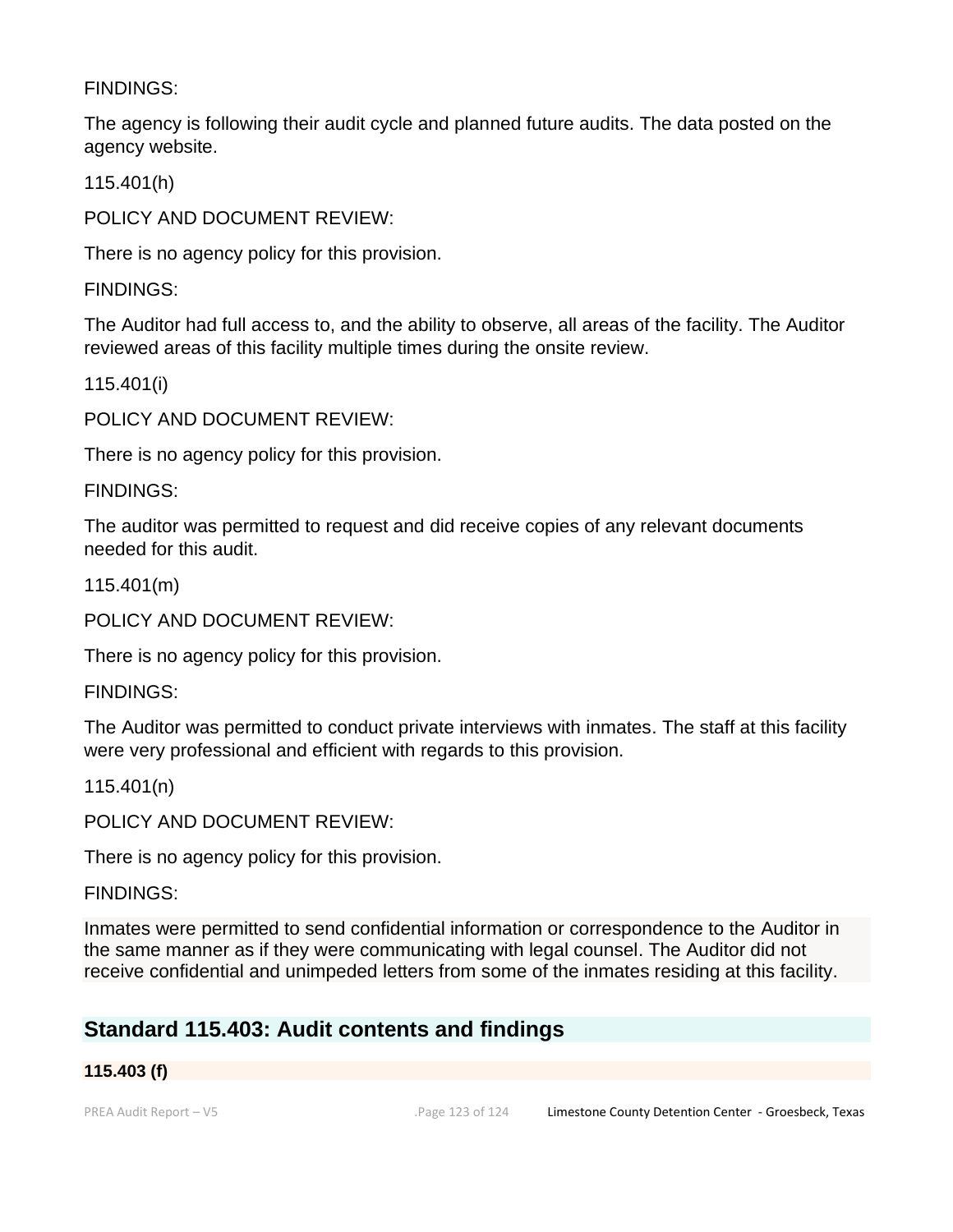FINDINGS:

The agency is following their audit cycle and planned future audits. The data posted on the agency website.

115.401(h)

POLICY AND DOCUMENT REVIEW:

There is no agency policy for this provision.

FINDINGS:

The Auditor had full access to, and the ability to observe, all areas of the facility. The Auditor reviewed areas of this facility multiple times during the onsite review.

115.401(i)

POLICY AND DOCUMENT REVIEW:

There is no agency policy for this provision.

FINDINGS:

The auditor was permitted to request and did receive copies of any relevant documents needed for this audit.

115.401(m)

POLICY AND DOCUMENT REVIEW:

There is no agency policy for this provision.

FINDINGS:

The Auditor was permitted to conduct private interviews with inmates. The staff at this facility were very professional and efficient with regards to this provision.

115.401(n)

POLICY AND DOCUMENT REVIEW:

There is no agency policy for this provision.

FINDINGS:

Inmates were permitted to send confidential information or correspondence to the Auditor in the same manner as if they were communicating with legal counsel. The Auditor did not receive confidential and unimpeded letters from some of the inmates residing at this facility.

## Standard 115.403: Audit contents and findings

**115.403 (f)**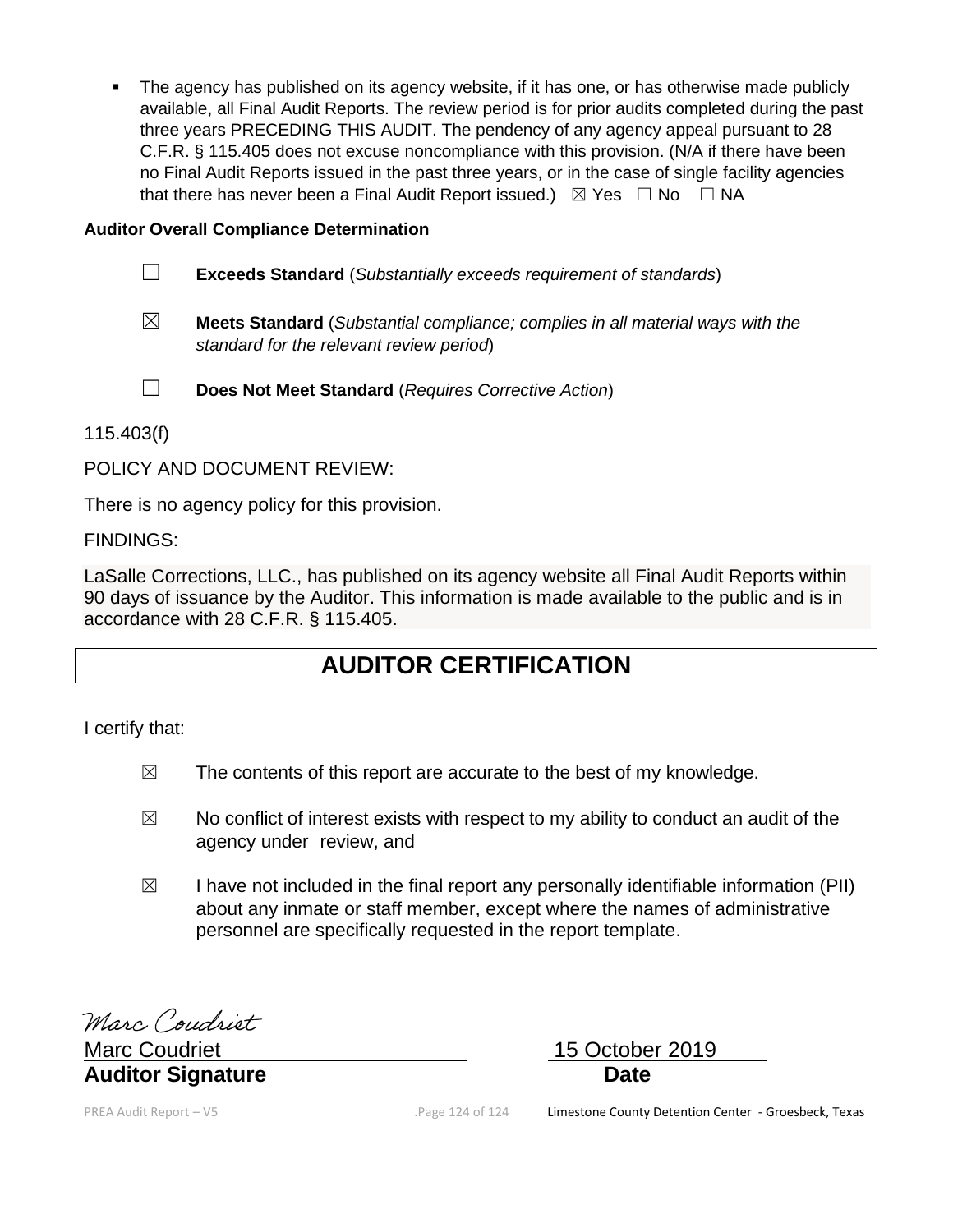- The agency has published on its agency website, if it has one, or has otherwise made publicly available, all Final Audit Reports. The review period is for prior audits completed during the past three years PRECEDING THIS AUDIT. The pendency of any agency appeal pursuant to 28 C.F.R. § 115.405 does not excuse noncompliance with this provision. (N/A if there have been no Final Audit Reports issued in the past three years, or in the case of single facility agencies that there has never been a Final Audit Report issued.) ☒ Yes ☐ No ☐ NA

**Auditor Overall Compliance Determination**

☐ **Exceeds Standard** (*Substantially exceeds requirement of standards*)

☒ **Meets Standard** (*Substantial compliance; complies in all material ways with the standard for the relevant review period*)

☐ **Does Not Meet Standard** (*Requires Corrective Action*)

115.403(f)

POLICY AND DOCUMENT REVIEW:

There is no agency policy for this provision.

FINDINGS:

LaSalle Corrections, LLC., has published on its agency website all Final Audit Reports within 90 days of issuance by the Auditor. This information is made available to the public and is in accordance with 28 C.F.R. § 115.405.

# AUDITOR CERTIFICATION

I certify that:

☒ The contents of this report are accurate to the best of my knowledge.

☒ No conflict of interest exists with respect to my ability to conduct an audit of the agency under review, and

☒ I have not included in the final report any personally identifiable information (PII) about any inmate or staff member, except where the names of administrative personnel are specifically requested in the report template.

*Marc Coudriet*

Marc Coudriet 15 October 2019

**Auditor Signature** **Date**